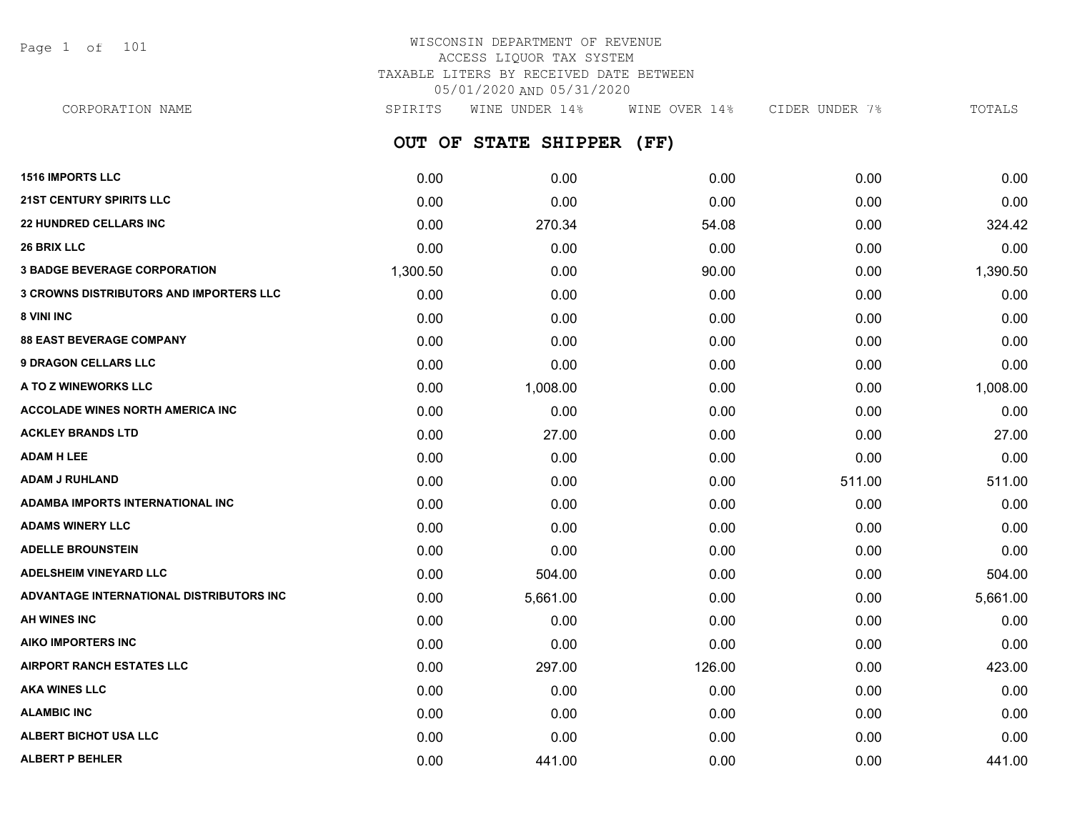WISCONSIN DEPARTMENT OF REVENUE
ACCESS LIQUOR TAX SYSTEM
TAXABLE LITERS BY RECEIVED DATE BETWEEN
05/01/2020 AND 05/31/2020

## OUT OF STATE SHIPPER (FF)

| CORPORATION NAME | SPIRITS | WINE UNDER 14% | WINE OVER 14% | CIDER UNDER 7% | TOTALS |
|---|---|---|---|---|---|
| 1516 IMPORTS LLC | 0.00 | 0.00 | 0.00 | 0.00 | 0.00 |
| 21ST CENTURY SPIRITS LLC | 0.00 | 0.00 | 0.00 | 0.00 | 0.00 |
| 22 HUNDRED CELLARS INC | 0.00 | 270.34 | 54.08 | 0.00 | 324.42 |
| 26 BRIX LLC | 0.00 | 0.00 | 0.00 | 0.00 | 0.00 |
| 3 BADGE BEVERAGE CORPORATION | 1,300.50 | 0.00 | 90.00 | 0.00 | 1,390.50 |
| 3 CROWNS DISTRIBUTORS AND IMPORTERS LLC | 0.00 | 0.00 | 0.00 | 0.00 | 0.00 |
| 8 VINI INC | 0.00 | 0.00 | 0.00 | 0.00 | 0.00 |
| 88 EAST BEVERAGE COMPANY | 0.00 | 0.00 | 0.00 | 0.00 | 0.00 |
| 9 DRAGON CELLARS LLC | 0.00 | 0.00 | 0.00 | 0.00 | 0.00 |
| A TO Z WINEWORKS LLC | 0.00 | 1,008.00 | 0.00 | 0.00 | 1,008.00 |
| ACCOLADE WINES NORTH AMERICA INC | 0.00 | 0.00 | 0.00 | 0.00 | 0.00 |
| ACKLEY BRANDS LTD | 0.00 | 27.00 | 0.00 | 0.00 | 27.00 |
| ADAM H LEE | 0.00 | 0.00 | 0.00 | 0.00 | 0.00 |
| ADAM J RUHLAND | 0.00 | 0.00 | 0.00 | 511.00 | 511.00 |
| ADAMBA IMPORTS INTERNATIONAL INC | 0.00 | 0.00 | 0.00 | 0.00 | 0.00 |
| ADAMS WINERY LLC | 0.00 | 0.00 | 0.00 | 0.00 | 0.00 |
| ADELLE BROUNSTEIN | 0.00 | 0.00 | 0.00 | 0.00 | 0.00 |
| ADELSHEIM VINEYARD LLC | 0.00 | 504.00 | 0.00 | 0.00 | 504.00 |
| ADVANTAGE INTERNATIONAL DISTRIBUTORS INC | 0.00 | 5,661.00 | 0.00 | 0.00 | 5,661.00 |
| AH WINES INC | 0.00 | 0.00 | 0.00 | 0.00 | 0.00 |
| AIKO IMPORTERS INC | 0.00 | 0.00 | 0.00 | 0.00 | 0.00 |
| AIRPORT RANCH ESTATES LLC | 0.00 | 297.00 | 126.00 | 0.00 | 423.00 |
| AKA WINES LLC | 0.00 | 0.00 | 0.00 | 0.00 | 0.00 |
| ALAMBIC INC | 0.00 | 0.00 | 0.00 | 0.00 | 0.00 |
| ALBERT BICHOT USA LLC | 0.00 | 0.00 | 0.00 | 0.00 | 0.00 |
| ALBERT P BEHLER | 0.00 | 441.00 | 0.00 | 0.00 | 441.00 |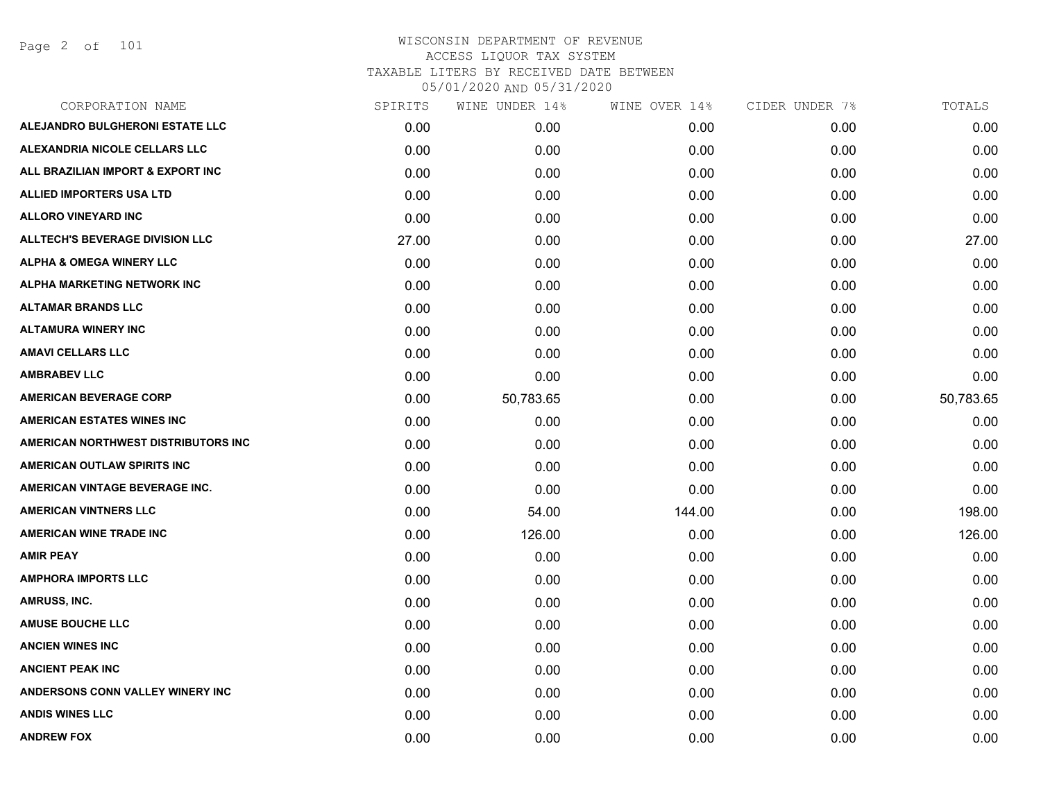WISCONSIN DEPARTMENT OF REVENUE
ACCESS LIQUOR TAX SYSTEM
TAXABLE LITERS BY RECEIVED DATE BETWEEN
05/01/2020 AND 05/31/2020

| CORPORATION NAME | SPIRITS | WINE UNDER 14% | WINE OVER 14% | CIDER UNDER 7% | TOTALS |
|---|---|---|---|---|---|
| ALEJANDRO BULGHERONI ESTATE LLC | 0.00 | 0.00 | 0.00 | 0.00 | 0.00 |
| ALEXANDRIA NICOLE CELLARS LLC | 0.00 | 0.00 | 0.00 | 0.00 | 0.00 |
| ALL BRAZILIAN IMPORT & EXPORT INC | 0.00 | 0.00 | 0.00 | 0.00 | 0.00 |
| ALLIED IMPORTERS USA LTD | 0.00 | 0.00 | 0.00 | 0.00 | 0.00 |
| ALLORO VINEYARD INC | 0.00 | 0.00 | 0.00 | 0.00 | 0.00 |
| ALLTECH'S BEVERAGE DIVISION LLC | 27.00 | 0.00 | 0.00 | 0.00 | 27.00 |
| ALPHA & OMEGA WINERY LLC | 0.00 | 0.00 | 0.00 | 0.00 | 0.00 |
| ALPHA MARKETING NETWORK INC | 0.00 | 0.00 | 0.00 | 0.00 | 0.00 |
| ALTAMAR BRANDS LLC | 0.00 | 0.00 | 0.00 | 0.00 | 0.00 |
| ALTAMURA WINERY INC | 0.00 | 0.00 | 0.00 | 0.00 | 0.00 |
| AMAVI CELLARS LLC | 0.00 | 0.00 | 0.00 | 0.00 | 0.00 |
| AMBRABEV LLC | 0.00 | 0.00 | 0.00 | 0.00 | 0.00 |
| AMERICAN BEVERAGE CORP | 0.00 | 50,783.65 | 0.00 | 0.00 | 50,783.65 |
| AMERICAN ESTATES WINES INC | 0.00 | 0.00 | 0.00 | 0.00 | 0.00 |
| AMERICAN NORTHWEST DISTRIBUTORS INC | 0.00 | 0.00 | 0.00 | 0.00 | 0.00 |
| AMERICAN OUTLAW SPIRITS INC | 0.00 | 0.00 | 0.00 | 0.00 | 0.00 |
| AMERICAN VINTAGE BEVERAGE INC. | 0.00 | 0.00 | 0.00 | 0.00 | 0.00 |
| AMERICAN VINTNERS LLC | 0.00 | 54.00 | 144.00 | 0.00 | 198.00 |
| AMERICAN WINE TRADE INC | 0.00 | 126.00 | 0.00 | 0.00 | 126.00 |
| AMIR PEAY | 0.00 | 0.00 | 0.00 | 0.00 | 0.00 |
| AMPHORA IMPORTS LLC | 0.00 | 0.00 | 0.00 | 0.00 | 0.00 |
| AMRUSS, INC. | 0.00 | 0.00 | 0.00 | 0.00 | 0.00 |
| AMUSE BOUCHE LLC | 0.00 | 0.00 | 0.00 | 0.00 | 0.00 |
| ANCIEN WINES INC | 0.00 | 0.00 | 0.00 | 0.00 | 0.00 |
| ANCIENT PEAK INC | 0.00 | 0.00 | 0.00 | 0.00 | 0.00 |
| ANDERSONS CONN VALLEY WINERY INC | 0.00 | 0.00 | 0.00 | 0.00 | 0.00 |
| ANDIS WINES LLC | 0.00 | 0.00 | 0.00 | 0.00 | 0.00 |
| ANDREW FOX | 0.00 | 0.00 | 0.00 | 0.00 | 0.00 |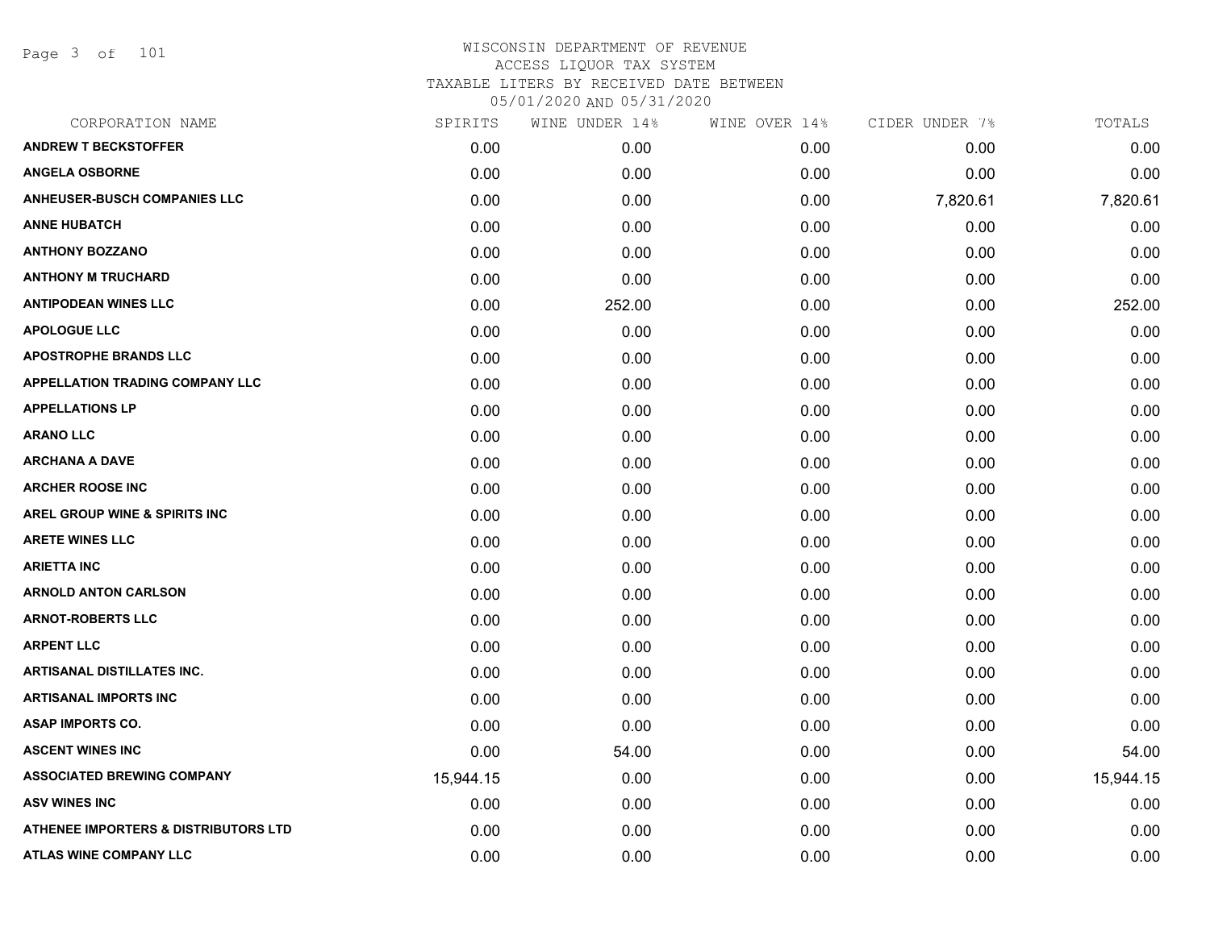# WISCONSIN DEPARTMENT OF REVENUE
## ACCESS LIQUOR TAX SYSTEM
### TAXABLE LITERS BY RECEIVED DATE BETWEEN 05/01/2020 AND 05/31/2020

| CORPORATION NAME | SPIRITS | WINE UNDER 14% | WINE OVER 14% | CIDER UNDER 7% | TOTALS |
|---|---|---|---|---|---|
| ANDREW T BECKSTOFFER | 0.00 | 0.00 | 0.00 | 0.00 | 0.00 |
| ANGELA OSBORNE | 0.00 | 0.00 | 0.00 | 0.00 | 0.00 |
| ANHEUSER-BUSCH COMPANIES LLC | 0.00 | 0.00 | 0.00 | 7,820.61 | 7,820.61 |
| ANNE HUBATCH | 0.00 | 0.00 | 0.00 | 0.00 | 0.00 |
| ANTHONY BOZZANO | 0.00 | 0.00 | 0.00 | 0.00 | 0.00 |
| ANTHONY M TRUCHARD | 0.00 | 0.00 | 0.00 | 0.00 | 0.00 |
| ANTIPODEAN WINES LLC | 0.00 | 252.00 | 0.00 | 0.00 | 252.00 |
| APOLOGUE LLC | 0.00 | 0.00 | 0.00 | 0.00 | 0.00 |
| APOSTROPHE BRANDS LLC | 0.00 | 0.00 | 0.00 | 0.00 | 0.00 |
| APPELLATION TRADING COMPANY LLC | 0.00 | 0.00 | 0.00 | 0.00 | 0.00 |
| APPELLATIONS LP | 0.00 | 0.00 | 0.00 | 0.00 | 0.00 |
| ARANO LLC | 0.00 | 0.00 | 0.00 | 0.00 | 0.00 |
| ARCHANA A DAVE | 0.00 | 0.00 | 0.00 | 0.00 | 0.00 |
| ARCHER ROOSE INC | 0.00 | 0.00 | 0.00 | 0.00 | 0.00 |
| AREL GROUP WINE & SPIRITS INC | 0.00 | 0.00 | 0.00 | 0.00 | 0.00 |
| ARETE WINES LLC | 0.00 | 0.00 | 0.00 | 0.00 | 0.00 |
| ARIETTA INC | 0.00 | 0.00 | 0.00 | 0.00 | 0.00 |
| ARNOLD ANTON CARLSON | 0.00 | 0.00 | 0.00 | 0.00 | 0.00 |
| ARNOT-ROBERTS LLC | 0.00 | 0.00 | 0.00 | 0.00 | 0.00 |
| ARPENT LLC | 0.00 | 0.00 | 0.00 | 0.00 | 0.00 |
| ARTISANAL DISTILLATES INC. | 0.00 | 0.00 | 0.00 | 0.00 | 0.00 |
| ARTISANAL IMPORTS INC | 0.00 | 0.00 | 0.00 | 0.00 | 0.00 |
| ASAP IMPORTS CO. | 0.00 | 0.00 | 0.00 | 0.00 | 0.00 |
| ASCENT WINES INC | 0.00 | 54.00 | 0.00 | 0.00 | 54.00 |
| ASSOCIATED BREWING COMPANY | 15,944.15 | 0.00 | 0.00 | 0.00 | 15,944.15 |
| ASV WINES INC | 0.00 | 0.00 | 0.00 | 0.00 | 0.00 |
| ATHENEE IMPORTERS & DISTRIBUTORS LTD | 0.00 | 0.00 | 0.00 | 0.00 | 0.00 |
| ATLAS WINE COMPANY LLC | 0.00 | 0.00 | 0.00 | 0.00 | 0.00 |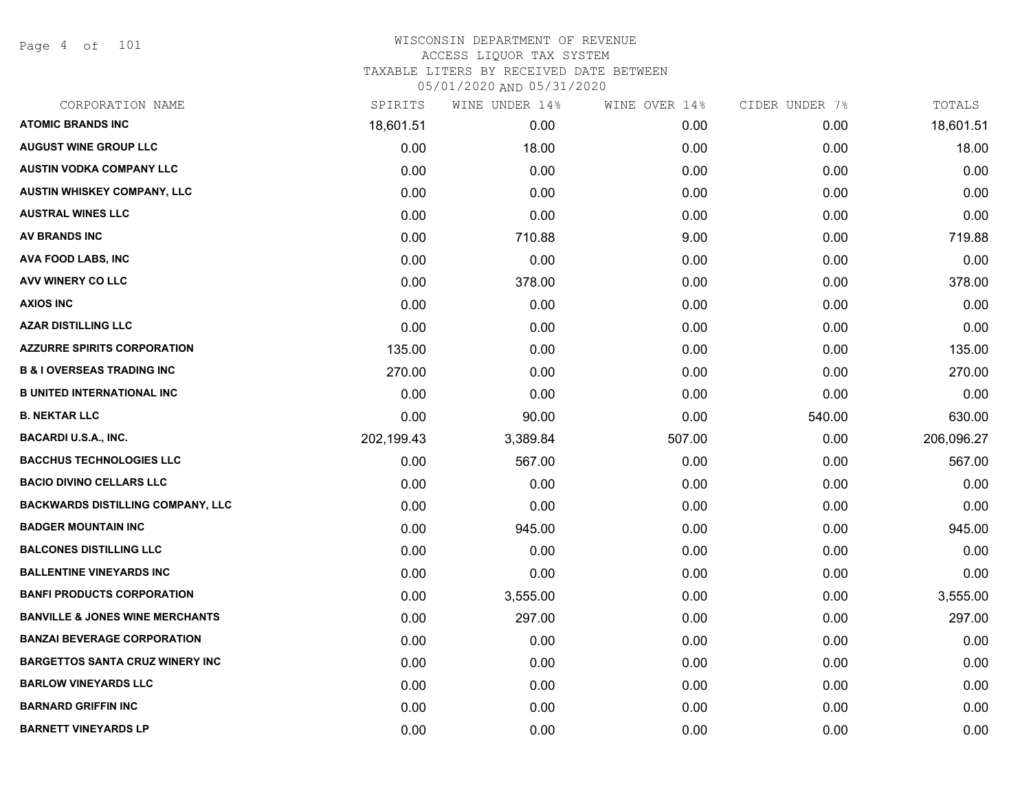# WISCONSIN DEPARTMENT OF REVENUE
ACCESS LIQUOR TAX SYSTEM
TAXABLE LITERS BY RECEIVED DATE BETWEEN
05/01/2020 AND 05/31/2020

| CORPORATION NAME | SPIRITS | WINE UNDER 14% | WINE OVER 14% | CIDER UNDER 7% | TOTALS |
|---|---|---|---|---|---|
| ATOMIC BRANDS INC | 18,601.51 | 0.00 | 0.00 | 0.00 | 18,601.51 |
| AUGUST WINE GROUP LLC | 0.00 | 18.00 | 0.00 | 0.00 | 18.00 |
| AUSTIN VODKA COMPANY LLC | 0.00 | 0.00 | 0.00 | 0.00 | 0.00 |
| AUSTIN WHISKEY COMPANY, LLC | 0.00 | 0.00 | 0.00 | 0.00 | 0.00 |
| AUSTRAL WINES LLC | 0.00 | 0.00 | 0.00 | 0.00 | 0.00 |
| AV BRANDS INC | 0.00 | 710.88 | 9.00 | 0.00 | 719.88 |
| AVA FOOD LABS, INC | 0.00 | 0.00 | 0.00 | 0.00 | 0.00 |
| AVV WINERY CO LLC | 0.00 | 378.00 | 0.00 | 0.00 | 378.00 |
| AXIOS INC | 0.00 | 0.00 | 0.00 | 0.00 | 0.00 |
| AZAR DISTILLING LLC | 0.00 | 0.00 | 0.00 | 0.00 | 0.00 |
| AZZURRE SPIRITS CORPORATION | 135.00 | 0.00 | 0.00 | 0.00 | 135.00 |
| B & I OVERSEAS TRADING INC | 270.00 | 0.00 | 0.00 | 0.00 | 270.00 |
| B UNITED INTERNATIONAL INC | 0.00 | 0.00 | 0.00 | 0.00 | 0.00 |
| B. NEKTAR LLC | 0.00 | 90.00 | 0.00 | 540.00 | 630.00 |
| BACARDI U.S.A., INC. | 202,199.43 | 3,389.84 | 507.00 | 0.00 | 206,096.27 |
| BACCHUS TECHNOLOGIES LLC | 0.00 | 567.00 | 0.00 | 0.00 | 567.00 |
| BACIO DIVINO CELLARS LLC | 0.00 | 0.00 | 0.00 | 0.00 | 0.00 |
| BACKWARDS DISTILLING COMPANY, LLC | 0.00 | 0.00 | 0.00 | 0.00 | 0.00 |
| BADGER MOUNTAIN INC | 0.00 | 945.00 | 0.00 | 0.00 | 945.00 |
| BALCONES DISTILLING LLC | 0.00 | 0.00 | 0.00 | 0.00 | 0.00 |
| BALLENTINE VINEYARDS INC | 0.00 | 0.00 | 0.00 | 0.00 | 0.00 |
| BANFI PRODUCTS CORPORATION | 0.00 | 3,555.00 | 0.00 | 0.00 | 3,555.00 |
| BANVILLE & JONES WINE MERCHANTS | 0.00 | 297.00 | 0.00 | 0.00 | 297.00 |
| BANZAI BEVERAGE CORPORATION | 0.00 | 0.00 | 0.00 | 0.00 | 0.00 |
| BARGETTOS SANTA CRUZ WINERY INC | 0.00 | 0.00 | 0.00 | 0.00 | 0.00 |
| BARLOW VINEYARDS LLC | 0.00 | 0.00 | 0.00 | 0.00 | 0.00 |
| BARNARD GRIFFIN INC | 0.00 | 0.00 | 0.00 | 0.00 | 0.00 |
| BARNETT VINEYARDS LP | 0.00 | 0.00 | 0.00 | 0.00 | 0.00 |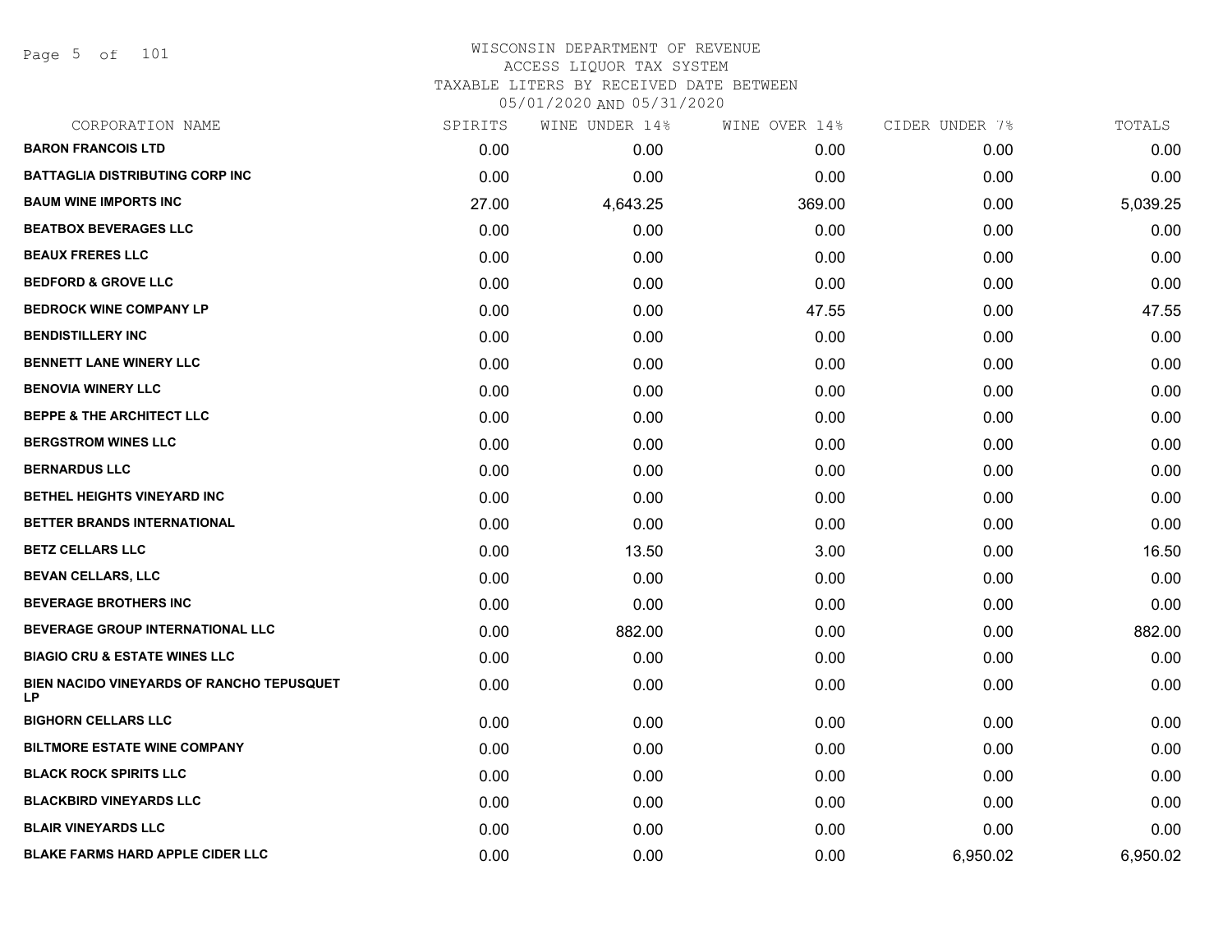WISCONSIN DEPARTMENT OF REVENUE
ACCESS LIQUOR TAX SYSTEM
TAXABLE LITERS BY RECEIVED DATE BETWEEN
05/01/2020 AND 05/31/2020

| CORPORATION NAME | SPIRITS | WINE UNDER 14% | WINE OVER 14% | CIDER UNDER 7% | TOTALS |
|---|---|---|---|---|---|
| **BARON FRANCOIS LTD** | 0.00 | 0.00 | 0.00 | 0.00 | 0.00 |
| **BATTAGLIA DISTRIBUTING CORP INC** | 0.00 | 0.00 | 0.00 | 0.00 | 0.00 |
| **BAUM WINE IMPORTS INC** | 27.00 | 4,643.25 | 369.00 | 0.00 | 5,039.25 |
| **BEATBOX BEVERAGES LLC** | 0.00 | 0.00 | 0.00 | 0.00 | 0.00 |
| **BEAUX FRERES LLC** | 0.00 | 0.00 | 0.00 | 0.00 | 0.00 |
| **BEDFORD & GROVE LLC** | 0.00 | 0.00 | 0.00 | 0.00 | 0.00 |
| **BEDROCK WINE COMPANY LP** | 0.00 | 0.00 | 47.55 | 0.00 | 47.55 |
| **BENDISTILLERY INC** | 0.00 | 0.00 | 0.00 | 0.00 | 0.00 |
| **BENNETT LANE WINERY LLC** | 0.00 | 0.00 | 0.00 | 0.00 | 0.00 |
| **BENOVIA WINERY LLC** | 0.00 | 0.00 | 0.00 | 0.00 | 0.00 |
| **BEPPE & THE ARCHITECT LLC** | 0.00 | 0.00 | 0.00 | 0.00 | 0.00 |
| **BERGSTROM WINES LLC** | 0.00 | 0.00 | 0.00 | 0.00 | 0.00 |
| **BERNARDUS LLC** | 0.00 | 0.00 | 0.00 | 0.00 | 0.00 |
| **BETHEL HEIGHTS VINEYARD INC** | 0.00 | 0.00 | 0.00 | 0.00 | 0.00 |
| **BETTER BRANDS INTERNATIONAL** | 0.00 | 0.00 | 0.00 | 0.00 | 0.00 |
| **BETZ CELLARS LLC** | 0.00 | 13.50 | 3.00 | 0.00 | 16.50 |
| **BEVAN CELLARS, LLC** | 0.00 | 0.00 | 0.00 | 0.00 | 0.00 |
| **BEVERAGE BROTHERS INC** | 0.00 | 0.00 | 0.00 | 0.00 | 0.00 |
| **BEVERAGE GROUP INTERNATIONAL LLC** | 0.00 | 882.00 | 0.00 | 0.00 | 882.00 |
| **BIAGIO CRU & ESTATE WINES LLC** | 0.00 | 0.00 | 0.00 | 0.00 | 0.00 |
| **BIEN NACIDO VINEYARDS OF RANCHO TEPUSQUET LP** | 0.00 | 0.00 | 0.00 | 0.00 | 0.00 |
| **BIGHORN CELLARS LLC** | 0.00 | 0.00 | 0.00 | 0.00 | 0.00 |
| **BILTMORE ESTATE WINE COMPANY** | 0.00 | 0.00 | 0.00 | 0.00 | 0.00 |
| **BLACK ROCK SPIRITS LLC** | 0.00 | 0.00 | 0.00 | 0.00 | 0.00 |
| **BLACKBIRD VINEYARDS LLC** | 0.00 | 0.00 | 0.00 | 0.00 | 0.00 |
| **BLAIR VINEYARDS LLC** | 0.00 | 0.00 | 0.00 | 0.00 | 0.00 |
| **BLAKE FARMS HARD APPLE CIDER LLC** | 0.00 | 0.00 | 0.00 | 6,950.02 | 6,950.02 |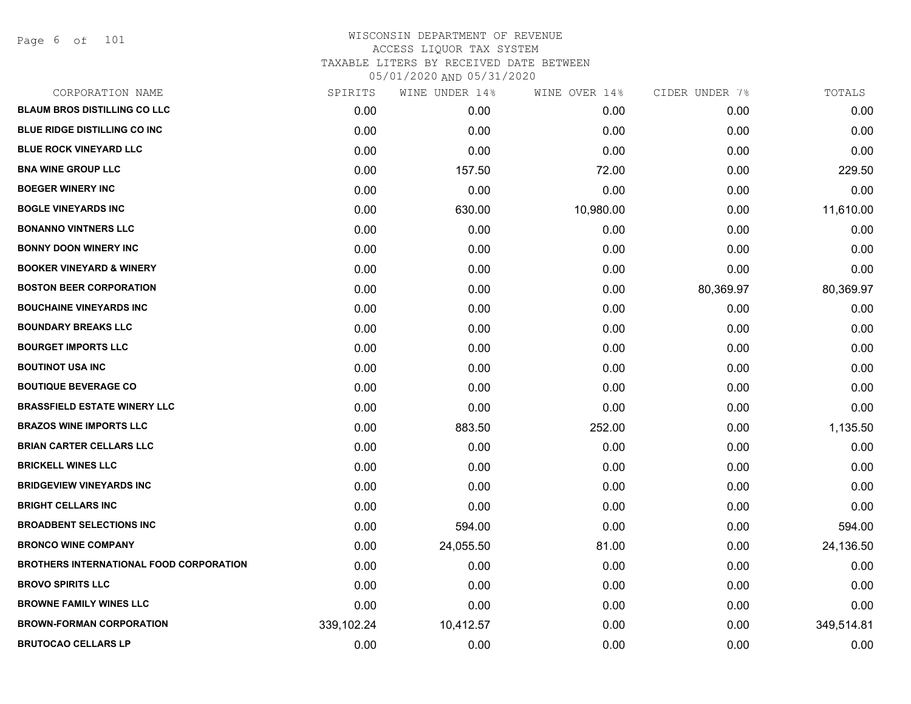# WISCONSIN DEPARTMENT OF REVENUE
## ACCESS LIQUOR TAX SYSTEM
### TAXABLE LITERS BY RECEIVED DATE BETWEEN 05/01/2020 AND 05/31/2020

| CORPORATION NAME | SPIRITS | WINE UNDER 14% | WINE OVER 14% | CIDER UNDER 7% | TOTALS |
|---|---|---|---|---|---|
| BLAUM BROS DISTILLING CO LLC | 0.00 | 0.00 | 0.00 | 0.00 | 0.00 |
| BLUE RIDGE DISTILLING CO INC | 0.00 | 0.00 | 0.00 | 0.00 | 0.00 |
| BLUE ROCK VINEYARD LLC | 0.00 | 0.00 | 0.00 | 0.00 | 0.00 |
| BNA WINE GROUP LLC | 0.00 | 157.50 | 72.00 | 0.00 | 229.50 |
| BOEGER WINERY INC | 0.00 | 0.00 | 0.00 | 0.00 | 0.00 |
| BOGLE VINEYARDS INC | 0.00 | 630.00 | 10,980.00 | 0.00 | 11,610.00 |
| BONANNO VINTNERS LLC | 0.00 | 0.00 | 0.00 | 0.00 | 0.00 |
| BONNY DOON WINERY INC | 0.00 | 0.00 | 0.00 | 0.00 | 0.00 |
| BOOKER VINEYARD & WINERY | 0.00 | 0.00 | 0.00 | 0.00 | 0.00 |
| BOSTON BEER CORPORATION | 0.00 | 0.00 | 0.00 | 80,369.97 | 80,369.97 |
| BOUCHAINE VINEYARDS INC | 0.00 | 0.00 | 0.00 | 0.00 | 0.00 |
| BOUNDARY BREAKS LLC | 0.00 | 0.00 | 0.00 | 0.00 | 0.00 |
| BOURGET IMPORTS LLC | 0.00 | 0.00 | 0.00 | 0.00 | 0.00 |
| BOUTINOT USA INC | 0.00 | 0.00 | 0.00 | 0.00 | 0.00 |
| BOUTIQUE BEVERAGE CO | 0.00 | 0.00 | 0.00 | 0.00 | 0.00 |
| BRASSFIELD ESTATE WINERY LLC | 0.00 | 0.00 | 0.00 | 0.00 | 0.00 |
| BRAZOS WINE IMPORTS LLC | 0.00 | 883.50 | 252.00 | 0.00 | 1,135.50 |
| BRIAN CARTER CELLARS LLC | 0.00 | 0.00 | 0.00 | 0.00 | 0.00 |
| BRICKELL WINES LLC | 0.00 | 0.00 | 0.00 | 0.00 | 0.00 |
| BRIDGEVIEW VINEYARDS INC | 0.00 | 0.00 | 0.00 | 0.00 | 0.00 |
| BRIGHT CELLARS INC | 0.00 | 0.00 | 0.00 | 0.00 | 0.00 |
| BROADBENT SELECTIONS INC | 0.00 | 594.00 | 0.00 | 0.00 | 594.00 |
| BRONCO WINE COMPANY | 0.00 | 24,055.50 | 81.00 | 0.00 | 24,136.50 |
| BROTHERS INTERNATIONAL FOOD CORPORATION | 0.00 | 0.00 | 0.00 | 0.00 | 0.00 |
| BROVO SPIRITS LLC | 0.00 | 0.00 | 0.00 | 0.00 | 0.00 |
| BROWNE FAMILY WINES LLC | 0.00 | 0.00 | 0.00 | 0.00 | 0.00 |
| BROWN-FORMAN CORPORATION | 339,102.24 | 10,412.57 | 0.00 | 0.00 | 349,514.81 |
| BRUTOCAO CELLARS LP | 0.00 | 0.00 | 0.00 | 0.00 | 0.00 |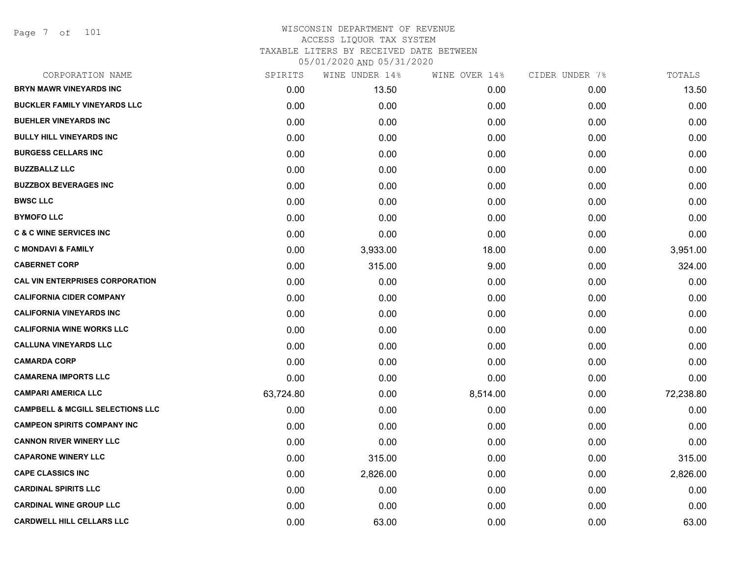WISCONSIN DEPARTMENT OF REVENUE
ACCESS LIQUOR TAX SYSTEM
TAXABLE LITERS BY RECEIVED DATE BETWEEN
05/01/2020 AND 05/31/2020

| CORPORATION NAME | SPIRITS | WINE UNDER 14% | WINE OVER 14% | CIDER UNDER 7% | TOTALS |
|---|---|---|---|---|---|
| BRYN MAWR VINEYARDS INC | 0.00 | 13.50 | 0.00 | 0.00 | 13.50 |
| BUCKLER FAMILY VINEYARDS LLC | 0.00 | 0.00 | 0.00 | 0.00 | 0.00 |
| BUEHLER VINEYARDS INC | 0.00 | 0.00 | 0.00 | 0.00 | 0.00 |
| BULLY HILL VINEYARDS INC | 0.00 | 0.00 | 0.00 | 0.00 | 0.00 |
| BURGESS CELLARS INC | 0.00 | 0.00 | 0.00 | 0.00 | 0.00 |
| BUZZBALLZ LLC | 0.00 | 0.00 | 0.00 | 0.00 | 0.00 |
| BUZZBOX BEVERAGES INC | 0.00 | 0.00 | 0.00 | 0.00 | 0.00 |
| BWSC LLC | 0.00 | 0.00 | 0.00 | 0.00 | 0.00 |
| BYMOFO LLC | 0.00 | 0.00 | 0.00 | 0.00 | 0.00 |
| C & C WINE SERVICES INC | 0.00 | 0.00 | 0.00 | 0.00 | 0.00 |
| C MONDAVI & FAMILY | 0.00 | 3,933.00 | 18.00 | 0.00 | 3,951.00 |
| CABERNET CORP | 0.00 | 315.00 | 9.00 | 0.00 | 324.00 |
| CAL VIN ENTERPRISES CORPORATION | 0.00 | 0.00 | 0.00 | 0.00 | 0.00 |
| CALIFORNIA CIDER COMPANY | 0.00 | 0.00 | 0.00 | 0.00 | 0.00 |
| CALIFORNIA VINEYARDS INC | 0.00 | 0.00 | 0.00 | 0.00 | 0.00 |
| CALIFORNIA WINE WORKS LLC | 0.00 | 0.00 | 0.00 | 0.00 | 0.00 |
| CALLUNA VINEYARDS LLC | 0.00 | 0.00 | 0.00 | 0.00 | 0.00 |
| CAMARDA CORP | 0.00 | 0.00 | 0.00 | 0.00 | 0.00 |
| CAMARENA IMPORTS LLC | 0.00 | 0.00 | 0.00 | 0.00 | 0.00 |
| CAMPARI AMERICA LLC | 63,724.80 | 0.00 | 8,514.00 | 0.00 | 72,238.80 |
| CAMPBELL & MCGILL SELECTIONS LLC | 0.00 | 0.00 | 0.00 | 0.00 | 0.00 |
| CAMPEON SPIRITS COMPANY INC | 0.00 | 0.00 | 0.00 | 0.00 | 0.00 |
| CANNON RIVER WINERY LLC | 0.00 | 0.00 | 0.00 | 0.00 | 0.00 |
| CAPARONE WINERY LLC | 0.00 | 315.00 | 0.00 | 0.00 | 315.00 |
| CAPE CLASSICS INC | 0.00 | 2,826.00 | 0.00 | 0.00 | 2,826.00 |
| CARDINAL SPIRITS LLC | 0.00 | 0.00 | 0.00 | 0.00 | 0.00 |
| CARDINAL WINE GROUP LLC | 0.00 | 0.00 | 0.00 | 0.00 | 0.00 |
| CARDWELL HILL CELLARS LLC | 0.00 | 63.00 | 0.00 | 0.00 | 63.00 |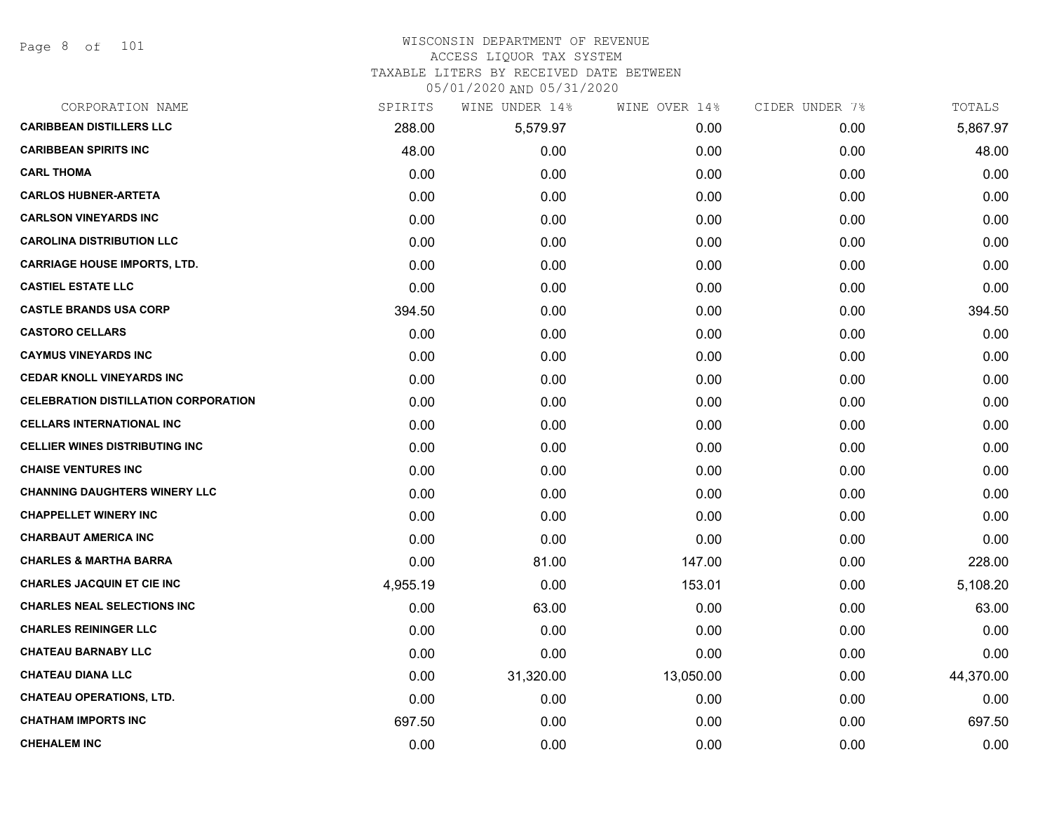# WISCONSIN DEPARTMENT OF REVENUE
ACCESS LIQUOR TAX SYSTEM
TAXABLE LITERS BY RECEIVED DATE BETWEEN
05/01/2020 AND 05/31/2020

| CORPORATION NAME | SPIRITS | WINE UNDER 14% | WINE OVER 14% | CIDER UNDER 7% | TOTALS |
|---|---|---|---|---|---|
| CARIBBEAN DISTILLERS LLC | 288.00 | 5,579.97 | 0.00 | 0.00 | 5,867.97 |
| CARIBBEAN SPIRITS INC | 48.00 | 0.00 | 0.00 | 0.00 | 48.00 |
| CARL THOMA | 0.00 | 0.00 | 0.00 | 0.00 | 0.00 |
| CARLOS HUBNER-ARTETA | 0.00 | 0.00 | 0.00 | 0.00 | 0.00 |
| CARLSON VINEYARDS INC | 0.00 | 0.00 | 0.00 | 0.00 | 0.00 |
| CAROLINA DISTRIBUTION LLC | 0.00 | 0.00 | 0.00 | 0.00 | 0.00 |
| CARRIAGE HOUSE IMPORTS, LTD. | 0.00 | 0.00 | 0.00 | 0.00 | 0.00 |
| CASTIEL ESTATE LLC | 0.00 | 0.00 | 0.00 | 0.00 | 0.00 |
| CASTLE BRANDS USA CORP | 394.50 | 0.00 | 0.00 | 0.00 | 394.50 |
| CASTORO CELLARS | 0.00 | 0.00 | 0.00 | 0.00 | 0.00 |
| CAYMUS VINEYARDS INC | 0.00 | 0.00 | 0.00 | 0.00 | 0.00 |
| CEDAR KNOLL VINEYARDS INC | 0.00 | 0.00 | 0.00 | 0.00 | 0.00 |
| CELEBRATION DISTILLATION CORPORATION | 0.00 | 0.00 | 0.00 | 0.00 | 0.00 |
| CELLARS INTERNATIONAL INC | 0.00 | 0.00 | 0.00 | 0.00 | 0.00 |
| CELLIER WINES DISTRIBUTING INC | 0.00 | 0.00 | 0.00 | 0.00 | 0.00 |
| CHAISE VENTURES INC | 0.00 | 0.00 | 0.00 | 0.00 | 0.00 |
| CHANNING DAUGHTERS WINERY LLC | 0.00 | 0.00 | 0.00 | 0.00 | 0.00 |
| CHAPPELLET WINERY INC | 0.00 | 0.00 | 0.00 | 0.00 | 0.00 |
| CHARBAUT AMERICA INC | 0.00 | 0.00 | 0.00 | 0.00 | 0.00 |
| CHARLES & MARTHA BARRA | 0.00 | 81.00 | 147.00 | 0.00 | 228.00 |
| CHARLES JACQUIN ET CIE INC | 4,955.19 | 0.00 | 153.01 | 0.00 | 5,108.20 |
| CHARLES NEAL SELECTIONS INC | 0.00 | 63.00 | 0.00 | 0.00 | 63.00 |
| CHARLES REININGER LLC | 0.00 | 0.00 | 0.00 | 0.00 | 0.00 |
| CHATEAU BARNABY LLC | 0.00 | 0.00 | 0.00 | 0.00 | 0.00 |
| CHATEAU DIANA LLC | 0.00 | 31,320.00 | 13,050.00 | 0.00 | 44,370.00 |
| CHATEAU OPERATIONS, LTD. | 0.00 | 0.00 | 0.00 | 0.00 | 0.00 |
| CHATHAM IMPORTS INC | 697.50 | 0.00 | 0.00 | 0.00 | 697.50 |
| CHEHALEM INC | 0.00 | 0.00 | 0.00 | 0.00 | 0.00 |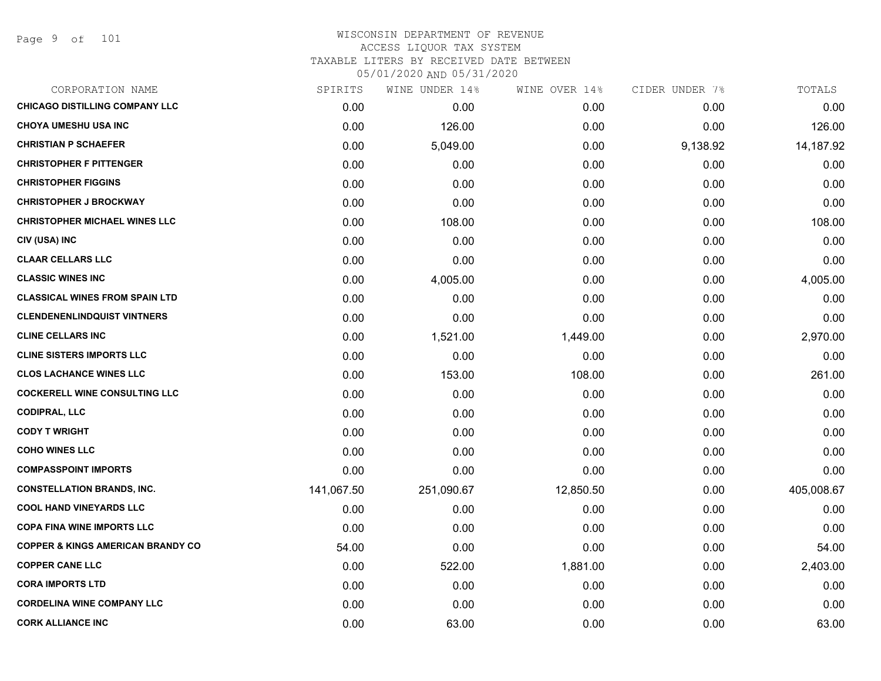WISCONSIN DEPARTMENT OF REVENUE
ACCESS LIQUOR TAX SYSTEM
TAXABLE LITERS BY RECEIVED DATE BETWEEN
05/01/2020 AND 05/31/2020

| CORPORATION NAME | SPIRITS | WINE UNDER 14% | WINE OVER 14% | CIDER UNDER 7% | TOTALS |
|---|---|---|---|---|---|
| CHICAGO DISTILLING COMPANY LLC | 0.00 | 0.00 | 0.00 | 0.00 | 0.00 |
| CHOYA UMESHU USA INC | 0.00 | 126.00 | 0.00 | 0.00 | 126.00 |
| CHRISTIAN P SCHAEFER | 0.00 | 5,049.00 | 0.00 | 9,138.92 | 14,187.92 |
| CHRISTOPHER F PITTENGER | 0.00 | 0.00 | 0.00 | 0.00 | 0.00 |
| CHRISTOPHER FIGGINS | 0.00 | 0.00 | 0.00 | 0.00 | 0.00 |
| CHRISTOPHER J BROCKWAY | 0.00 | 0.00 | 0.00 | 0.00 | 0.00 |
| CHRISTOPHER MICHAEL WINES LLC | 0.00 | 108.00 | 0.00 | 0.00 | 108.00 |
| CIV (USA) INC | 0.00 | 0.00 | 0.00 | 0.00 | 0.00 |
| CLAAR CELLARS LLC | 0.00 | 0.00 | 0.00 | 0.00 | 0.00 |
| CLASSIC WINES INC | 0.00 | 4,005.00 | 0.00 | 0.00 | 4,005.00 |
| CLASSICAL WINES FROM SPAIN LTD | 0.00 | 0.00 | 0.00 | 0.00 | 0.00 |
| CLENDENENLINDQUIST VINTNERS | 0.00 | 0.00 | 0.00 | 0.00 | 0.00 |
| CLINE CELLARS INC | 0.00 | 1,521.00 | 1,449.00 | 0.00 | 2,970.00 |
| CLINE SISTERS IMPORTS LLC | 0.00 | 0.00 | 0.00 | 0.00 | 0.00 |
| CLOS LACHANCE WINES LLC | 0.00 | 153.00 | 108.00 | 0.00 | 261.00 |
| COCKERELL WINE CONSULTING LLC | 0.00 | 0.00 | 0.00 | 0.00 | 0.00 |
| CODIPRAL, LLC | 0.00 | 0.00 | 0.00 | 0.00 | 0.00 |
| CODY T WRIGHT | 0.00 | 0.00 | 0.00 | 0.00 | 0.00 |
| COHO WINES LLC | 0.00 | 0.00 | 0.00 | 0.00 | 0.00 |
| COMPASSPOINT IMPORTS | 0.00 | 0.00 | 0.00 | 0.00 | 0.00 |
| CONSTELLATION BRANDS, INC. | 141,067.50 | 251,090.67 | 12,850.50 | 0.00 | 405,008.67 |
| COOL HAND VINEYARDS LLC | 0.00 | 0.00 | 0.00 | 0.00 | 0.00 |
| COPA FINA WINE IMPORTS LLC | 0.00 | 0.00 | 0.00 | 0.00 | 0.00 |
| COPPER & KINGS AMERICAN BRANDY CO | 54.00 | 0.00 | 0.00 | 0.00 | 54.00 |
| COPPER CANE LLC | 0.00 | 522.00 | 1,881.00 | 0.00 | 2,403.00 |
| CORA IMPORTS LTD | 0.00 | 0.00 | 0.00 | 0.00 | 0.00 |
| CORDELINA WINE COMPANY LLC | 0.00 | 0.00 | 0.00 | 0.00 | 0.00 |
| CORK ALLIANCE INC | 0.00 | 63.00 | 0.00 | 0.00 | 63.00 |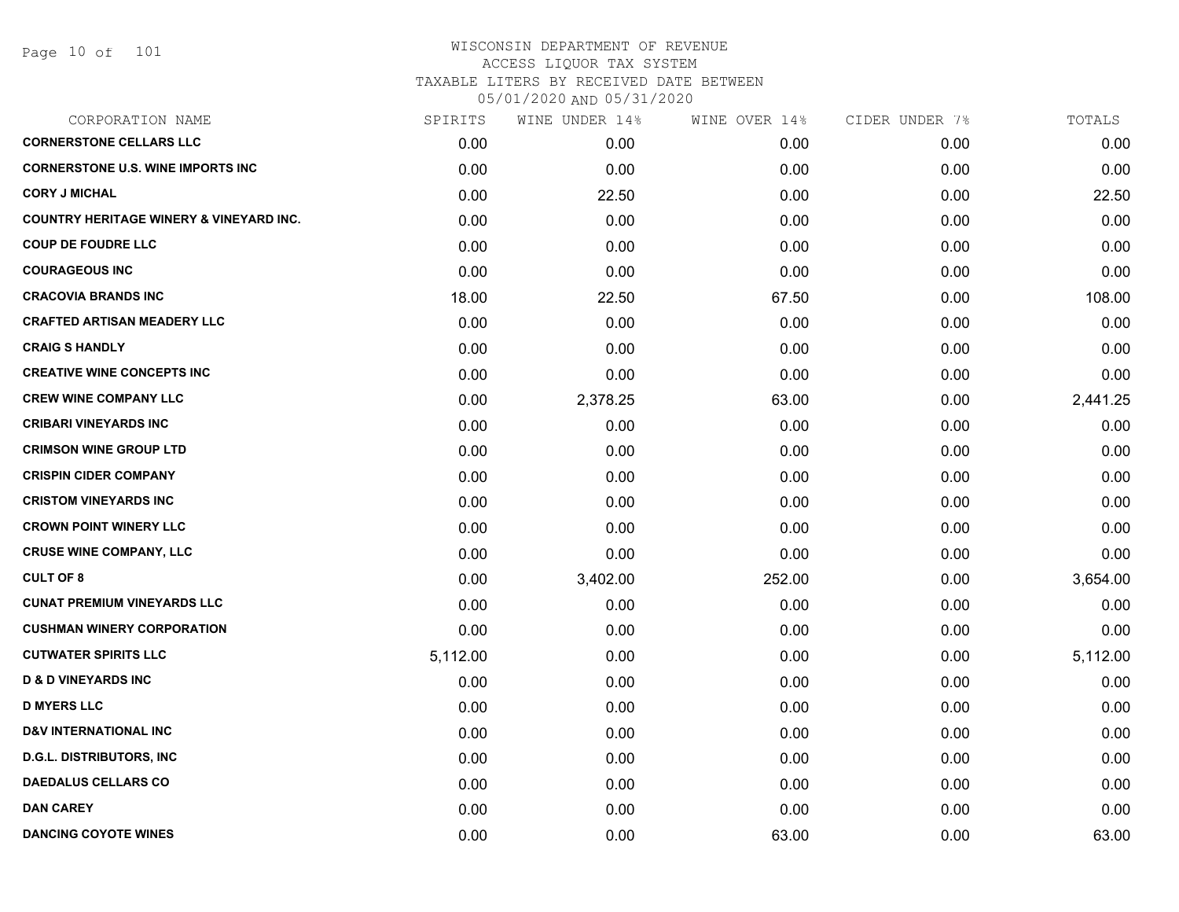WISCONSIN DEPARTMENT OF REVENUE
ACCESS LIQUOR TAX SYSTEM
TAXABLE LITERS BY RECEIVED DATE BETWEEN
05/01/2020 AND 05/31/2020

| CORPORATION NAME | SPIRITS | WINE UNDER 14% | WINE OVER 14% | CIDER UNDER 7% | TOTALS |
|---|---|---|---|---|---|
| **CORNERSTONE CELLARS LLC** | 0.00 | 0.00 | 0.00 | 0.00 | 0.00 |
| **CORNERSTONE U.S. WINE IMPORTS INC** | 0.00 | 0.00 | 0.00 | 0.00 | 0.00 |
| **CORY J MICHAL** | 0.00 | 22.50 | 0.00 | 0.00 | 22.50 |
| **COUNTRY HERITAGE WINERY & VINEYARD INC.** | 0.00 | 0.00 | 0.00 | 0.00 | 0.00 |
| **COUP DE FOUDRE LLC** | 0.00 | 0.00 | 0.00 | 0.00 | 0.00 |
| **COURAGEOUS INC** | 0.00 | 0.00 | 0.00 | 0.00 | 0.00 |
| **CRACOVIA BRANDS INC** | 18.00 | 22.50 | 67.50 | 0.00 | 108.00 |
| **CRAFTED ARTISAN MEADERY LLC** | 0.00 | 0.00 | 0.00 | 0.00 | 0.00 |
| **CRAIG S HANDLY** | 0.00 | 0.00 | 0.00 | 0.00 | 0.00 |
| **CREATIVE WINE CONCEPTS INC** | 0.00 | 0.00 | 0.00 | 0.00 | 0.00 |
| **CREW WINE COMPANY LLC** | 0.00 | 2,378.25 | 63.00 | 0.00 | 2,441.25 |
| **CRIBARI VINEYARDS INC** | 0.00 | 0.00 | 0.00 | 0.00 | 0.00 |
| **CRIMSON WINE GROUP LTD** | 0.00 | 0.00 | 0.00 | 0.00 | 0.00 |
| **CRISPIN CIDER COMPANY** | 0.00 | 0.00 | 0.00 | 0.00 | 0.00 |
| **CRISTOM VINEYARDS INC** | 0.00 | 0.00 | 0.00 | 0.00 | 0.00 |
| **CROWN POINT WINERY LLC** | 0.00 | 0.00 | 0.00 | 0.00 | 0.00 |
| **CRUSE WINE COMPANY, LLC** | 0.00 | 0.00 | 0.00 | 0.00 | 0.00 |
| **CULT OF 8** | 0.00 | 3,402.00 | 252.00 | 0.00 | 3,654.00 |
| **CUNAT PREMIUM VINEYARDS LLC** | 0.00 | 0.00 | 0.00 | 0.00 | 0.00 |
| **CUSHMAN WINERY CORPORATION** | 0.00 | 0.00 | 0.00 | 0.00 | 0.00 |
| **CUTWATER SPIRITS LLC** | 5,112.00 | 0.00 | 0.00 | 0.00 | 5,112.00 |
| **D & D VINEYARDS INC** | 0.00 | 0.00 | 0.00 | 0.00 | 0.00 |
| **D MYERS LLC** | 0.00 | 0.00 | 0.00 | 0.00 | 0.00 |
| **D&V INTERNATIONAL INC** | 0.00 | 0.00 | 0.00 | 0.00 | 0.00 |
| **D.G.L. DISTRIBUTORS, INC** | 0.00 | 0.00 | 0.00 | 0.00 | 0.00 |
| **DAEDALUS CELLARS CO** | 0.00 | 0.00 | 0.00 | 0.00 | 0.00 |
| **DAN CAREY** | 0.00 | 0.00 | 0.00 | 0.00 | 0.00 |
| **DANCING COYOTE WINES** | 0.00 | 0.00 | 63.00 | 0.00 | 63.00 |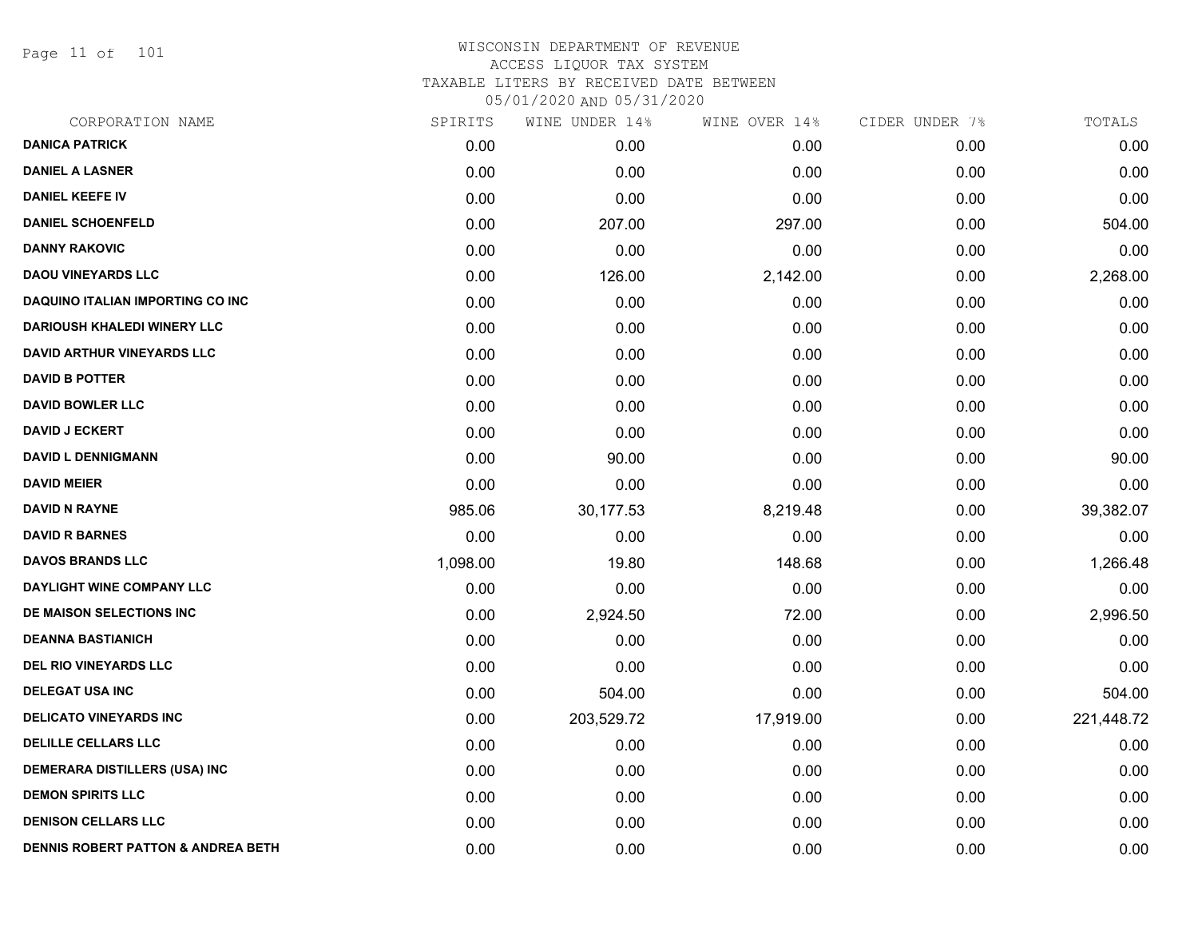WISCONSIN DEPARTMENT OF REVENUE
ACCESS LIQUOR TAX SYSTEM
TAXABLE LITERS BY RECEIVED DATE BETWEEN
05/01/2020 AND 05/31/2020

| CORPORATION NAME | SPIRITS | WINE UNDER 14% | WINE OVER 14% | CIDER UNDER 7% | TOTALS |
|---|---|---|---|---|---|
| **DANICA PATRICK** | 0.00 | 0.00 | 0.00 | 0.00 | 0.00 |
| **DANIEL A LASNER** | 0.00 | 0.00 | 0.00 | 0.00 | 0.00 |
| **DANIEL KEEFE IV** | 0.00 | 0.00 | 0.00 | 0.00 | 0.00 |
| **DANIEL SCHOENFELD** | 0.00 | 207.00 | 297.00 | 0.00 | 504.00 |
| **DANNY RAKOVIC** | 0.00 | 0.00 | 0.00 | 0.00 | 0.00 |
| **DAOU VINEYARDS LLC** | 0.00 | 126.00 | 2,142.00 | 0.00 | 2,268.00 |
| **DAQUINO ITALIAN IMPORTING CO INC** | 0.00 | 0.00 | 0.00 | 0.00 | 0.00 |
| **DARIOUSH KHALEDI WINERY LLC** | 0.00 | 0.00 | 0.00 | 0.00 | 0.00 |
| **DAVID ARTHUR VINEYARDS LLC** | 0.00 | 0.00 | 0.00 | 0.00 | 0.00 |
| **DAVID B POTTER** | 0.00 | 0.00 | 0.00 | 0.00 | 0.00 |
| **DAVID BOWLER LLC** | 0.00 | 0.00 | 0.00 | 0.00 | 0.00 |
| **DAVID J ECKERT** | 0.00 | 0.00 | 0.00 | 0.00 | 0.00 |
| **DAVID L DENNIGMANN** | 0.00 | 90.00 | 0.00 | 0.00 | 90.00 |
| **DAVID MEIER** | 0.00 | 0.00 | 0.00 | 0.00 | 0.00 |
| **DAVID N RAYNE** | 985.06 | 30,177.53 | 8,219.48 | 0.00 | 39,382.07 |
| **DAVID R BARNES** | 0.00 | 0.00 | 0.00 | 0.00 | 0.00 |
| **DAVOS BRANDS LLC** | 1,098.00 | 19.80 | 148.68 | 0.00 | 1,266.48 |
| **DAYLIGHT WINE COMPANY LLC** | 0.00 | 0.00 | 0.00 | 0.00 | 0.00 |
| **DE MAISON SELECTIONS INC** | 0.00 | 2,924.50 | 72.00 | 0.00 | 2,996.50 |
| **DEANNA BASTIANICH** | 0.00 | 0.00 | 0.00 | 0.00 | 0.00 |
| **DEL RIO VINEYARDS LLC** | 0.00 | 0.00 | 0.00 | 0.00 | 0.00 |
| **DELEGAT USA INC** | 0.00 | 504.00 | 0.00 | 0.00 | 504.00 |
| **DELICATO VINEYARDS INC** | 0.00 | 203,529.72 | 17,919.00 | 0.00 | 221,448.72 |
| **DELILLE CELLARS LLC** | 0.00 | 0.00 | 0.00 | 0.00 | 0.00 |
| **DEMERARA DISTILLERS (USA) INC** | 0.00 | 0.00 | 0.00 | 0.00 | 0.00 |
| **DEMON SPIRITS LLC** | 0.00 | 0.00 | 0.00 | 0.00 | 0.00 |
| **DENISON CELLARS LLC** | 0.00 | 0.00 | 0.00 | 0.00 | 0.00 |
| **DENNIS ROBERT PATTON & ANDREA BETH** | 0.00 | 0.00 | 0.00 | 0.00 | 0.00 |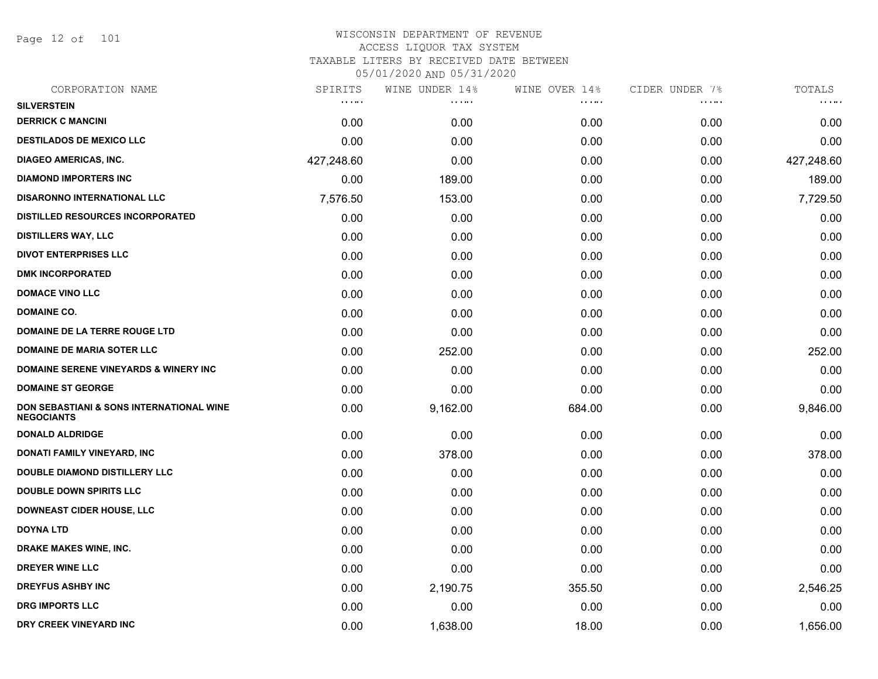WISCONSIN DEPARTMENT OF REVENUE
ACCESS LIQUOR TAX SYSTEM
TAXABLE LITERS BY RECEIVED DATE BETWEEN
05/01/2020 AND 05/31/2020

| CORPORATION NAME | SPIRITS | WINE UNDER 14% | WINE OVER 14% | CIDER UNDER 7% | TOTALS |
|---|---|---|---|---|---|
| **SILVERSTEIN** | | | | | |
| **DERRICK C MANCINI** | 0.00 | 0.00 | 0.00 | 0.00 | 0.00 |
| **DESTILADOS DE MEXICO LLC** | 0.00 | 0.00 | 0.00 | 0.00 | 0.00 |
| **DIAGEO AMERICAS, INC.** | 427,248.60 | 0.00 | 0.00 | 0.00 | 427,248.60 |
| **DIAMOND IMPORTERS INC** | 0.00 | 189.00 | 0.00 | 0.00 | 189.00 |
| **DISARONNO INTERNATIONAL LLC** | 7,576.50 | 153.00 | 0.00 | 0.00 | 7,729.50 |
| **DISTILLED RESOURCES INCORPORATED** | 0.00 | 0.00 | 0.00 | 0.00 | 0.00 |
| **DISTILLERS WAY, LLC** | 0.00 | 0.00 | 0.00 | 0.00 | 0.00 |
| **DIVOT ENTERPRISES LLC** | 0.00 | 0.00 | 0.00 | 0.00 | 0.00 |
| **DMK INCORPORATED** | 0.00 | 0.00 | 0.00 | 0.00 | 0.00 |
| **DOMACE VINO LLC** | 0.00 | 0.00 | 0.00 | 0.00 | 0.00 |
| **DOMAINE CO.** | 0.00 | 0.00 | 0.00 | 0.00 | 0.00 |
| **DOMAINE DE LA TERRE ROUGE LTD** | 0.00 | 0.00 | 0.00 | 0.00 | 0.00 |
| **DOMAINE DE MARIA SOTER LLC** | 0.00 | 252.00 | 0.00 | 0.00 | 252.00 |
| **DOMAINE SERENE VINEYARDS & WINERY INC** | 0.00 | 0.00 | 0.00 | 0.00 | 0.00 |
| **DOMAINE ST GEORGE** | 0.00 | 0.00 | 0.00 | 0.00 | 0.00 |
| **DON SEBASTIANI & SONS INTERNATIONAL WINE NEGOCIANTS** | 0.00 | 9,162.00 | 684.00 | 0.00 | 9,846.00 |
| **DONALD ALDRIDGE** | 0.00 | 0.00 | 0.00 | 0.00 | 0.00 |
| **DONATI FAMILY VINEYARD, INC** | 0.00 | 378.00 | 0.00 | 0.00 | 378.00 |
| **DOUBLE DIAMOND DISTILLERY LLC** | 0.00 | 0.00 | 0.00 | 0.00 | 0.00 |
| **DOUBLE DOWN SPIRITS LLC** | 0.00 | 0.00 | 0.00 | 0.00 | 0.00 |
| **DOWNEAST CIDER HOUSE, LLC** | 0.00 | 0.00 | 0.00 | 0.00 | 0.00 |
| **DOYNA LTD** | 0.00 | 0.00 | 0.00 | 0.00 | 0.00 |
| **DRAKE MAKES WINE, INC.** | 0.00 | 0.00 | 0.00 | 0.00 | 0.00 |
| **DREYER WINE LLC** | 0.00 | 0.00 | 0.00 | 0.00 | 0.00 |
| **DREYFUS ASHBY INC** | 0.00 | 2,190.75 | 355.50 | 0.00 | 2,546.25 |
| **DRG IMPORTS LLC** | 0.00 | 0.00 | 0.00 | 0.00 | 0.00 |
| **DRY CREEK VINEYARD INC** | 0.00 | 1,638.00 | 18.00 | 0.00 | 1,656.00 |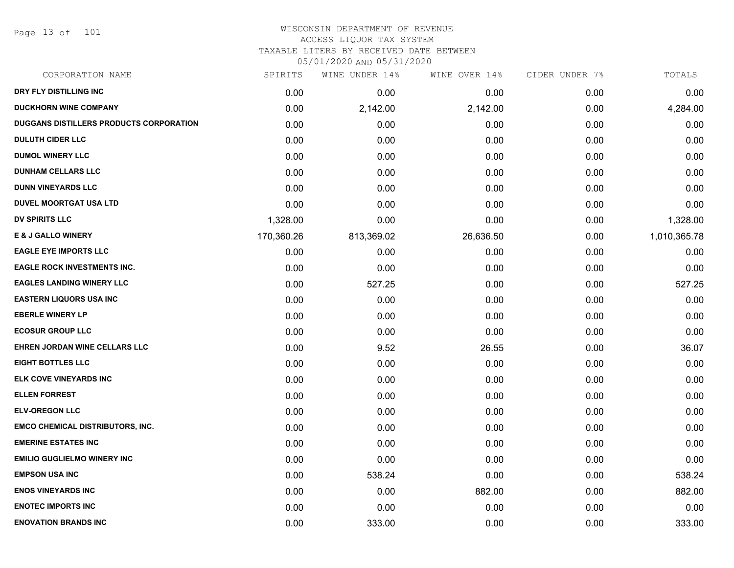WISCONSIN DEPARTMENT OF REVENUE
ACCESS LIQUOR TAX SYSTEM
TAXABLE LITERS BY RECEIVED DATE BETWEEN
05/01/2020 AND 05/31/2020

| CORPORATION NAME | SPIRITS | WINE UNDER 14% | WINE OVER 14% | CIDER UNDER 7% | TOTALS |
|---|---|---|---|---|---|
| DRY FLY DISTILLING INC | 0.00 | 0.00 | 0.00 | 0.00 | 0.00 |
| DUCKHORN WINE COMPANY | 0.00 | 2,142.00 | 2,142.00 | 0.00 | 4,284.00 |
| DUGGANS DISTILLERS PRODUCTS CORPORATION | 0.00 | 0.00 | 0.00 | 0.00 | 0.00 |
| DULUTH CIDER LLC | 0.00 | 0.00 | 0.00 | 0.00 | 0.00 |
| DUMOL WINERY LLC | 0.00 | 0.00 | 0.00 | 0.00 | 0.00 |
| DUNHAM CELLARS LLC | 0.00 | 0.00 | 0.00 | 0.00 | 0.00 |
| DUNN VINEYARDS LLC | 0.00 | 0.00 | 0.00 | 0.00 | 0.00 |
| DUVEL MOORTGAT USA LTD | 0.00 | 0.00 | 0.00 | 0.00 | 0.00 |
| DV SPIRITS LLC | 1,328.00 | 0.00 | 0.00 | 0.00 | 1,328.00 |
| E & J GALLO WINERY | 170,360.26 | 813,369.02 | 26,636.50 | 0.00 | 1,010,365.78 |
| EAGLE EYE IMPORTS LLC | 0.00 | 0.00 | 0.00 | 0.00 | 0.00 |
| EAGLE ROCK INVESTMENTS INC. | 0.00 | 0.00 | 0.00 | 0.00 | 0.00 |
| EAGLES LANDING WINERY LLC | 0.00 | 527.25 | 0.00 | 0.00 | 527.25 |
| EASTERN LIQUORS USA INC | 0.00 | 0.00 | 0.00 | 0.00 | 0.00 |
| EBERLE WINERY LP | 0.00 | 0.00 | 0.00 | 0.00 | 0.00 |
| ECOSUR GROUP LLC | 0.00 | 0.00 | 0.00 | 0.00 | 0.00 |
| EHREN JORDAN WINE CELLARS LLC | 0.00 | 9.52 | 26.55 | 0.00 | 36.07 |
| EIGHT BOTTLES LLC | 0.00 | 0.00 | 0.00 | 0.00 | 0.00 |
| ELK COVE VINEYARDS INC | 0.00 | 0.00 | 0.00 | 0.00 | 0.00 |
| ELLEN FORREST | 0.00 | 0.00 | 0.00 | 0.00 | 0.00 |
| ELV-OREGON LLC | 0.00 | 0.00 | 0.00 | 0.00 | 0.00 |
| EMCO CHEMICAL DISTRIBUTORS, INC. | 0.00 | 0.00 | 0.00 | 0.00 | 0.00 |
| EMERINE ESTATES INC | 0.00 | 0.00 | 0.00 | 0.00 | 0.00 |
| EMILIO GUGLIELMO WINERY INC | 0.00 | 0.00 | 0.00 | 0.00 | 0.00 |
| EMPSON USA INC | 0.00 | 538.24 | 0.00 | 0.00 | 538.24 |
| ENOS VINEYARDS INC | 0.00 | 0.00 | 882.00 | 0.00 | 882.00 |
| ENOTEC IMPORTS INC | 0.00 | 0.00 | 0.00 | 0.00 | 0.00 |
| ENOVATION BRANDS INC | 0.00 | 333.00 | 0.00 | 0.00 | 333.00 |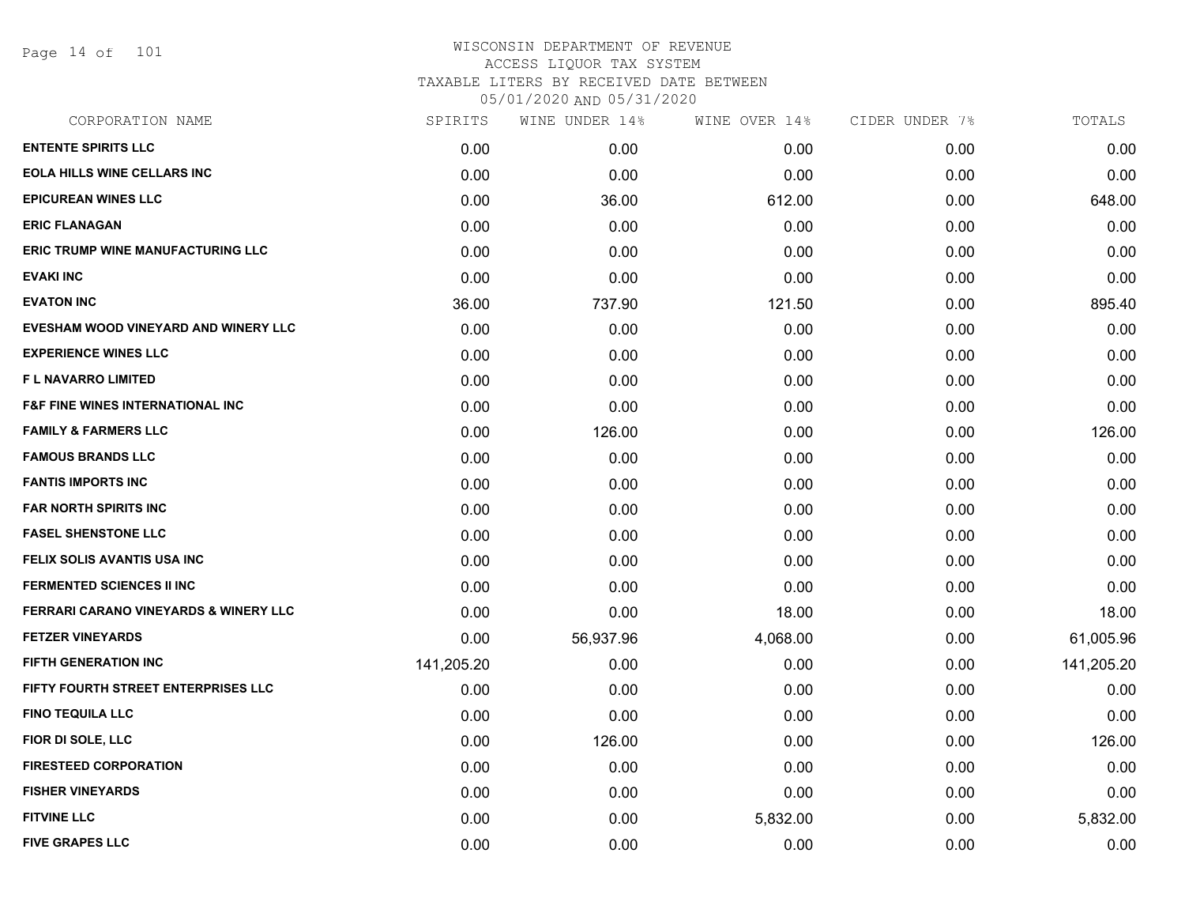# WISCONSIN DEPARTMENT OF REVENUE
ACCESS LIQUOR TAX SYSTEM
TAXABLE LITERS BY RECEIVED DATE BETWEEN
05/01/2020 AND 05/31/2020

| CORPORATION NAME | SPIRITS | WINE UNDER 14% | WINE OVER 14% | CIDER UNDER 7% | TOTALS |
|---|---|---|---|---|---|
| ENTENTE SPIRITS LLC | 0.00 | 0.00 | 0.00 | 0.00 | 0.00 |
| EOLA HILLS WINE CELLARS INC | 0.00 | 0.00 | 0.00 | 0.00 | 0.00 |
| EPICUREAN WINES LLC | 0.00 | 36.00 | 612.00 | 0.00 | 648.00 |
| ERIC FLANAGAN | 0.00 | 0.00 | 0.00 | 0.00 | 0.00 |
| ERIC TRUMP WINE MANUFACTURING LLC | 0.00 | 0.00 | 0.00 | 0.00 | 0.00 |
| EVAKI INC | 0.00 | 0.00 | 0.00 | 0.00 | 0.00 |
| EVATON INC | 36.00 | 737.90 | 121.50 | 0.00 | 895.40 |
| EVESHAM WOOD VINEYARD AND WINERY LLC | 0.00 | 0.00 | 0.00 | 0.00 | 0.00 |
| EXPERIENCE WINES LLC | 0.00 | 0.00 | 0.00 | 0.00 | 0.00 |
| F L NAVARRO LIMITED | 0.00 | 0.00 | 0.00 | 0.00 | 0.00 |
| F&F FINE WINES INTERNATIONAL INC | 0.00 | 0.00 | 0.00 | 0.00 | 0.00 |
| FAMILY & FARMERS LLC | 0.00 | 126.00 | 0.00 | 0.00 | 126.00 |
| FAMOUS BRANDS LLC | 0.00 | 0.00 | 0.00 | 0.00 | 0.00 |
| FANTIS IMPORTS INC | 0.00 | 0.00 | 0.00 | 0.00 | 0.00 |
| FAR NORTH SPIRITS INC | 0.00 | 0.00 | 0.00 | 0.00 | 0.00 |
| FASEL SHENSTONE LLC | 0.00 | 0.00 | 0.00 | 0.00 | 0.00 |
| FELIX SOLIS AVANTIS USA INC | 0.00 | 0.00 | 0.00 | 0.00 | 0.00 |
| FERMENTED SCIENCES II INC | 0.00 | 0.00 | 0.00 | 0.00 | 0.00 |
| FERRARI CARANO VINEYARDS & WINERY LLC | 0.00 | 0.00 | 18.00 | 0.00 | 18.00 |
| FETZER VINEYARDS | 0.00 | 56,937.96 | 4,068.00 | 0.00 | 61,005.96 |
| FIFTH GENERATION INC | 141,205.20 | 0.00 | 0.00 | 0.00 | 141,205.20 |
| FIFTY FOURTH STREET ENTERPRISES LLC | 0.00 | 0.00 | 0.00 | 0.00 | 0.00 |
| FINO TEQUILA LLC | 0.00 | 0.00 | 0.00 | 0.00 | 0.00 |
| FIOR DI SOLE, LLC | 0.00 | 126.00 | 0.00 | 0.00 | 126.00 |
| FIRESTEED CORPORATION | 0.00 | 0.00 | 0.00 | 0.00 | 0.00 |
| FISHER VINEYARDS | 0.00 | 0.00 | 0.00 | 0.00 | 0.00 |
| FITVINE LLC | 0.00 | 0.00 | 5,832.00 | 0.00 | 5,832.00 |
| FIVE GRAPES LLC | 0.00 | 0.00 | 0.00 | 0.00 | 0.00 |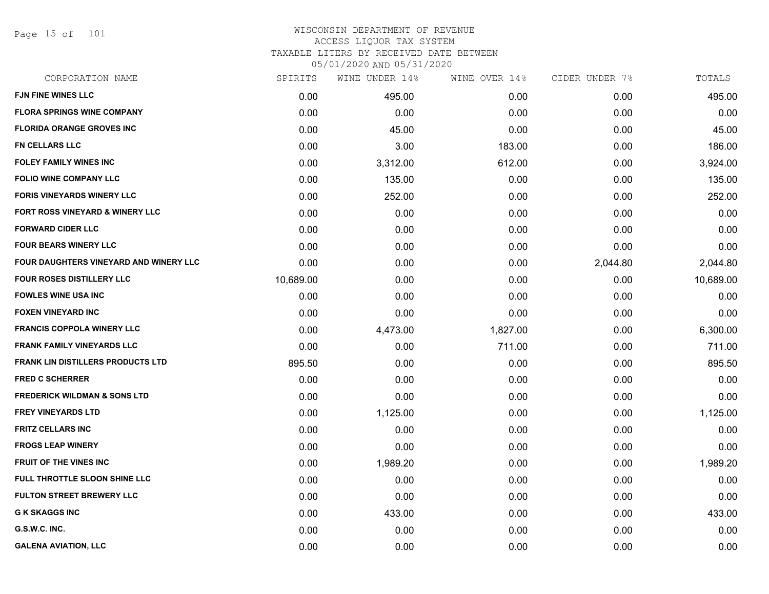WISCONSIN DEPARTMENT OF REVENUE
ACCESS LIQUOR TAX SYSTEM
TAXABLE LITERS BY RECEIVED DATE BETWEEN
05/01/2020 AND 05/31/2020

| CORPORATION NAME | SPIRITS | WINE UNDER 14% | WINE OVER 14% | CIDER UNDER 7% | TOTALS |
|---|---|---|---|---|---|
| FJN FINE WINES LLC | 0.00 | 495.00 | 0.00 | 0.00 | 495.00 |
| FLORA SPRINGS WINE COMPANY | 0.00 | 0.00 | 0.00 | 0.00 | 0.00 |
| FLORIDA ORANGE GROVES INC | 0.00 | 45.00 | 0.00 | 0.00 | 45.00 |
| FN CELLARS LLC | 0.00 | 3.00 | 183.00 | 0.00 | 186.00 |
| FOLEY FAMILY WINES INC | 0.00 | 3,312.00 | 612.00 | 0.00 | 3,924.00 |
| FOLIO WINE COMPANY LLC | 0.00 | 135.00 | 0.00 | 0.00 | 135.00 |
| FORIS VINEYARDS WINERY LLC | 0.00 | 252.00 | 0.00 | 0.00 | 252.00 |
| FORT ROSS VINEYARD & WINERY LLC | 0.00 | 0.00 | 0.00 | 0.00 | 0.00 |
| FORWARD CIDER LLC | 0.00 | 0.00 | 0.00 | 0.00 | 0.00 |
| FOUR BEARS WINERY LLC | 0.00 | 0.00 | 0.00 | 0.00 | 0.00 |
| FOUR DAUGHTERS VINEYARD AND WINERY LLC | 0.00 | 0.00 | 0.00 | 2,044.80 | 2,044.80 |
| FOUR ROSES DISTILLERY LLC | 10,689.00 | 0.00 | 0.00 | 0.00 | 10,689.00 |
| FOWLES WINE USA INC | 0.00 | 0.00 | 0.00 | 0.00 | 0.00 |
| FOXEN VINEYARD INC | 0.00 | 0.00 | 0.00 | 0.00 | 0.00 |
| FRANCIS COPPOLA WINERY LLC | 0.00 | 4,473.00 | 1,827.00 | 0.00 | 6,300.00 |
| FRANK FAMILY VINEYARDS LLC | 0.00 | 0.00 | 711.00 | 0.00 | 711.00 |
| FRANK LIN DISTILLERS PRODUCTS LTD | 895.50 | 0.00 | 0.00 | 0.00 | 895.50 |
| FRED C SCHERRER | 0.00 | 0.00 | 0.00 | 0.00 | 0.00 |
| FREDERICK WILDMAN & SONS LTD | 0.00 | 0.00 | 0.00 | 0.00 | 0.00 |
| FREY VINEYARDS LTD | 0.00 | 1,125.00 | 0.00 | 0.00 | 1,125.00 |
| FRITZ CELLARS INC | 0.00 | 0.00 | 0.00 | 0.00 | 0.00 |
| FROGS LEAP WINERY | 0.00 | 0.00 | 0.00 | 0.00 | 0.00 |
| FRUIT OF THE VINES INC | 0.00 | 1,989.20 | 0.00 | 0.00 | 1,989.20 |
| FULL THROTTLE SLOON SHINE LLC | 0.00 | 0.00 | 0.00 | 0.00 | 0.00 |
| FULTON STREET BREWERY LLC | 0.00 | 0.00 | 0.00 | 0.00 | 0.00 |
| G K SKAGGS INC | 0.00 | 433.00 | 0.00 | 0.00 | 433.00 |
| G.S.W.C. INC. | 0.00 | 0.00 | 0.00 | 0.00 | 0.00 |
| GALENA AVIATION, LLC | 0.00 | 0.00 | 0.00 | 0.00 | 0.00 |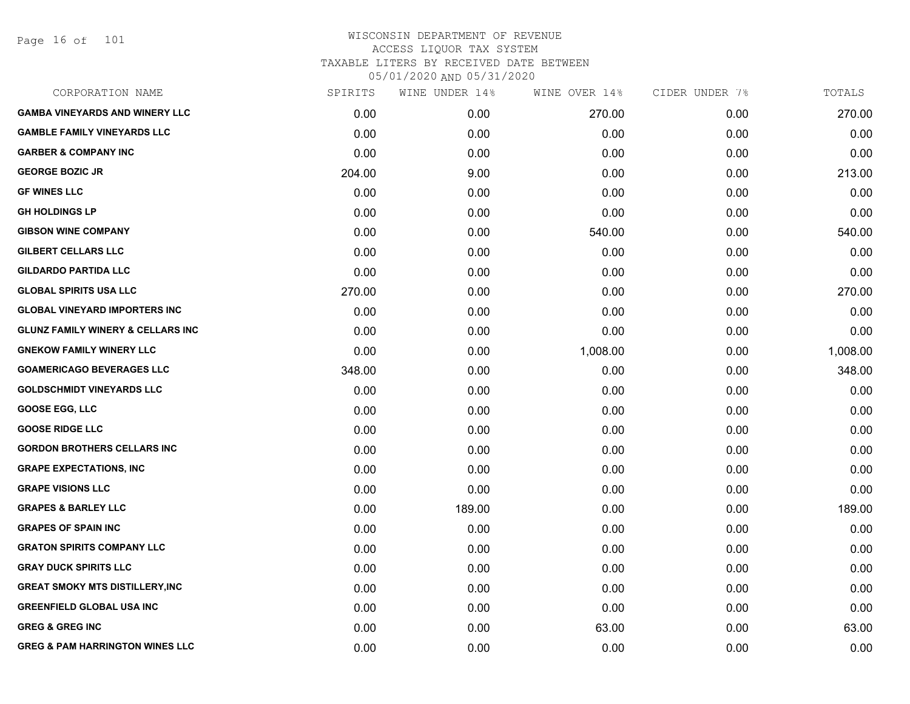WISCONSIN DEPARTMENT OF REVENUE
ACCESS LIQUOR TAX SYSTEM
TAXABLE LITERS BY RECEIVED DATE BETWEEN
05/01/2020 AND 05/31/2020

| CORPORATION NAME | SPIRITS | WINE UNDER 14% | WINE OVER 14% | CIDER UNDER 7% | TOTALS |
|---|---|---|---|---|---|
| GAMBA VINEYARDS AND WINERY LLC | 0.00 | 0.00 | 270.00 | 0.00 | 270.00 |
| GAMBLE FAMILY VINEYARDS LLC | 0.00 | 0.00 | 0.00 | 0.00 | 0.00 |
| GARBER & COMPANY INC | 0.00 | 0.00 | 0.00 | 0.00 | 0.00 |
| GEORGE BOZIC JR | 204.00 | 9.00 | 0.00 | 0.00 | 213.00 |
| GF WINES LLC | 0.00 | 0.00 | 0.00 | 0.00 | 0.00 |
| GH HOLDINGS LP | 0.00 | 0.00 | 0.00 | 0.00 | 0.00 |
| GIBSON WINE COMPANY | 0.00 | 0.00 | 540.00 | 0.00 | 540.00 |
| GILBERT CELLARS LLC | 0.00 | 0.00 | 0.00 | 0.00 | 0.00 |
| GILDARDO PARTIDA LLC | 0.00 | 0.00 | 0.00 | 0.00 | 0.00 |
| GLOBAL SPIRITS USA LLC | 270.00 | 0.00 | 0.00 | 0.00 | 270.00 |
| GLOBAL VINEYARD IMPORTERS INC | 0.00 | 0.00 | 0.00 | 0.00 | 0.00 |
| GLUNZ FAMILY WINERY & CELLARS INC | 0.00 | 0.00 | 0.00 | 0.00 | 0.00 |
| GNEKOW FAMILY WINERY LLC | 0.00 | 0.00 | 1,008.00 | 0.00 | 1,008.00 |
| GOAMERICAGO BEVERAGES LLC | 348.00 | 0.00 | 0.00 | 0.00 | 348.00 |
| GOLDSCHMIDT VINEYARDS LLC | 0.00 | 0.00 | 0.00 | 0.00 | 0.00 |
| GOOSE EGG, LLC | 0.00 | 0.00 | 0.00 | 0.00 | 0.00 |
| GOOSE RIDGE LLC | 0.00 | 0.00 | 0.00 | 0.00 | 0.00 |
| GORDON BROTHERS CELLARS INC | 0.00 | 0.00 | 0.00 | 0.00 | 0.00 |
| GRAPE EXPECTATIONS, INC | 0.00 | 0.00 | 0.00 | 0.00 | 0.00 |
| GRAPE VISIONS LLC | 0.00 | 0.00 | 0.00 | 0.00 | 0.00 |
| GRAPES & BARLEY LLC | 0.00 | 189.00 | 0.00 | 0.00 | 189.00 |
| GRAPES OF SPAIN INC | 0.00 | 0.00 | 0.00 | 0.00 | 0.00 |
| GRATON SPIRITS COMPANY LLC | 0.00 | 0.00 | 0.00 | 0.00 | 0.00 |
| GRAY DUCK SPIRITS LLC | 0.00 | 0.00 | 0.00 | 0.00 | 0.00 |
| GREAT SMOKY MTS DISTILLERY,INC | 0.00 | 0.00 | 0.00 | 0.00 | 0.00 |
| GREENFIELD GLOBAL USA INC | 0.00 | 0.00 | 0.00 | 0.00 | 0.00 |
| GREG & GREG INC | 0.00 | 0.00 | 63.00 | 0.00 | 63.00 |
| GREG & PAM HARRINGTON WINES LLC | 0.00 | 0.00 | 0.00 | 0.00 | 0.00 |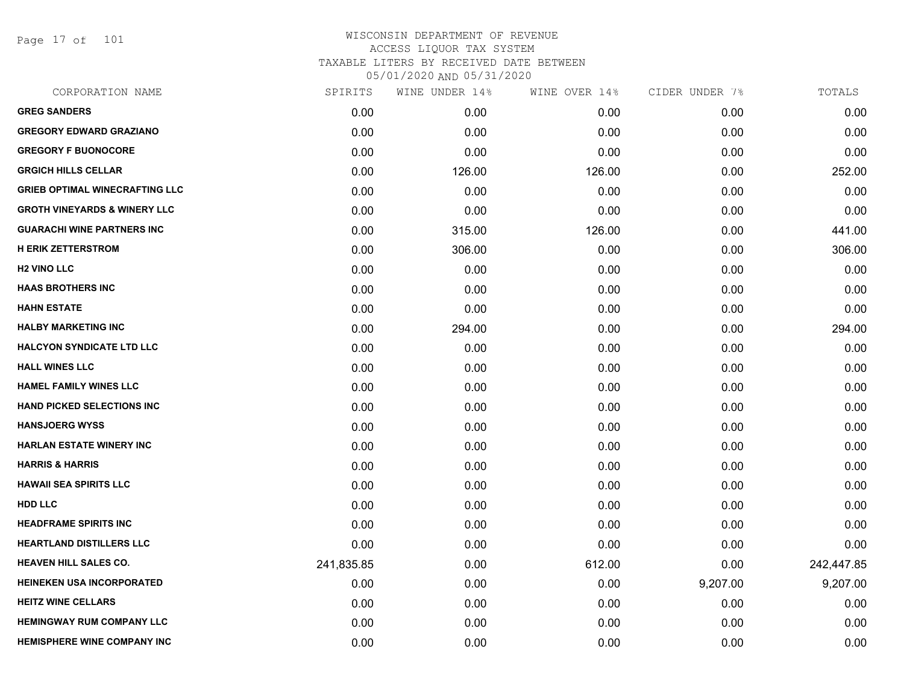# WISCONSIN DEPARTMENT OF REVENUE
ACCESS LIQUOR TAX SYSTEM
TAXABLE LITERS BY RECEIVED DATE BETWEEN
05/01/2020 AND 05/31/2020

| CORPORATION NAME | SPIRITS | WINE UNDER 14% | WINE OVER 14% | CIDER UNDER 7% | TOTALS |
|---|---|---|---|---|---|
| GREG SANDERS | 0.00 | 0.00 | 0.00 | 0.00 | 0.00 |
| GREGORY EDWARD GRAZIANO | 0.00 | 0.00 | 0.00 | 0.00 | 0.00 |
| GREGORY F BUONOCORE | 0.00 | 0.00 | 0.00 | 0.00 | 0.00 |
| GRGICH HILLS CELLAR | 0.00 | 126.00 | 126.00 | 0.00 | 252.00 |
| GRIEB OPTIMAL WINECRAFTING LLC | 0.00 | 0.00 | 0.00 | 0.00 | 0.00 |
| GROTH VINEYARDS & WINERY LLC | 0.00 | 0.00 | 0.00 | 0.00 | 0.00 |
| GUARACHI WINE PARTNERS INC | 0.00 | 315.00 | 126.00 | 0.00 | 441.00 |
| H ERIK ZETTERSTROM | 0.00 | 306.00 | 0.00 | 0.00 | 306.00 |
| H2 VINO LLC | 0.00 | 0.00 | 0.00 | 0.00 | 0.00 |
| HAAS BROTHERS INC | 0.00 | 0.00 | 0.00 | 0.00 | 0.00 |
| HAHN ESTATE | 0.00 | 0.00 | 0.00 | 0.00 | 0.00 |
| HALBY MARKETING INC | 0.00 | 294.00 | 0.00 | 0.00 | 294.00 |
| HALCYON SYNDICATE LTD LLC | 0.00 | 0.00 | 0.00 | 0.00 | 0.00 |
| HALL WINES LLC | 0.00 | 0.00 | 0.00 | 0.00 | 0.00 |
| HAMEL FAMILY WINES LLC | 0.00 | 0.00 | 0.00 | 0.00 | 0.00 |
| HAND PICKED SELECTIONS INC | 0.00 | 0.00 | 0.00 | 0.00 | 0.00 |
| HANSJOERG WYSS | 0.00 | 0.00 | 0.00 | 0.00 | 0.00 |
| HARLAN ESTATE WINERY INC | 0.00 | 0.00 | 0.00 | 0.00 | 0.00 |
| HARRIS & HARRIS | 0.00 | 0.00 | 0.00 | 0.00 | 0.00 |
| HAWAII SEA SPIRITS LLC | 0.00 | 0.00 | 0.00 | 0.00 | 0.00 |
| HDD LLC | 0.00 | 0.00 | 0.00 | 0.00 | 0.00 |
| HEADFRAME SPIRITS INC | 0.00 | 0.00 | 0.00 | 0.00 | 0.00 |
| HEARTLAND DISTILLERS LLC | 0.00 | 0.00 | 0.00 | 0.00 | 0.00 |
| HEAVEN HILL SALES CO. | 241,835.85 | 0.00 | 612.00 | 0.00 | 242,447.85 |
| HEINEKEN USA INCORPORATED | 0.00 | 0.00 | 0.00 | 9,207.00 | 9,207.00 |
| HEITZ WINE CELLARS | 0.00 | 0.00 | 0.00 | 0.00 | 0.00 |
| HEMINGWAY RUM COMPANY LLC | 0.00 | 0.00 | 0.00 | 0.00 | 0.00 |
| HEMISPHERE WINE COMPANY INC | 0.00 | 0.00 | 0.00 | 0.00 | 0.00 |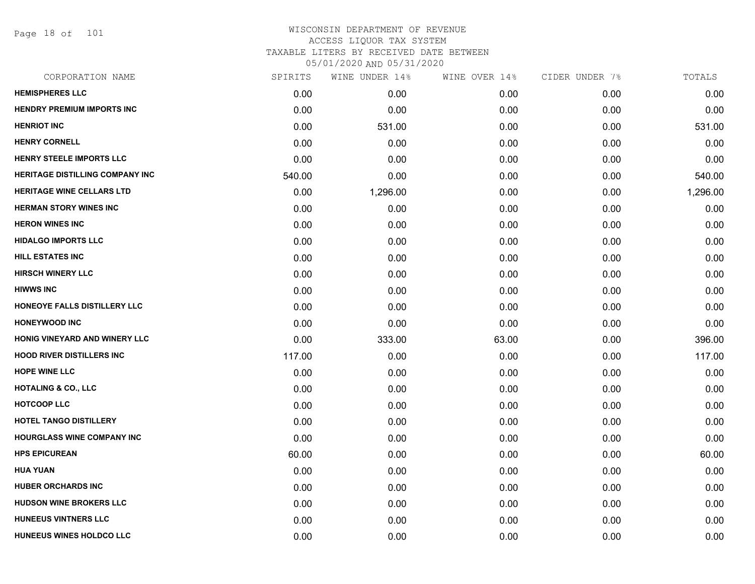# WISCONSIN DEPARTMENT OF REVENUE
ACCESS LIQUOR TAX SYSTEM
TAXABLE LITERS BY RECEIVED DATE BETWEEN
05/01/2020 AND 05/31/2020

| CORPORATION NAME | SPIRITS | WINE UNDER 14% | WINE OVER 14% | CIDER UNDER 7% | TOTALS |
|---|---|---|---|---|---|
| HEMISPHERES LLC | 0.00 | 0.00 | 0.00 | 0.00 | 0.00 |
| HENDRY PREMIUM IMPORTS INC | 0.00 | 0.00 | 0.00 | 0.00 | 0.00 |
| HENRIOT INC | 0.00 | 531.00 | 0.00 | 0.00 | 531.00 |
| HENRY CORNELL | 0.00 | 0.00 | 0.00 | 0.00 | 0.00 |
| HENRY STEELE IMPORTS LLC | 0.00 | 0.00 | 0.00 | 0.00 | 0.00 |
| HERITAGE DISTILLING COMPANY INC | 540.00 | 0.00 | 0.00 | 0.00 | 540.00 |
| HERITAGE WINE CELLARS LTD | 0.00 | 1,296.00 | 0.00 | 0.00 | 1,296.00 |
| HERMAN STORY WINES INC | 0.00 | 0.00 | 0.00 | 0.00 | 0.00 |
| HERON WINES INC | 0.00 | 0.00 | 0.00 | 0.00 | 0.00 |
| HIDALGO IMPORTS LLC | 0.00 | 0.00 | 0.00 | 0.00 | 0.00 |
| HILL ESTATES INC | 0.00 | 0.00 | 0.00 | 0.00 | 0.00 |
| HIRSCH WINERY LLC | 0.00 | 0.00 | 0.00 | 0.00 | 0.00 |
| HIWWS INC | 0.00 | 0.00 | 0.00 | 0.00 | 0.00 |
| HONEOYE FALLS DISTILLERY LLC | 0.00 | 0.00 | 0.00 | 0.00 | 0.00 |
| HONEYWOOD INC | 0.00 | 0.00 | 0.00 | 0.00 | 0.00 |
| HONIG VINEYARD AND WINERY LLC | 0.00 | 333.00 | 63.00 | 0.00 | 396.00 |
| HOOD RIVER DISTILLERS INC | 117.00 | 0.00 | 0.00 | 0.00 | 117.00 |
| HOPE WINE LLC | 0.00 | 0.00 | 0.00 | 0.00 | 0.00 |
| HOTALING & CO., LLC | 0.00 | 0.00 | 0.00 | 0.00 | 0.00 |
| HOTCOOP LLC | 0.00 | 0.00 | 0.00 | 0.00 | 0.00 |
| HOTEL TANGO DISTILLERY | 0.00 | 0.00 | 0.00 | 0.00 | 0.00 |
| HOURGLASS WINE COMPANY INC | 0.00 | 0.00 | 0.00 | 0.00 | 0.00 |
| HPS EPICUREAN | 60.00 | 0.00 | 0.00 | 0.00 | 60.00 |
| HUA YUAN | 0.00 | 0.00 | 0.00 | 0.00 | 0.00 |
| HUBER ORCHARDS INC | 0.00 | 0.00 | 0.00 | 0.00 | 0.00 |
| HUDSON WINE BROKERS LLC | 0.00 | 0.00 | 0.00 | 0.00 | 0.00 |
| HUNEEUS VINTNERS LLC | 0.00 | 0.00 | 0.00 | 0.00 | 0.00 |
| HUNEEUS WINES HOLDCO LLC | 0.00 | 0.00 | 0.00 | 0.00 | 0.00 |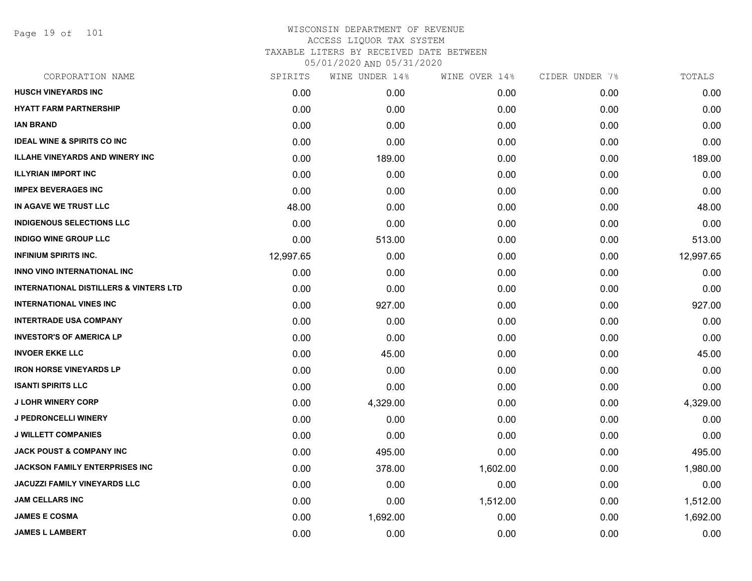WISCONSIN DEPARTMENT OF REVENUE
ACCESS LIQUOR TAX SYSTEM
TAXABLE LITERS BY RECEIVED DATE BETWEEN
05/01/2020 AND 05/31/2020

| CORPORATION NAME | SPIRITS | WINE UNDER 14% | WINE OVER 14% | CIDER UNDER 7% | TOTALS |
|---|---|---|---|---|---|
| HUSCH VINEYARDS INC | 0.00 | 0.00 | 0.00 | 0.00 | 0.00 |
| HYATT FARM PARTNERSHIP | 0.00 | 0.00 | 0.00 | 0.00 | 0.00 |
| IAN BRAND | 0.00 | 0.00 | 0.00 | 0.00 | 0.00 |
| IDEAL WINE & SPIRITS CO INC | 0.00 | 0.00 | 0.00 | 0.00 | 0.00 |
| ILLAHE VINEYARDS AND WINERY INC | 0.00 | 189.00 | 0.00 | 0.00 | 189.00 |
| ILLYRIAN IMPORT INC | 0.00 | 0.00 | 0.00 | 0.00 | 0.00 |
| IMPEX BEVERAGES INC | 0.00 | 0.00 | 0.00 | 0.00 | 0.00 |
| IN AGAVE WE TRUST LLC | 48.00 | 0.00 | 0.00 | 0.00 | 48.00 |
| INDIGENOUS SELECTIONS LLC | 0.00 | 0.00 | 0.00 | 0.00 | 0.00 |
| INDIGO WINE GROUP LLC | 0.00 | 513.00 | 0.00 | 0.00 | 513.00 |
| INFINIUM SPIRITS INC. | 12,997.65 | 0.00 | 0.00 | 0.00 | 12,997.65 |
| INNO VINO INTERNATIONAL INC | 0.00 | 0.00 | 0.00 | 0.00 | 0.00 |
| INTERNATIONAL DISTILLERS & VINTERS LTD | 0.00 | 0.00 | 0.00 | 0.00 | 0.00 |
| INTERNATIONAL VINES INC | 0.00 | 927.00 | 0.00 | 0.00 | 927.00 |
| INTERTRADE USA COMPANY | 0.00 | 0.00 | 0.00 | 0.00 | 0.00 |
| INVESTOR'S OF AMERICA LP | 0.00 | 0.00 | 0.00 | 0.00 | 0.00 |
| INVOER EKKE LLC | 0.00 | 45.00 | 0.00 | 0.00 | 45.00 |
| IRON HORSE VINEYARDS LP | 0.00 | 0.00 | 0.00 | 0.00 | 0.00 |
| ISANTI SPIRITS LLC | 0.00 | 0.00 | 0.00 | 0.00 | 0.00 |
| J LOHR WINERY CORP | 0.00 | 4,329.00 | 0.00 | 0.00 | 4,329.00 |
| J PEDRONCELLI WINERY | 0.00 | 0.00 | 0.00 | 0.00 | 0.00 |
| J WILLETT COMPANIES | 0.00 | 0.00 | 0.00 | 0.00 | 0.00 |
| JACK POUST & COMPANY INC | 0.00 | 495.00 | 0.00 | 0.00 | 495.00 |
| JACKSON FAMILY ENTERPRISES INC | 0.00 | 378.00 | 1,602.00 | 0.00 | 1,980.00 |
| JACUZZI FAMILY VINEYARDS LLC | 0.00 | 0.00 | 0.00 | 0.00 | 0.00 |
| JAM CELLARS INC | 0.00 | 0.00 | 1,512.00 | 0.00 | 1,512.00 |
| JAMES E COSMA | 0.00 | 1,692.00 | 0.00 | 0.00 | 1,692.00 |
| JAMES L LAMBERT | 0.00 | 0.00 | 0.00 | 0.00 | 0.00 |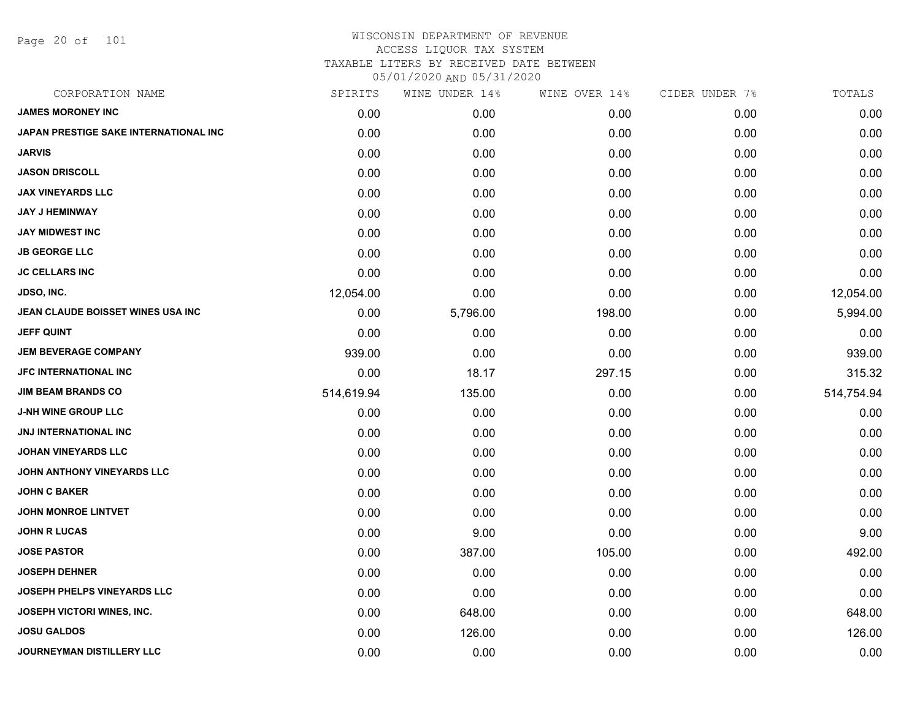WISCONSIN DEPARTMENT OF REVENUE
ACCESS LIQUOR TAX SYSTEM
TAXABLE LITERS BY RECEIVED DATE BETWEEN
05/01/2020 AND 05/31/2020

| CORPORATION NAME | SPIRITS | WINE UNDER 14% | WINE OVER 14% | CIDER UNDER 7% | TOTALS |
|---|---|---|---|---|---|
| JAMES MORONEY INC | 0.00 | 0.00 | 0.00 | 0.00 | 0.00 |
| JAPAN PRESTIGE SAKE INTERNATIONAL INC | 0.00 | 0.00 | 0.00 | 0.00 | 0.00 |
| JARVIS | 0.00 | 0.00 | 0.00 | 0.00 | 0.00 |
| JASON DRISCOLL | 0.00 | 0.00 | 0.00 | 0.00 | 0.00 |
| JAX VINEYARDS LLC | 0.00 | 0.00 | 0.00 | 0.00 | 0.00 |
| JAY J HEMINWAY | 0.00 | 0.00 | 0.00 | 0.00 | 0.00 |
| JAY MIDWEST INC | 0.00 | 0.00 | 0.00 | 0.00 | 0.00 |
| JB GEORGE LLC | 0.00 | 0.00 | 0.00 | 0.00 | 0.00 |
| JC CELLARS INC | 0.00 | 0.00 | 0.00 | 0.00 | 0.00 |
| JDSO, INC. | 12,054.00 | 0.00 | 0.00 | 0.00 | 12,054.00 |
| JEAN CLAUDE BOISSET WINES USA INC | 0.00 | 5,796.00 | 198.00 | 0.00 | 5,994.00 |
| JEFF QUINT | 0.00 | 0.00 | 0.00 | 0.00 | 0.00 |
| JEM BEVERAGE COMPANY | 939.00 | 0.00 | 0.00 | 0.00 | 939.00 |
| JFC INTERNATIONAL INC | 0.00 | 18.17 | 297.15 | 0.00 | 315.32 |
| JIM BEAM BRANDS CO | 514,619.94 | 135.00 | 0.00 | 0.00 | 514,754.94 |
| J-NH WINE GROUP LLC | 0.00 | 0.00 | 0.00 | 0.00 | 0.00 |
| JNJ INTERNATIONAL INC | 0.00 | 0.00 | 0.00 | 0.00 | 0.00 |
| JOHAN VINEYARDS LLC | 0.00 | 0.00 | 0.00 | 0.00 | 0.00 |
| JOHN ANTHONY VINEYARDS LLC | 0.00 | 0.00 | 0.00 | 0.00 | 0.00 |
| JOHN C BAKER | 0.00 | 0.00 | 0.00 | 0.00 | 0.00 |
| JOHN MONROE LINTVET | 0.00 | 0.00 | 0.00 | 0.00 | 0.00 |
| JOHN R LUCAS | 0.00 | 9.00 | 0.00 | 0.00 | 9.00 |
| JOSE PASTOR | 0.00 | 387.00 | 105.00 | 0.00 | 492.00 |
| JOSEPH DEHNER | 0.00 | 0.00 | 0.00 | 0.00 | 0.00 |
| JOSEPH PHELPS VINEYARDS LLC | 0.00 | 0.00 | 0.00 | 0.00 | 0.00 |
| JOSEPH VICTORI WINES, INC. | 0.00 | 648.00 | 0.00 | 0.00 | 648.00 |
| JOSU GALDOS | 0.00 | 126.00 | 0.00 | 0.00 | 126.00 |
| JOURNEYMAN DISTILLERY LLC | 0.00 | 0.00 | 0.00 | 0.00 | 0.00 |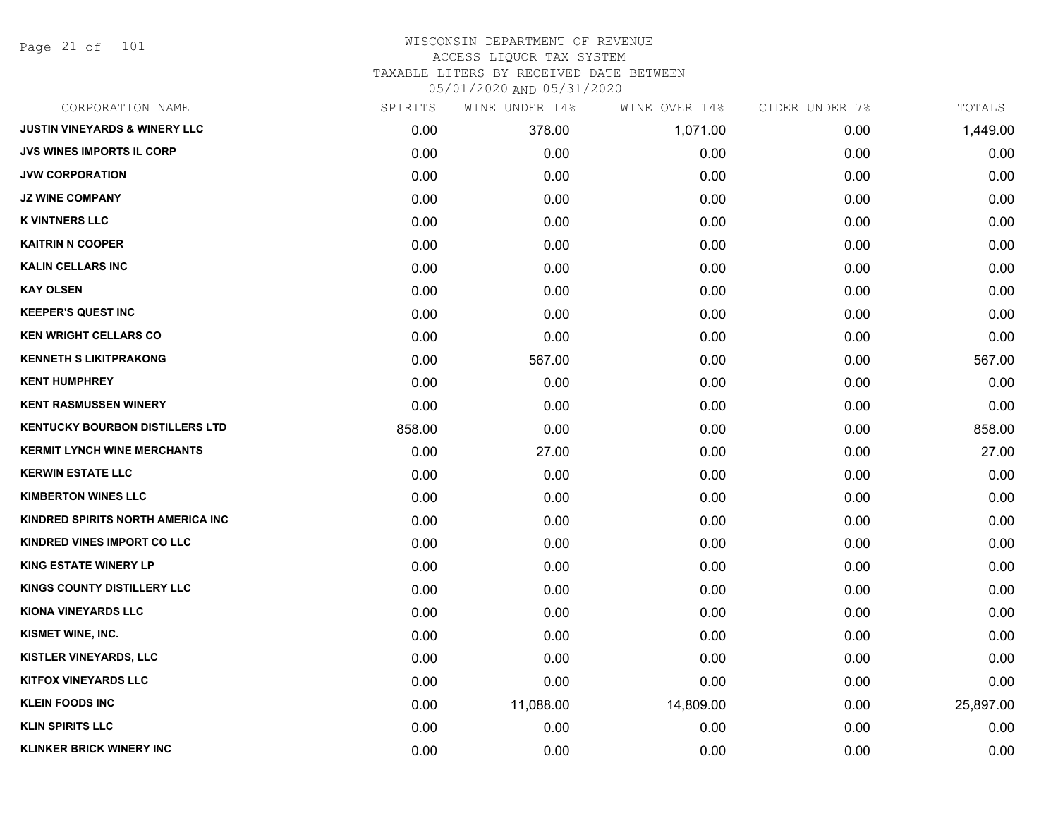WISCONSIN DEPARTMENT OF REVENUE
ACCESS LIQUOR TAX SYSTEM
TAXABLE LITERS BY RECEIVED DATE BETWEEN
05/01/2020 AND 05/31/2020

| CORPORATION NAME | SPIRITS | WINE UNDER 14% | WINE OVER 14% | CIDER UNDER 7% | TOTALS |
|---|---|---|---|---|---|
| JUSTIN VINEYARDS & WINERY LLC | 0.00 | 378.00 | 1,071.00 | 0.00 | 1,449.00 |
| JVS WINES IMPORTS IL CORP | 0.00 | 0.00 | 0.00 | 0.00 | 0.00 |
| JVW CORPORATION | 0.00 | 0.00 | 0.00 | 0.00 | 0.00 |
| JZ WINE COMPANY | 0.00 | 0.00 | 0.00 | 0.00 | 0.00 |
| K VINTNERS LLC | 0.00 | 0.00 | 0.00 | 0.00 | 0.00 |
| KAITRIN N COOPER | 0.00 | 0.00 | 0.00 | 0.00 | 0.00 |
| KALIN CELLARS INC | 0.00 | 0.00 | 0.00 | 0.00 | 0.00 |
| KAY OLSEN | 0.00 | 0.00 | 0.00 | 0.00 | 0.00 |
| KEEPER'S QUEST INC | 0.00 | 0.00 | 0.00 | 0.00 | 0.00 |
| KEN WRIGHT CELLARS CO | 0.00 | 0.00 | 0.00 | 0.00 | 0.00 |
| KENNETH S LIKITPRAKONG | 0.00 | 567.00 | 0.00 | 0.00 | 567.00 |
| KENT HUMPHREY | 0.00 | 0.00 | 0.00 | 0.00 | 0.00 |
| KENT RASMUSSEN WINERY | 0.00 | 0.00 | 0.00 | 0.00 | 0.00 |
| KENTUCKY BOURBON DISTILLERS LTD | 858.00 | 0.00 | 0.00 | 0.00 | 858.00 |
| KERMIT LYNCH WINE MERCHANTS | 0.00 | 27.00 | 0.00 | 0.00 | 27.00 |
| KERWIN ESTATE LLC | 0.00 | 0.00 | 0.00 | 0.00 | 0.00 |
| KIMBERTON WINES LLC | 0.00 | 0.00 | 0.00 | 0.00 | 0.00 |
| KINDRED SPIRITS NORTH AMERICA INC | 0.00 | 0.00 | 0.00 | 0.00 | 0.00 |
| KINDRED VINES IMPORT CO LLC | 0.00 | 0.00 | 0.00 | 0.00 | 0.00 |
| KING ESTATE WINERY LP | 0.00 | 0.00 | 0.00 | 0.00 | 0.00 |
| KINGS COUNTY DISTILLERY LLC | 0.00 | 0.00 | 0.00 | 0.00 | 0.00 |
| KIONA VINEYARDS LLC | 0.00 | 0.00 | 0.00 | 0.00 | 0.00 |
| KISMET WINE, INC. | 0.00 | 0.00 | 0.00 | 0.00 | 0.00 |
| KISTLER VINEYARDS, LLC | 0.00 | 0.00 | 0.00 | 0.00 | 0.00 |
| KITFOX VINEYARDS LLC | 0.00 | 0.00 | 0.00 | 0.00 | 0.00 |
| KLEIN FOODS INC | 0.00 | 11,088.00 | 14,809.00 | 0.00 | 25,897.00 |
| KLIN SPIRITS LLC | 0.00 | 0.00 | 0.00 | 0.00 | 0.00 |
| KLINKER BRICK WINERY INC | 0.00 | 0.00 | 0.00 | 0.00 | 0.00 |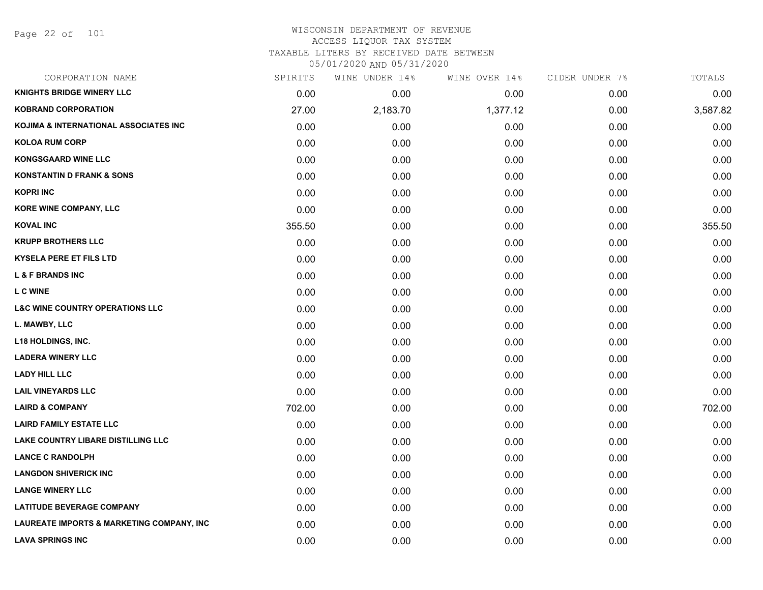WISCONSIN DEPARTMENT OF REVENUE
ACCESS LIQUOR TAX SYSTEM
TAXABLE LITERS BY RECEIVED DATE BETWEEN
05/01/2020 AND 05/31/2020

| CORPORATION NAME | SPIRITS | WINE UNDER 14% | WINE OVER 14% | CIDER UNDER 7% | TOTALS |
|---|---|---|---|---|---|
| KNIGHTS BRIDGE WINERY LLC | 0.00 | 0.00 | 0.00 | 0.00 | 0.00 |
| KOBRAND CORPORATION | 27.00 | 2,183.70 | 1,377.12 | 0.00 | 3,587.82 |
| KOJIMA & INTERNATIONAL ASSOCIATES INC | 0.00 | 0.00 | 0.00 | 0.00 | 0.00 |
| KOLOA RUM CORP | 0.00 | 0.00 | 0.00 | 0.00 | 0.00 |
| KONGSGAARD WINE LLC | 0.00 | 0.00 | 0.00 | 0.00 | 0.00 |
| KONSTANTIN D FRANK & SONS | 0.00 | 0.00 | 0.00 | 0.00 | 0.00 |
| KOPRI INC | 0.00 | 0.00 | 0.00 | 0.00 | 0.00 |
| KORE WINE COMPANY, LLC | 0.00 | 0.00 | 0.00 | 0.00 | 0.00 |
| KOVAL INC | 355.50 | 0.00 | 0.00 | 0.00 | 355.50 |
| KRUPP BROTHERS LLC | 0.00 | 0.00 | 0.00 | 0.00 | 0.00 |
| KYSELA PERE ET FILS LTD | 0.00 | 0.00 | 0.00 | 0.00 | 0.00 |
| L & F BRANDS INC | 0.00 | 0.00 | 0.00 | 0.00 | 0.00 |
| L C WINE | 0.00 | 0.00 | 0.00 | 0.00 | 0.00 |
| L&C WINE COUNTRY OPERATIONS LLC | 0.00 | 0.00 | 0.00 | 0.00 | 0.00 |
| L. MAWBY, LLC | 0.00 | 0.00 | 0.00 | 0.00 | 0.00 |
| L18 HOLDINGS, INC. | 0.00 | 0.00 | 0.00 | 0.00 | 0.00 |
| LADERA WINERY LLC | 0.00 | 0.00 | 0.00 | 0.00 | 0.00 |
| LADY HILL LLC | 0.00 | 0.00 | 0.00 | 0.00 | 0.00 |
| LAIL VINEYARDS LLC | 0.00 | 0.00 | 0.00 | 0.00 | 0.00 |
| LAIRD & COMPANY | 702.00 | 0.00 | 0.00 | 0.00 | 702.00 |
| LAIRD FAMILY ESTATE LLC | 0.00 | 0.00 | 0.00 | 0.00 | 0.00 |
| LAKE COUNTRY LIBARE DISTILLING LLC | 0.00 | 0.00 | 0.00 | 0.00 | 0.00 |
| LANCE C RANDOLPH | 0.00 | 0.00 | 0.00 | 0.00 | 0.00 |
| LANGDON SHIVERICK INC | 0.00 | 0.00 | 0.00 | 0.00 | 0.00 |
| LANGE WINERY LLC | 0.00 | 0.00 | 0.00 | 0.00 | 0.00 |
| LATITUDE BEVERAGE COMPANY | 0.00 | 0.00 | 0.00 | 0.00 | 0.00 |
| LAUREATE IMPORTS & MARKETING COMPANY, INC | 0.00 | 0.00 | 0.00 | 0.00 | 0.00 |
| LAVA SPRINGS INC | 0.00 | 0.00 | 0.00 | 0.00 | 0.00 |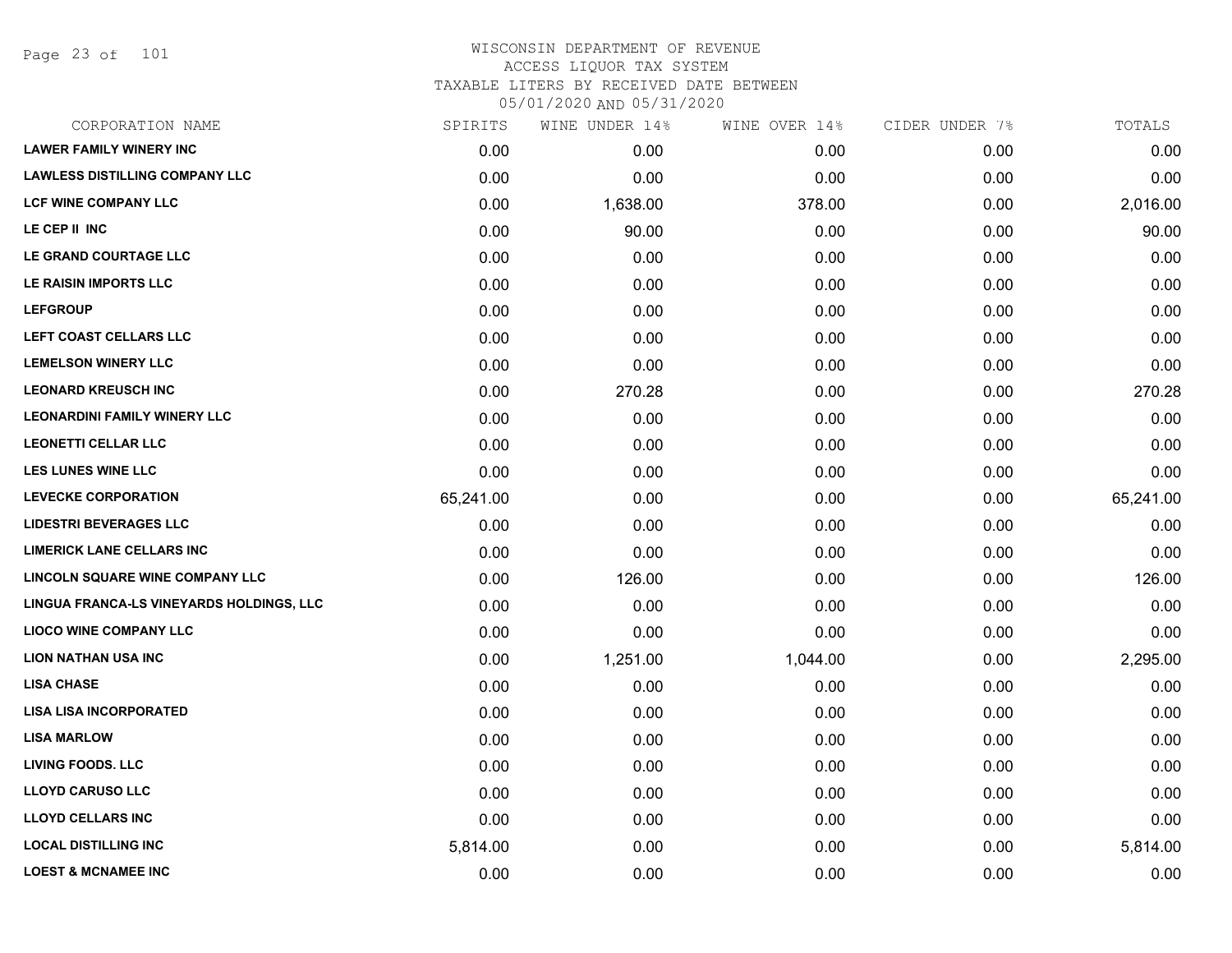# WISCONSIN DEPARTMENT OF REVENUE
ACCESS LIQUOR TAX SYSTEM
TAXABLE LITERS BY RECEIVED DATE BETWEEN
05/01/2020 AND 05/31/2020

| CORPORATION NAME | SPIRITS | WINE UNDER 14% | WINE OVER 14% | CIDER UNDER 7% | TOTALS |
|---|---|---|---|---|---|
| LAWER FAMILY WINERY INC | 0.00 | 0.00 | 0.00 | 0.00 | 0.00 |
| LAWLESS DISTILLING COMPANY LLC | 0.00 | 0.00 | 0.00 | 0.00 | 0.00 |
| LCF WINE COMPANY LLC | 0.00 | 1,638.00 | 378.00 | 0.00 | 2,016.00 |
| LE CEP II INC | 0.00 | 90.00 | 0.00 | 0.00 | 90.00 |
| LE GRAND COURTAGE LLC | 0.00 | 0.00 | 0.00 | 0.00 | 0.00 |
| LE RAISIN IMPORTS LLC | 0.00 | 0.00 | 0.00 | 0.00 | 0.00 |
| LEFGROUP | 0.00 | 0.00 | 0.00 | 0.00 | 0.00 |
| LEFT COAST CELLARS LLC | 0.00 | 0.00 | 0.00 | 0.00 | 0.00 |
| LEMELSON WINERY LLC | 0.00 | 0.00 | 0.00 | 0.00 | 0.00 |
| LEONARD KREUSCH INC | 0.00 | 270.28 | 0.00 | 0.00 | 270.28 |
| LEONARDINI FAMILY WINERY LLC | 0.00 | 0.00 | 0.00 | 0.00 | 0.00 |
| LEONETTI CELLAR LLC | 0.00 | 0.00 | 0.00 | 0.00 | 0.00 |
| LES LUNES WINE LLC | 0.00 | 0.00 | 0.00 | 0.00 | 0.00 |
| LEVECKE CORPORATION | 65,241.00 | 0.00 | 0.00 | 0.00 | 65,241.00 |
| LIDESTRI BEVERAGES LLC | 0.00 | 0.00 | 0.00 | 0.00 | 0.00 |
| LIMERICK LANE CELLARS INC | 0.00 | 0.00 | 0.00 | 0.00 | 0.00 |
| LINCOLN SQUARE WINE COMPANY LLC | 0.00 | 126.00 | 0.00 | 0.00 | 126.00 |
| LINGUA FRANCA-LS VINEYARDS HOLDINGS, LLC | 0.00 | 0.00 | 0.00 | 0.00 | 0.00 |
| LIOCO WINE COMPANY LLC | 0.00 | 0.00 | 0.00 | 0.00 | 0.00 |
| LION NATHAN USA INC | 0.00 | 1,251.00 | 1,044.00 | 0.00 | 2,295.00 |
| LISA CHASE | 0.00 | 0.00 | 0.00 | 0.00 | 0.00 |
| LISA LISA INCORPORATED | 0.00 | 0.00 | 0.00 | 0.00 | 0.00 |
| LISA MARLOW | 0.00 | 0.00 | 0.00 | 0.00 | 0.00 |
| LIVING FOODS. LLC | 0.00 | 0.00 | 0.00 | 0.00 | 0.00 |
| LLOYD CARUSO LLC | 0.00 | 0.00 | 0.00 | 0.00 | 0.00 |
| LLOYD CELLARS INC | 0.00 | 0.00 | 0.00 | 0.00 | 0.00 |
| LOCAL DISTILLING INC | 5,814.00 | 0.00 | 0.00 | 0.00 | 5,814.00 |
| LOEST & MCNAMEE INC | 0.00 | 0.00 | 0.00 | 0.00 | 0.00 |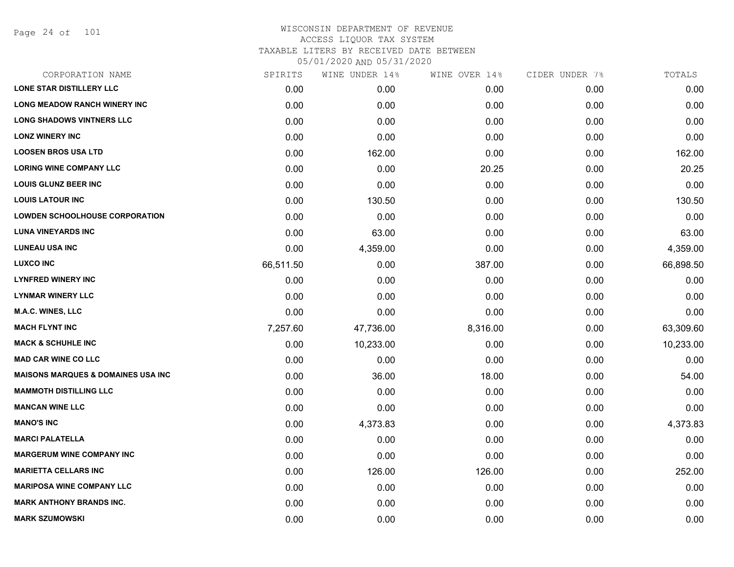# WISCONSIN DEPARTMENT OF REVENUE
## ACCESS LIQUOR TAX SYSTEM
### TAXABLE LITERS BY RECEIVED DATE BETWEEN 05/01/2020 AND 05/31/2020

| CORPORATION NAME | SPIRITS | WINE UNDER 14% | WINE OVER 14% | CIDER UNDER 7% | TOTALS |
|---|---|---|---|---|---|
| LONE STAR DISTILLERY LLC | 0.00 | 0.00 | 0.00 | 0.00 | 0.00 |
| LONG MEADOW RANCH WINERY INC | 0.00 | 0.00 | 0.00 | 0.00 | 0.00 |
| LONG SHADOWS VINTNERS LLC | 0.00 | 0.00 | 0.00 | 0.00 | 0.00 |
| LONZ WINERY INC | 0.00 | 0.00 | 0.00 | 0.00 | 0.00 |
| LOOSEN BROS USA LTD | 0.00 | 162.00 | 0.00 | 0.00 | 162.00 |
| LORING WINE COMPANY LLC | 0.00 | 0.00 | 20.25 | 0.00 | 20.25 |
| LOUIS GLUNZ BEER INC | 0.00 | 0.00 | 0.00 | 0.00 | 0.00 |
| LOUIS LATOUR INC | 0.00 | 130.50 | 0.00 | 0.00 | 130.50 |
| LOWDEN SCHOOLHOUSE CORPORATION | 0.00 | 0.00 | 0.00 | 0.00 | 0.00 |
| LUNA VINEYARDS INC | 0.00 | 63.00 | 0.00 | 0.00 | 63.00 |
| LUNEAU USA INC | 0.00 | 4,359.00 | 0.00 | 0.00 | 4,359.00 |
| LUXCO INC | 66,511.50 | 0.00 | 387.00 | 0.00 | 66,898.50 |
| LYNFRED WINERY INC | 0.00 | 0.00 | 0.00 | 0.00 | 0.00 |
| LYNMAR WINERY LLC | 0.00 | 0.00 | 0.00 | 0.00 | 0.00 |
| M.A.C. WINES, LLC | 0.00 | 0.00 | 0.00 | 0.00 | 0.00 |
| MACH FLYNT INC | 7,257.60 | 47,736.00 | 8,316.00 | 0.00 | 63,309.60 |
| MACK & SCHUHLE INC | 0.00 | 10,233.00 | 0.00 | 0.00 | 10,233.00 |
| MAD CAR WINE CO LLC | 0.00 | 0.00 | 0.00 | 0.00 | 0.00 |
| MAISONS MARQUES & DOMAINES USA INC | 0.00 | 36.00 | 18.00 | 0.00 | 54.00 |
| MAMMOTH DISTILLING LLC | 0.00 | 0.00 | 0.00 | 0.00 | 0.00 |
| MANCAN WINE LLC | 0.00 | 0.00 | 0.00 | 0.00 | 0.00 |
| MANO'S INC | 0.00 | 4,373.83 | 0.00 | 0.00 | 4,373.83 |
| MARCI PALATELLA | 0.00 | 0.00 | 0.00 | 0.00 | 0.00 |
| MARGERUM WINE COMPANY INC | 0.00 | 0.00 | 0.00 | 0.00 | 0.00 |
| MARIETTA CELLARS INC | 0.00 | 126.00 | 126.00 | 0.00 | 252.00 |
| MARIPOSA WINE COMPANY LLC | 0.00 | 0.00 | 0.00 | 0.00 | 0.00 |
| MARK ANTHONY BRANDS INC. | 0.00 | 0.00 | 0.00 | 0.00 | 0.00 |
| MARK SZUMOWSKI | 0.00 | 0.00 | 0.00 | 0.00 | 0.00 |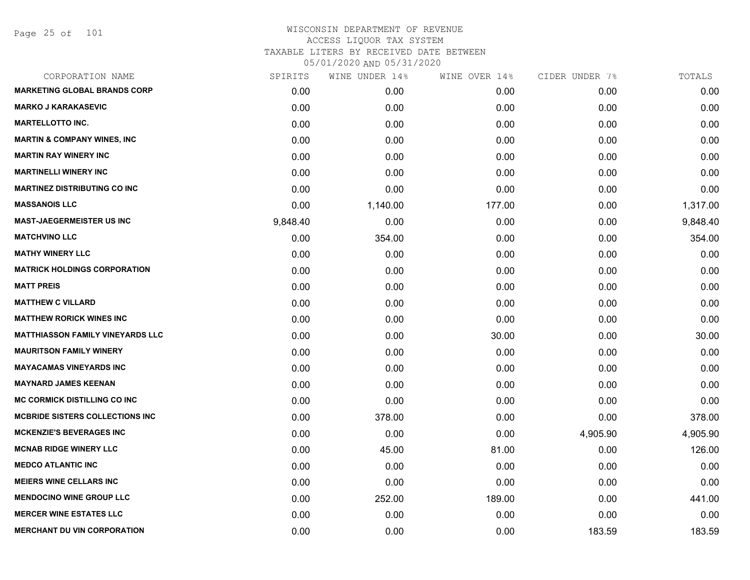WISCONSIN DEPARTMENT OF REVENUE
ACCESS LIQUOR TAX SYSTEM
TAXABLE LITERS BY RECEIVED DATE BETWEEN
05/01/2020 AND 05/31/2020

| CORPORATION NAME | SPIRITS | WINE UNDER 14% | WINE OVER 14% | CIDER UNDER 7% | TOTALS |
|---|---|---|---|---|---|
| MARKETING GLOBAL BRANDS CORP | 0.00 | 0.00 | 0.00 | 0.00 | 0.00 |
| MARKO J KARAKASEVIC | 0.00 | 0.00 | 0.00 | 0.00 | 0.00 |
| MARTELLOTTO INC. | 0.00 | 0.00 | 0.00 | 0.00 | 0.00 |
| MARTIN & COMPANY WINES, INC | 0.00 | 0.00 | 0.00 | 0.00 | 0.00 |
| MARTIN RAY WINERY INC | 0.00 | 0.00 | 0.00 | 0.00 | 0.00 |
| MARTINELLI WINERY INC | 0.00 | 0.00 | 0.00 | 0.00 | 0.00 |
| MARTINEZ DISTRIBUTING CO INC | 0.00 | 0.00 | 0.00 | 0.00 | 0.00 |
| MASSANOIS LLC | 0.00 | 1,140.00 | 177.00 | 0.00 | 1,317.00 |
| MAST-JAEGERMEISTER US INC | 9,848.40 | 0.00 | 0.00 | 0.00 | 9,848.40 |
| MATCHVINO LLC | 0.00 | 354.00 | 0.00 | 0.00 | 354.00 |
| MATHY WINERY LLC | 0.00 | 0.00 | 0.00 | 0.00 | 0.00 |
| MATRICK HOLDINGS CORPORATION | 0.00 | 0.00 | 0.00 | 0.00 | 0.00 |
| MATT PREIS | 0.00 | 0.00 | 0.00 | 0.00 | 0.00 |
| MATTHEW C VILLARD | 0.00 | 0.00 | 0.00 | 0.00 | 0.00 |
| MATTHEW RORICK WINES INC | 0.00 | 0.00 | 0.00 | 0.00 | 0.00 |
| MATTHIASSON FAMILY VINEYARDS LLC | 0.00 | 0.00 | 30.00 | 0.00 | 30.00 |
| MAURITSON FAMILY WINERY | 0.00 | 0.00 | 0.00 | 0.00 | 0.00 |
| MAYACAMAS VINEYARDS INC | 0.00 | 0.00 | 0.00 | 0.00 | 0.00 |
| MAYNARD JAMES KEENAN | 0.00 | 0.00 | 0.00 | 0.00 | 0.00 |
| MC CORMICK DISTILLING CO INC | 0.00 | 0.00 | 0.00 | 0.00 | 0.00 |
| MCBRIDE SISTERS COLLECTIONS INC | 0.00 | 378.00 | 0.00 | 0.00 | 378.00 |
| MCKENZIE'S BEVERAGES INC | 0.00 | 0.00 | 0.00 | 4,905.90 | 4,905.90 |
| MCNAB RIDGE WINERY LLC | 0.00 | 45.00 | 81.00 | 0.00 | 126.00 |
| MEDCO ATLANTIC INC | 0.00 | 0.00 | 0.00 | 0.00 | 0.00 |
| MEIERS WINE CELLARS INC | 0.00 | 0.00 | 0.00 | 0.00 | 0.00 |
| MENDOCINO WINE GROUP LLC | 0.00 | 252.00 | 189.00 | 0.00 | 441.00 |
| MERCER WINE ESTATES LLC | 0.00 | 0.00 | 0.00 | 0.00 | 0.00 |
| MERCHANT DU VIN CORPORATION | 0.00 | 0.00 | 0.00 | 183.59 | 183.59 |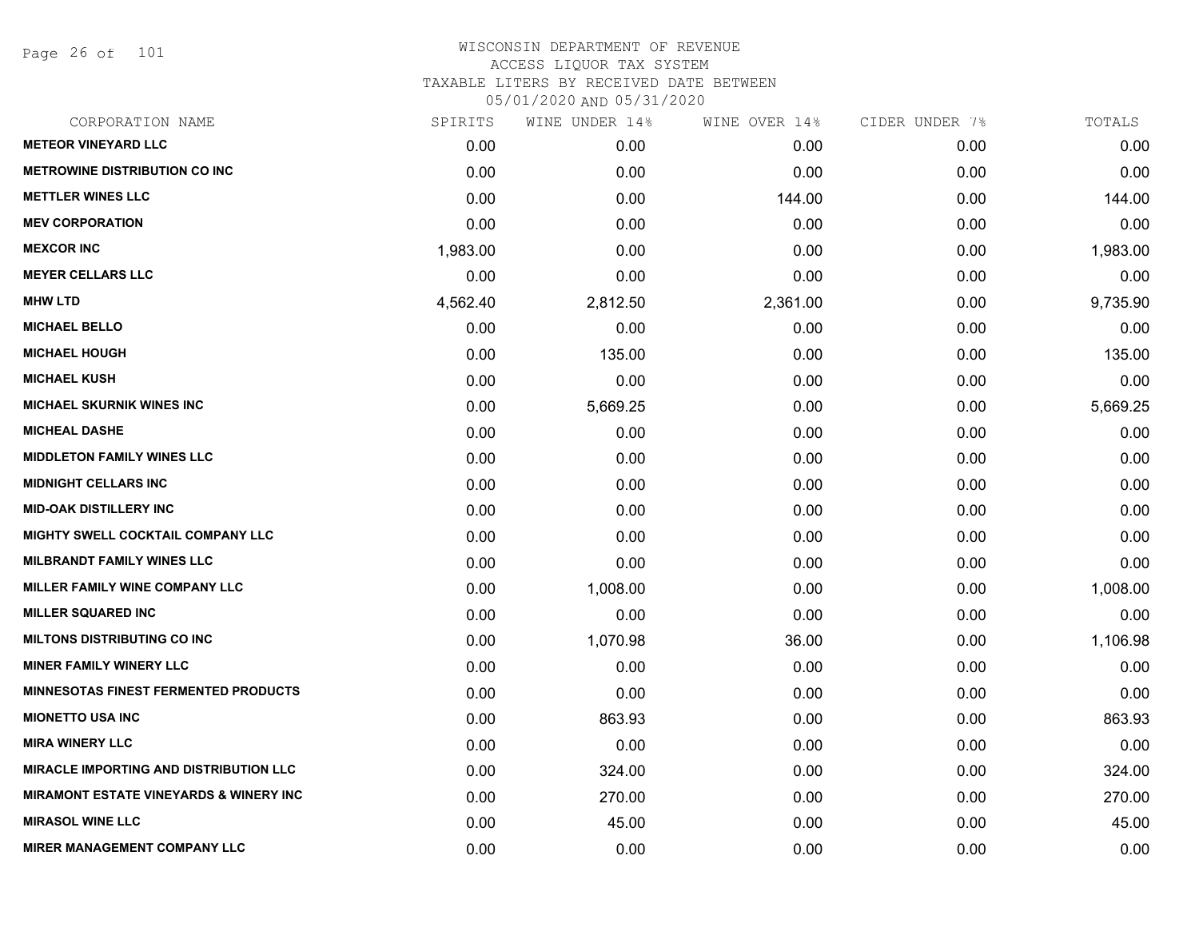WISCONSIN DEPARTMENT OF REVENUE
ACCESS LIQUOR TAX SYSTEM
TAXABLE LITERS BY RECEIVED DATE BETWEEN
05/01/2020 AND 05/31/2020

| CORPORATION NAME | SPIRITS | WINE UNDER 14% | WINE OVER 14% | CIDER UNDER 7% | TOTALS |
|---|---|---|---|---|---|
| **METEOR VINEYARD LLC** | 0.00 | 0.00 | 0.00 | 0.00 | 0.00 |
| **METROWINE DISTRIBUTION CO INC** | 0.00 | 0.00 | 0.00 | 0.00 | 0.00 |
| **METTLER WINES LLC** | 0.00 | 0.00 | 144.00 | 0.00 | 144.00 |
| **MEV CORPORATION** | 0.00 | 0.00 | 0.00 | 0.00 | 0.00 |
| **MEXCOR INC** | 1,983.00 | 0.00 | 0.00 | 0.00 | 1,983.00 |
| **MEYER CELLARS LLC** | 0.00 | 0.00 | 0.00 | 0.00 | 0.00 |
| **MHW LTD** | 4,562.40 | 2,812.50 | 2,361.00 | 0.00 | 9,735.90 |
| **MICHAEL BELLO** | 0.00 | 0.00 | 0.00 | 0.00 | 0.00 |
| **MICHAEL HOUGH** | 0.00 | 135.00 | 0.00 | 0.00 | 135.00 |
| **MICHAEL KUSH** | 0.00 | 0.00 | 0.00 | 0.00 | 0.00 |
| **MICHAEL SKURNIK WINES INC** | 0.00 | 5,669.25 | 0.00 | 0.00 | 5,669.25 |
| **MICHEAL DASHE** | 0.00 | 0.00 | 0.00 | 0.00 | 0.00 |
| **MIDDLETON FAMILY WINES LLC** | 0.00 | 0.00 | 0.00 | 0.00 | 0.00 |
| **MIDNIGHT CELLARS INC** | 0.00 | 0.00 | 0.00 | 0.00 | 0.00 |
| **MID-OAK DISTILLERY INC** | 0.00 | 0.00 | 0.00 | 0.00 | 0.00 |
| **MIGHTY SWELL COCKTAIL COMPANY LLC** | 0.00 | 0.00 | 0.00 | 0.00 | 0.00 |
| **MILBRANDT FAMILY WINES LLC** | 0.00 | 0.00 | 0.00 | 0.00 | 0.00 |
| **MILLER FAMILY WINE COMPANY LLC** | 0.00 | 1,008.00 | 0.00 | 0.00 | 1,008.00 |
| **MILLER SQUARED INC** | 0.00 | 0.00 | 0.00 | 0.00 | 0.00 |
| **MILTONS DISTRIBUTING CO INC** | 0.00 | 1,070.98 | 36.00 | 0.00 | 1,106.98 |
| **MINER FAMILY WINERY LLC** | 0.00 | 0.00 | 0.00 | 0.00 | 0.00 |
| **MINNESOTAS FINEST FERMENTED PRODUCTS** | 0.00 | 0.00 | 0.00 | 0.00 | 0.00 |
| **MIONETTO USA INC** | 0.00 | 863.93 | 0.00 | 0.00 | 863.93 |
| **MIRA WINERY LLC** | 0.00 | 0.00 | 0.00 | 0.00 | 0.00 |
| **MIRACLE IMPORTING AND DISTRIBUTION LLC** | 0.00 | 324.00 | 0.00 | 0.00 | 324.00 |
| **MIRAMONT ESTATE VINEYARDS & WINERY INC** | 0.00 | 270.00 | 0.00 | 0.00 | 270.00 |
| **MIRASOL WINE LLC** | 0.00 | 45.00 | 0.00 | 0.00 | 45.00 |
| **MIRER MANAGEMENT COMPANY LLC** | 0.00 | 0.00 | 0.00 | 0.00 | 0.00 |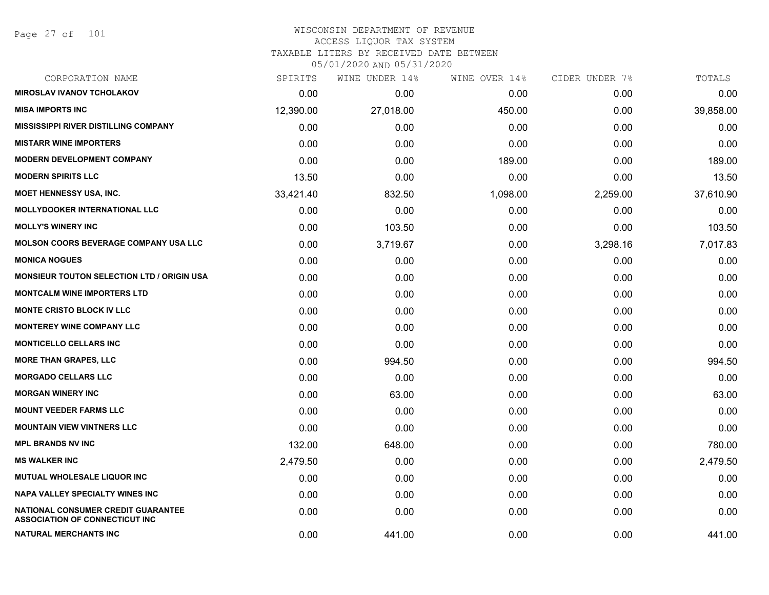# WISCONSIN DEPARTMENT OF REVENUE
## ACCESS LIQUOR TAX SYSTEM
### TAXABLE LITERS BY RECEIVED DATE BETWEEN 05/01/2020 AND 05/31/2020

| CORPORATION NAME | SPIRITS | WINE UNDER 14% | WINE OVER 14% | CIDER UNDER 7% | TOTALS |
|---|---|---|---|---|---|
| MIROSLAV IVANOV TCHOLAKOV | 0.00 | 0.00 | 0.00 | 0.00 | 0.00 |
| MISA IMPORTS INC | 12,390.00 | 27,018.00 | 450.00 | 0.00 | 39,858.00 |
| MISSISSIPPI RIVER DISTILLING COMPANY | 0.00 | 0.00 | 0.00 | 0.00 | 0.00 |
| MISTARR WINE IMPORTERS | 0.00 | 0.00 | 0.00 | 0.00 | 0.00 |
| MODERN DEVELOPMENT COMPANY | 0.00 | 0.00 | 189.00 | 0.00 | 189.00 |
| MODERN SPIRITS LLC | 13.50 | 0.00 | 0.00 | 0.00 | 13.50 |
| MOET HENNESSY USA, INC. | 33,421.40 | 832.50 | 1,098.00 | 2,259.00 | 37,610.90 |
| MOLLYDOOKER INTERNATIONAL LLC | 0.00 | 0.00 | 0.00 | 0.00 | 0.00 |
| MOLLY'S WINERY INC | 0.00 | 103.50 | 0.00 | 0.00 | 103.50 |
| MOLSON COORS BEVERAGE COMPANY USA LLC | 0.00 | 3,719.67 | 0.00 | 3,298.16 | 7,017.83 |
| MONICA NOGUES | 0.00 | 0.00 | 0.00 | 0.00 | 0.00 |
| MONSIEUR TOUTON SELECTION LTD / ORIGIN USA | 0.00 | 0.00 | 0.00 | 0.00 | 0.00 |
| MONTCALM WINE IMPORTERS LTD | 0.00 | 0.00 | 0.00 | 0.00 | 0.00 |
| MONTE CRISTO BLOCK IV LLC | 0.00 | 0.00 | 0.00 | 0.00 | 0.00 |
| MONTEREY WINE COMPANY LLC | 0.00 | 0.00 | 0.00 | 0.00 | 0.00 |
| MONTICELLO CELLARS INC | 0.00 | 0.00 | 0.00 | 0.00 | 0.00 |
| MORE THAN GRAPES, LLC | 0.00 | 994.50 | 0.00 | 0.00 | 994.50 |
| MORGADO CELLARS LLC | 0.00 | 0.00 | 0.00 | 0.00 | 0.00 |
| MORGAN WINERY INC | 0.00 | 63.00 | 0.00 | 0.00 | 63.00 |
| MOUNT VEEDER FARMS LLC | 0.00 | 0.00 | 0.00 | 0.00 | 0.00 |
| MOUNTAIN VIEW VINTNERS LLC | 0.00 | 0.00 | 0.00 | 0.00 | 0.00 |
| MPL BRANDS NV INC | 132.00 | 648.00 | 0.00 | 0.00 | 780.00 |
| MS WALKER INC | 2,479.50 | 0.00 | 0.00 | 0.00 | 2,479.50 |
| MUTUAL WHOLESALE LIQUOR INC | 0.00 | 0.00 | 0.00 | 0.00 | 0.00 |
| NAPA VALLEY SPECIALTY WINES INC | 0.00 | 0.00 | 0.00 | 0.00 | 0.00 |
| NATIONAL CONSUMER CREDIT GUARANTEE ASSOCIATION OF CONNECTICUT INC | 0.00 | 0.00 | 0.00 | 0.00 | 0.00 |
| NATURAL MERCHANTS INC | 0.00 | 441.00 | 0.00 | 0.00 | 441.00 |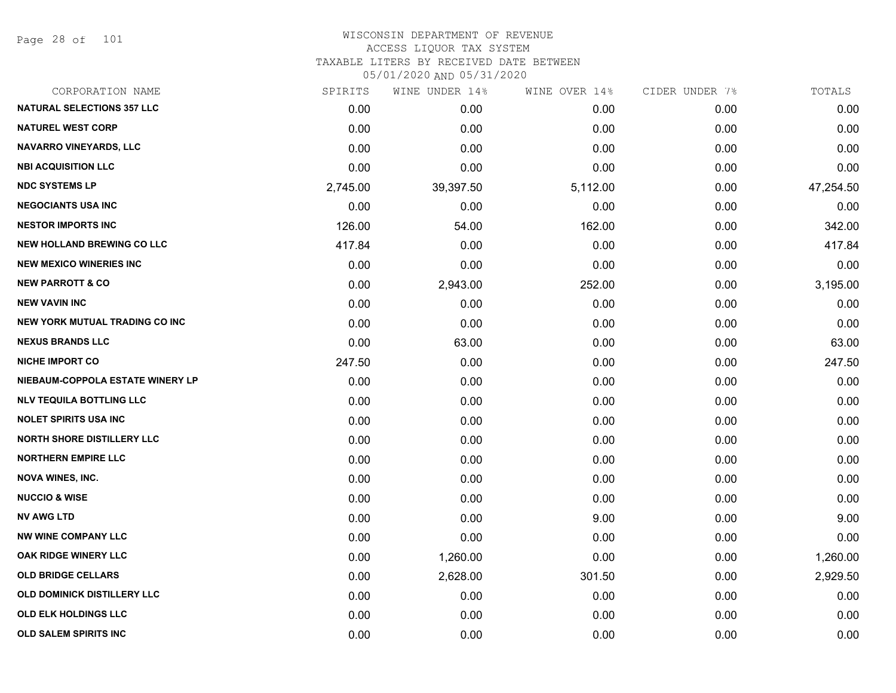WISCONSIN DEPARTMENT OF REVENUE
ACCESS LIQUOR TAX SYSTEM
TAXABLE LITERS BY RECEIVED DATE BETWEEN
05/01/2020 AND 05/31/2020

| CORPORATION NAME | SPIRITS | WINE UNDER 14% | WINE OVER 14% | CIDER UNDER 7% | TOTALS |
|---|---|---|---|---|---|
| NATURAL SELECTIONS 357 LLC | 0.00 | 0.00 | 0.00 | 0.00 | 0.00 |
| NATUREL WEST CORP | 0.00 | 0.00 | 0.00 | 0.00 | 0.00 |
| NAVARRO VINEYARDS, LLC | 0.00 | 0.00 | 0.00 | 0.00 | 0.00 |
| NBI ACQUISITION LLC | 0.00 | 0.00 | 0.00 | 0.00 | 0.00 |
| NDC SYSTEMS LP | 2,745.00 | 39,397.50 | 5,112.00 | 0.00 | 47,254.50 |
| NEGOCIANTS USA INC | 0.00 | 0.00 | 0.00 | 0.00 | 0.00 |
| NESTOR IMPORTS INC | 126.00 | 54.00 | 162.00 | 0.00 | 342.00 |
| NEW HOLLAND BREWING CO LLC | 417.84 | 0.00 | 0.00 | 0.00 | 417.84 |
| NEW MEXICO WINERIES INC | 0.00 | 0.00 | 0.00 | 0.00 | 0.00 |
| NEW PARROTT & CO | 0.00 | 2,943.00 | 252.00 | 0.00 | 3,195.00 |
| NEW VAVIN INC | 0.00 | 0.00 | 0.00 | 0.00 | 0.00 |
| NEW YORK MUTUAL TRADING CO INC | 0.00 | 0.00 | 0.00 | 0.00 | 0.00 |
| NEXUS BRANDS LLC | 0.00 | 63.00 | 0.00 | 0.00 | 63.00 |
| NICHE IMPORT CO | 247.50 | 0.00 | 0.00 | 0.00 | 247.50 |
| NIEBAUM-COPPOLA ESTATE WINERY LP | 0.00 | 0.00 | 0.00 | 0.00 | 0.00 |
| NLV TEQUILA BOTTLING LLC | 0.00 | 0.00 | 0.00 | 0.00 | 0.00 |
| NOLET SPIRITS USA INC | 0.00 | 0.00 | 0.00 | 0.00 | 0.00 |
| NORTH SHORE DISTILLERY LLC | 0.00 | 0.00 | 0.00 | 0.00 | 0.00 |
| NORTHERN EMPIRE LLC | 0.00 | 0.00 | 0.00 | 0.00 | 0.00 |
| NOVA WINES, INC. | 0.00 | 0.00 | 0.00 | 0.00 | 0.00 |
| NUCCIO & WISE | 0.00 | 0.00 | 0.00 | 0.00 | 0.00 |
| NV AWG LTD | 0.00 | 0.00 | 9.00 | 0.00 | 9.00 |
| NW WINE COMPANY LLC | 0.00 | 0.00 | 0.00 | 0.00 | 0.00 |
| OAK RIDGE WINERY LLC | 0.00 | 1,260.00 | 0.00 | 0.00 | 1,260.00 |
| OLD BRIDGE CELLARS | 0.00 | 2,628.00 | 301.50 | 0.00 | 2,929.50 |
| OLD DOMINICK DISTILLERY LLC | 0.00 | 0.00 | 0.00 | 0.00 | 0.00 |
| OLD ELK HOLDINGS LLC | 0.00 | 0.00 | 0.00 | 0.00 | 0.00 |
| OLD SALEM SPIRITS INC | 0.00 | 0.00 | 0.00 | 0.00 | 0.00 |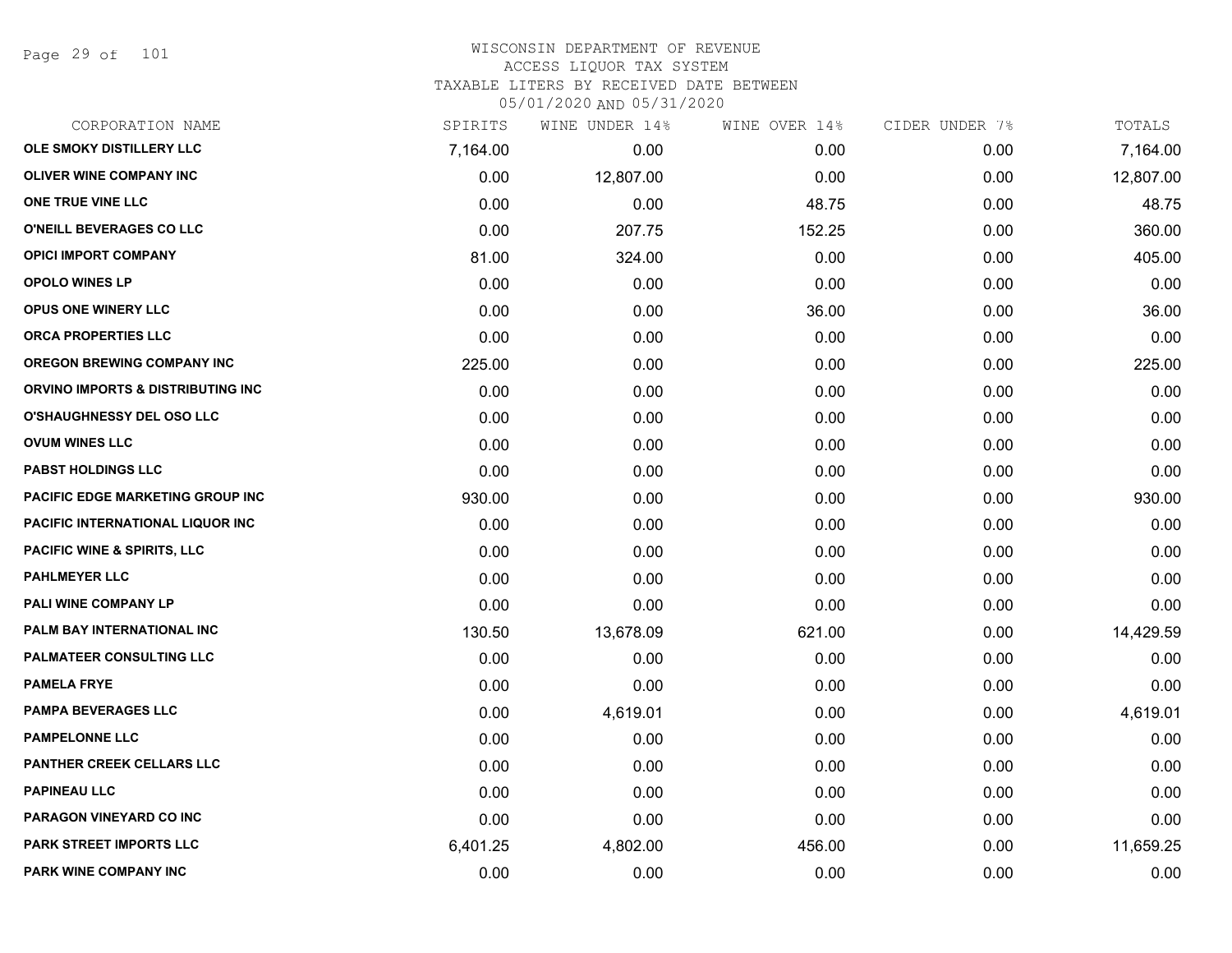# WISCONSIN DEPARTMENT OF REVENUE
ACCESS LIQUOR TAX SYSTEM
TAXABLE LITERS BY RECEIVED DATE BETWEEN
05/01/2020 AND 05/31/2020

| CORPORATION NAME | SPIRITS | WINE UNDER 14% | WINE OVER 14% | CIDER UNDER 7% | TOTALS |
|---|---|---|---|---|---|
| OLE SMOKY DISTILLERY LLC | 7,164.00 | 0.00 | 0.00 | 0.00 | 7,164.00 |
| OLIVER WINE COMPANY INC | 0.00 | 12,807.00 | 0.00 | 0.00 | 12,807.00 |
| ONE TRUE VINE LLC | 0.00 | 0.00 | 48.75 | 0.00 | 48.75 |
| O'NEILL BEVERAGES CO LLC | 0.00 | 207.75 | 152.25 | 0.00 | 360.00 |
| OPICI IMPORT COMPANY | 81.00 | 324.00 | 0.00 | 0.00 | 405.00 |
| OPOLO WINES LP | 0.00 | 0.00 | 0.00 | 0.00 | 0.00 |
| OPUS ONE WINERY LLC | 0.00 | 0.00 | 36.00 | 0.00 | 36.00 |
| ORCA PROPERTIES LLC | 0.00 | 0.00 | 0.00 | 0.00 | 0.00 |
| OREGON BREWING COMPANY INC | 225.00 | 0.00 | 0.00 | 0.00 | 225.00 |
| ORVINO IMPORTS & DISTRIBUTING INC | 0.00 | 0.00 | 0.00 | 0.00 | 0.00 |
| O'SHAUGHNESSY DEL OSO LLC | 0.00 | 0.00 | 0.00 | 0.00 | 0.00 |
| OVUM WINES LLC | 0.00 | 0.00 | 0.00 | 0.00 | 0.00 |
| PABST HOLDINGS LLC | 0.00 | 0.00 | 0.00 | 0.00 | 0.00 |
| PACIFIC EDGE MARKETING GROUP INC | 930.00 | 0.00 | 0.00 | 0.00 | 930.00 |
| PACIFIC INTERNATIONAL LIQUOR INC | 0.00 | 0.00 | 0.00 | 0.00 | 0.00 |
| PACIFIC WINE & SPIRITS, LLC | 0.00 | 0.00 | 0.00 | 0.00 | 0.00 |
| PAHLMEYER LLC | 0.00 | 0.00 | 0.00 | 0.00 | 0.00 |
| PALI WINE COMPANY LP | 0.00 | 0.00 | 0.00 | 0.00 | 0.00 |
| PALM BAY INTERNATIONAL INC | 130.50 | 13,678.09 | 621.00 | 0.00 | 14,429.59 |
| PALMATEER CONSULTING LLC | 0.00 | 0.00 | 0.00 | 0.00 | 0.00 |
| PAMELA FRYE | 0.00 | 0.00 | 0.00 | 0.00 | 0.00 |
| PAMPA BEVERAGES LLC | 0.00 | 4,619.01 | 0.00 | 0.00 | 4,619.01 |
| PAMPELONNE LLC | 0.00 | 0.00 | 0.00 | 0.00 | 0.00 |
| PANTHER CREEK CELLARS LLC | 0.00 | 0.00 | 0.00 | 0.00 | 0.00 |
| PAPINEAU LLC | 0.00 | 0.00 | 0.00 | 0.00 | 0.00 |
| PARAGON VINEYARD CO INC | 0.00 | 0.00 | 0.00 | 0.00 | 0.00 |
| PARK STREET IMPORTS LLC | 6,401.25 | 4,802.00 | 456.00 | 0.00 | 11,659.25 |
| PARK WINE COMPANY INC | 0.00 | 0.00 | 0.00 | 0.00 | 0.00 |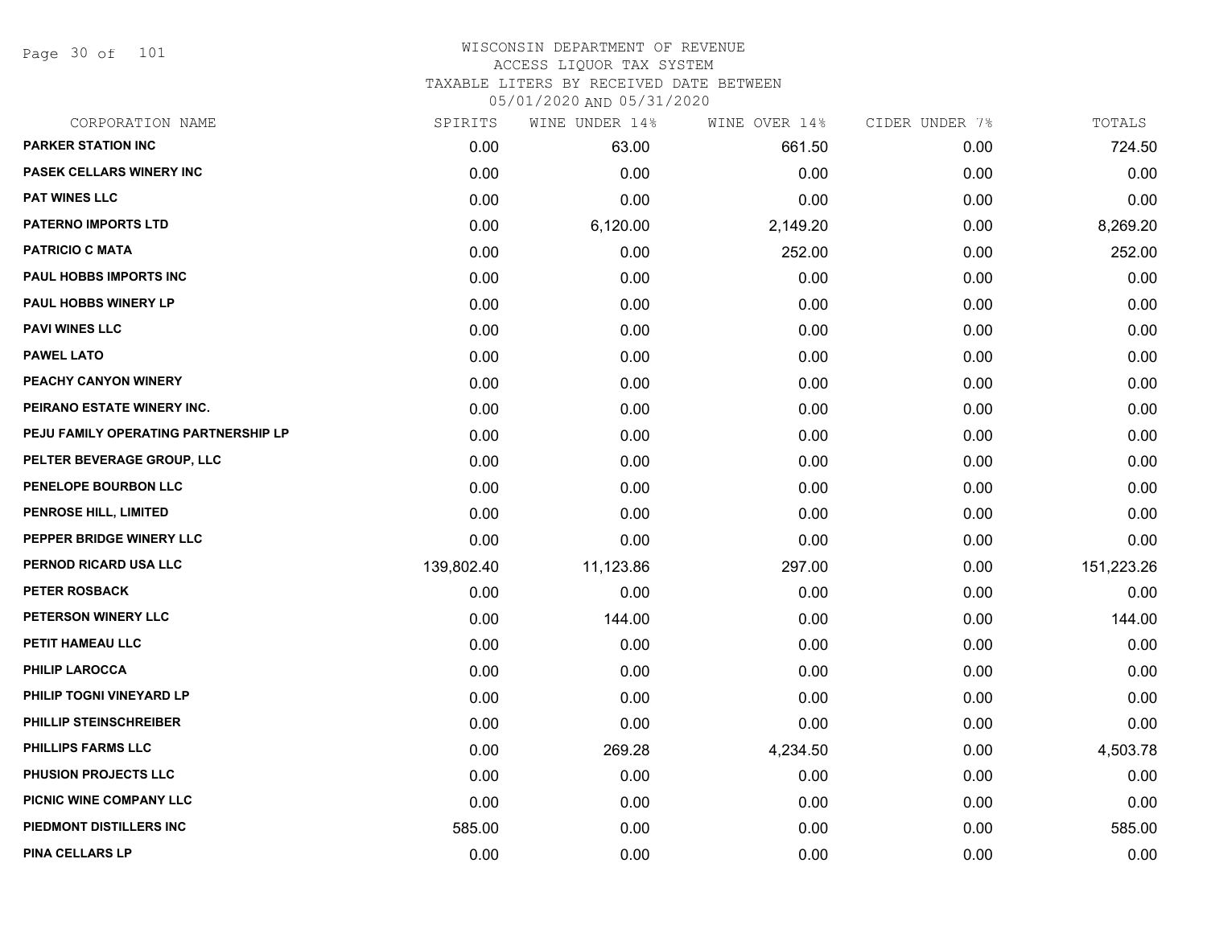# WISCONSIN DEPARTMENT OF REVENUE
## ACCESS LIQUOR TAX SYSTEM
### TAXABLE LITERS BY RECEIVED DATE BETWEEN 05/01/2020 AND 05/31/2020

| CORPORATION NAME | SPIRITS | WINE UNDER 14% | WINE OVER 14% | CIDER UNDER 7% | TOTALS |
|---|---|---|---|---|---|
| PARKER STATION INC | 0.00 | 63.00 | 661.50 | 0.00 | 724.50 |
| PASEK CELLARS WINERY INC | 0.00 | 0.00 | 0.00 | 0.00 | 0.00 |
| PAT WINES LLC | 0.00 | 0.00 | 0.00 | 0.00 | 0.00 |
| PATERNO IMPORTS LTD | 0.00 | 6,120.00 | 2,149.20 | 0.00 | 8,269.20 |
| PATRICIO C MATA | 0.00 | 0.00 | 252.00 | 0.00 | 252.00 |
| PAUL HOBBS IMPORTS INC | 0.00 | 0.00 | 0.00 | 0.00 | 0.00 |
| PAUL HOBBS WINERY LP | 0.00 | 0.00 | 0.00 | 0.00 | 0.00 |
| PAVI WINES LLC | 0.00 | 0.00 | 0.00 | 0.00 | 0.00 |
| PAWEL LATO | 0.00 | 0.00 | 0.00 | 0.00 | 0.00 |
| PEACHY CANYON WINERY | 0.00 | 0.00 | 0.00 | 0.00 | 0.00 |
| PEIRANO ESTATE WINERY INC. | 0.00 | 0.00 | 0.00 | 0.00 | 0.00 |
| PEJU FAMILY OPERATING PARTNERSHIP LP | 0.00 | 0.00 | 0.00 | 0.00 | 0.00 |
| PELTER BEVERAGE GROUP, LLC | 0.00 | 0.00 | 0.00 | 0.00 | 0.00 |
| PENELOPE BOURBON LLC | 0.00 | 0.00 | 0.00 | 0.00 | 0.00 |
| PENROSE HILL, LIMITED | 0.00 | 0.00 | 0.00 | 0.00 | 0.00 |
| PEPPER BRIDGE WINERY LLC | 0.00 | 0.00 | 0.00 | 0.00 | 0.00 |
| PERNOD RICARD USA LLC | 139,802.40 | 11,123.86 | 297.00 | 0.00 | 151,223.26 |
| PETER ROSBACK | 0.00 | 0.00 | 0.00 | 0.00 | 0.00 |
| PETERSON WINERY LLC | 0.00 | 144.00 | 0.00 | 0.00 | 144.00 |
| PETIT HAMEAU LLC | 0.00 | 0.00 | 0.00 | 0.00 | 0.00 |
| PHILIP LAROCCA | 0.00 | 0.00 | 0.00 | 0.00 | 0.00 |
| PHILIP TOGNI VINEYARD LP | 0.00 | 0.00 | 0.00 | 0.00 | 0.00 |
| PHILLIP STEINSCHREIBER | 0.00 | 0.00 | 0.00 | 0.00 | 0.00 |
| PHILLIPS FARMS LLC | 0.00 | 269.28 | 4,234.50 | 0.00 | 4,503.78 |
| PHUSION PROJECTS LLC | 0.00 | 0.00 | 0.00 | 0.00 | 0.00 |
| PICNIC WINE COMPANY LLC | 0.00 | 0.00 | 0.00 | 0.00 | 0.00 |
| PIEDMONT DISTILLERS INC | 585.00 | 0.00 | 0.00 | 0.00 | 585.00 |
| PINA CELLARS LP | 0.00 | 0.00 | 0.00 | 0.00 | 0.00 |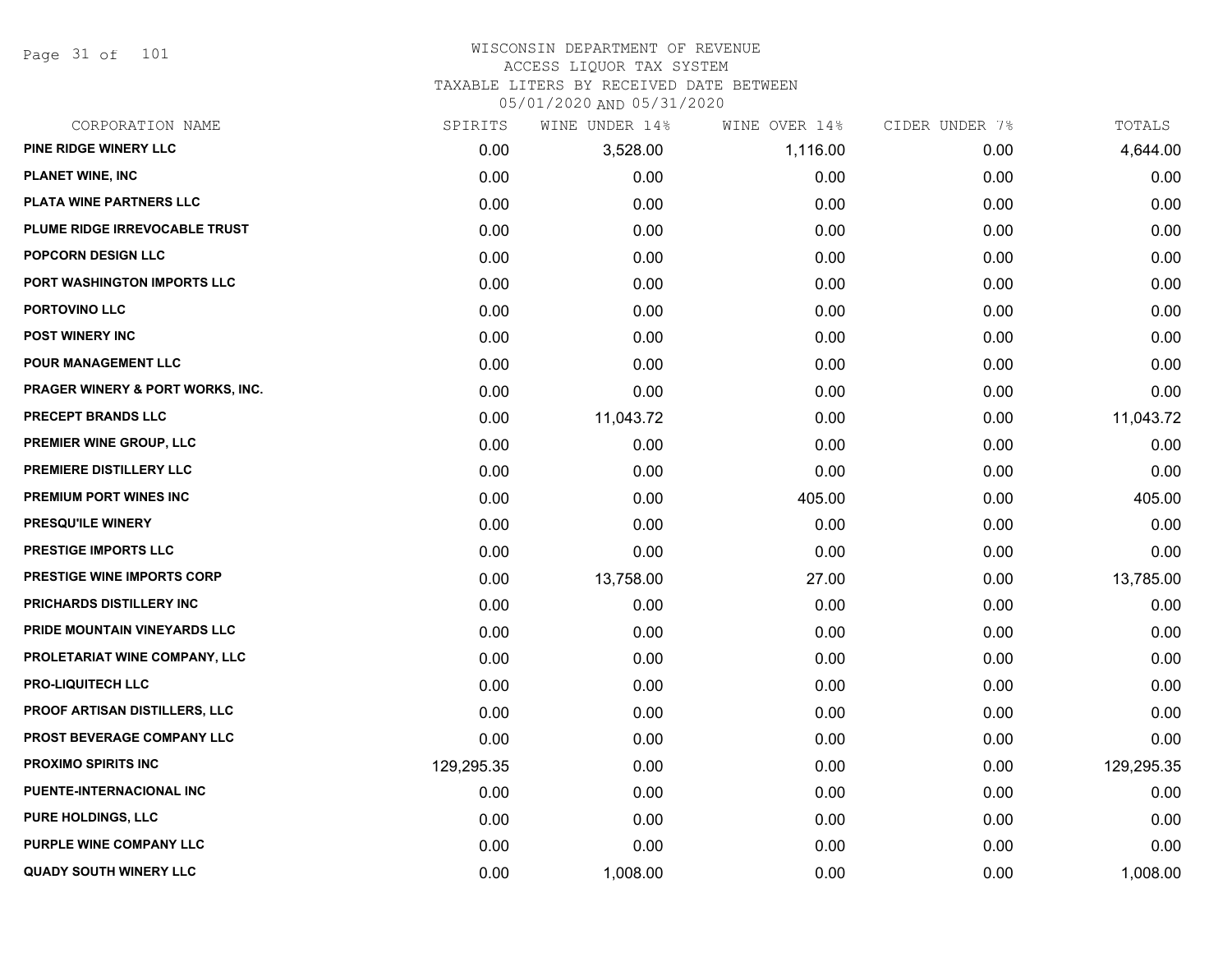WISCONSIN DEPARTMENT OF REVENUE
ACCESS LIQUOR TAX SYSTEM
TAXABLE LITERS BY RECEIVED DATE BETWEEN
05/01/2020 AND 05/31/2020

| CORPORATION NAME | SPIRITS | WINE UNDER 14% | WINE OVER 14% | CIDER UNDER 7% | TOTALS |
|---|---|---|---|---|---|
| PINE RIDGE WINERY LLC | 0.00 | 3,528.00 | 1,116.00 | 0.00 | 4,644.00 |
| PLANET WINE, INC | 0.00 | 0.00 | 0.00 | 0.00 | 0.00 |
| PLATA WINE PARTNERS LLC | 0.00 | 0.00 | 0.00 | 0.00 | 0.00 |
| PLUME RIDGE IRREVOCABLE TRUST | 0.00 | 0.00 | 0.00 | 0.00 | 0.00 |
| POPCORN DESIGN LLC | 0.00 | 0.00 | 0.00 | 0.00 | 0.00 |
| PORT WASHINGTON IMPORTS LLC | 0.00 | 0.00 | 0.00 | 0.00 | 0.00 |
| PORTOVINO LLC | 0.00 | 0.00 | 0.00 | 0.00 | 0.00 |
| POST WINERY INC | 0.00 | 0.00 | 0.00 | 0.00 | 0.00 |
| POUR MANAGEMENT LLC | 0.00 | 0.00 | 0.00 | 0.00 | 0.00 |
| PRAGER WINERY & PORT WORKS, INC. | 0.00 | 0.00 | 0.00 | 0.00 | 0.00 |
| PRECEPT BRANDS LLC | 0.00 | 11,043.72 | 0.00 | 0.00 | 11,043.72 |
| PREMIER WINE GROUP, LLC | 0.00 | 0.00 | 0.00 | 0.00 | 0.00 |
| PREMIERE DISTILLERY LLC | 0.00 | 0.00 | 0.00 | 0.00 | 0.00 |
| PREMIUM PORT WINES INC | 0.00 | 0.00 | 405.00 | 0.00 | 405.00 |
| PRESQU'ILE WINERY | 0.00 | 0.00 | 0.00 | 0.00 | 0.00 |
| PRESTIGE IMPORTS LLC | 0.00 | 0.00 | 0.00 | 0.00 | 0.00 |
| PRESTIGE WINE IMPORTS CORP | 0.00 | 13,758.00 | 27.00 | 0.00 | 13,785.00 |
| PRICHARDS DISTILLERY INC | 0.00 | 0.00 | 0.00 | 0.00 | 0.00 |
| PRIDE MOUNTAIN VINEYARDS LLC | 0.00 | 0.00 | 0.00 | 0.00 | 0.00 |
| PROLETARIAT WINE COMPANY, LLC | 0.00 | 0.00 | 0.00 | 0.00 | 0.00 |
| PRO-LIQUITECH LLC | 0.00 | 0.00 | 0.00 | 0.00 | 0.00 |
| PROOF ARTISAN DISTILLERS, LLC | 0.00 | 0.00 | 0.00 | 0.00 | 0.00 |
| PROST BEVERAGE COMPANY LLC | 0.00 | 0.00 | 0.00 | 0.00 | 0.00 |
| PROXIMO SPIRITS INC | 129,295.35 | 0.00 | 0.00 | 0.00 | 129,295.35 |
| PUENTE-INTERNACIONAL INC | 0.00 | 0.00 | 0.00 | 0.00 | 0.00 |
| PURE HOLDINGS, LLC | 0.00 | 0.00 | 0.00 | 0.00 | 0.00 |
| PURPLE WINE COMPANY LLC | 0.00 | 0.00 | 0.00 | 0.00 | 0.00 |
| QUADY SOUTH WINERY LLC | 0.00 | 1,008.00 | 0.00 | 0.00 | 1,008.00 |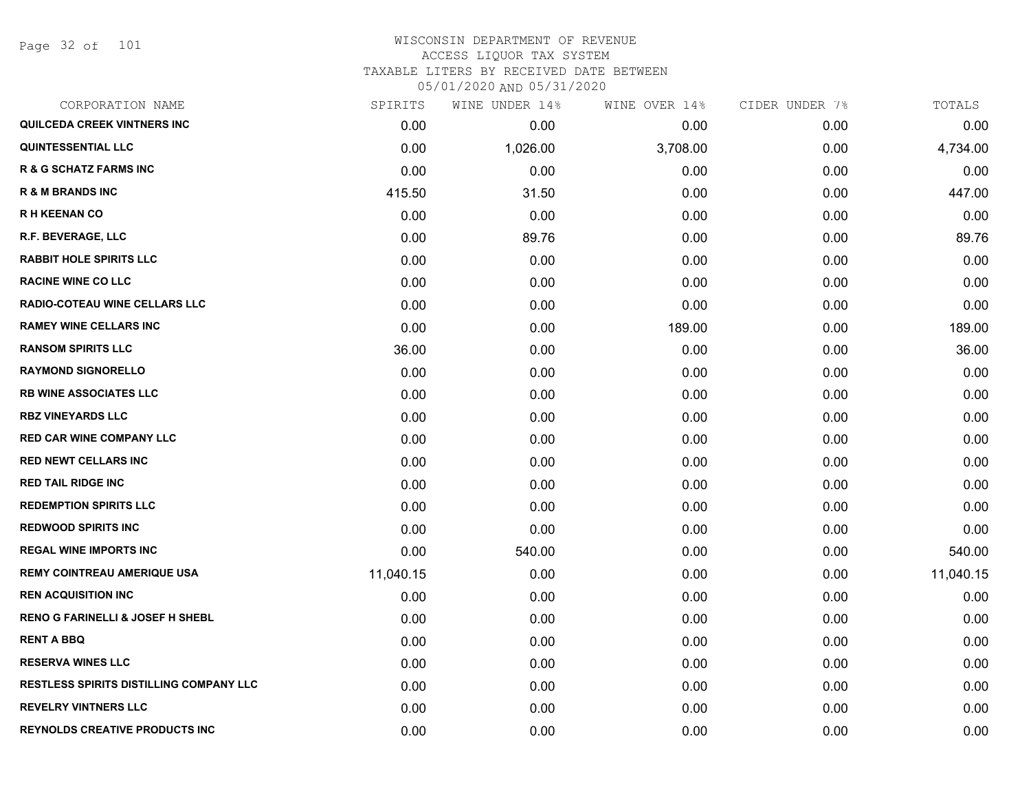WISCONSIN DEPARTMENT OF REVENUE
ACCESS LIQUOR TAX SYSTEM
TAXABLE LITERS BY RECEIVED DATE BETWEEN
05/01/2020 AND 05/31/2020

| CORPORATION NAME | SPIRITS | WINE UNDER 14% | WINE OVER 14% | CIDER UNDER 7% | TOTALS |
|---|---|---|---|---|---|
| QUILCEDA CREEK VINTNERS INC | 0.00 | 0.00 | 0.00 | 0.00 | 0.00 |
| QUINTESSENTIAL LLC | 0.00 | 1,026.00 | 3,708.00 | 0.00 | 4,734.00 |
| R & G SCHATZ FARMS INC | 0.00 | 0.00 | 0.00 | 0.00 | 0.00 |
| R & M BRANDS INC | 415.50 | 31.50 | 0.00 | 0.00 | 447.00 |
| R H KEENAN CO | 0.00 | 0.00 | 0.00 | 0.00 | 0.00 |
| R.F. BEVERAGE, LLC | 0.00 | 89.76 | 0.00 | 0.00 | 89.76 |
| RABBIT HOLE SPIRITS LLC | 0.00 | 0.00 | 0.00 | 0.00 | 0.00 |
| RACINE WINE CO LLC | 0.00 | 0.00 | 0.00 | 0.00 | 0.00 |
| RADIO-COTEAU WINE CELLARS LLC | 0.00 | 0.00 | 0.00 | 0.00 | 0.00 |
| RAMEY WINE CELLARS INC | 0.00 | 0.00 | 189.00 | 0.00 | 189.00 |
| RANSOM SPIRITS LLC | 36.00 | 0.00 | 0.00 | 0.00 | 36.00 |
| RAYMOND SIGNORELLO | 0.00 | 0.00 | 0.00 | 0.00 | 0.00 |
| RB WINE ASSOCIATES LLC | 0.00 | 0.00 | 0.00 | 0.00 | 0.00 |
| RBZ VINEYARDS LLC | 0.00 | 0.00 | 0.00 | 0.00 | 0.00 |
| RED CAR WINE COMPANY LLC | 0.00 | 0.00 | 0.00 | 0.00 | 0.00 |
| RED NEWT CELLARS INC | 0.00 | 0.00 | 0.00 | 0.00 | 0.00 |
| RED TAIL RIDGE INC | 0.00 | 0.00 | 0.00 | 0.00 | 0.00 |
| REDEMPTION SPIRITS LLC | 0.00 | 0.00 | 0.00 | 0.00 | 0.00 |
| REDWOOD SPIRITS INC | 0.00 | 0.00 | 0.00 | 0.00 | 0.00 |
| REGAL WINE IMPORTS INC | 0.00 | 540.00 | 0.00 | 0.00 | 540.00 |
| REMY COINTREAU AMERIQUE USA | 11,040.15 | 0.00 | 0.00 | 0.00 | 11,040.15 |
| REN ACQUISITION INC | 0.00 | 0.00 | 0.00 | 0.00 | 0.00 |
| RENO G FARINELLI & JOSEF H SHEBL | 0.00 | 0.00 | 0.00 | 0.00 | 0.00 |
| RENT A BBQ | 0.00 | 0.00 | 0.00 | 0.00 | 0.00 |
| RESERVA WINES LLC | 0.00 | 0.00 | 0.00 | 0.00 | 0.00 |
| RESTLESS SPIRITS DISTILLING COMPANY LLC | 0.00 | 0.00 | 0.00 | 0.00 | 0.00 |
| REVELRY VINTNERS LLC | 0.00 | 0.00 | 0.00 | 0.00 | 0.00 |
| REYNOLDS CREATIVE PRODUCTS INC | 0.00 | 0.00 | 0.00 | 0.00 | 0.00 |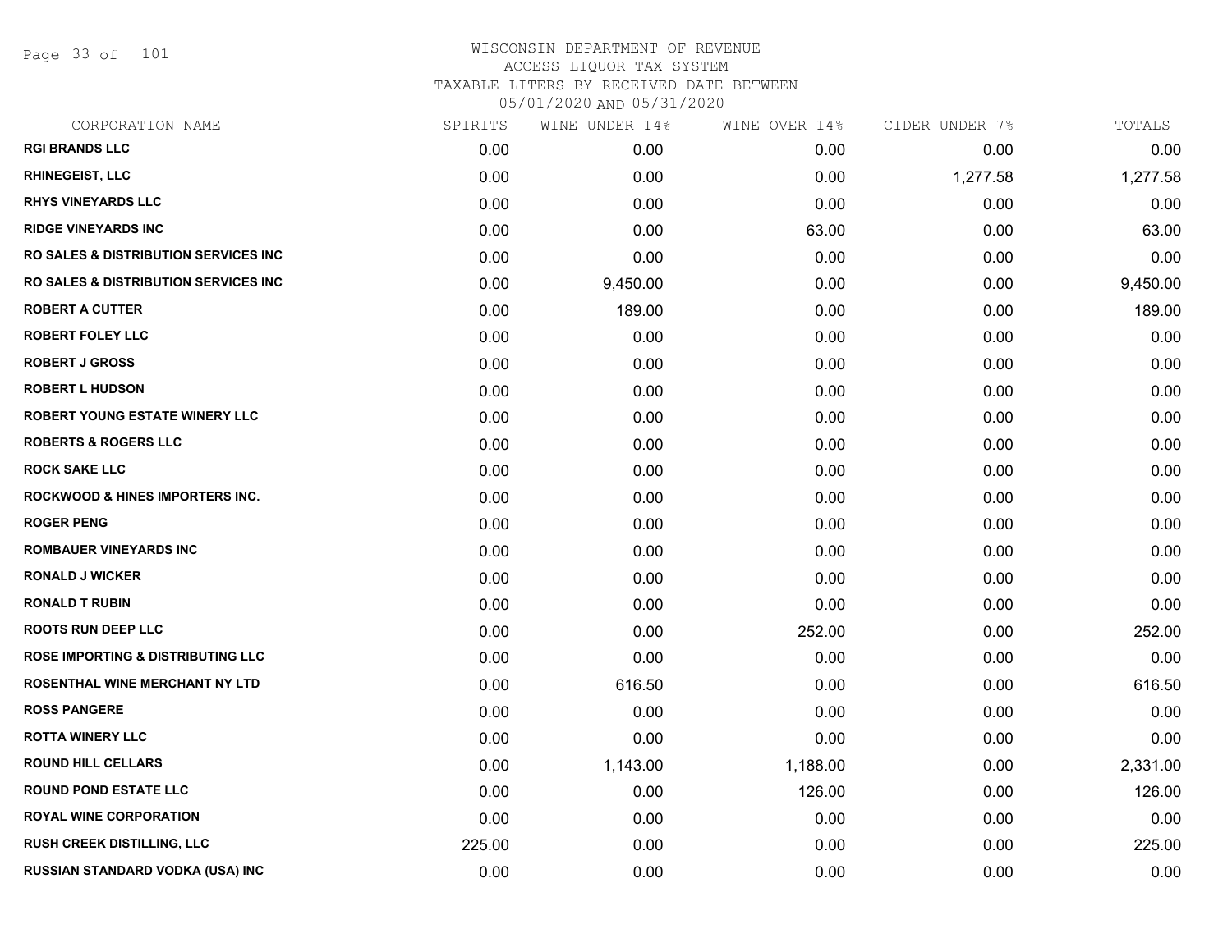# WISCONSIN DEPARTMENT OF REVENUE
ACCESS LIQUOR TAX SYSTEM
TAXABLE LITERS BY RECEIVED DATE BETWEEN
05/01/2020 AND 05/31/2020

| CORPORATION NAME | SPIRITS | WINE UNDER 14% | WINE OVER 14% | CIDER UNDER 7% | TOTALS |
|---|---|---|---|---|---|
| RGI BRANDS LLC | 0.00 | 0.00 | 0.00 | 0.00 | 0.00 |
| RHINEGEIST, LLC | 0.00 | 0.00 | 0.00 | 1,277.58 | 1,277.58 |
| RHYS VINEYARDS LLC | 0.00 | 0.00 | 0.00 | 0.00 | 0.00 |
| RIDGE VINEYARDS INC | 0.00 | 0.00 | 63.00 | 0.00 | 63.00 |
| RO SALES & DISTRIBUTION SERVICES INC | 0.00 | 0.00 | 0.00 | 0.00 | 0.00 |
| RO SALES & DISTRIBUTION SERVICES INC | 0.00 | 9,450.00 | 0.00 | 0.00 | 9,450.00 |
| ROBERT A CUTTER | 0.00 | 189.00 | 0.00 | 0.00 | 189.00 |
| ROBERT FOLEY LLC | 0.00 | 0.00 | 0.00 | 0.00 | 0.00 |
| ROBERT J GROSS | 0.00 | 0.00 | 0.00 | 0.00 | 0.00 |
| ROBERT L HUDSON | 0.00 | 0.00 | 0.00 | 0.00 | 0.00 |
| ROBERT YOUNG ESTATE WINERY LLC | 0.00 | 0.00 | 0.00 | 0.00 | 0.00 |
| ROBERTS & ROGERS LLC | 0.00 | 0.00 | 0.00 | 0.00 | 0.00 |
| ROCK SAKE LLC | 0.00 | 0.00 | 0.00 | 0.00 | 0.00 |
| ROCKWOOD & HINES IMPORTERS INC. | 0.00 | 0.00 | 0.00 | 0.00 | 0.00 |
| ROGER PENG | 0.00 | 0.00 | 0.00 | 0.00 | 0.00 |
| ROMBAUER VINEYARDS INC | 0.00 | 0.00 | 0.00 | 0.00 | 0.00 |
| RONALD J WICKER | 0.00 | 0.00 | 0.00 | 0.00 | 0.00 |
| RONALD T RUBIN | 0.00 | 0.00 | 0.00 | 0.00 | 0.00 |
| ROOTS RUN DEEP LLC | 0.00 | 0.00 | 252.00 | 0.00 | 252.00 |
| ROSE IMPORTING & DISTRIBUTING LLC | 0.00 | 0.00 | 0.00 | 0.00 | 0.00 |
| ROSENTHAL WINE MERCHANT NY LTD | 0.00 | 616.50 | 0.00 | 0.00 | 616.50 |
| ROSS PANGERE | 0.00 | 0.00 | 0.00 | 0.00 | 0.00 |
| ROTTA WINERY LLC | 0.00 | 0.00 | 0.00 | 0.00 | 0.00 |
| ROUND HILL CELLARS | 0.00 | 1,143.00 | 1,188.00 | 0.00 | 2,331.00 |
| ROUND POND ESTATE LLC | 0.00 | 0.00 | 126.00 | 0.00 | 126.00 |
| ROYAL WINE CORPORATION | 0.00 | 0.00 | 0.00 | 0.00 | 0.00 |
| RUSH CREEK DISTILLING, LLC | 225.00 | 0.00 | 0.00 | 0.00 | 225.00 |
| RUSSIAN STANDARD VODKA (USA) INC | 0.00 | 0.00 | 0.00 | 0.00 | 0.00 |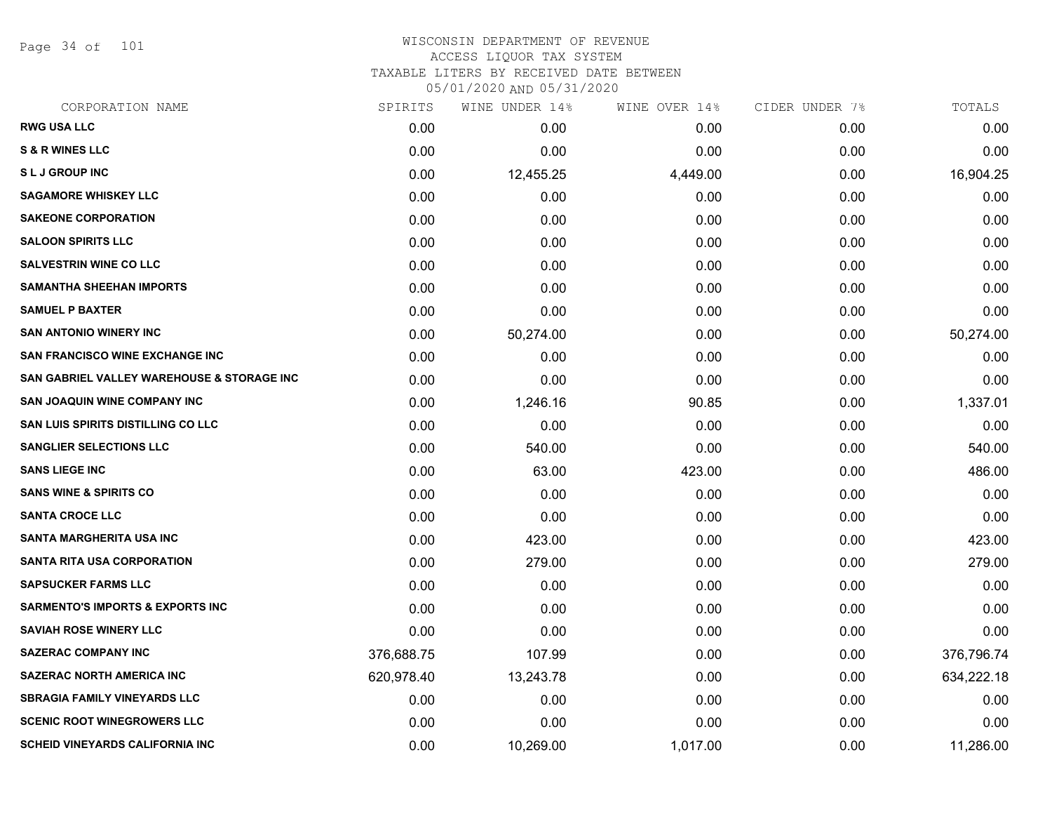WISCONSIN DEPARTMENT OF REVENUE
ACCESS LIQUOR TAX SYSTEM
TAXABLE LITERS BY RECEIVED DATE BETWEEN
05/01/2020 AND 05/31/2020

| CORPORATION NAME | SPIRITS | WINE UNDER 14% | WINE OVER 14% | CIDER UNDER 7% | TOTALS |
|---|---|---|---|---|---|
| RWG USA LLC | 0.00 | 0.00 | 0.00 | 0.00 | 0.00 |
| S & R WINES LLC | 0.00 | 0.00 | 0.00 | 0.00 | 0.00 |
| S L J GROUP INC | 0.00 | 12,455.25 | 4,449.00 | 0.00 | 16,904.25 |
| SAGAMORE WHISKEY LLC | 0.00 | 0.00 | 0.00 | 0.00 | 0.00 |
| SAKEONE CORPORATION | 0.00 | 0.00 | 0.00 | 0.00 | 0.00 |
| SALOON SPIRITS LLC | 0.00 | 0.00 | 0.00 | 0.00 | 0.00 |
| SALVESTRIN WINE CO LLC | 0.00 | 0.00 | 0.00 | 0.00 | 0.00 |
| SAMANTHA SHEEHAN IMPORTS | 0.00 | 0.00 | 0.00 | 0.00 | 0.00 |
| SAMUEL P BAXTER | 0.00 | 0.00 | 0.00 | 0.00 | 0.00 |
| SAN ANTONIO WINERY INC | 0.00 | 50,274.00 | 0.00 | 0.00 | 50,274.00 |
| SAN FRANCISCO WINE EXCHANGE INC | 0.00 | 0.00 | 0.00 | 0.00 | 0.00 |
| SAN GABRIEL VALLEY WAREHOUSE & STORAGE INC | 0.00 | 0.00 | 0.00 | 0.00 | 0.00 |
| SAN JOAQUIN WINE COMPANY INC | 0.00 | 1,246.16 | 90.85 | 0.00 | 1,337.01 |
| SAN LUIS SPIRITS DISTILLING CO LLC | 0.00 | 0.00 | 0.00 | 0.00 | 0.00 |
| SANGLIER SELECTIONS LLC | 0.00 | 540.00 | 0.00 | 0.00 | 540.00 |
| SANS LIEGE INC | 0.00 | 63.00 | 423.00 | 0.00 | 486.00 |
| SANS WINE & SPIRITS CO | 0.00 | 0.00 | 0.00 | 0.00 | 0.00 |
| SANTA CROCE LLC | 0.00 | 0.00 | 0.00 | 0.00 | 0.00 |
| SANTA MARGHERITA USA INC | 0.00 | 423.00 | 0.00 | 0.00 | 423.00 |
| SANTA RITA USA CORPORATION | 0.00 | 279.00 | 0.00 | 0.00 | 279.00 |
| SAPSUCKER FARMS LLC | 0.00 | 0.00 | 0.00 | 0.00 | 0.00 |
| SARMENTO'S IMPORTS & EXPORTS INC | 0.00 | 0.00 | 0.00 | 0.00 | 0.00 |
| SAVIAH ROSE WINERY LLC | 0.00 | 0.00 | 0.00 | 0.00 | 0.00 |
| SAZERAC COMPANY INC | 376,688.75 | 107.99 | 0.00 | 0.00 | 376,796.74 |
| SAZERAC NORTH AMERICA INC | 620,978.40 | 13,243.78 | 0.00 | 0.00 | 634,222.18 |
| SBRAGIA FAMILY VINEYARDS LLC | 0.00 | 0.00 | 0.00 | 0.00 | 0.00 |
| SCENIC ROOT WINEGROWERS LLC | 0.00 | 0.00 | 0.00 | 0.00 | 0.00 |
| SCHEID VINEYARDS CALIFORNIA INC | 0.00 | 10,269.00 | 1,017.00 | 0.00 | 11,286.00 |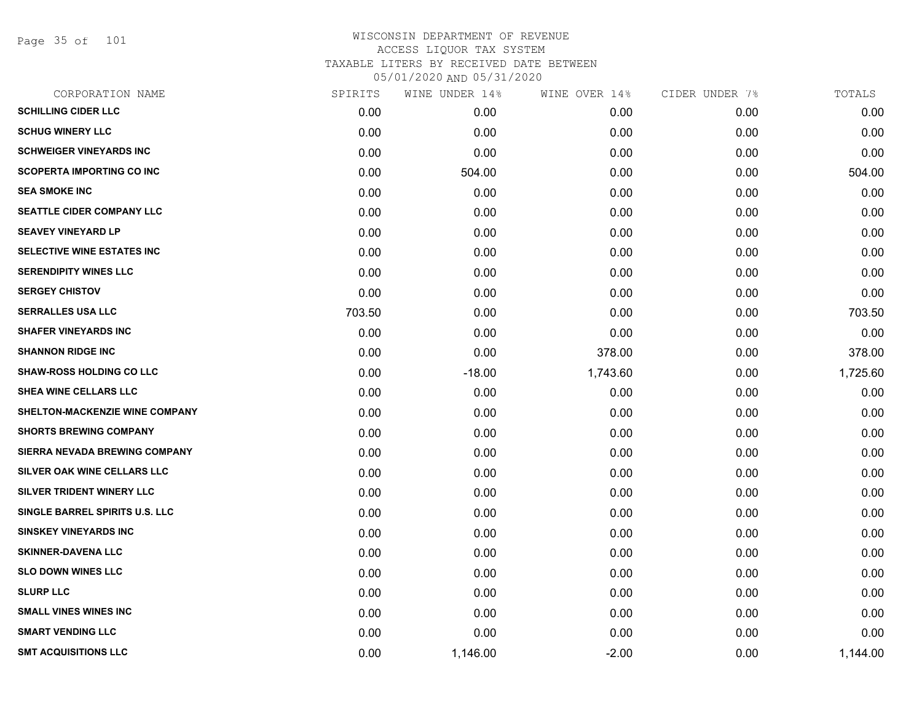WISCONSIN DEPARTMENT OF REVENUE
ACCESS LIQUOR TAX SYSTEM
TAXABLE LITERS BY RECEIVED DATE BETWEEN
05/01/2020 AND 05/31/2020

| CORPORATION NAME | SPIRITS | WINE UNDER 14% | WINE OVER 14% | CIDER UNDER 7% | TOTALS |
|---|---|---|---|---|---|
| SCHILLING CIDER LLC | 0.00 | 0.00 | 0.00 | 0.00 | 0.00 |
| SCHUG WINERY LLC | 0.00 | 0.00 | 0.00 | 0.00 | 0.00 |
| SCHWEIGER VINEYARDS INC | 0.00 | 0.00 | 0.00 | 0.00 | 0.00 |
| SCOPERTA IMPORTING CO INC | 0.00 | 504.00 | 0.00 | 0.00 | 504.00 |
| SEA SMOKE INC | 0.00 | 0.00 | 0.00 | 0.00 | 0.00 |
| SEATTLE CIDER COMPANY LLC | 0.00 | 0.00 | 0.00 | 0.00 | 0.00 |
| SEAVEY VINEYARD LP | 0.00 | 0.00 | 0.00 | 0.00 | 0.00 |
| SELECTIVE WINE ESTATES INC | 0.00 | 0.00 | 0.00 | 0.00 | 0.00 |
| SERENDIPITY WINES LLC | 0.00 | 0.00 | 0.00 | 0.00 | 0.00 |
| SERGEY CHISTOV | 0.00 | 0.00 | 0.00 | 0.00 | 0.00 |
| SERRALLES USA LLC | 703.50 | 0.00 | 0.00 | 0.00 | 703.50 |
| SHAFER VINEYARDS INC | 0.00 | 0.00 | 0.00 | 0.00 | 0.00 |
| SHANNON RIDGE INC | 0.00 | 0.00 | 378.00 | 0.00 | 378.00 |
| SHAW-ROSS HOLDING CO LLC | 0.00 | -18.00 | 1,743.60 | 0.00 | 1,725.60 |
| SHEA WINE CELLARS LLC | 0.00 | 0.00 | 0.00 | 0.00 | 0.00 |
| SHELTON-MACKENZIE WINE COMPANY | 0.00 | 0.00 | 0.00 | 0.00 | 0.00 |
| SHORTS BREWING COMPANY | 0.00 | 0.00 | 0.00 | 0.00 | 0.00 |
| SIERRA NEVADA BREWING COMPANY | 0.00 | 0.00 | 0.00 | 0.00 | 0.00 |
| SILVER OAK WINE CELLARS LLC | 0.00 | 0.00 | 0.00 | 0.00 | 0.00 |
| SILVER TRIDENT WINERY LLC | 0.00 | 0.00 | 0.00 | 0.00 | 0.00 |
| SINGLE BARREL SPIRITS U.S. LLC | 0.00 | 0.00 | 0.00 | 0.00 | 0.00 |
| SINSKEY VINEYARDS INC | 0.00 | 0.00 | 0.00 | 0.00 | 0.00 |
| SKINNER-DAVENA LLC | 0.00 | 0.00 | 0.00 | 0.00 | 0.00 |
| SLO DOWN WINES LLC | 0.00 | 0.00 | 0.00 | 0.00 | 0.00 |
| SLURP LLC | 0.00 | 0.00 | 0.00 | 0.00 | 0.00 |
| SMALL VINES WINES INC | 0.00 | 0.00 | 0.00 | 0.00 | 0.00 |
| SMART VENDING LLC | 0.00 | 0.00 | 0.00 | 0.00 | 0.00 |
| SMT ACQUISITIONS LLC | 0.00 | 1,146.00 | -2.00 | 0.00 | 1,144.00 |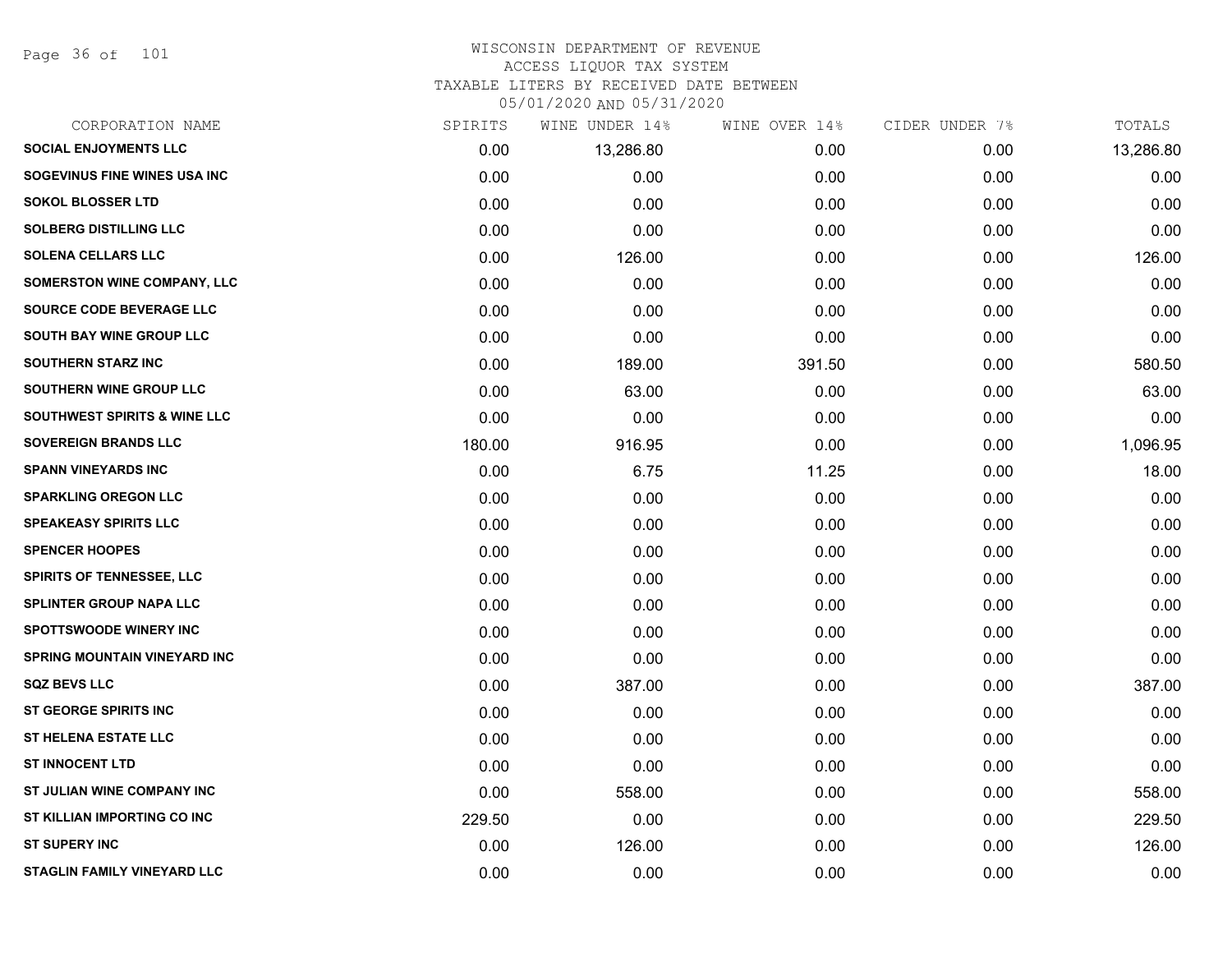# WISCONSIN DEPARTMENT OF REVENUE
## ACCESS LIQUOR TAX SYSTEM
### TAXABLE LITERS BY RECEIVED DATE BETWEEN 05/01/2020 AND 05/31/2020

| CORPORATION NAME | SPIRITS | WINE UNDER 14% | WINE OVER 14% | CIDER UNDER 7% | TOTALS |
|---|---|---|---|---|---|
| SOCIAL ENJOYMENTS LLC | 0.00 | 13,286.80 | 0.00 | 0.00 | 13,286.80 |
| SOGEVINUS FINE WINES USA INC | 0.00 | 0.00 | 0.00 | 0.00 | 0.00 |
| SOKOL BLOSSER LTD | 0.00 | 0.00 | 0.00 | 0.00 | 0.00 |
| SOLBERG DISTILLING LLC | 0.00 | 0.00 | 0.00 | 0.00 | 0.00 |
| SOLENA CELLARS LLC | 0.00 | 126.00 | 0.00 | 0.00 | 126.00 |
| SOMERSTON WINE COMPANY, LLC | 0.00 | 0.00 | 0.00 | 0.00 | 0.00 |
| SOURCE CODE BEVERAGE LLC | 0.00 | 0.00 | 0.00 | 0.00 | 0.00 |
| SOUTH BAY WINE GROUP LLC | 0.00 | 0.00 | 0.00 | 0.00 | 0.00 |
| SOUTHERN STARZ INC | 0.00 | 189.00 | 391.50 | 0.00 | 580.50 |
| SOUTHERN WINE GROUP LLC | 0.00 | 63.00 | 0.00 | 0.00 | 63.00 |
| SOUTHWEST SPIRITS & WINE LLC | 0.00 | 0.00 | 0.00 | 0.00 | 0.00 |
| SOVEREIGN BRANDS LLC | 180.00 | 916.95 | 0.00 | 0.00 | 1,096.95 |
| SPANN VINEYARDS INC | 0.00 | 6.75 | 11.25 | 0.00 | 18.00 |
| SPARKLING OREGON LLC | 0.00 | 0.00 | 0.00 | 0.00 | 0.00 |
| SPEAKEASY SPIRITS LLC | 0.00 | 0.00 | 0.00 | 0.00 | 0.00 |
| SPENCER HOOPES | 0.00 | 0.00 | 0.00 | 0.00 | 0.00 |
| SPIRITS OF TENNESSEE, LLC | 0.00 | 0.00 | 0.00 | 0.00 | 0.00 |
| SPLINTER GROUP NAPA LLC | 0.00 | 0.00 | 0.00 | 0.00 | 0.00 |
| SPOTTSWOODE WINERY INC | 0.00 | 0.00 | 0.00 | 0.00 | 0.00 |
| SPRING MOUNTAIN VINEYARD INC | 0.00 | 0.00 | 0.00 | 0.00 | 0.00 |
| SQZ BEVS LLC | 0.00 | 387.00 | 0.00 | 0.00 | 387.00 |
| ST GEORGE SPIRITS INC | 0.00 | 0.00 | 0.00 | 0.00 | 0.00 |
| ST HELENA ESTATE LLC | 0.00 | 0.00 | 0.00 | 0.00 | 0.00 |
| ST INNOCENT LTD | 0.00 | 0.00 | 0.00 | 0.00 | 0.00 |
| ST JULIAN WINE COMPANY INC | 0.00 | 558.00 | 0.00 | 0.00 | 558.00 |
| ST KILLIAN IMPORTING CO INC | 229.50 | 0.00 | 0.00 | 0.00 | 229.50 |
| ST SUPERY INC | 0.00 | 126.00 | 0.00 | 0.00 | 126.00 |
| STAGLIN FAMILY VINEYARD LLC | 0.00 | 0.00 | 0.00 | 0.00 | 0.00 |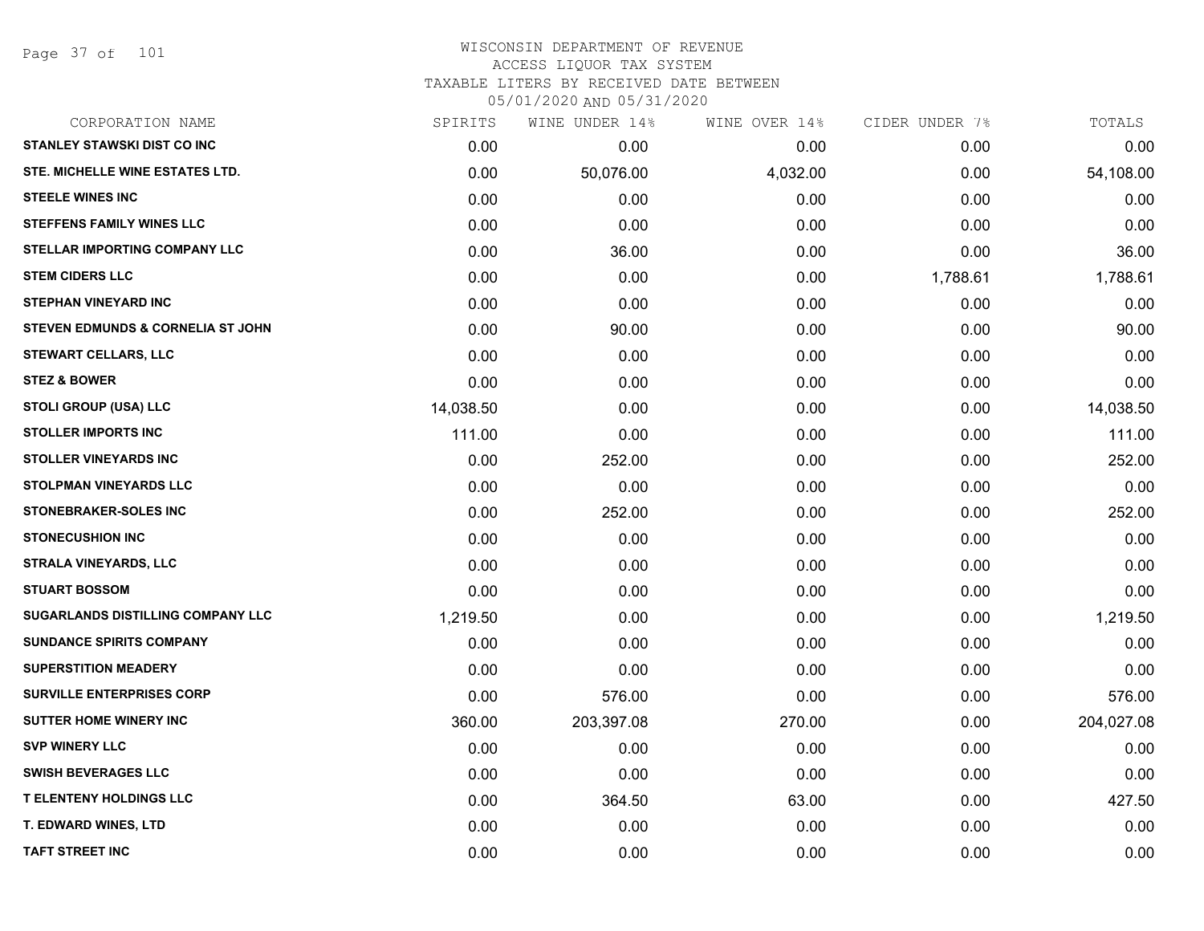WISCONSIN DEPARTMENT OF REVENUE
ACCESS LIQUOR TAX SYSTEM
TAXABLE LITERS BY RECEIVED DATE BETWEEN
05/01/2020 AND 05/31/2020

| CORPORATION NAME | SPIRITS | WINE UNDER 14% | WINE OVER 14% | CIDER UNDER 7% | TOTALS |
|---|---|---|---|---|---|
| STANLEY STAWSKI DIST CO INC | 0.00 | 0.00 | 0.00 | 0.00 | 0.00 |
| STE. MICHELLE WINE ESTATES LTD. | 0.00 | 50,076.00 | 4,032.00 | 0.00 | 54,108.00 |
| STEELE WINES INC | 0.00 | 0.00 | 0.00 | 0.00 | 0.00 |
| STEFFENS FAMILY WINES LLC | 0.00 | 0.00 | 0.00 | 0.00 | 0.00 |
| STELLAR IMPORTING COMPANY LLC | 0.00 | 36.00 | 0.00 | 0.00 | 36.00 |
| STEM CIDERS LLC | 0.00 | 0.00 | 0.00 | 1,788.61 | 1,788.61 |
| STEPHAN VINEYARD INC | 0.00 | 0.00 | 0.00 | 0.00 | 0.00 |
| STEVEN EDMUNDS & CORNELIA ST JOHN | 0.00 | 90.00 | 0.00 | 0.00 | 90.00 |
| STEWART CELLARS, LLC | 0.00 | 0.00 | 0.00 | 0.00 | 0.00 |
| STEZ & BOWER | 0.00 | 0.00 | 0.00 | 0.00 | 0.00 |
| STOLI GROUP (USA) LLC | 14,038.50 | 0.00 | 0.00 | 0.00 | 14,038.50 |
| STOLLER IMPORTS INC | 111.00 | 0.00 | 0.00 | 0.00 | 111.00 |
| STOLLER VINEYARDS INC | 0.00 | 252.00 | 0.00 | 0.00 | 252.00 |
| STOLPMAN VINEYARDS LLC | 0.00 | 0.00 | 0.00 | 0.00 | 0.00 |
| STONEBRAKER-SOLES INC | 0.00 | 252.00 | 0.00 | 0.00 | 252.00 |
| STONECUSHION INC | 0.00 | 0.00 | 0.00 | 0.00 | 0.00 |
| STRALA VINEYARDS, LLC | 0.00 | 0.00 | 0.00 | 0.00 | 0.00 |
| STUART BOSSOM | 0.00 | 0.00 | 0.00 | 0.00 | 0.00 |
| SUGARLANDS DISTILLING COMPANY LLC | 1,219.50 | 0.00 | 0.00 | 0.00 | 1,219.50 |
| SUNDANCE SPIRITS COMPANY | 0.00 | 0.00 | 0.00 | 0.00 | 0.00 |
| SUPERSTITION MEADERY | 0.00 | 0.00 | 0.00 | 0.00 | 0.00 |
| SURVILLE ENTERPRISES CORP | 0.00 | 576.00 | 0.00 | 0.00 | 576.00 |
| SUTTER HOME WINERY INC | 360.00 | 203,397.08 | 270.00 | 0.00 | 204,027.08 |
| SVP WINERY LLC | 0.00 | 0.00 | 0.00 | 0.00 | 0.00 |
| SWISH BEVERAGES LLC | 0.00 | 0.00 | 0.00 | 0.00 | 0.00 |
| T ELENTENY HOLDINGS LLC | 0.00 | 364.50 | 63.00 | 0.00 | 427.50 |
| T. EDWARD WINES, LTD | 0.00 | 0.00 | 0.00 | 0.00 | 0.00 |
| TAFT STREET INC | 0.00 | 0.00 | 0.00 | 0.00 | 0.00 |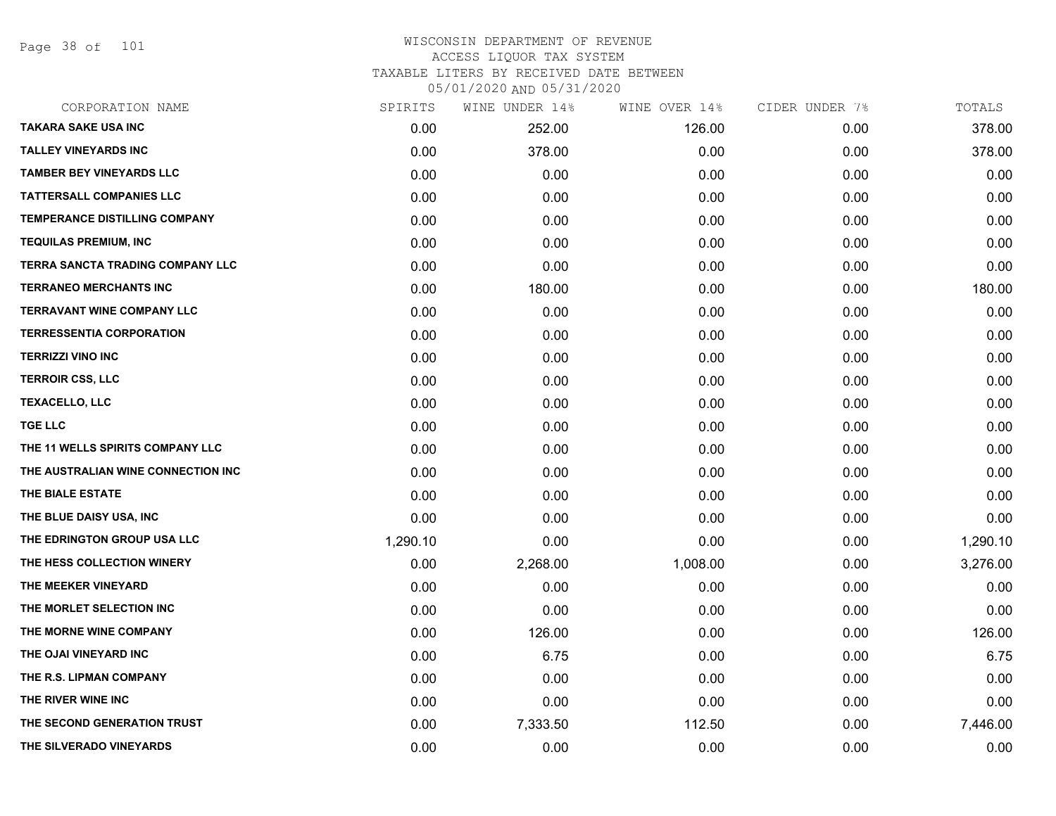WISCONSIN DEPARTMENT OF REVENUE
ACCESS LIQUOR TAX SYSTEM
TAXABLE LITERS BY RECEIVED DATE BETWEEN
05/01/2020 AND 05/31/2020

| CORPORATION NAME | SPIRITS | WINE UNDER 14% | WINE OVER 14% | CIDER UNDER 7% | TOTALS |
|---|---|---|---|---|---|
| TAKARA SAKE USA INC | 0.00 | 252.00 | 126.00 | 0.00 | 378.00 |
| TALLEY VINEYARDS INC | 0.00 | 378.00 | 0.00 | 0.00 | 378.00 |
| TAMBER BEY VINEYARDS LLC | 0.00 | 0.00 | 0.00 | 0.00 | 0.00 |
| TATTERSALL COMPANIES LLC | 0.00 | 0.00 | 0.00 | 0.00 | 0.00 |
| TEMPERANCE DISTILLING COMPANY | 0.00 | 0.00 | 0.00 | 0.00 | 0.00 |
| TEQUILAS PREMIUM, INC | 0.00 | 0.00 | 0.00 | 0.00 | 0.00 |
| TERRA SANCTA TRADING COMPANY LLC | 0.00 | 0.00 | 0.00 | 0.00 | 0.00 |
| TERRANEO MERCHANTS INC | 0.00 | 180.00 | 0.00 | 0.00 | 180.00 |
| TERRAVANT WINE COMPANY LLC | 0.00 | 0.00 | 0.00 | 0.00 | 0.00 |
| TERRESSENTIA CORPORATION | 0.00 | 0.00 | 0.00 | 0.00 | 0.00 |
| TERRIZZI VINO INC | 0.00 | 0.00 | 0.00 | 0.00 | 0.00 |
| TERROIR CSS, LLC | 0.00 | 0.00 | 0.00 | 0.00 | 0.00 |
| TEXACELLO, LLC | 0.00 | 0.00 | 0.00 | 0.00 | 0.00 |
| TGE LLC | 0.00 | 0.00 | 0.00 | 0.00 | 0.00 |
| THE 11 WELLS SPIRITS COMPANY LLC | 0.00 | 0.00 | 0.00 | 0.00 | 0.00 |
| THE AUSTRALIAN WINE CONNECTION INC | 0.00 | 0.00 | 0.00 | 0.00 | 0.00 |
| THE BIALE ESTATE | 0.00 | 0.00 | 0.00 | 0.00 | 0.00 |
| THE BLUE DAISY USA, INC | 0.00 | 0.00 | 0.00 | 0.00 | 0.00 |
| THE EDRINGTON GROUP USA LLC | 1,290.10 | 0.00 | 0.00 | 0.00 | 1,290.10 |
| THE HESS COLLECTION WINERY | 0.00 | 2,268.00 | 1,008.00 | 0.00 | 3,276.00 |
| THE MEEKER VINEYARD | 0.00 | 0.00 | 0.00 | 0.00 | 0.00 |
| THE MORLET SELECTION INC | 0.00 | 0.00 | 0.00 | 0.00 | 0.00 |
| THE MORNE WINE COMPANY | 0.00 | 126.00 | 0.00 | 0.00 | 126.00 |
| THE OJAI VINEYARD INC | 0.00 | 6.75 | 0.00 | 0.00 | 6.75 |
| THE R.S. LIPMAN COMPANY | 0.00 | 0.00 | 0.00 | 0.00 | 0.00 |
| THE RIVER WINE INC | 0.00 | 0.00 | 0.00 | 0.00 | 0.00 |
| THE SECOND GENERATION TRUST | 0.00 | 7,333.50 | 112.50 | 0.00 | 7,446.00 |
| THE SILVERADO VINEYARDS | 0.00 | 0.00 | 0.00 | 0.00 | 0.00 |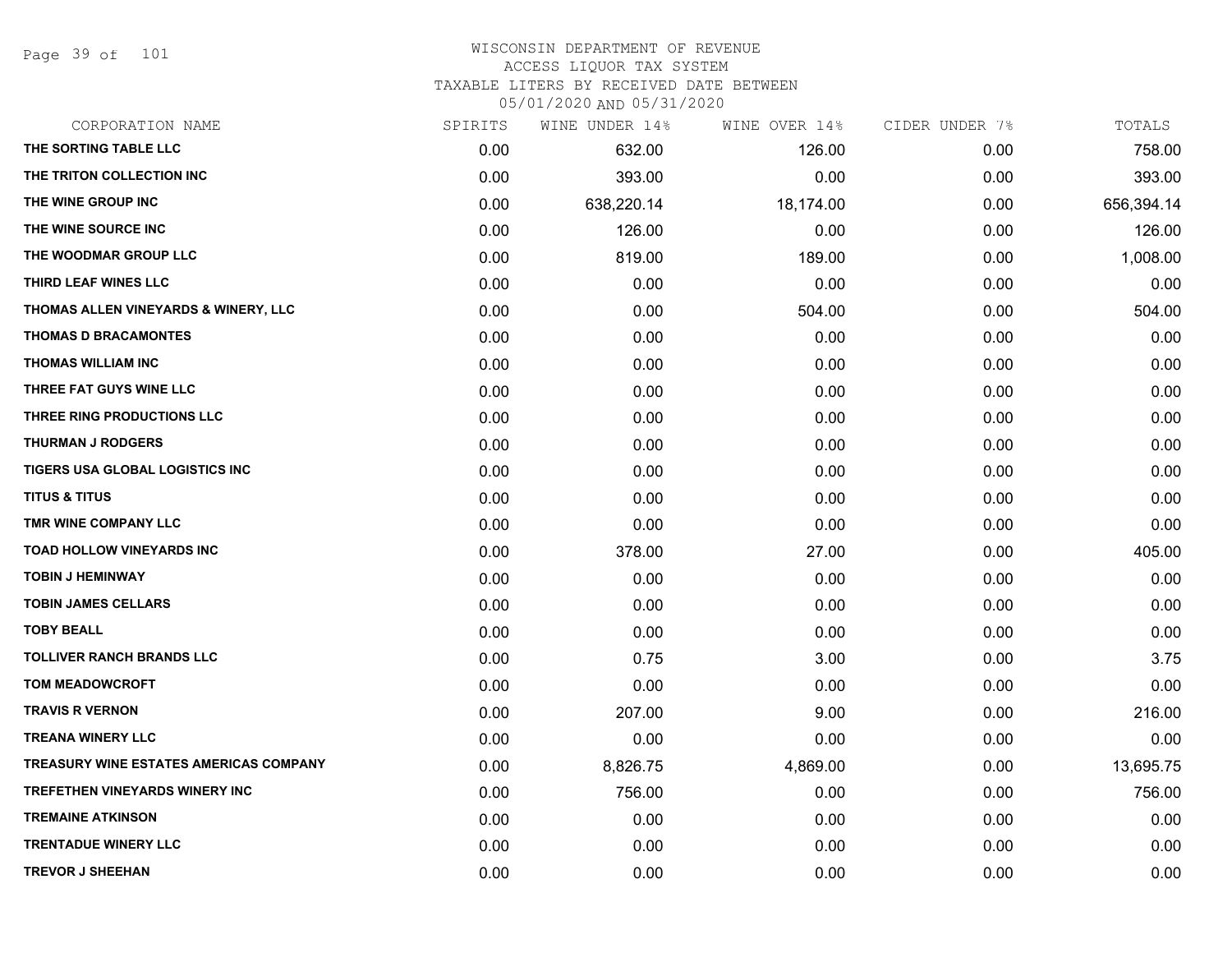WISCONSIN DEPARTMENT OF REVENUE
ACCESS LIQUOR TAX SYSTEM
TAXABLE LITERS BY RECEIVED DATE BETWEEN
05/01/2020 AND 05/31/2020

| CORPORATION NAME | SPIRITS | WINE UNDER 14% | WINE OVER 14% | CIDER UNDER 7% | TOTALS |
|---|---|---|---|---|---|
| THE SORTING TABLE LLC | 0.00 | 632.00 | 126.00 | 0.00 | 758.00 |
| THE TRITON COLLECTION INC | 0.00 | 393.00 | 0.00 | 0.00 | 393.00 |
| THE WINE GROUP INC | 0.00 | 638,220.14 | 18,174.00 | 0.00 | 656,394.14 |
| THE WINE SOURCE INC | 0.00 | 126.00 | 0.00 | 0.00 | 126.00 |
| THE WOODMAR GROUP LLC | 0.00 | 819.00 | 189.00 | 0.00 | 1,008.00 |
| THIRD LEAF WINES LLC | 0.00 | 0.00 | 0.00 | 0.00 | 0.00 |
| THOMAS ALLEN VINEYARDS & WINERY, LLC | 0.00 | 0.00 | 504.00 | 0.00 | 504.00 |
| THOMAS D BRACAMONTES | 0.00 | 0.00 | 0.00 | 0.00 | 0.00 |
| THOMAS WILLIAM INC | 0.00 | 0.00 | 0.00 | 0.00 | 0.00 |
| THREE FAT GUYS WINE LLC | 0.00 | 0.00 | 0.00 | 0.00 | 0.00 |
| THREE RING PRODUCTIONS LLC | 0.00 | 0.00 | 0.00 | 0.00 | 0.00 |
| THURMAN J RODGERS | 0.00 | 0.00 | 0.00 | 0.00 | 0.00 |
| TIGERS USA GLOBAL LOGISTICS INC | 0.00 | 0.00 | 0.00 | 0.00 | 0.00 |
| TITUS & TITUS | 0.00 | 0.00 | 0.00 | 0.00 | 0.00 |
| TMR WINE COMPANY LLC | 0.00 | 0.00 | 0.00 | 0.00 | 0.00 |
| TOAD HOLLOW VINEYARDS INC | 0.00 | 378.00 | 27.00 | 0.00 | 405.00 |
| TOBIN J HEMINWAY | 0.00 | 0.00 | 0.00 | 0.00 | 0.00 |
| TOBIN JAMES CELLARS | 0.00 | 0.00 | 0.00 | 0.00 | 0.00 |
| TOBY BEALL | 0.00 | 0.00 | 0.00 | 0.00 | 0.00 |
| TOLLIVER RANCH BRANDS LLC | 0.00 | 0.75 | 3.00 | 0.00 | 3.75 |
| TOM MEADOWCROFT | 0.00 | 0.00 | 0.00 | 0.00 | 0.00 |
| TRAVIS R VERNON | 0.00 | 207.00 | 9.00 | 0.00 | 216.00 |
| TREANA WINERY LLC | 0.00 | 0.00 | 0.00 | 0.00 | 0.00 |
| TREASURY WINE ESTATES AMERICAS COMPANY | 0.00 | 8,826.75 | 4,869.00 | 0.00 | 13,695.75 |
| TREFETHEN VINEYARDS WINERY INC | 0.00 | 756.00 | 0.00 | 0.00 | 756.00 |
| TREMAINE ATKINSON | 0.00 | 0.00 | 0.00 | 0.00 | 0.00 |
| TRENTADUE WINERY LLC | 0.00 | 0.00 | 0.00 | 0.00 | 0.00 |
| TREVOR J SHEEHAN | 0.00 | 0.00 | 0.00 | 0.00 | 0.00 |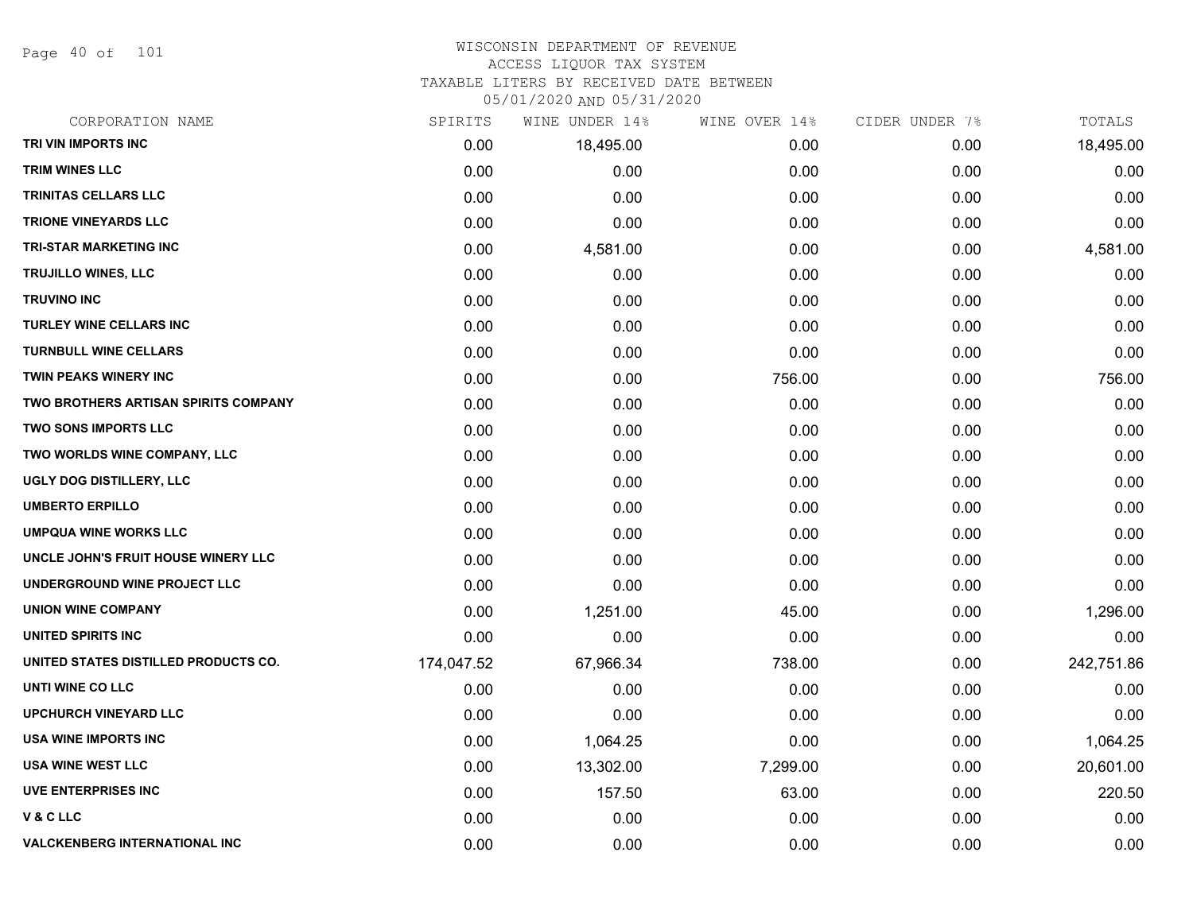WISCONSIN DEPARTMENT OF REVENUE
ACCESS LIQUOR TAX SYSTEM
TAXABLE LITERS BY RECEIVED DATE BETWEEN
05/01/2020 AND 05/31/2020

| CORPORATION NAME | SPIRITS | WINE UNDER 14% | WINE OVER 14% | CIDER UNDER 7% | TOTALS |
|---|---|---|---|---|---|
| TRI VIN IMPORTS INC | 0.00 | 18,495.00 | 0.00 | 0.00 | 18,495.00 |
| TRIM WINES LLC | 0.00 | 0.00 | 0.00 | 0.00 | 0.00 |
| TRINITAS CELLARS LLC | 0.00 | 0.00 | 0.00 | 0.00 | 0.00 |
| TRIONE VINEYARDS LLC | 0.00 | 0.00 | 0.00 | 0.00 | 0.00 |
| TRI-STAR MARKETING INC | 0.00 | 4,581.00 | 0.00 | 0.00 | 4,581.00 |
| TRUJILLO WINES, LLC | 0.00 | 0.00 | 0.00 | 0.00 | 0.00 |
| TRUVINO INC | 0.00 | 0.00 | 0.00 | 0.00 | 0.00 |
| TURLEY WINE CELLARS INC | 0.00 | 0.00 | 0.00 | 0.00 | 0.00 |
| TURNBULL WINE CELLARS | 0.00 | 0.00 | 0.00 | 0.00 | 0.00 |
| TWIN PEAKS WINERY INC | 0.00 | 0.00 | 756.00 | 0.00 | 756.00 |
| TWO BROTHERS ARTISAN SPIRITS COMPANY | 0.00 | 0.00 | 0.00 | 0.00 | 0.00 |
| TWO SONS IMPORTS LLC | 0.00 | 0.00 | 0.00 | 0.00 | 0.00 |
| TWO WORLDS WINE COMPANY, LLC | 0.00 | 0.00 | 0.00 | 0.00 | 0.00 |
| UGLY DOG DISTILLERY, LLC | 0.00 | 0.00 | 0.00 | 0.00 | 0.00 |
| UMBERTO ERPILLO | 0.00 | 0.00 | 0.00 | 0.00 | 0.00 |
| UMPQUA WINE WORKS LLC | 0.00 | 0.00 | 0.00 | 0.00 | 0.00 |
| UNCLE JOHN'S FRUIT HOUSE WINERY LLC | 0.00 | 0.00 | 0.00 | 0.00 | 0.00 |
| UNDERGROUND WINE PROJECT LLC | 0.00 | 0.00 | 0.00 | 0.00 | 0.00 |
| UNION WINE COMPANY | 0.00 | 1,251.00 | 45.00 | 0.00 | 1,296.00 |
| UNITED SPIRITS INC | 0.00 | 0.00 | 0.00 | 0.00 | 0.00 |
| UNITED STATES DISTILLED PRODUCTS CO. | 174,047.52 | 67,966.34 | 738.00 | 0.00 | 242,751.86 |
| UNTI WINE CO LLC | 0.00 | 0.00 | 0.00 | 0.00 | 0.00 |
| UPCHURCH VINEYARD LLC | 0.00 | 0.00 | 0.00 | 0.00 | 0.00 |
| USA WINE IMPORTS INC | 0.00 | 1,064.25 | 0.00 | 0.00 | 1,064.25 |
| USA WINE WEST LLC | 0.00 | 13,302.00 | 7,299.00 | 0.00 | 20,601.00 |
| UVE ENTERPRISES INC | 0.00 | 157.50 | 63.00 | 0.00 | 220.50 |
| V & C LLC | 0.00 | 0.00 | 0.00 | 0.00 | 0.00 |
| VALCKENBERG INTERNATIONAL INC | 0.00 | 0.00 | 0.00 | 0.00 | 0.00 |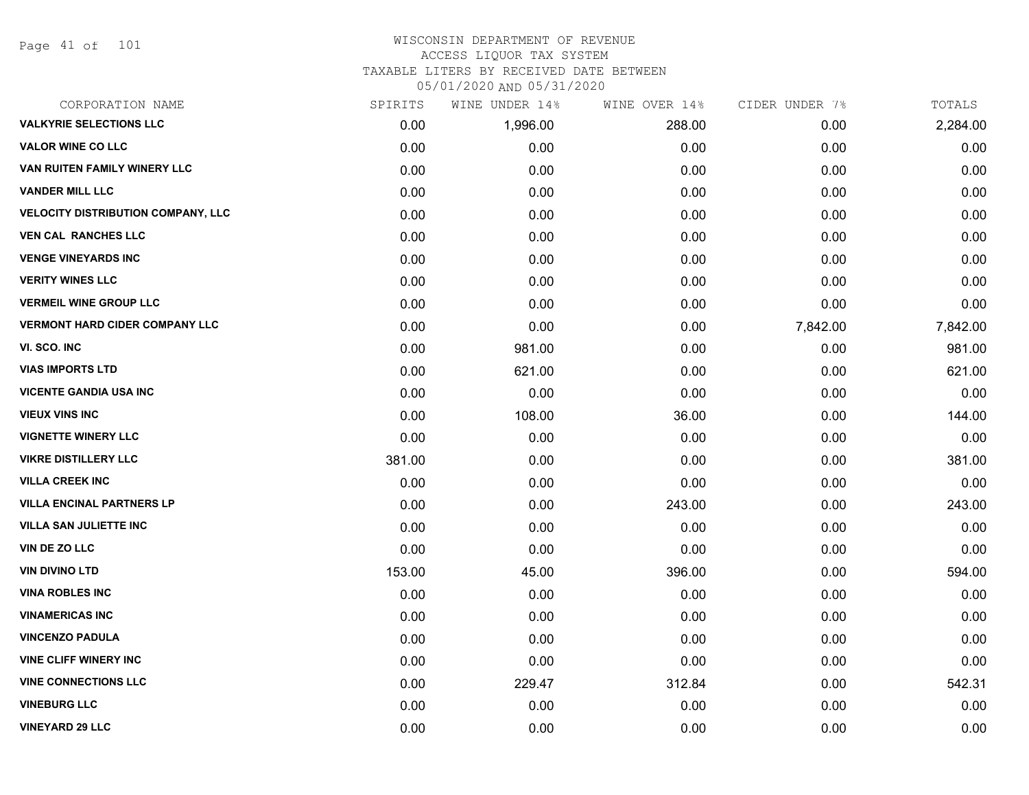# WISCONSIN DEPARTMENT OF REVENUE
## ACCESS LIQUOR TAX SYSTEM
### TAXABLE LITERS BY RECEIVED DATE BETWEEN 05/01/2020 AND 05/31/2020

| CORPORATION NAME | SPIRITS | WINE UNDER 14% | WINE OVER 14% | CIDER UNDER 7% | TOTALS |
|---|---|---|---|---|---|
| VALKYRIE SELECTIONS LLC | 0.00 | 1,996.00 | 288.00 | 0.00 | 2,284.00 |
| VALOR WINE CO LLC | 0.00 | 0.00 | 0.00 | 0.00 | 0.00 |
| VAN RUITEN FAMILY WINERY LLC | 0.00 | 0.00 | 0.00 | 0.00 | 0.00 |
| VANDER MILL LLC | 0.00 | 0.00 | 0.00 | 0.00 | 0.00 |
| VELOCITY DISTRIBUTION COMPANY, LLC | 0.00 | 0.00 | 0.00 | 0.00 | 0.00 |
| VEN CAL RANCHES LLC | 0.00 | 0.00 | 0.00 | 0.00 | 0.00 |
| VENGE VINEYARDS INC | 0.00 | 0.00 | 0.00 | 0.00 | 0.00 |
| VERITY WINES LLC | 0.00 | 0.00 | 0.00 | 0.00 | 0.00 |
| VERMEIL WINE GROUP LLC | 0.00 | 0.00 | 0.00 | 0.00 | 0.00 |
| VERMONT HARD CIDER COMPANY LLC | 0.00 | 0.00 | 0.00 | 7,842.00 | 7,842.00 |
| VI. SCO. INC | 0.00 | 981.00 | 0.00 | 0.00 | 981.00 |
| VIAS IMPORTS LTD | 0.00 | 621.00 | 0.00 | 0.00 | 621.00 |
| VICENTE GANDIA USA INC | 0.00 | 0.00 | 0.00 | 0.00 | 0.00 |
| VIEUX VINS INC | 0.00 | 108.00 | 36.00 | 0.00 | 144.00 |
| VIGNETTE WINERY LLC | 0.00 | 0.00 | 0.00 | 0.00 | 0.00 |
| VIKRE DISTILLERY LLC | 381.00 | 0.00 | 0.00 | 0.00 | 381.00 |
| VILLA CREEK INC | 0.00 | 0.00 | 0.00 | 0.00 | 0.00 |
| VILLA ENCINAL PARTNERS LP | 0.00 | 0.00 | 243.00 | 0.00 | 243.00 |
| VILLA SAN JULIETTE INC | 0.00 | 0.00 | 0.00 | 0.00 | 0.00 |
| VIN DE ZO LLC | 0.00 | 0.00 | 0.00 | 0.00 | 0.00 |
| VIN DIVINO LTD | 153.00 | 45.00 | 396.00 | 0.00 | 594.00 |
| VINA ROBLES INC | 0.00 | 0.00 | 0.00 | 0.00 | 0.00 |
| VINAMERICAS INC | 0.00 | 0.00 | 0.00 | 0.00 | 0.00 |
| VINCENZO PADULA | 0.00 | 0.00 | 0.00 | 0.00 | 0.00 |
| VINE CLIFF WINERY INC | 0.00 | 0.00 | 0.00 | 0.00 | 0.00 |
| VINE CONNECTIONS LLC | 0.00 | 229.47 | 312.84 | 0.00 | 542.31 |
| VINEBURG LLC | 0.00 | 0.00 | 0.00 | 0.00 | 0.00 |
| VINEYARD 29 LLC | 0.00 | 0.00 | 0.00 | 0.00 | 0.00 |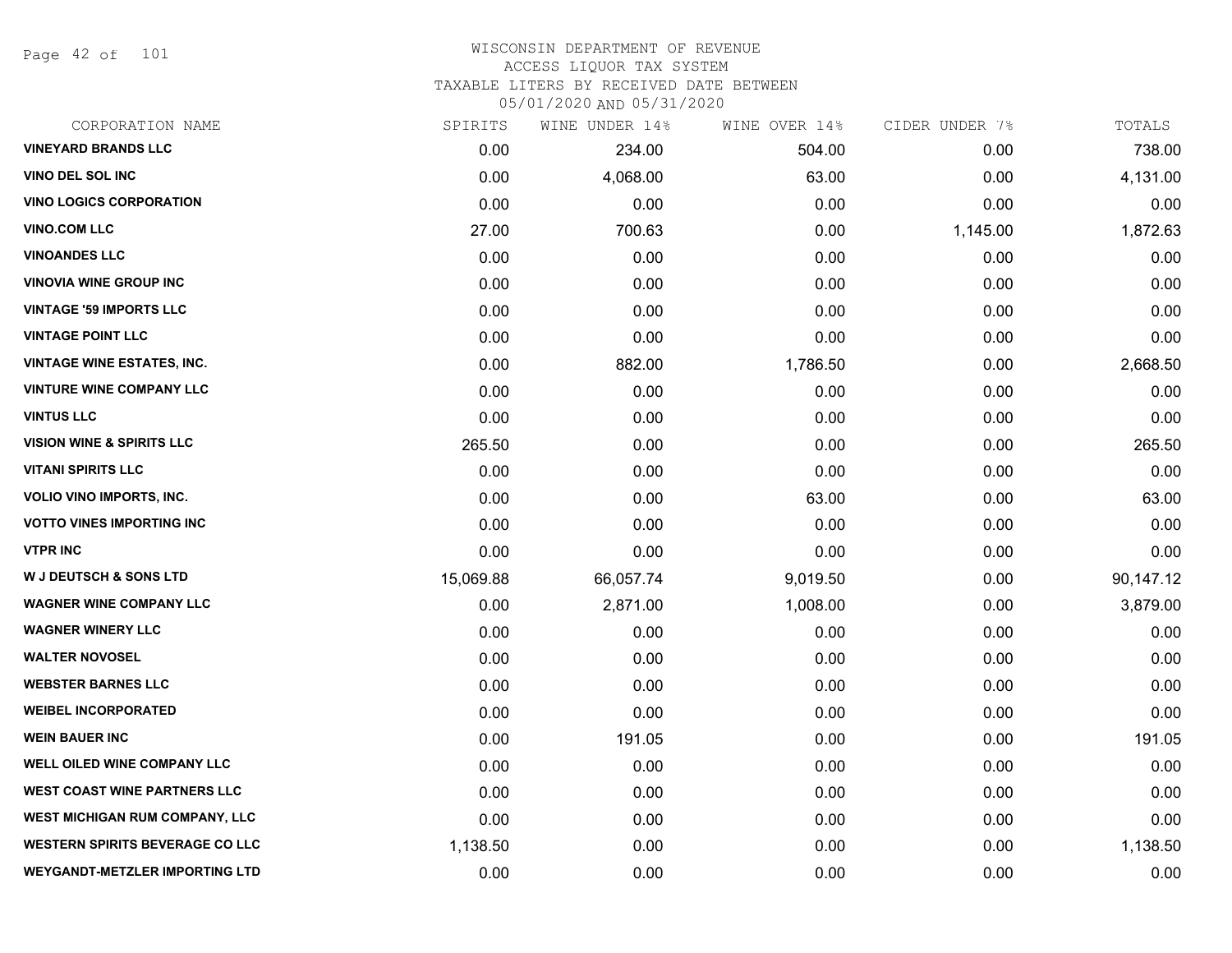# WISCONSIN DEPARTMENT OF REVENUE
ACCESS LIQUOR TAX SYSTEM
TAXABLE LITERS BY RECEIVED DATE BETWEEN
05/01/2020 AND 05/31/2020

| CORPORATION NAME | SPIRITS | WINE UNDER 14% | WINE OVER 14% | CIDER UNDER 7% | TOTALS |
|---|---|---|---|---|---|
| **VINEYARD BRANDS LLC** | 0.00 | 234.00 | 504.00 | 0.00 | 738.00 |
| **VINO DEL SOL INC** | 0.00 | 4,068.00 | 63.00 | 0.00 | 4,131.00 |
| **VINO LOGICS CORPORATION** | 0.00 | 0.00 | 0.00 | 0.00 | 0.00 |
| **VINO.COM LLC** | 27.00 | 700.63 | 0.00 | 1,145.00 | 1,872.63 |
| **VINOANDES LLC** | 0.00 | 0.00 | 0.00 | 0.00 | 0.00 |
| **VINOVIA WINE GROUP INC** | 0.00 | 0.00 | 0.00 | 0.00 | 0.00 |
| **VINTAGE '59 IMPORTS LLC** | 0.00 | 0.00 | 0.00 | 0.00 | 0.00 |
| **VINTAGE POINT LLC** | 0.00 | 0.00 | 0.00 | 0.00 | 0.00 |
| **VINTAGE WINE ESTATES, INC.** | 0.00 | 882.00 | 1,786.50 | 0.00 | 2,668.50 |
| **VINTURE WINE COMPANY LLC** | 0.00 | 0.00 | 0.00 | 0.00 | 0.00 |
| **VINTUS LLC** | 0.00 | 0.00 | 0.00 | 0.00 | 0.00 |
| **VISION WINE & SPIRITS LLC** | 265.50 | 0.00 | 0.00 | 0.00 | 265.50 |
| **VITANI SPIRITS LLC** | 0.00 | 0.00 | 0.00 | 0.00 | 0.00 |
| **VOLIO VINO IMPORTS, INC.** | 0.00 | 0.00 | 63.00 | 0.00 | 63.00 |
| **VOTTO VINES IMPORTING INC** | 0.00 | 0.00 | 0.00 | 0.00 | 0.00 |
| **VTPR INC** | 0.00 | 0.00 | 0.00 | 0.00 | 0.00 |
| **W J DEUTSCH & SONS LTD** | 15,069.88 | 66,057.74 | 9,019.50 | 0.00 | 90,147.12 |
| **WAGNER WINE COMPANY LLC** | 0.00 | 2,871.00 | 1,008.00 | 0.00 | 3,879.00 |
| **WAGNER WINERY LLC** | 0.00 | 0.00 | 0.00 | 0.00 | 0.00 |
| **WALTER NOVOSEL** | 0.00 | 0.00 | 0.00 | 0.00 | 0.00 |
| **WEBSTER BARNES LLC** | 0.00 | 0.00 | 0.00 | 0.00 | 0.00 |
| **WEIBEL INCORPORATED** | 0.00 | 0.00 | 0.00 | 0.00 | 0.00 |
| **WEIN BAUER INC** | 0.00 | 191.05 | 0.00 | 0.00 | 191.05 |
| **WELL OILED WINE COMPANY LLC** | 0.00 | 0.00 | 0.00 | 0.00 | 0.00 |
| **WEST COAST WINE PARTNERS LLC** | 0.00 | 0.00 | 0.00 | 0.00 | 0.00 |
| **WEST MICHIGAN RUM COMPANY, LLC** | 0.00 | 0.00 | 0.00 | 0.00 | 0.00 |
| **WESTERN SPIRITS BEVERAGE CO LLC** | 1,138.50 | 0.00 | 0.00 | 0.00 | 1,138.50 |
| **WEYGANDT-METZLER IMPORTING LTD** | 0.00 | 0.00 | 0.00 | 0.00 | 0.00 |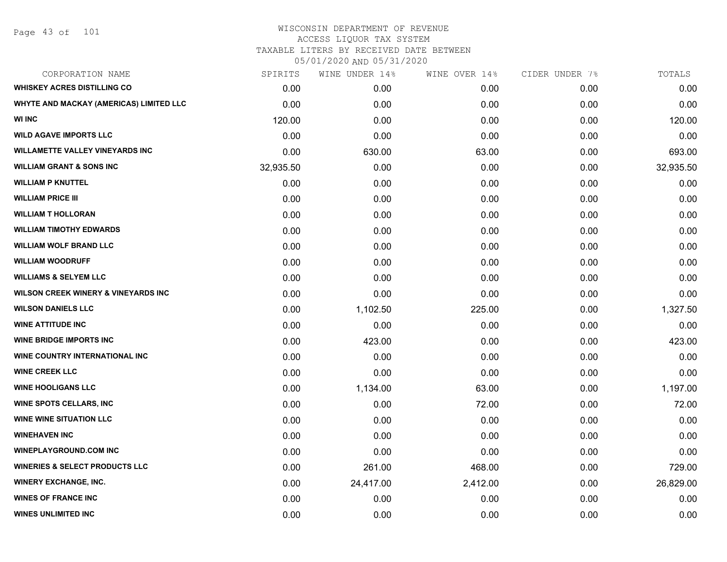# WISCONSIN DEPARTMENT OF REVENUE
## ACCESS LIQUOR TAX SYSTEM
### TAXABLE LITERS BY RECEIVED DATE BETWEEN 05/01/2020 AND 05/31/2020

| CORPORATION NAME | SPIRITS | WINE UNDER 14% | WINE OVER 14% | CIDER UNDER 7% | TOTALS |
|---|---|---|---|---|---|
| WHISKEY ACRES DISTILLING CO | 0.00 | 0.00 | 0.00 | 0.00 | 0.00 |
| WHYTE AND MACKAY (AMERICAS) LIMITED LLC | 0.00 | 0.00 | 0.00 | 0.00 | 0.00 |
| WI INC | 120.00 | 0.00 | 0.00 | 0.00 | 120.00 |
| WILD AGAVE IMPORTS LLC | 0.00 | 0.00 | 0.00 | 0.00 | 0.00 |
| WILLAMETTE VALLEY VINEYARDS INC | 0.00 | 630.00 | 63.00 | 0.00 | 693.00 |
| WILLIAM GRANT & SONS INC | 32,935.50 | 0.00 | 0.00 | 0.00 | 32,935.50 |
| WILLIAM P KNUTTEL | 0.00 | 0.00 | 0.00 | 0.00 | 0.00 |
| WILLIAM PRICE III | 0.00 | 0.00 | 0.00 | 0.00 | 0.00 |
| WILLIAM T HOLLORAN | 0.00 | 0.00 | 0.00 | 0.00 | 0.00 |
| WILLIAM TIMOTHY EDWARDS | 0.00 | 0.00 | 0.00 | 0.00 | 0.00 |
| WILLIAM WOLF BRAND LLC | 0.00 | 0.00 | 0.00 | 0.00 | 0.00 |
| WILLIAM WOODRUFF | 0.00 | 0.00 | 0.00 | 0.00 | 0.00 |
| WILLIAMS & SELYEM LLC | 0.00 | 0.00 | 0.00 | 0.00 | 0.00 |
| WILSON CREEK WINERY & VINEYARDS INC | 0.00 | 0.00 | 0.00 | 0.00 | 0.00 |
| WILSON DANIELS LLC | 0.00 | 1,102.50 | 225.00 | 0.00 | 1,327.50 |
| WINE ATTITUDE INC | 0.00 | 0.00 | 0.00 | 0.00 | 0.00 |
| WINE BRIDGE IMPORTS INC | 0.00 | 423.00 | 0.00 | 0.00 | 423.00 |
| WINE COUNTRY INTERNATIONAL INC | 0.00 | 0.00 | 0.00 | 0.00 | 0.00 |
| WINE CREEK LLC | 0.00 | 0.00 | 0.00 | 0.00 | 0.00 |
| WINE HOOLIGANS LLC | 0.00 | 1,134.00 | 63.00 | 0.00 | 1,197.00 |
| WINE SPOTS CELLARS, INC | 0.00 | 0.00 | 72.00 | 0.00 | 72.00 |
| WINE WINE SITUATION LLC | 0.00 | 0.00 | 0.00 | 0.00 | 0.00 |
| WINEHAVEN INC | 0.00 | 0.00 | 0.00 | 0.00 | 0.00 |
| WINEPLAYGROUND.COM INC | 0.00 | 0.00 | 0.00 | 0.00 | 0.00 |
| WINERIES & SELECT PRODUCTS LLC | 0.00 | 261.00 | 468.00 | 0.00 | 729.00 |
| WINERY EXCHANGE, INC. | 0.00 | 24,417.00 | 2,412.00 | 0.00 | 26,829.00 |
| WINES OF FRANCE INC | 0.00 | 0.00 | 0.00 | 0.00 | 0.00 |
| WINES UNLIMITED INC | 0.00 | 0.00 | 0.00 | 0.00 | 0.00 |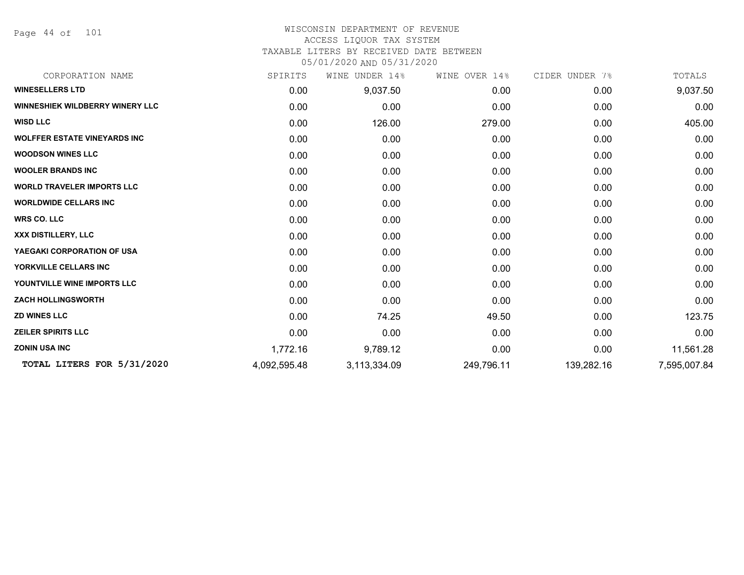# WISCONSIN DEPARTMENT OF REVENUE
## ACCESS LIQUOR TAX SYSTEM
### TAXABLE LITERS BY RECEIVED DATE BETWEEN 05/01/2020 AND 05/31/2020

| CORPORATION NAME | SPIRITS | WINE UNDER 14% | WINE OVER 14% | CIDER UNDER 7% | TOTALS |
|---|---|---|---|---|---|
| **WINESELLERS LTD** | 0.00 | 9,037.50 | 0.00 | 0.00 | 9,037.50 |
| **WINNESHIEK WILDBERRY WINERY LLC** | 0.00 | 0.00 | 0.00 | 0.00 | 0.00 |
| **WISD LLC** | 0.00 | 126.00 | 279.00 | 0.00 | 405.00 |
| **WOLFFER ESTATE VINEYARDS INC** | 0.00 | 0.00 | 0.00 | 0.00 | 0.00 |
| **WOODSON WINES LLC** | 0.00 | 0.00 | 0.00 | 0.00 | 0.00 |
| **WOOLER BRANDS INC** | 0.00 | 0.00 | 0.00 | 0.00 | 0.00 |
| **WORLD TRAVELER IMPORTS LLC** | 0.00 | 0.00 | 0.00 | 0.00 | 0.00 |
| **WORLDWIDE CELLARS INC** | 0.00 | 0.00 | 0.00 | 0.00 | 0.00 |
| **WRS CO. LLC** | 0.00 | 0.00 | 0.00 | 0.00 | 0.00 |
| **XXX DISTILLERY, LLC** | 0.00 | 0.00 | 0.00 | 0.00 | 0.00 |
| **YAEGAKI CORPORATION OF USA** | 0.00 | 0.00 | 0.00 | 0.00 | 0.00 |
| **YORKVILLE CELLARS INC** | 0.00 | 0.00 | 0.00 | 0.00 | 0.00 |
| **YOUNTVILLE WINE IMPORTS LLC** | 0.00 | 0.00 | 0.00 | 0.00 | 0.00 |
| **ZACH HOLLINGSWORTH** | 0.00 | 0.00 | 0.00 | 0.00 | 0.00 |
| **ZD WINES LLC** | 0.00 | 74.25 | 49.50 | 0.00 | 123.75 |
| **ZEILER SPIRITS LLC** | 0.00 | 0.00 | 0.00 | 0.00 | 0.00 |
| **ZONIN USA INC** | 1,772.16 | 9,789.12 | 0.00 | 0.00 | 11,561.28 |
| **TOTAL LITERS FOR 5/31/2020** | 4,092,595.48 | 3,113,334.09 | 249,796.11 | 139,282.16 | 7,595,007.84 |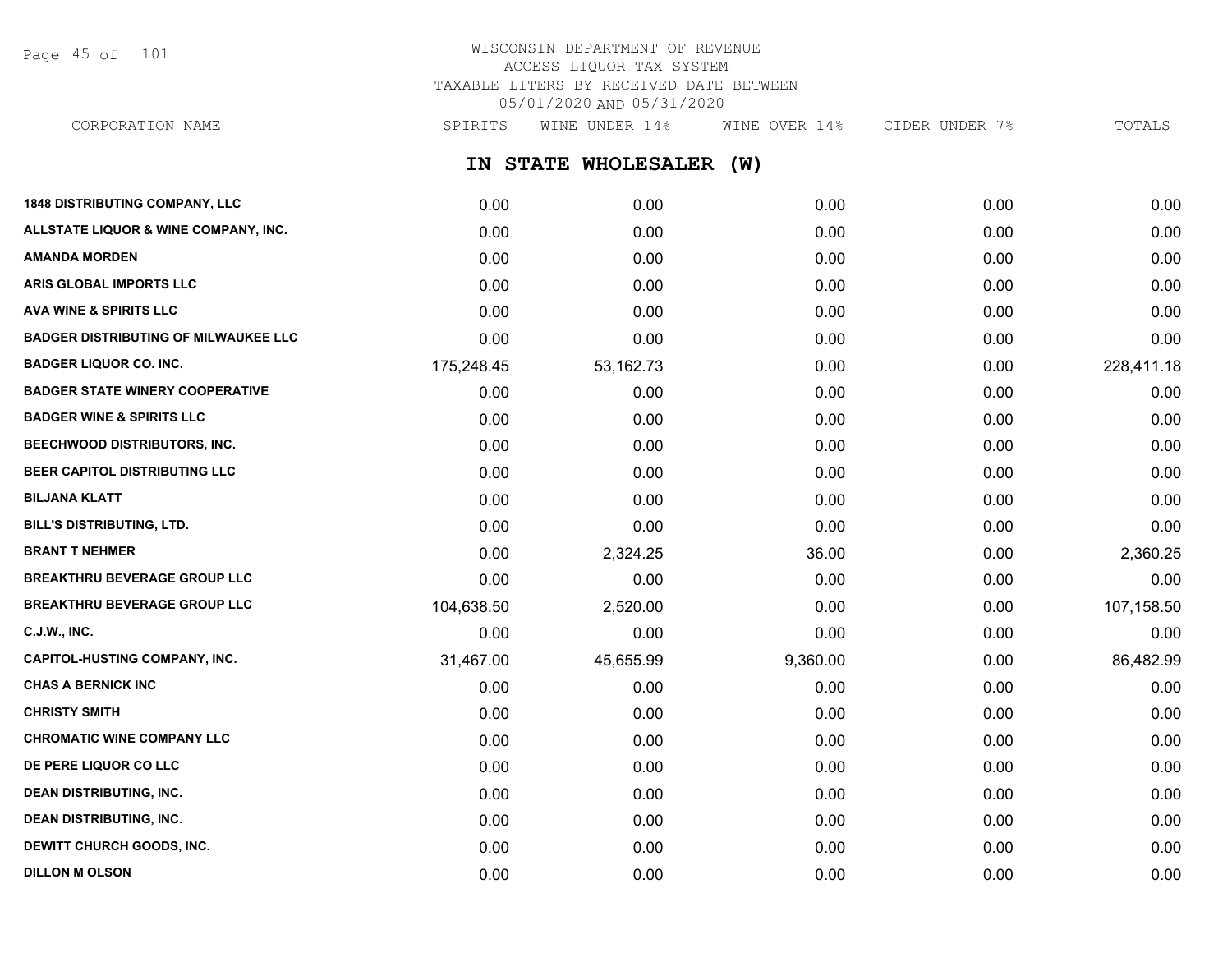WISCONSIN DEPARTMENT OF REVENUE
ACCESS LIQUOR TAX SYSTEM
TAXABLE LITERS BY RECEIVED DATE BETWEEN
05/01/2020 AND 05/31/2020

## IN STATE WHOLESALER (W)

| CORPORATION NAME | SPIRITS | WINE UNDER 14% | WINE OVER 14% | CIDER UNDER 7% | TOTALS |
|---|---|---|---|---|---|
| 1848 DISTRIBUTING COMPANY, LLC | 0.00 | 0.00 | 0.00 | 0.00 | 0.00 |
| ALLSTATE LIQUOR & WINE COMPANY, INC. | 0.00 | 0.00 | 0.00 | 0.00 | 0.00 |
| AMANDA MORDEN | 0.00 | 0.00 | 0.00 | 0.00 | 0.00 |
| ARIS GLOBAL IMPORTS LLC | 0.00 | 0.00 | 0.00 | 0.00 | 0.00 |
| AVA WINE & SPIRITS LLC | 0.00 | 0.00 | 0.00 | 0.00 | 0.00 |
| BADGER DISTRIBUTING OF MILWAUKEE LLC | 0.00 | 0.00 | 0.00 | 0.00 | 0.00 |
| BADGER LIQUOR CO. INC. | 175,248.45 | 53,162.73 | 0.00 | 0.00 | 228,411.18 |
| BADGER STATE WINERY COOPERATIVE | 0.00 | 0.00 | 0.00 | 0.00 | 0.00 |
| BADGER WINE & SPIRITS LLC | 0.00 | 0.00 | 0.00 | 0.00 | 0.00 |
| BEECHWOOD DISTRIBUTORS, INC. | 0.00 | 0.00 | 0.00 | 0.00 | 0.00 |
| BEER CAPITOL DISTRIBUTING LLC | 0.00 | 0.00 | 0.00 | 0.00 | 0.00 |
| BILJANA KLATT | 0.00 | 0.00 | 0.00 | 0.00 | 0.00 |
| BILL'S DISTRIBUTING, LTD. | 0.00 | 0.00 | 0.00 | 0.00 | 0.00 |
| BRANT T NEHMER | 0.00 | 2,324.25 | 36.00 | 0.00 | 2,360.25 |
| BREAKTHRU BEVERAGE GROUP LLC | 0.00 | 0.00 | 0.00 | 0.00 | 0.00 |
| BREAKTHRU BEVERAGE GROUP LLC | 104,638.50 | 2,520.00 | 0.00 | 0.00 | 107,158.50 |
| C.J.W., INC. | 0.00 | 0.00 | 0.00 | 0.00 | 0.00 |
| CAPITOL-HUSTING COMPANY, INC. | 31,467.00 | 45,655.99 | 9,360.00 | 0.00 | 86,482.99 |
| CHAS A BERNICK INC | 0.00 | 0.00 | 0.00 | 0.00 | 0.00 |
| CHRISTY SMITH | 0.00 | 0.00 | 0.00 | 0.00 | 0.00 |
| CHROMATIC WINE COMPANY LLC | 0.00 | 0.00 | 0.00 | 0.00 | 0.00 |
| DE PERE LIQUOR CO LLC | 0.00 | 0.00 | 0.00 | 0.00 | 0.00 |
| DEAN DISTRIBUTING, INC. | 0.00 | 0.00 | 0.00 | 0.00 | 0.00 |
| DEAN DISTRIBUTING, INC. | 0.00 | 0.00 | 0.00 | 0.00 | 0.00 |
| DEWITT CHURCH GOODS, INC. | 0.00 | 0.00 | 0.00 | 0.00 | 0.00 |
| DILLON M OLSON | 0.00 | 0.00 | 0.00 | 0.00 | 0.00 |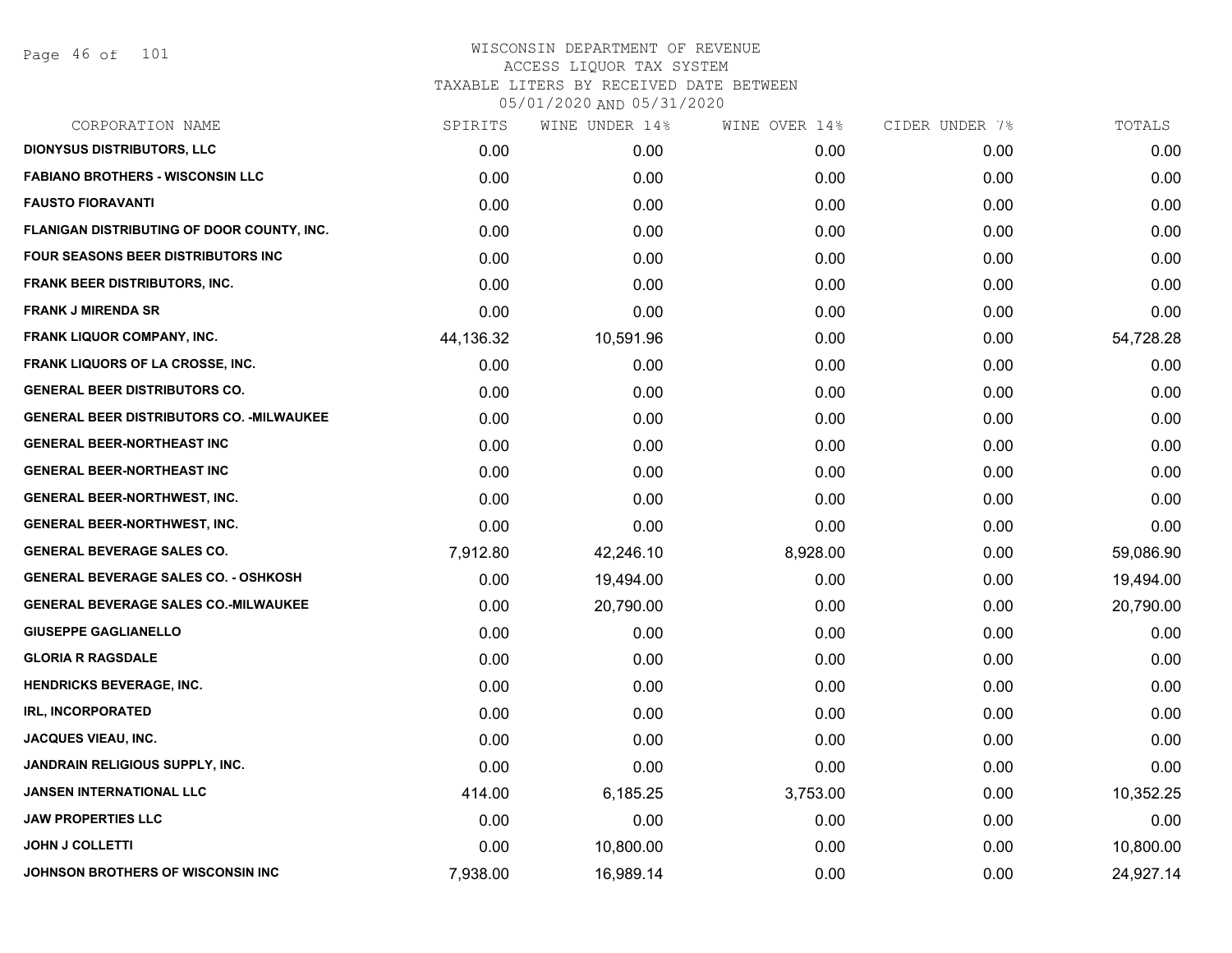WISCONSIN DEPARTMENT OF REVENUE
ACCESS LIQUOR TAX SYSTEM
TAXABLE LITERS BY RECEIVED DATE BETWEEN
05/01/2020 AND 05/31/2020

| CORPORATION NAME | SPIRITS | WINE UNDER 14% | WINE OVER 14% | CIDER UNDER 7% | TOTALS |
|---|---|---|---|---|---|
| DIONYSUS DISTRIBUTORS, LLC | 0.00 | 0.00 | 0.00 | 0.00 | 0.00 |
| FABIANO BROTHERS - WISCONSIN LLC | 0.00 | 0.00 | 0.00 | 0.00 | 0.00 |
| FAUSTO FIORAVANTI | 0.00 | 0.00 | 0.00 | 0.00 | 0.00 |
| FLANIGAN DISTRIBUTING OF DOOR COUNTY, INC. | 0.00 | 0.00 | 0.00 | 0.00 | 0.00 |
| FOUR SEASONS BEER DISTRIBUTORS INC | 0.00 | 0.00 | 0.00 | 0.00 | 0.00 |
| FRANK BEER DISTRIBUTORS, INC. | 0.00 | 0.00 | 0.00 | 0.00 | 0.00 |
| FRANK J MIRENDA SR | 0.00 | 0.00 | 0.00 | 0.00 | 0.00 |
| FRANK LIQUOR COMPANY, INC. | 44,136.32 | 10,591.96 | 0.00 | 0.00 | 54,728.28 |
| FRANK LIQUORS OF LA CROSSE, INC. | 0.00 | 0.00 | 0.00 | 0.00 | 0.00 |
| GENERAL BEER DISTRIBUTORS CO. | 0.00 | 0.00 | 0.00 | 0.00 | 0.00 |
| GENERAL BEER DISTRIBUTORS CO. -MILWAUKEE | 0.00 | 0.00 | 0.00 | 0.00 | 0.00 |
| GENERAL BEER-NORTHEAST INC | 0.00 | 0.00 | 0.00 | 0.00 | 0.00 |
| GENERAL BEER-NORTHEAST INC | 0.00 | 0.00 | 0.00 | 0.00 | 0.00 |
| GENERAL BEER-NORTHWEST, INC. | 0.00 | 0.00 | 0.00 | 0.00 | 0.00 |
| GENERAL BEER-NORTHWEST, INC. | 0.00 | 0.00 | 0.00 | 0.00 | 0.00 |
| GENERAL BEVERAGE SALES CO. | 7,912.80 | 42,246.10 | 8,928.00 | 0.00 | 59,086.90 |
| GENERAL BEVERAGE SALES CO. - OSHKOSH | 0.00 | 19,494.00 | 0.00 | 0.00 | 19,494.00 |
| GENERAL BEVERAGE SALES CO.-MILWAUKEE | 0.00 | 20,790.00 | 0.00 | 0.00 | 20,790.00 |
| GIUSEPPE GAGLIANELLO | 0.00 | 0.00 | 0.00 | 0.00 | 0.00 |
| GLORIA R RAGSDALE | 0.00 | 0.00 | 0.00 | 0.00 | 0.00 |
| HENDRICKS BEVERAGE, INC. | 0.00 | 0.00 | 0.00 | 0.00 | 0.00 |
| IRL, INCORPORATED | 0.00 | 0.00 | 0.00 | 0.00 | 0.00 |
| JACQUES VIEAU, INC. | 0.00 | 0.00 | 0.00 | 0.00 | 0.00 |
| JANDRAIN RELIGIOUS SUPPLY, INC. | 0.00 | 0.00 | 0.00 | 0.00 | 0.00 |
| JANSEN INTERNATIONAL LLC | 414.00 | 6,185.25 | 3,753.00 | 0.00 | 10,352.25 |
| JAW PROPERTIES LLC | 0.00 | 0.00 | 0.00 | 0.00 | 0.00 |
| JOHN J COLLETTI | 0.00 | 10,800.00 | 0.00 | 0.00 | 10,800.00 |
| JOHNSON BROTHERS OF WISCONSIN INC | 7,938.00 | 16,989.14 | 0.00 | 0.00 | 24,927.14 |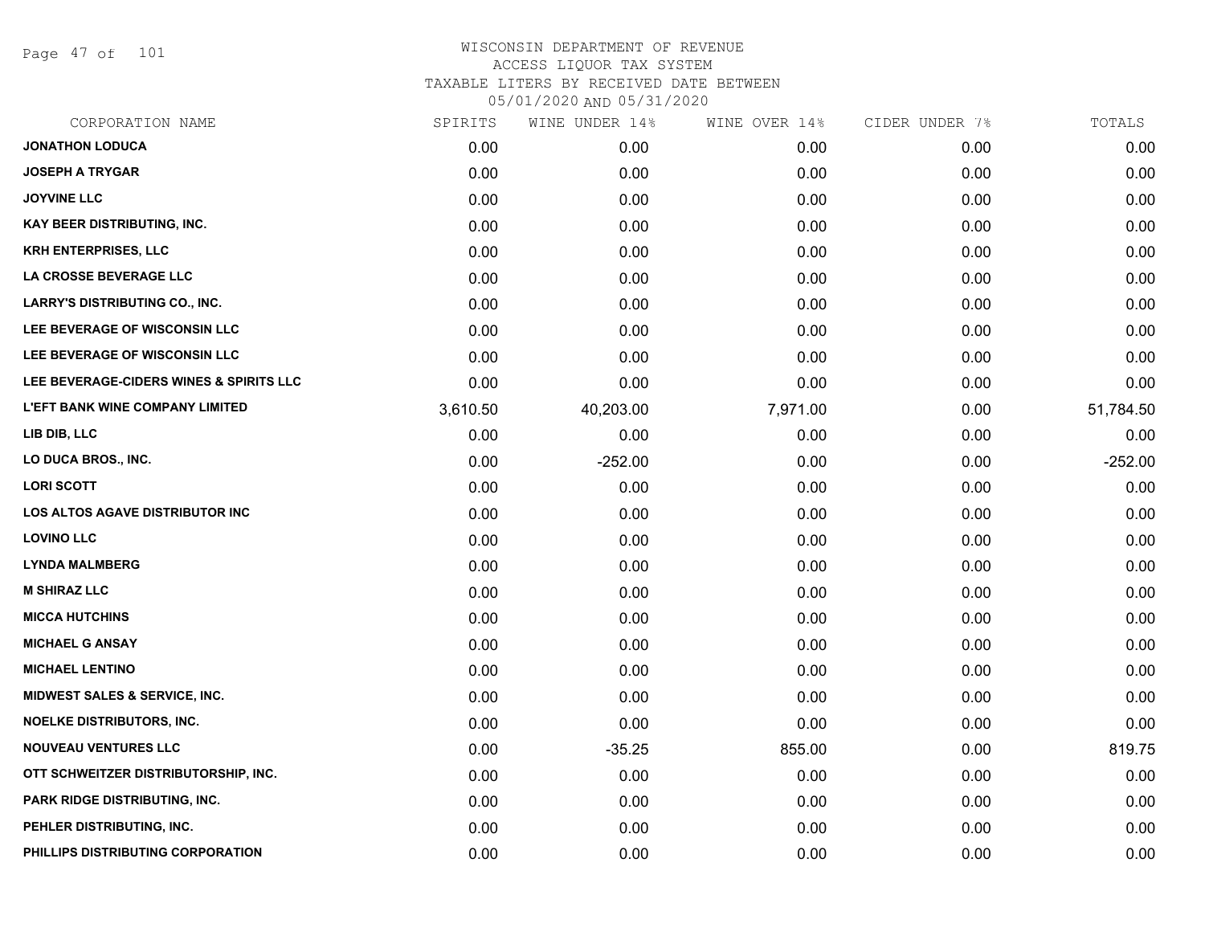WISCONSIN DEPARTMENT OF REVENUE
ACCESS LIQUOR TAX SYSTEM
TAXABLE LITERS BY RECEIVED DATE BETWEEN
05/01/2020 AND 05/31/2020

| CORPORATION NAME | SPIRITS | WINE UNDER 14% | WINE OVER 14% | CIDER UNDER 7% | TOTALS |
|---|---|---|---|---|---|
| JONATHON LODUCA | 0.00 | 0.00 | 0.00 | 0.00 | 0.00 |
| JOSEPH A TRYGAR | 0.00 | 0.00 | 0.00 | 0.00 | 0.00 |
| JOYVINE LLC | 0.00 | 0.00 | 0.00 | 0.00 | 0.00 |
| KAY BEER DISTRIBUTING, INC. | 0.00 | 0.00 | 0.00 | 0.00 | 0.00 |
| KRH ENTERPRISES, LLC | 0.00 | 0.00 | 0.00 | 0.00 | 0.00 |
| LA CROSSE BEVERAGE LLC | 0.00 | 0.00 | 0.00 | 0.00 | 0.00 |
| LARRY'S DISTRIBUTING CO., INC. | 0.00 | 0.00 | 0.00 | 0.00 | 0.00 |
| LEE BEVERAGE OF WISCONSIN LLC | 0.00 | 0.00 | 0.00 | 0.00 | 0.00 |
| LEE BEVERAGE OF WISCONSIN LLC | 0.00 | 0.00 | 0.00 | 0.00 | 0.00 |
| LEE BEVERAGE-CIDERS WINES & SPIRITS LLC | 0.00 | 0.00 | 0.00 | 0.00 | 0.00 |
| L'EFT BANK WINE COMPANY LIMITED | 3,610.50 | 40,203.00 | 7,971.00 | 0.00 | 51,784.50 |
| LIB DIB, LLC | 0.00 | 0.00 | 0.00 | 0.00 | 0.00 |
| LO DUCA BROS., INC. | 0.00 | -252.00 | 0.00 | 0.00 | -252.00 |
| LORI SCOTT | 0.00 | 0.00 | 0.00 | 0.00 | 0.00 |
| LOS ALTOS AGAVE DISTRIBUTOR INC | 0.00 | 0.00 | 0.00 | 0.00 | 0.00 |
| LOVINO LLC | 0.00 | 0.00 | 0.00 | 0.00 | 0.00 |
| LYNDA MALMBERG | 0.00 | 0.00 | 0.00 | 0.00 | 0.00 |
| M SHIRAZ LLC | 0.00 | 0.00 | 0.00 | 0.00 | 0.00 |
| MICCA HUTCHINS | 0.00 | 0.00 | 0.00 | 0.00 | 0.00 |
| MICHAEL G ANSAY | 0.00 | 0.00 | 0.00 | 0.00 | 0.00 |
| MICHAEL LENTINO | 0.00 | 0.00 | 0.00 | 0.00 | 0.00 |
| MIDWEST SALES & SERVICE, INC. | 0.00 | 0.00 | 0.00 | 0.00 | 0.00 |
| NOELKE DISTRIBUTORS, INC. | 0.00 | 0.00 | 0.00 | 0.00 | 0.00 |
| NOUVEAU VENTURES LLC | 0.00 | -35.25 | 855.00 | 0.00 | 819.75 |
| OTT SCHWEITZER DISTRIBUTORSHIP, INC. | 0.00 | 0.00 | 0.00 | 0.00 | 0.00 |
| PARK RIDGE DISTRIBUTING, INC. | 0.00 | 0.00 | 0.00 | 0.00 | 0.00 |
| PEHLER DISTRIBUTING, INC. | 0.00 | 0.00 | 0.00 | 0.00 | 0.00 |
| PHILLIPS DISTRIBUTING CORPORATION | 0.00 | 0.00 | 0.00 | 0.00 | 0.00 |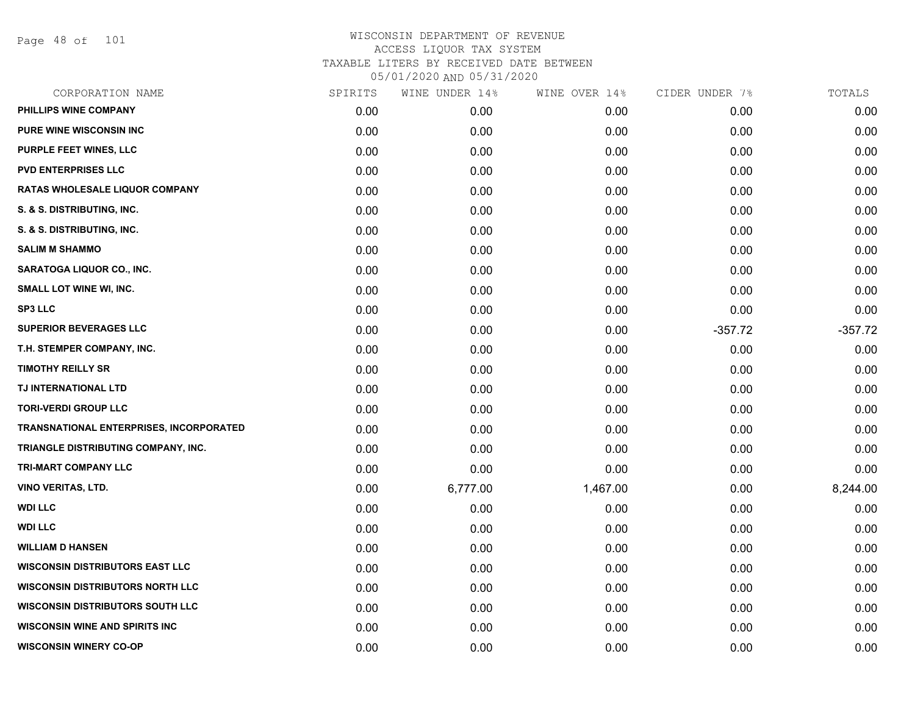# WISCONSIN DEPARTMENT OF REVENUE
## ACCESS LIQUOR TAX SYSTEM
### TAXABLE LITERS BY RECEIVED DATE BETWEEN 05/01/2020 AND 05/31/2020

| CORPORATION NAME | SPIRITS | WINE UNDER 14% | WINE OVER 14% | CIDER UNDER 7% | TOTALS |
|---|---|---|---|---|---|
| PHILLIPS WINE COMPANY | 0.00 | 0.00 | 0.00 | 0.00 | 0.00 |
| PURE WINE WISCONSIN INC | 0.00 | 0.00 | 0.00 | 0.00 | 0.00 |
| PURPLE FEET WINES, LLC | 0.00 | 0.00 | 0.00 | 0.00 | 0.00 |
| PVD ENTERPRISES LLC | 0.00 | 0.00 | 0.00 | 0.00 | 0.00 |
| RATAS WHOLESALE LIQUOR COMPANY | 0.00 | 0.00 | 0.00 | 0.00 | 0.00 |
| S. & S. DISTRIBUTING, INC. | 0.00 | 0.00 | 0.00 | 0.00 | 0.00 |
| S. & S. DISTRIBUTING, INC. | 0.00 | 0.00 | 0.00 | 0.00 | 0.00 |
| SALIM M SHAMMO | 0.00 | 0.00 | 0.00 | 0.00 | 0.00 |
| SARATOGA LIQUOR CO., INC. | 0.00 | 0.00 | 0.00 | 0.00 | 0.00 |
| SMALL LOT WINE WI, INC. | 0.00 | 0.00 | 0.00 | 0.00 | 0.00 |
| SP3 LLC | 0.00 | 0.00 | 0.00 | 0.00 | 0.00 |
| SUPERIOR BEVERAGES LLC | 0.00 | 0.00 | 0.00 | -357.72 | -357.72 |
| T.H. STEMPER COMPANY, INC. | 0.00 | 0.00 | 0.00 | 0.00 | 0.00 |
| TIMOTHY REILLY SR | 0.00 | 0.00 | 0.00 | 0.00 | 0.00 |
| TJ INTERNATIONAL LTD | 0.00 | 0.00 | 0.00 | 0.00 | 0.00 |
| TORI-VERDI GROUP LLC | 0.00 | 0.00 | 0.00 | 0.00 | 0.00 |
| TRANSNATIONAL ENTERPRISES, INCORPORATED | 0.00 | 0.00 | 0.00 | 0.00 | 0.00 |
| TRIANGLE DISTRIBUTING COMPANY, INC. | 0.00 | 0.00 | 0.00 | 0.00 | 0.00 |
| TRI-MART COMPANY LLC | 0.00 | 0.00 | 0.00 | 0.00 | 0.00 |
| VINO VERITAS, LTD. | 0.00 | 6,777.00 | 1,467.00 | 0.00 | 8,244.00 |
| WDI LLC | 0.00 | 0.00 | 0.00 | 0.00 | 0.00 |
| WDI LLC | 0.00 | 0.00 | 0.00 | 0.00 | 0.00 |
| WILLIAM D HANSEN | 0.00 | 0.00 | 0.00 | 0.00 | 0.00 |
| WISCONSIN DISTRIBUTORS EAST LLC | 0.00 | 0.00 | 0.00 | 0.00 | 0.00 |
| WISCONSIN DISTRIBUTORS NORTH LLC | 0.00 | 0.00 | 0.00 | 0.00 | 0.00 |
| WISCONSIN DISTRIBUTORS SOUTH LLC | 0.00 | 0.00 | 0.00 | 0.00 | 0.00 |
| WISCONSIN WINE AND SPIRITS INC | 0.00 | 0.00 | 0.00 | 0.00 | 0.00 |
| WISCONSIN WINERY CO-OP | 0.00 | 0.00 | 0.00 | 0.00 | 0.00 |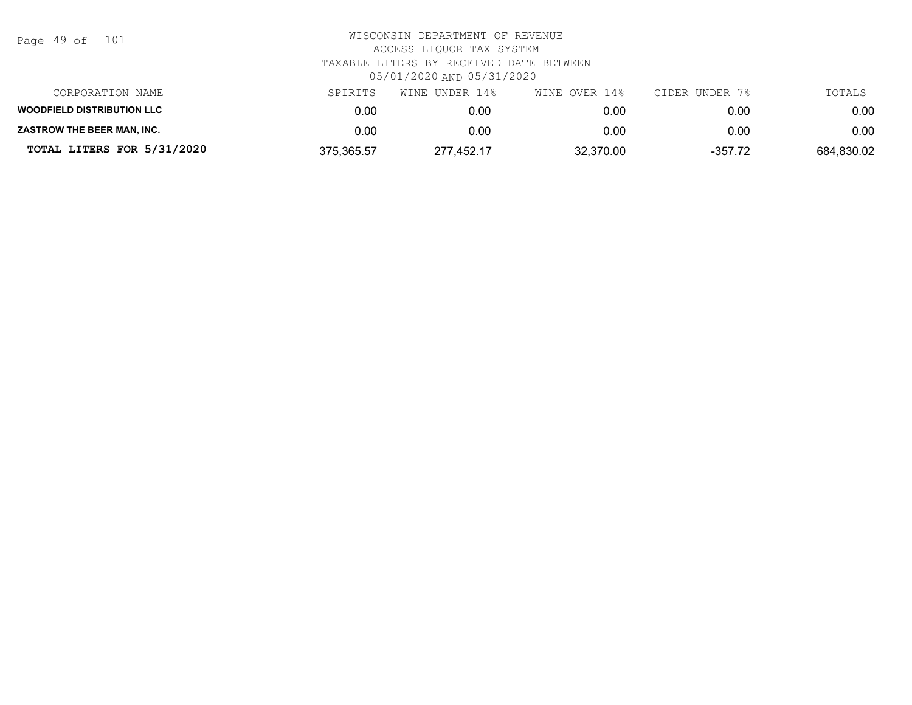WISCONSIN DEPARTMENT OF REVENUE
ACCESS LIQUOR TAX SYSTEM
TAXABLE LITERS BY RECEIVED DATE BETWEEN
05/01/2020 AND 05/31/2020

| CORPORATION NAME | SPIRITS | WINE UNDER 14% | WINE OVER 14% | CIDER UNDER 7% | TOTALS |
|---|---|---|---|---|---|
| **WOODFIELD DISTRIBUTION LLC** | 0.00 | 0.00 | 0.00 | 0.00 | 0.00 |
| **ZASTROW THE BEER MAN, INC.** | 0.00 | 0.00 | 0.00 | 0.00 | 0.00 |
| **TOTAL LITERS FOR 5/31/2020** | 375,365.57 | 277,452.17 | 32,370.00 | -357.72 | 684,830.02 |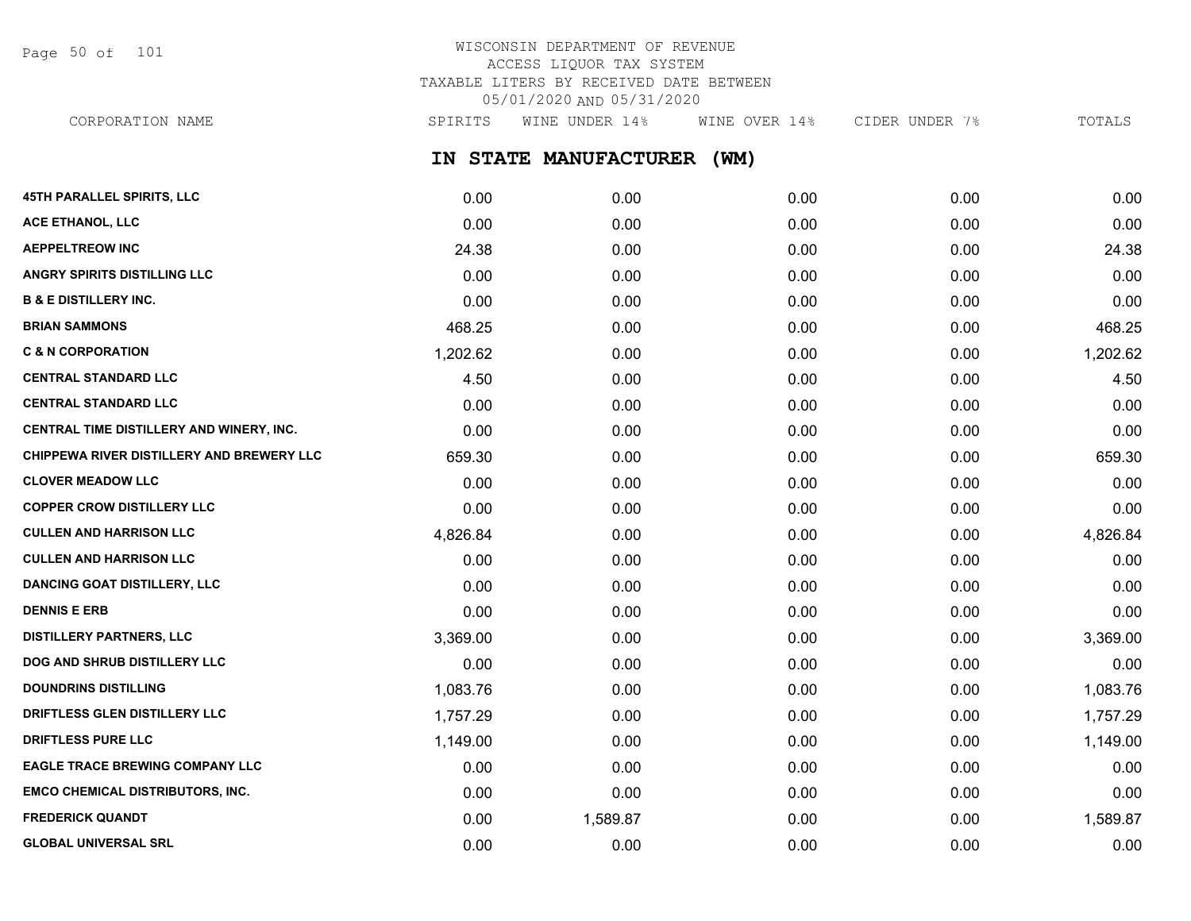WISCONSIN DEPARTMENT OF REVENUE
ACCESS LIQUOR TAX SYSTEM
TAXABLE LITERS BY RECEIVED DATE BETWEEN
05/01/2020 AND 05/31/2020

## IN STATE MANUFACTURER (WM)

| CORPORATION NAME | SPIRITS | WINE UNDER 14% | WINE OVER 14% | CIDER UNDER 7% | TOTALS |
|---|---|---|---|---|---|
| **45TH PARALLEL SPIRITS, LLC** | 0.00 | 0.00 | 0.00 | 0.00 | 0.00 |
| **ACE ETHANOL, LLC** | 0.00 | 0.00 | 0.00 | 0.00 | 0.00 |
| **AEPPELTREOW INC** | 24.38 | 0.00 | 0.00 | 0.00 | 24.38 |
| **ANGRY SPIRITS DISTILLING LLC** | 0.00 | 0.00 | 0.00 | 0.00 | 0.00 |
| **B & E DISTILLERY INC.** | 0.00 | 0.00 | 0.00 | 0.00 | 0.00 |
| **BRIAN SAMMONS** | 468.25 | 0.00 | 0.00 | 0.00 | 468.25 |
| **C & N CORPORATION** | 1,202.62 | 0.00 | 0.00 | 0.00 | 1,202.62 |
| **CENTRAL STANDARD LLC** | 4.50 | 0.00 | 0.00 | 0.00 | 4.50 |
| **CENTRAL STANDARD LLC** | 0.00 | 0.00 | 0.00 | 0.00 | 0.00 |
| **CENTRAL TIME DISTILLERY AND WINERY, INC.** | 0.00 | 0.00 | 0.00 | 0.00 | 0.00 |
| **CHIPPEWA RIVER DISTILLERY AND BREWERY LLC** | 659.30 | 0.00 | 0.00 | 0.00 | 659.30 |
| **CLOVER MEADOW LLC** | 0.00 | 0.00 | 0.00 | 0.00 | 0.00 |
| **COPPER CROW DISTILLERY LLC** | 0.00 | 0.00 | 0.00 | 0.00 | 0.00 |
| **CULLEN AND HARRISON LLC** | 4,826.84 | 0.00 | 0.00 | 0.00 | 4,826.84 |
| **CULLEN AND HARRISON LLC** | 0.00 | 0.00 | 0.00 | 0.00 | 0.00 |
| **DANCING GOAT DISTILLERY, LLC** | 0.00 | 0.00 | 0.00 | 0.00 | 0.00 |
| **DENNIS E ERB** | 0.00 | 0.00 | 0.00 | 0.00 | 0.00 |
| **DISTILLERY PARTNERS, LLC** | 3,369.00 | 0.00 | 0.00 | 0.00 | 3,369.00 |
| **DOG AND SHRUB DISTILLERY LLC** | 0.00 | 0.00 | 0.00 | 0.00 | 0.00 |
| **DOUNDRINS DISTILLING** | 1,083.76 | 0.00 | 0.00 | 0.00 | 1,083.76 |
| **DRIFTLESS GLEN DISTILLERY LLC** | 1,757.29 | 0.00 | 0.00 | 0.00 | 1,757.29 |
| **DRIFTLESS PURE LLC** | 1,149.00 | 0.00 | 0.00 | 0.00 | 1,149.00 |
| **EAGLE TRACE BREWING COMPANY LLC** | 0.00 | 0.00 | 0.00 | 0.00 | 0.00 |
| **EMCO CHEMICAL DISTRIBUTORS, INC.** | 0.00 | 0.00 | 0.00 | 0.00 | 0.00 |
| **FREDERICK QUANDT** | 0.00 | 1,589.87 | 0.00 | 0.00 | 1,589.87 |
| **GLOBAL UNIVERSAL SRL** | 0.00 | 0.00 | 0.00 | 0.00 | 0.00 |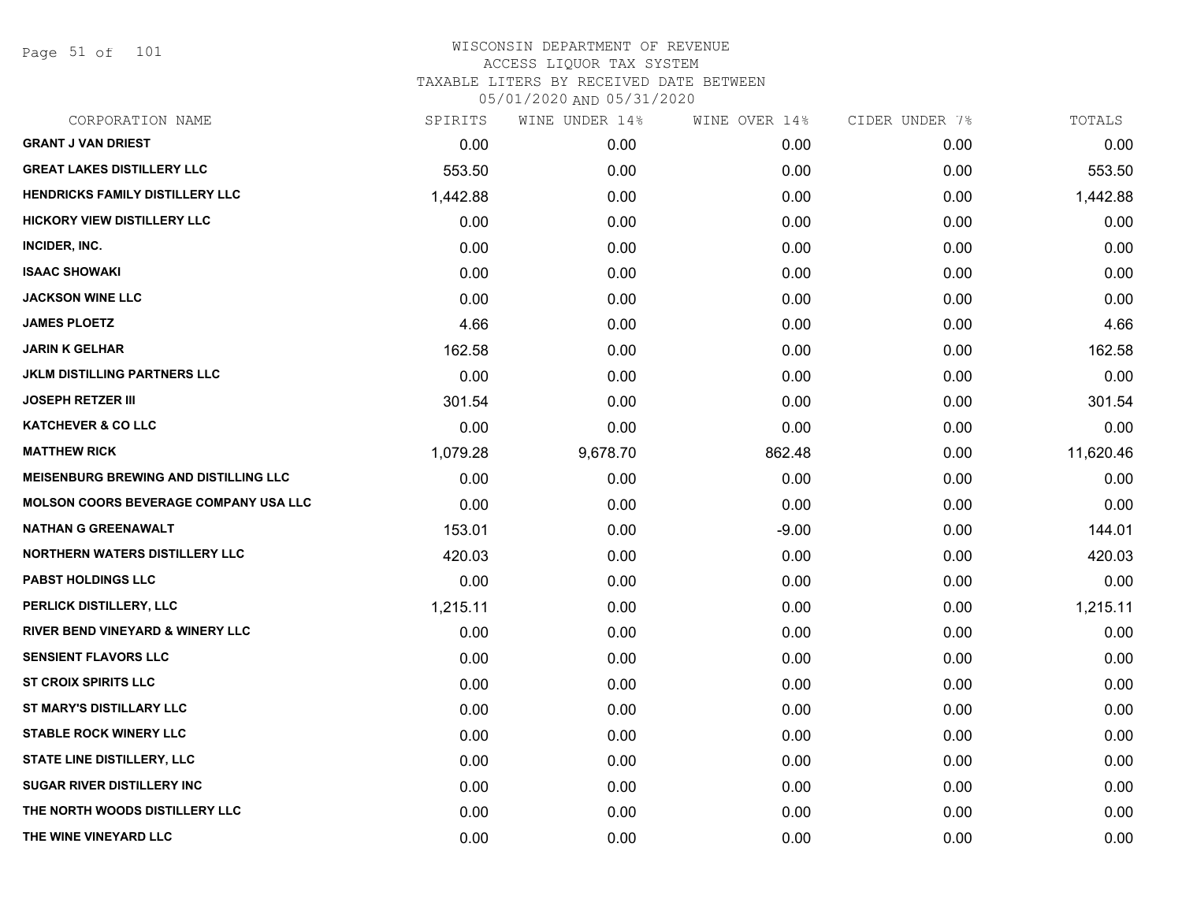WISCONSIN DEPARTMENT OF REVENUE
ACCESS LIQUOR TAX SYSTEM
TAXABLE LITERS BY RECEIVED DATE BETWEEN
05/01/2020 AND 05/31/2020

| CORPORATION NAME | SPIRITS | WINE UNDER 14% | WINE OVER 14% | CIDER UNDER 7% | TOTALS |
|---|---|---|---|---|---|
| **GRANT J VAN DRIEST** | 0.00 | 0.00 | 0.00 | 0.00 | 0.00 |
| **GREAT LAKES DISTILLERY LLC** | 553.50 | 0.00 | 0.00 | 0.00 | 553.50 |
| **HENDRICKS FAMILY DISTILLERY LLC** | 1,442.88 | 0.00 | 0.00 | 0.00 | 1,442.88 |
| **HICKORY VIEW DISTILLERY LLC** | 0.00 | 0.00 | 0.00 | 0.00 | 0.00 |
| **INCIDER, INC.** | 0.00 | 0.00 | 0.00 | 0.00 | 0.00 |
| **ISAAC SHOWAKI** | 0.00 | 0.00 | 0.00 | 0.00 | 0.00 |
| **JACKSON WINE LLC** | 0.00 | 0.00 | 0.00 | 0.00 | 0.00 |
| **JAMES PLOETZ** | 4.66 | 0.00 | 0.00 | 0.00 | 4.66 |
| **JARIN K GELHAR** | 162.58 | 0.00 | 0.00 | 0.00 | 162.58 |
| **JKLM DISTILLING PARTNERS LLC** | 0.00 | 0.00 | 0.00 | 0.00 | 0.00 |
| **JOSEPH RETZER III** | 301.54 | 0.00 | 0.00 | 0.00 | 301.54 |
| **KATCHEVER & CO LLC** | 0.00 | 0.00 | 0.00 | 0.00 | 0.00 |
| **MATTHEW RICK** | 1,079.28 | 9,678.70 | 862.48 | 0.00 | 11,620.46 |
| **MEISENBURG BREWING AND DISTILLING LLC** | 0.00 | 0.00 | 0.00 | 0.00 | 0.00 |
| **MOLSON COORS BEVERAGE COMPANY USA LLC** | 0.00 | 0.00 | 0.00 | 0.00 | 0.00 |
| **NATHAN G GREENAWALT** | 153.01 | 0.00 | -9.00 | 0.00 | 144.01 |
| **NORTHERN WATERS DISTILLERY LLC** | 420.03 | 0.00 | 0.00 | 0.00 | 420.03 |
| **PABST HOLDINGS LLC** | 0.00 | 0.00 | 0.00 | 0.00 | 0.00 |
| **PERLICK DISTILLERY, LLC** | 1,215.11 | 0.00 | 0.00 | 0.00 | 1,215.11 |
| **RIVER BEND VINEYARD & WINERY LLC** | 0.00 | 0.00 | 0.00 | 0.00 | 0.00 |
| **SENSIENT FLAVORS LLC** | 0.00 | 0.00 | 0.00 | 0.00 | 0.00 |
| **ST CROIX SPIRITS LLC** | 0.00 | 0.00 | 0.00 | 0.00 | 0.00 |
| **ST MARY'S DISTILLARY LLC** | 0.00 | 0.00 | 0.00 | 0.00 | 0.00 |
| **STABLE ROCK WINERY LLC** | 0.00 | 0.00 | 0.00 | 0.00 | 0.00 |
| **STATE LINE DISTILLERY, LLC** | 0.00 | 0.00 | 0.00 | 0.00 | 0.00 |
| **SUGAR RIVER DISTILLERY INC** | 0.00 | 0.00 | 0.00 | 0.00 | 0.00 |
| **THE NORTH WOODS DISTILLERY LLC** | 0.00 | 0.00 | 0.00 | 0.00 | 0.00 |
| **THE WINE VINEYARD LLC** | 0.00 | 0.00 | 0.00 | 0.00 | 0.00 |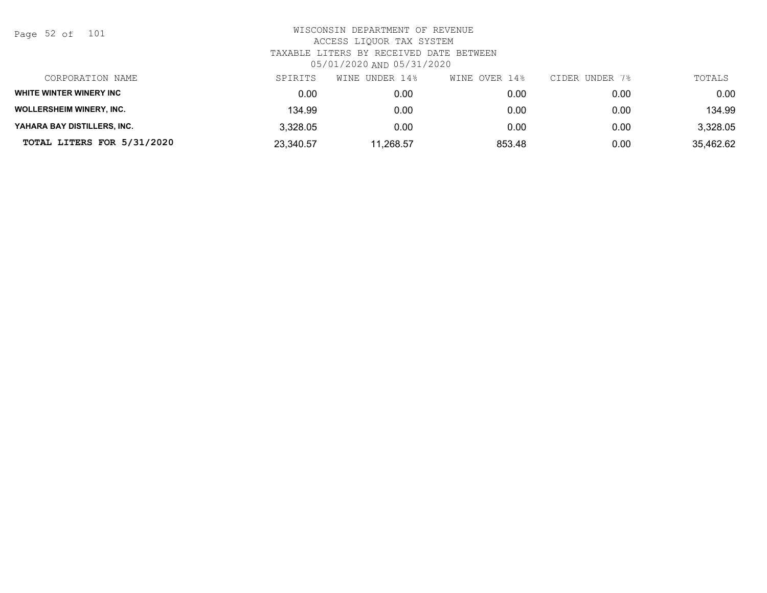WISCONSIN DEPARTMENT OF REVENUE
ACCESS LIQUOR TAX SYSTEM
TAXABLE LITERS BY RECEIVED DATE BETWEEN
05/01/2020 AND 05/31/2020

| CORPORATION NAME | SPIRITS | WINE UNDER 14% | WINE OVER 14% | CIDER UNDER 7% | TOTALS |
|---|---|---|---|---|---|
| **WHITE WINTER WINERY INC** | 0.00 | 0.00 | 0.00 | 0.00 | 0.00 |
| **WOLLERSHEIM WINERY, INC.** | 134.99 | 0.00 | 0.00 | 0.00 | 134.99 |
| **YAHARA BAY DISTILLERS, INC.** | 3,328.05 | 0.00 | 0.00 | 0.00 | 3,328.05 |
| **TOTAL LITERS FOR 5/31/2020** | 23,340.57 | 11,268.57 | 853.48 | 0.00 | 35,462.62 |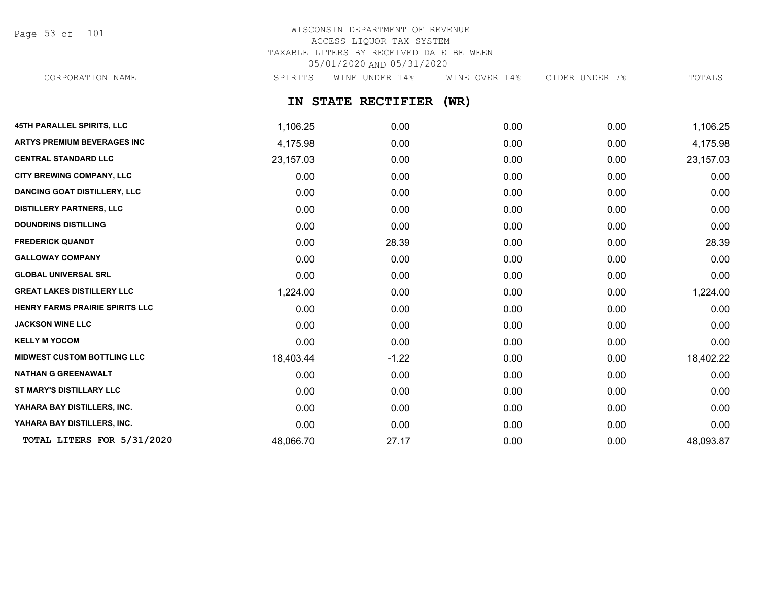WISCONSIN DEPARTMENT OF REVENUE
ACCESS LIQUOR TAX SYSTEM
TAXABLE LITERS BY RECEIVED DATE BETWEEN
05/01/2020 AND 05/31/2020

## IN STATE RECTIFIER (WR)

| CORPORATION NAME | SPIRITS | WINE UNDER 14% | WINE OVER 14% | CIDER UNDER 7% | TOTALS |
|---|---|---|---|---|---|
| **45TH PARALLEL SPIRITS, LLC** | 1,106.25 | 0.00 | 0.00 | 0.00 | 1,106.25 |
| **ARTYS PREMIUM BEVERAGES INC** | 4,175.98 | 0.00 | 0.00 | 0.00 | 4,175.98 |
| **CENTRAL STANDARD LLC** | 23,157.03 | 0.00 | 0.00 | 0.00 | 23,157.03 |
| **CITY BREWING COMPANY, LLC** | 0.00 | 0.00 | 0.00 | 0.00 | 0.00 |
| **DANCING GOAT DISTILLERY, LLC** | 0.00 | 0.00 | 0.00 | 0.00 | 0.00 |
| **DISTILLERY PARTNERS, LLC** | 0.00 | 0.00 | 0.00 | 0.00 | 0.00 |
| **DOUNDRINS DISTILLING** | 0.00 | 0.00 | 0.00 | 0.00 | 0.00 |
| **FREDERICK QUANDT** | 0.00 | 28.39 | 0.00 | 0.00 | 28.39 |
| **GALLOWAY COMPANY** | 0.00 | 0.00 | 0.00 | 0.00 | 0.00 |
| **GLOBAL UNIVERSAL SRL** | 0.00 | 0.00 | 0.00 | 0.00 | 0.00 |
| **GREAT LAKES DISTILLERY LLC** | 1,224.00 | 0.00 | 0.00 | 0.00 | 1,224.00 |
| **HENRY FARMS PRAIRIE SPIRITS LLC** | 0.00 | 0.00 | 0.00 | 0.00 | 0.00 |
| **JACKSON WINE LLC** | 0.00 | 0.00 | 0.00 | 0.00 | 0.00 |
| **KELLY M YOCOM** | 0.00 | 0.00 | 0.00 | 0.00 | 0.00 |
| **MIDWEST CUSTOM BOTTLING LLC** | 18,403.44 | -1.22 | 0.00 | 0.00 | 18,402.22 |
| **NATHAN G GREENAWALT** | 0.00 | 0.00 | 0.00 | 0.00 | 0.00 |
| **ST MARY'S DISTILLARY LLC** | 0.00 | 0.00 | 0.00 | 0.00 | 0.00 |
| **YAHARA BAY DISTILLERS, INC.** | 0.00 | 0.00 | 0.00 | 0.00 | 0.00 |
| **YAHARA BAY DISTILLERS, INC.** | 0.00 | 0.00 | 0.00 | 0.00 | 0.00 |
| **TOTAL LITERS FOR 5/31/2020** | 48,066.70 | 27.17 | 0.00 | 0.00 | 48,093.87 |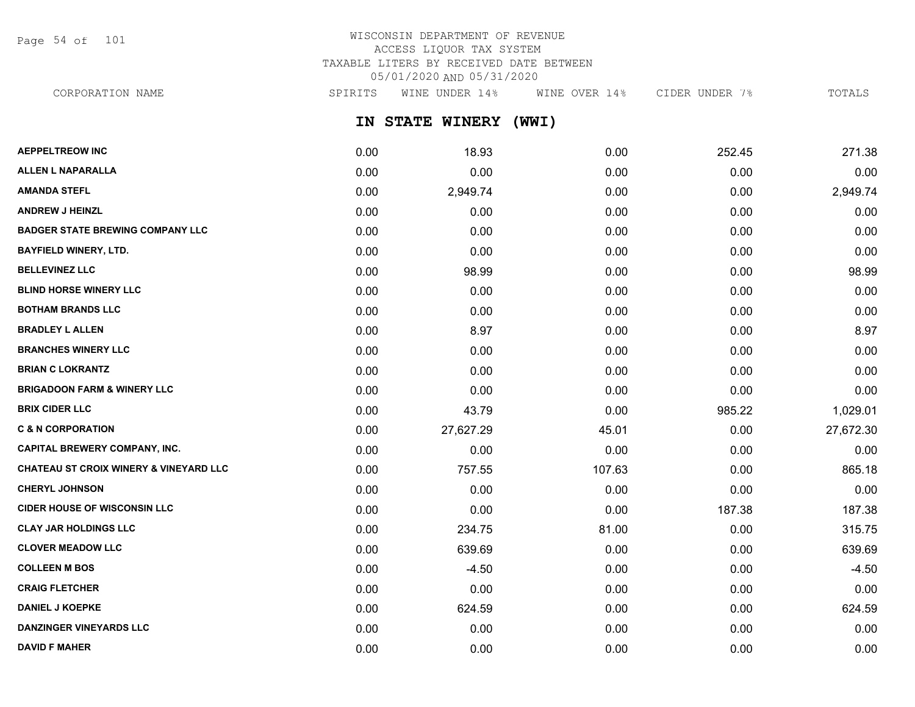WISCONSIN DEPARTMENT OF REVENUE
ACCESS LIQUOR TAX SYSTEM
TAXABLE LITERS BY RECEIVED DATE BETWEEN
05/01/2020 AND 05/31/2020

## IN STATE WINERY (WWI)

| CORPORATION NAME | SPIRITS | WINE UNDER 14% | WINE OVER 14% | CIDER UNDER 7% | TOTALS |
|---|---|---|---|---|---|
| AEPPELTREOW INC | 0.00 | 18.93 | 0.00 | 252.45 | 271.38 |
| ALLEN L NAPARALLA | 0.00 | 0.00 | 0.00 | 0.00 | 0.00 |
| AMANDA STEFL | 0.00 | 2,949.74 | 0.00 | 0.00 | 2,949.74 |
| ANDREW J HEINZL | 0.00 | 0.00 | 0.00 | 0.00 | 0.00 |
| BADGER STATE BREWING COMPANY LLC | 0.00 | 0.00 | 0.00 | 0.00 | 0.00 |
| BAYFIELD WINERY, LTD. | 0.00 | 0.00 | 0.00 | 0.00 | 0.00 |
| BELLEVINEZ LLC | 0.00 | 98.99 | 0.00 | 0.00 | 98.99 |
| BLIND HORSE WINERY LLC | 0.00 | 0.00 | 0.00 | 0.00 | 0.00 |
| BOTHAM BRANDS LLC | 0.00 | 0.00 | 0.00 | 0.00 | 0.00 |
| BRADLEY L ALLEN | 0.00 | 8.97 | 0.00 | 0.00 | 8.97 |
| BRANCHES WINERY LLC | 0.00 | 0.00 | 0.00 | 0.00 | 0.00 |
| BRIAN C LOKRANTZ | 0.00 | 0.00 | 0.00 | 0.00 | 0.00 |
| BRIGADOON FARM & WINERY LLC | 0.00 | 0.00 | 0.00 | 0.00 | 0.00 |
| BRIX CIDER LLC | 0.00 | 43.79 | 0.00 | 985.22 | 1,029.01 |
| C & N CORPORATION | 0.00 | 27,627.29 | 45.01 | 0.00 | 27,672.30 |
| CAPITAL BREWERY COMPANY, INC. | 0.00 | 0.00 | 0.00 | 0.00 | 0.00 |
| CHATEAU ST CROIX WINERY & VINEYARD LLC | 0.00 | 757.55 | 107.63 | 0.00 | 865.18 |
| CHERYL JOHNSON | 0.00 | 0.00 | 0.00 | 0.00 | 0.00 |
| CIDER HOUSE OF WISCONSIN LLC | 0.00 | 0.00 | 0.00 | 187.38 | 187.38 |
| CLAY JAR HOLDINGS LLC | 0.00 | 234.75 | 81.00 | 0.00 | 315.75 |
| CLOVER MEADOW LLC | 0.00 | 639.69 | 0.00 | 0.00 | 639.69 |
| COLLEEN M BOS | 0.00 | -4.50 | 0.00 | 0.00 | -4.50 |
| CRAIG FLETCHER | 0.00 | 0.00 | 0.00 | 0.00 | 0.00 |
| DANIEL J KOEPKE | 0.00 | 624.59 | 0.00 | 0.00 | 624.59 |
| DANZINGER VINEYARDS LLC | 0.00 | 0.00 | 0.00 | 0.00 | 0.00 |
| DAVID F MAHER | 0.00 | 0.00 | 0.00 | 0.00 | 0.00 |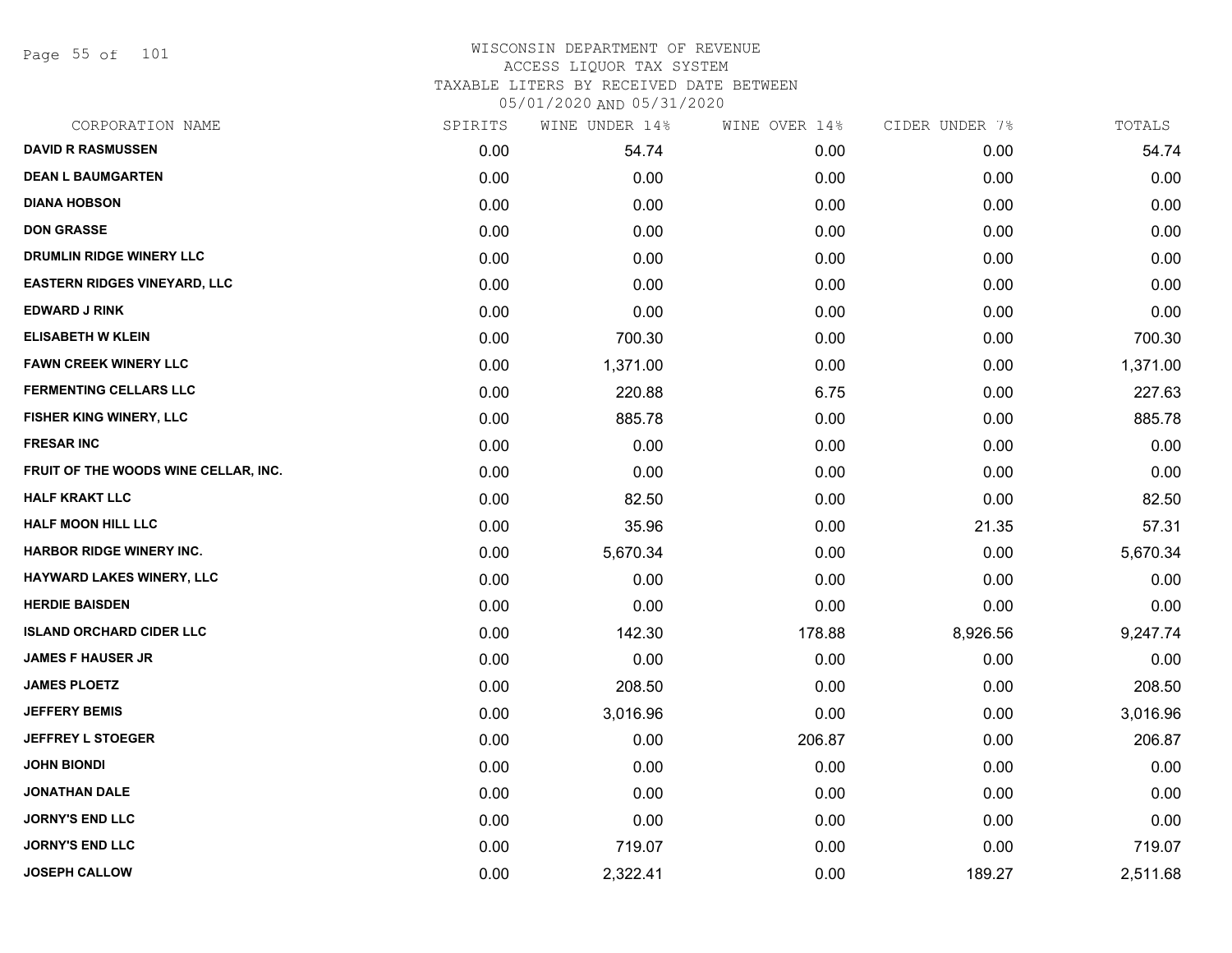# WISCONSIN DEPARTMENT OF REVENUE
ACCESS LIQUOR TAX SYSTEM
TAXABLE LITERS BY RECEIVED DATE BETWEEN
05/01/2020 AND 05/31/2020

| CORPORATION NAME | SPIRITS | WINE UNDER 14% | WINE OVER 14% | CIDER UNDER 7% | TOTALS |
|---|---|---|---|---|---|
| DAVID R RASMUSSEN | 0.00 | 54.74 | 0.00 | 0.00 | 54.74 |
| DEAN L BAUMGARTEN | 0.00 | 0.00 | 0.00 | 0.00 | 0.00 |
| DIANA HOBSON | 0.00 | 0.00 | 0.00 | 0.00 | 0.00 |
| DON GRASSE | 0.00 | 0.00 | 0.00 | 0.00 | 0.00 |
| DRUMLIN RIDGE WINERY LLC | 0.00 | 0.00 | 0.00 | 0.00 | 0.00 |
| EASTERN RIDGES VINEYARD, LLC | 0.00 | 0.00 | 0.00 | 0.00 | 0.00 |
| EDWARD J RINK | 0.00 | 0.00 | 0.00 | 0.00 | 0.00 |
| ELISABETH W KLEIN | 0.00 | 700.30 | 0.00 | 0.00 | 700.30 |
| FAWN CREEK WINERY LLC | 0.00 | 1,371.00 | 0.00 | 0.00 | 1,371.00 |
| FERMENTING CELLARS LLC | 0.00 | 220.88 | 6.75 | 0.00 | 227.63 |
| FISHER KING WINERY, LLC | 0.00 | 885.78 | 0.00 | 0.00 | 885.78 |
| FRESAR INC | 0.00 | 0.00 | 0.00 | 0.00 | 0.00 |
| FRUIT OF THE WOODS WINE CELLAR, INC. | 0.00 | 0.00 | 0.00 | 0.00 | 0.00 |
| HALF KRAKT LLC | 0.00 | 82.50 | 0.00 | 0.00 | 82.50 |
| HALF MOON HILL LLC | 0.00 | 35.96 | 0.00 | 21.35 | 57.31 |
| HARBOR RIDGE WINERY INC. | 0.00 | 5,670.34 | 0.00 | 0.00 | 5,670.34 |
| HAYWARD LAKES WINERY, LLC | 0.00 | 0.00 | 0.00 | 0.00 | 0.00 |
| HERDIE BAISDEN | 0.00 | 0.00 | 0.00 | 0.00 | 0.00 |
| ISLAND ORCHARD CIDER LLC | 0.00 | 142.30 | 178.88 | 8,926.56 | 9,247.74 |
| JAMES F HAUSER JR | 0.00 | 0.00 | 0.00 | 0.00 | 0.00 |
| JAMES PLOETZ | 0.00 | 208.50 | 0.00 | 0.00 | 208.50 |
| JEFFERY BEMIS | 0.00 | 3,016.96 | 0.00 | 0.00 | 3,016.96 |
| JEFFREY L STOEGER | 0.00 | 0.00 | 206.87 | 0.00 | 206.87 |
| JOHN BIONDI | 0.00 | 0.00 | 0.00 | 0.00 | 0.00 |
| JONATHAN DALE | 0.00 | 0.00 | 0.00 | 0.00 | 0.00 |
| JORNY'S END LLC | 0.00 | 0.00 | 0.00 | 0.00 | 0.00 |
| JORNY'S END LLC | 0.00 | 719.07 | 0.00 | 0.00 | 719.07 |
| JOSEPH CALLOW | 0.00 | 2,322.41 | 0.00 | 189.27 | 2,511.68 |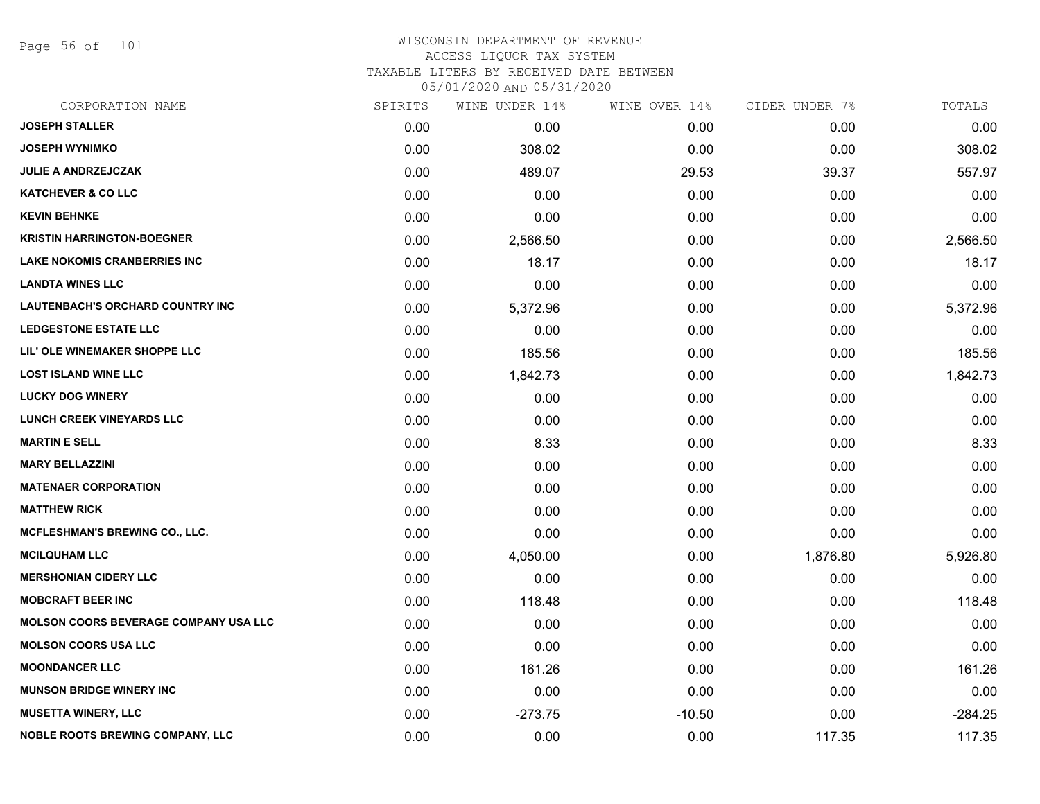# WISCONSIN DEPARTMENT OF REVENUE
## ACCESS LIQUOR TAX SYSTEM
### TAXABLE LITERS BY RECEIVED DATE BETWEEN 05/01/2020 AND 05/31/2020

| CORPORATION NAME | SPIRITS | WINE UNDER 14% | WINE OVER 14% | CIDER UNDER 7% | TOTALS |
|---|---|---|---|---|---|
| JOSEPH STALLER | 0.00 | 0.00 | 0.00 | 0.00 | 0.00 |
| JOSEPH WYNIMKO | 0.00 | 308.02 | 0.00 | 0.00 | 308.02 |
| JULIE A ANDRZEJCZAK | 0.00 | 489.07 | 29.53 | 39.37 | 557.97 |
| KATCHEVER & CO LLC | 0.00 | 0.00 | 0.00 | 0.00 | 0.00 |
| KEVIN BEHNKE | 0.00 | 0.00 | 0.00 | 0.00 | 0.00 |
| KRISTIN HARRINGTON-BOEGNER | 0.00 | 2,566.50 | 0.00 | 0.00 | 2,566.50 |
| LAKE NOKOMIS CRANBERRIES INC | 0.00 | 18.17 | 0.00 | 0.00 | 18.17 |
| LANDTA WINES LLC | 0.00 | 0.00 | 0.00 | 0.00 | 0.00 |
| LAUTENBACH'S ORCHARD COUNTRY INC | 0.00 | 5,372.96 | 0.00 | 0.00 | 5,372.96 |
| LEDGESTONE ESTATE LLC | 0.00 | 0.00 | 0.00 | 0.00 | 0.00 |
| LIL' OLE WINEMAKER SHOPPE LLC | 0.00 | 185.56 | 0.00 | 0.00 | 185.56 |
| LOST ISLAND WINE LLC | 0.00 | 1,842.73 | 0.00 | 0.00 | 1,842.73 |
| LUCKY DOG WINERY | 0.00 | 0.00 | 0.00 | 0.00 | 0.00 |
| LUNCH CREEK VINEYARDS LLC | 0.00 | 0.00 | 0.00 | 0.00 | 0.00 |
| MARTIN E SELL | 0.00 | 8.33 | 0.00 | 0.00 | 8.33 |
| MARY BELLAZZINI | 0.00 | 0.00 | 0.00 | 0.00 | 0.00 |
| MATENAER CORPORATION | 0.00 | 0.00 | 0.00 | 0.00 | 0.00 |
| MATTHEW RICK | 0.00 | 0.00 | 0.00 | 0.00 | 0.00 |
| MCFLESHMAN'S BREWING CO., LLC. | 0.00 | 0.00 | 0.00 | 0.00 | 0.00 |
| MCILQUHAM LLC | 0.00 | 4,050.00 | 0.00 | 1,876.80 | 5,926.80 |
| MERSHONIAN CIDERY LLC | 0.00 | 0.00 | 0.00 | 0.00 | 0.00 |
| MOBCRAFT BEER INC | 0.00 | 118.48 | 0.00 | 0.00 | 118.48 |
| MOLSON COORS BEVERAGE COMPANY USA LLC | 0.00 | 0.00 | 0.00 | 0.00 | 0.00 |
| MOLSON COORS USA LLC | 0.00 | 0.00 | 0.00 | 0.00 | 0.00 |
| MOONDANCER LLC | 0.00 | 161.26 | 0.00 | 0.00 | 161.26 |
| MUNSON BRIDGE WINERY INC | 0.00 | 0.00 | 0.00 | 0.00 | 0.00 |
| MUSETTA WINERY, LLC | 0.00 | -273.75 | -10.50 | 0.00 | -284.25 |
| NOBLE ROOTS BREWING COMPANY, LLC | 0.00 | 0.00 | 0.00 | 117.35 | 117.35 |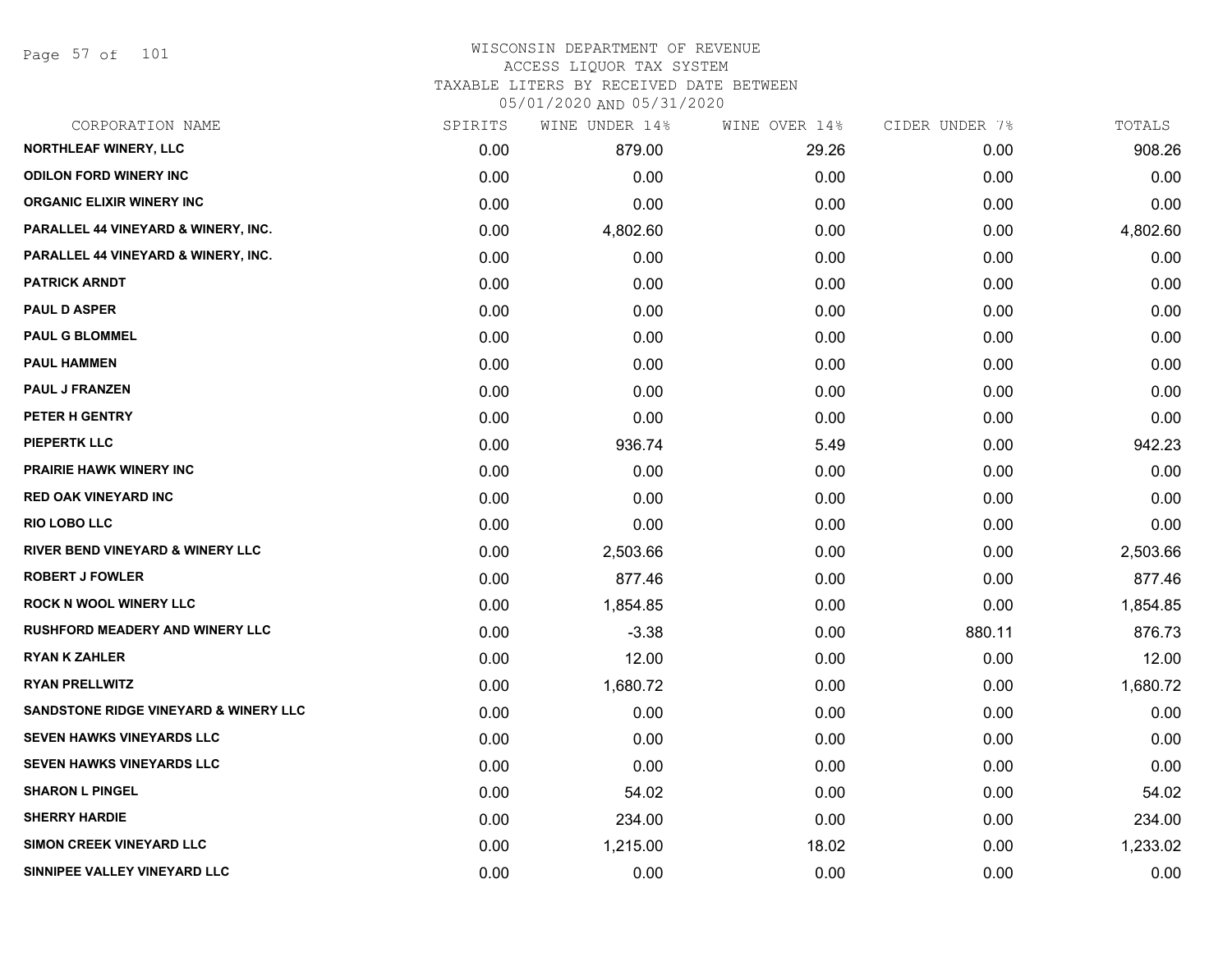WISCONSIN DEPARTMENT OF REVENUE
ACCESS LIQUOR TAX SYSTEM
TAXABLE LITERS BY RECEIVED DATE BETWEEN
05/01/2020 AND 05/31/2020

| CORPORATION NAME | SPIRITS | WINE UNDER 14% | WINE OVER 14% | CIDER UNDER 7% | TOTALS |
|---|---|---|---|---|---|
| NORTHLEAF WINERY, LLC | 0.00 | 879.00 | 29.26 | 0.00 | 908.26 |
| ODILON FORD WINERY INC | 0.00 | 0.00 | 0.00 | 0.00 | 0.00 |
| ORGANIC ELIXIR WINERY INC | 0.00 | 0.00 | 0.00 | 0.00 | 0.00 |
| PARALLEL 44 VINEYARD & WINERY, INC. | 0.00 | 4,802.60 | 0.00 | 0.00 | 4,802.60 |
| PARALLEL 44 VINEYARD & WINERY, INC. | 0.00 | 0.00 | 0.00 | 0.00 | 0.00 |
| PATRICK ARNDT | 0.00 | 0.00 | 0.00 | 0.00 | 0.00 |
| PAUL D ASPER | 0.00 | 0.00 | 0.00 | 0.00 | 0.00 |
| PAUL G BLOMMEL | 0.00 | 0.00 | 0.00 | 0.00 | 0.00 |
| PAUL HAMMEN | 0.00 | 0.00 | 0.00 | 0.00 | 0.00 |
| PAUL J FRANZEN | 0.00 | 0.00 | 0.00 | 0.00 | 0.00 |
| PETER H GENTRY | 0.00 | 0.00 | 0.00 | 0.00 | 0.00 |
| PIEPERTK LLC | 0.00 | 936.74 | 5.49 | 0.00 | 942.23 |
| PRAIRIE HAWK WINERY INC | 0.00 | 0.00 | 0.00 | 0.00 | 0.00 |
| RED OAK VINEYARD INC | 0.00 | 0.00 | 0.00 | 0.00 | 0.00 |
| RIO LOBO LLC | 0.00 | 0.00 | 0.00 | 0.00 | 0.00 |
| RIVER BEND VINEYARD & WINERY LLC | 0.00 | 2,503.66 | 0.00 | 0.00 | 2,503.66 |
| ROBERT J FOWLER | 0.00 | 877.46 | 0.00 | 0.00 | 877.46 |
| ROCK N WOOL WINERY LLC | 0.00 | 1,854.85 | 0.00 | 0.00 | 1,854.85 |
| RUSHFORD MEADERY AND WINERY LLC | 0.00 | -3.38 | 0.00 | 880.11 | 876.73 |
| RYAN K ZAHLER | 0.00 | 12.00 | 0.00 | 0.00 | 12.00 |
| RYAN PRELLWITZ | 0.00 | 1,680.72 | 0.00 | 0.00 | 1,680.72 |
| SANDSTONE RIDGE VINEYARD & WINERY LLC | 0.00 | 0.00 | 0.00 | 0.00 | 0.00 |
| SEVEN HAWKS VINEYARDS LLC | 0.00 | 0.00 | 0.00 | 0.00 | 0.00 |
| SEVEN HAWKS VINEYARDS LLC | 0.00 | 0.00 | 0.00 | 0.00 | 0.00 |
| SHARON L PINGEL | 0.00 | 54.02 | 0.00 | 0.00 | 54.02 |
| SHERRY HARDIE | 0.00 | 234.00 | 0.00 | 0.00 | 234.00 |
| SIMON CREEK VINEYARD LLC | 0.00 | 1,215.00 | 18.02 | 0.00 | 1,233.02 |
| SINNIPEE VALLEY VINEYARD LLC | 0.00 | 0.00 | 0.00 | 0.00 | 0.00 |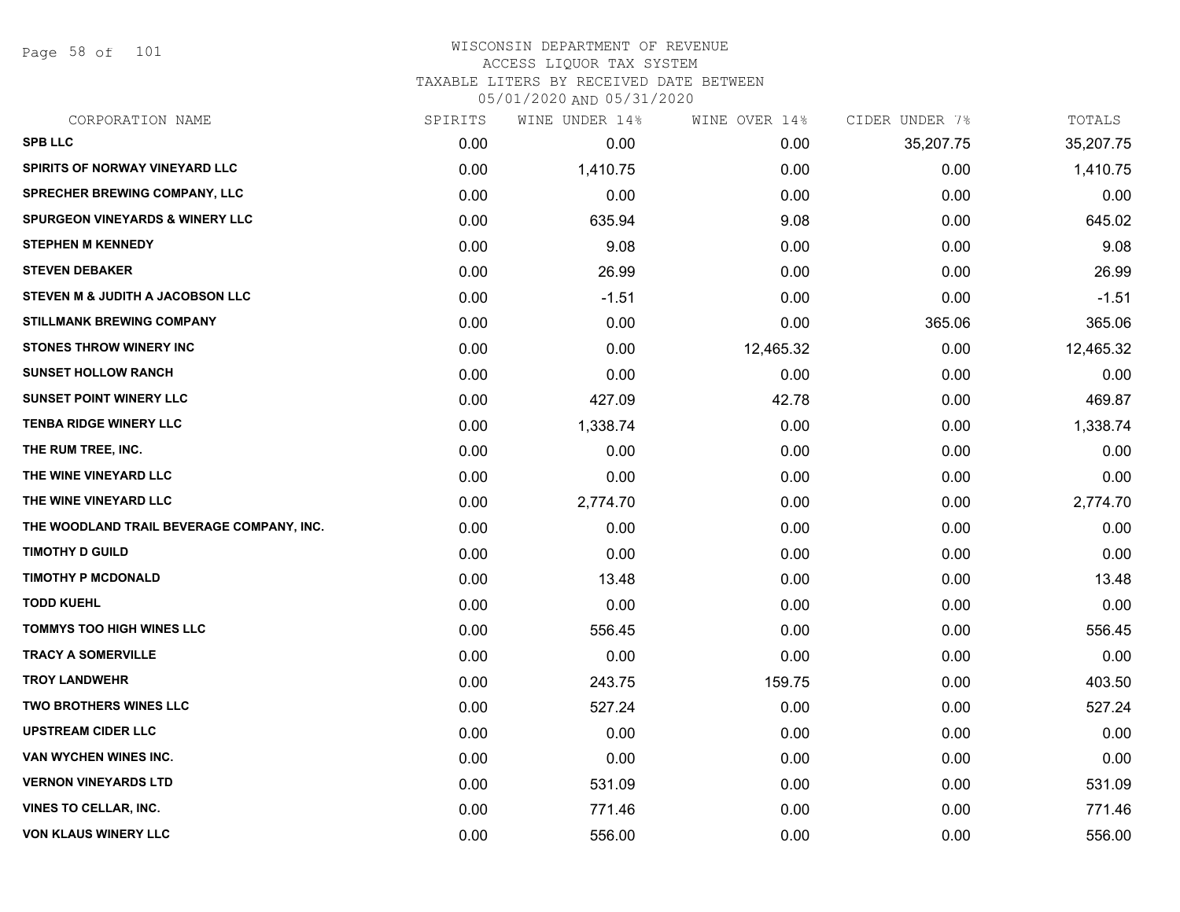# WISCONSIN DEPARTMENT OF REVENUE
ACCESS LIQUOR TAX SYSTEM
TAXABLE LITERS BY RECEIVED DATE BETWEEN
05/01/2020 AND 05/31/2020

| CORPORATION NAME | SPIRITS | WINE UNDER 14% | WINE OVER 14% | CIDER UNDER 7% | TOTALS |
|---|---|---|---|---|---|
| SPB LLC | 0.00 | 0.00 | 0.00 | 35,207.75 | 35,207.75 |
| SPIRITS OF NORWAY VINEYARD LLC | 0.00 | 1,410.75 | 0.00 | 0.00 | 1,410.75 |
| SPRECHER BREWING COMPANY, LLC | 0.00 | 0.00 | 0.00 | 0.00 | 0.00 |
| SPURGEON VINEYARDS & WINERY LLC | 0.00 | 635.94 | 9.08 | 0.00 | 645.02 |
| STEPHEN M KENNEDY | 0.00 | 9.08 | 0.00 | 0.00 | 9.08 |
| STEVEN DEBAKER | 0.00 | 26.99 | 0.00 | 0.00 | 26.99 |
| STEVEN M & JUDITH A JACOBSON LLC | 0.00 | -1.51 | 0.00 | 0.00 | -1.51 |
| STILLMANK BREWING COMPANY | 0.00 | 0.00 | 0.00 | 365.06 | 365.06 |
| STONES THROW WINERY INC | 0.00 | 0.00 | 12,465.32 | 0.00 | 12,465.32 |
| SUNSET HOLLOW RANCH | 0.00 | 0.00 | 0.00 | 0.00 | 0.00 |
| SUNSET POINT WINERY LLC | 0.00 | 427.09 | 42.78 | 0.00 | 469.87 |
| TENBA RIDGE WINERY LLC | 0.00 | 1,338.74 | 0.00 | 0.00 | 1,338.74 |
| THE RUM TREE, INC. | 0.00 | 0.00 | 0.00 | 0.00 | 0.00 |
| THE WINE VINEYARD LLC | 0.00 | 0.00 | 0.00 | 0.00 | 0.00 |
| THE WINE VINEYARD LLC | 0.00 | 2,774.70 | 0.00 | 0.00 | 2,774.70 |
| THE WOODLAND TRAIL BEVERAGE COMPANY, INC. | 0.00 | 0.00 | 0.00 | 0.00 | 0.00 |
| TIMOTHY D GUILD | 0.00 | 0.00 | 0.00 | 0.00 | 0.00 |
| TIMOTHY P MCDONALD | 0.00 | 13.48 | 0.00 | 0.00 | 13.48 |
| TODD KUEHL | 0.00 | 0.00 | 0.00 | 0.00 | 0.00 |
| TOMMYS TOO HIGH WINES LLC | 0.00 | 556.45 | 0.00 | 0.00 | 556.45 |
| TRACY A SOMERVILLE | 0.00 | 0.00 | 0.00 | 0.00 | 0.00 |
| TROY LANDWEHR | 0.00 | 243.75 | 159.75 | 0.00 | 403.50 |
| TWO BROTHERS WINES LLC | 0.00 | 527.24 | 0.00 | 0.00 | 527.24 |
| UPSTREAM CIDER LLC | 0.00 | 0.00 | 0.00 | 0.00 | 0.00 |
| VAN WYCHEN WINES INC. | 0.00 | 0.00 | 0.00 | 0.00 | 0.00 |
| VERNON VINEYARDS LTD | 0.00 | 531.09 | 0.00 | 0.00 | 531.09 |
| VINES TO CELLAR, INC. | 0.00 | 771.46 | 0.00 | 0.00 | 771.46 |
| VON KLAUS WINERY LLC | 0.00 | 556.00 | 0.00 | 0.00 | 556.00 |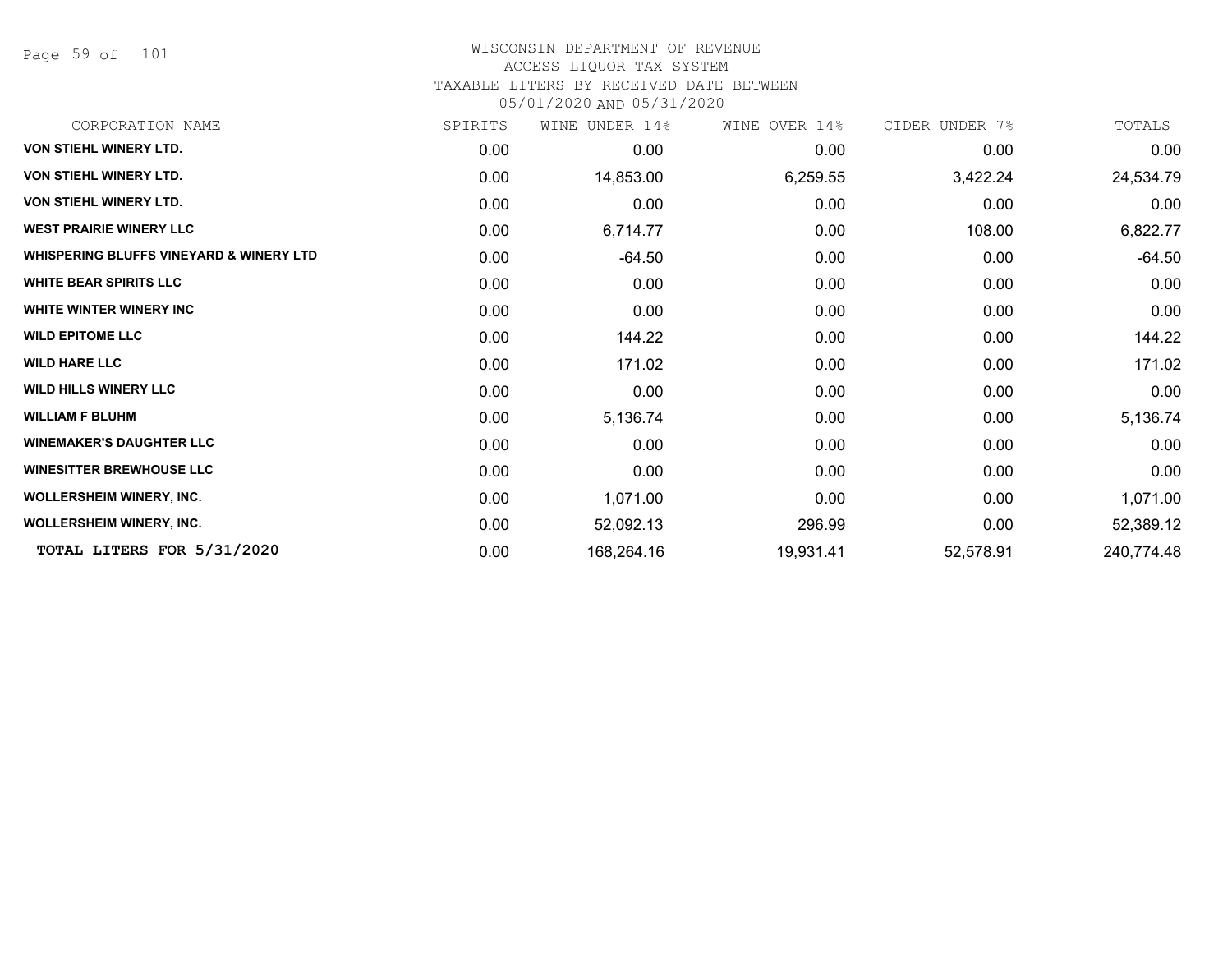# WISCONSIN DEPARTMENT OF REVENUE

ACCESS LIQUOR TAX SYSTEM

TAXABLE LITERS BY RECEIVED DATE BETWEEN

05/01/2020 AND 05/31/2020

| CORPORATION NAME | SPIRITS | WINE UNDER 14% | WINE OVER 14% | CIDER UNDER 7% | TOTALS |
|---|---|---|---|---|---|
| **VON STIEHL WINERY LTD.** | 0.00 | 0.00 | 0.00 | 0.00 | 0.00 |
| **VON STIEHL WINERY LTD.** | 0.00 | 14,853.00 | 6,259.55 | 3,422.24 | 24,534.79 |
| **VON STIEHL WINERY LTD.** | 0.00 | 0.00 | 0.00 | 0.00 | 0.00 |
| **WEST PRAIRIE WINERY LLC** | 0.00 | 6,714.77 | 0.00 | 108.00 | 6,822.77 |
| **WHISPERING BLUFFS VINEYARD & WINERY LTD** | 0.00 | -64.50 | 0.00 | 0.00 | -64.50 |
| **WHITE BEAR SPIRITS LLC** | 0.00 | 0.00 | 0.00 | 0.00 | 0.00 |
| **WHITE WINTER WINERY INC** | 0.00 | 0.00 | 0.00 | 0.00 | 0.00 |
| **WILD EPITOME LLC** | 0.00 | 144.22 | 0.00 | 0.00 | 144.22 |
| **WILD HARE LLC** | 0.00 | 171.02 | 0.00 | 0.00 | 171.02 |
| **WILD HILLS WINERY LLC** | 0.00 | 0.00 | 0.00 | 0.00 | 0.00 |
| **WILLIAM F BLUHM** | 0.00 | 5,136.74 | 0.00 | 0.00 | 5,136.74 |
| **WINEMAKER'S DAUGHTER LLC** | 0.00 | 0.00 | 0.00 | 0.00 | 0.00 |
| **WINESITTER BREWHOUSE LLC** | 0.00 | 0.00 | 0.00 | 0.00 | 0.00 |
| **WOLLERSHEIM WINERY, INC.** | 0.00 | 1,071.00 | 0.00 | 0.00 | 1,071.00 |
| **WOLLERSHEIM WINERY, INC.** | 0.00 | 52,092.13 | 296.99 | 0.00 | 52,389.12 |
| **TOTAL LITERS FOR 5/31/2020** | 0.00 | 168,264.16 | 19,931.41 | 52,578.91 | 240,774.48 |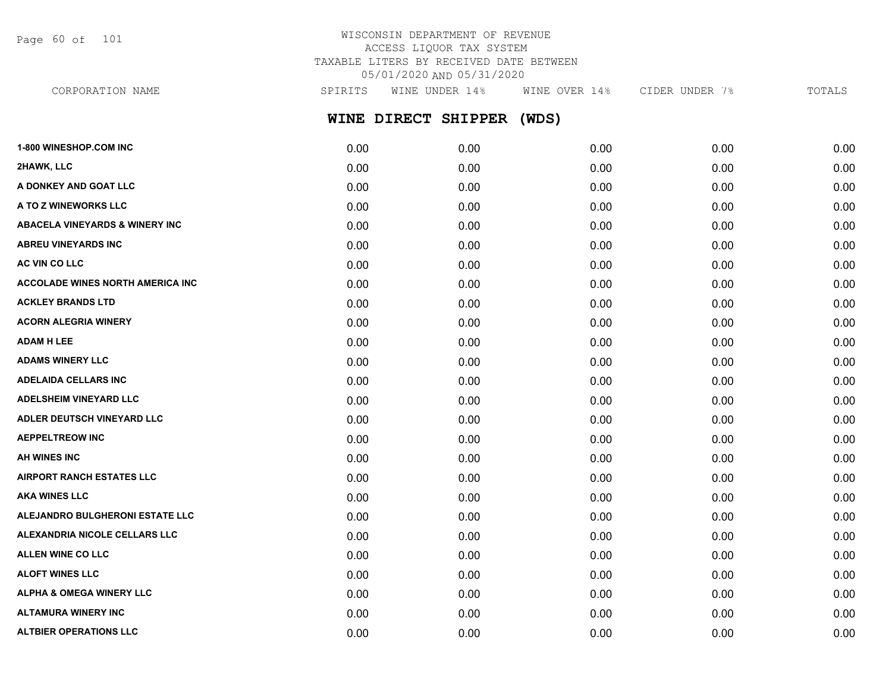WISCONSIN DEPARTMENT OF REVENUE
ACCESS LIQUOR TAX SYSTEM
TAXABLE LITERS BY RECEIVED DATE BETWEEN
05/01/2020 AND 05/31/2020

## WINE DIRECT SHIPPER (WDS)

| CORPORATION NAME | SPIRITS | WINE UNDER 14% | WINE OVER 14% | CIDER UNDER 7% | TOTALS |
|---|---|---|---|---|---|
| 1-800 WINESHOP.COM INC | 0.00 | 0.00 | 0.00 | 0.00 | 0.00 |
| 2HAWK, LLC | 0.00 | 0.00 | 0.00 | 0.00 | 0.00 |
| A DONKEY AND GOAT LLC | 0.00 | 0.00 | 0.00 | 0.00 | 0.00 |
| A TO Z WINEWORKS LLC | 0.00 | 0.00 | 0.00 | 0.00 | 0.00 |
| ABACELA VINEYARDS & WINERY INC | 0.00 | 0.00 | 0.00 | 0.00 | 0.00 |
| ABREU VINEYARDS INC | 0.00 | 0.00 | 0.00 | 0.00 | 0.00 |
| AC VIN CO LLC | 0.00 | 0.00 | 0.00 | 0.00 | 0.00 |
| ACCOLADE WINES NORTH AMERICA INC | 0.00 | 0.00 | 0.00 | 0.00 | 0.00 |
| ACKLEY BRANDS LTD | 0.00 | 0.00 | 0.00 | 0.00 | 0.00 |
| ACORN ALEGRIA WINERY | 0.00 | 0.00 | 0.00 | 0.00 | 0.00 |
| ADAM H LEE | 0.00 | 0.00 | 0.00 | 0.00 | 0.00 |
| ADAMS WINERY LLC | 0.00 | 0.00 | 0.00 | 0.00 | 0.00 |
| ADELAIDA CELLARS INC | 0.00 | 0.00 | 0.00 | 0.00 | 0.00 |
| ADELSHEIM VINEYARD LLC | 0.00 | 0.00 | 0.00 | 0.00 | 0.00 |
| ADLER DEUTSCH VINEYARD LLC | 0.00 | 0.00 | 0.00 | 0.00 | 0.00 |
| AEPPELTREOW INC | 0.00 | 0.00 | 0.00 | 0.00 | 0.00 |
| AH WINES INC | 0.00 | 0.00 | 0.00 | 0.00 | 0.00 |
| AIRPORT RANCH ESTATES LLC | 0.00 | 0.00 | 0.00 | 0.00 | 0.00 |
| AKA WINES LLC | 0.00 | 0.00 | 0.00 | 0.00 | 0.00 |
| ALEJANDRO BULGHERONI ESTATE LLC | 0.00 | 0.00 | 0.00 | 0.00 | 0.00 |
| ALEXANDRIA NICOLE CELLARS LLC | 0.00 | 0.00 | 0.00 | 0.00 | 0.00 |
| ALLEN WINE CO LLC | 0.00 | 0.00 | 0.00 | 0.00 | 0.00 |
| ALOFT WINES LLC | 0.00 | 0.00 | 0.00 | 0.00 | 0.00 |
| ALPHA & OMEGA WINERY LLC | 0.00 | 0.00 | 0.00 | 0.00 | 0.00 |
| ALTAMURA WINERY INC | 0.00 | 0.00 | 0.00 | 0.00 | 0.00 |
| ALTBIER OPERATIONS LLC | 0.00 | 0.00 | 0.00 | 0.00 | 0.00 |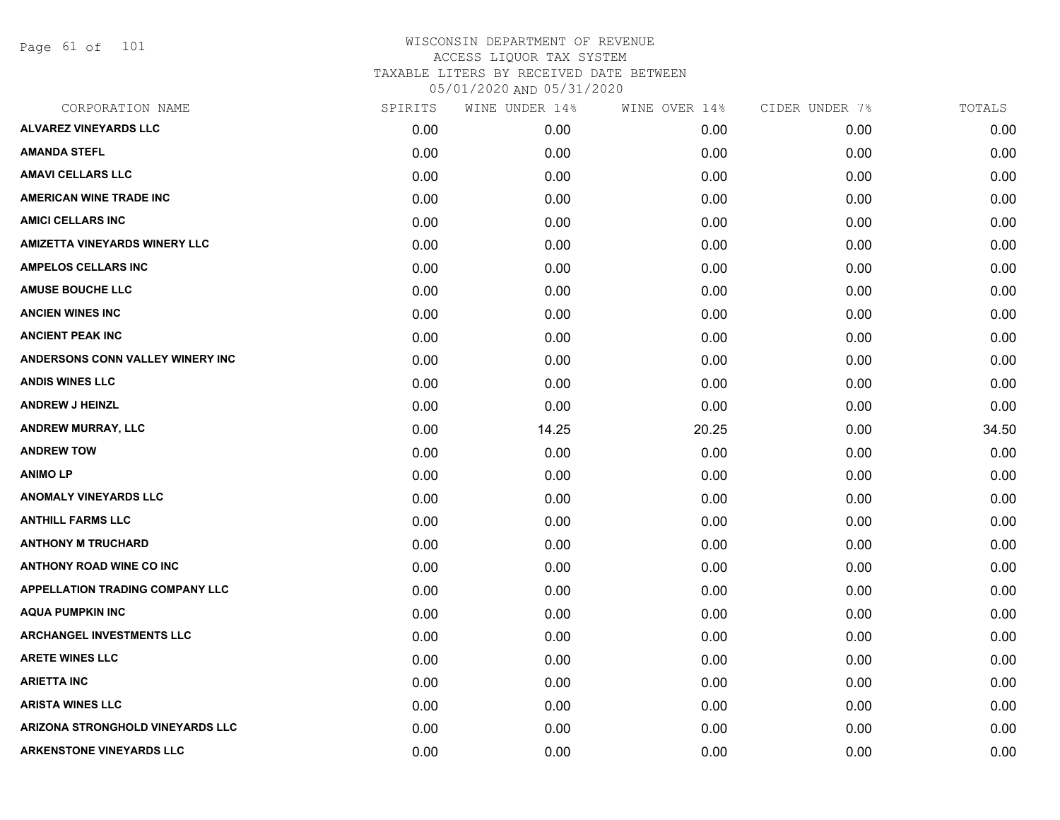# WISCONSIN DEPARTMENT OF REVENUE
ACCESS LIQUOR TAX SYSTEM
TAXABLE LITERS BY RECEIVED DATE BETWEEN
05/01/2020 AND 05/31/2020

| CORPORATION NAME | SPIRITS | WINE UNDER 14% | WINE OVER 14% | CIDER UNDER 7% | TOTALS |
|---|---|---|---|---|---|
| ALVAREZ VINEYARDS LLC | 0.00 | 0.00 | 0.00 | 0.00 | 0.00 |
| AMANDA STEFL | 0.00 | 0.00 | 0.00 | 0.00 | 0.00 |
| AMAVI CELLARS LLC | 0.00 | 0.00 | 0.00 | 0.00 | 0.00 |
| AMERICAN WINE TRADE INC | 0.00 | 0.00 | 0.00 | 0.00 | 0.00 |
| AMICI CELLARS INC | 0.00 | 0.00 | 0.00 | 0.00 | 0.00 |
| AMIZETTA VINEYARDS WINERY LLC | 0.00 | 0.00 | 0.00 | 0.00 | 0.00 |
| AMPELOS CELLARS INC | 0.00 | 0.00 | 0.00 | 0.00 | 0.00 |
| AMUSE BOUCHE LLC | 0.00 | 0.00 | 0.00 | 0.00 | 0.00 |
| ANCIEN WINES INC | 0.00 | 0.00 | 0.00 | 0.00 | 0.00 |
| ANCIENT PEAK INC | 0.00 | 0.00 | 0.00 | 0.00 | 0.00 |
| ANDERSONS CONN VALLEY WINERY INC | 0.00 | 0.00 | 0.00 | 0.00 | 0.00 |
| ANDIS WINES LLC | 0.00 | 0.00 | 0.00 | 0.00 | 0.00 |
| ANDREW J HEINZL | 0.00 | 0.00 | 0.00 | 0.00 | 0.00 |
| ANDREW MURRAY, LLC | 0.00 | 14.25 | 20.25 | 0.00 | 34.50 |
| ANDREW TOW | 0.00 | 0.00 | 0.00 | 0.00 | 0.00 |
| ANIMO LP | 0.00 | 0.00 | 0.00 | 0.00 | 0.00 |
| ANOMALY VINEYARDS LLC | 0.00 | 0.00 | 0.00 | 0.00 | 0.00 |
| ANTHILL FARMS LLC | 0.00 | 0.00 | 0.00 | 0.00 | 0.00 |
| ANTHONY M TRUCHARD | 0.00 | 0.00 | 0.00 | 0.00 | 0.00 |
| ANTHONY ROAD WINE CO INC | 0.00 | 0.00 | 0.00 | 0.00 | 0.00 |
| APPELLATION TRADING COMPANY LLC | 0.00 | 0.00 | 0.00 | 0.00 | 0.00 |
| AQUA PUMPKIN INC | 0.00 | 0.00 | 0.00 | 0.00 | 0.00 |
| ARCHANGEL INVESTMENTS LLC | 0.00 | 0.00 | 0.00 | 0.00 | 0.00 |
| ARETE WINES LLC | 0.00 | 0.00 | 0.00 | 0.00 | 0.00 |
| ARIETTA INC | 0.00 | 0.00 | 0.00 | 0.00 | 0.00 |
| ARISTA WINES LLC | 0.00 | 0.00 | 0.00 | 0.00 | 0.00 |
| ARIZONA STRONGHOLD VINEYARDS LLC | 0.00 | 0.00 | 0.00 | 0.00 | 0.00 |
| ARKENSTONE VINEYARDS LLC | 0.00 | 0.00 | 0.00 | 0.00 | 0.00 |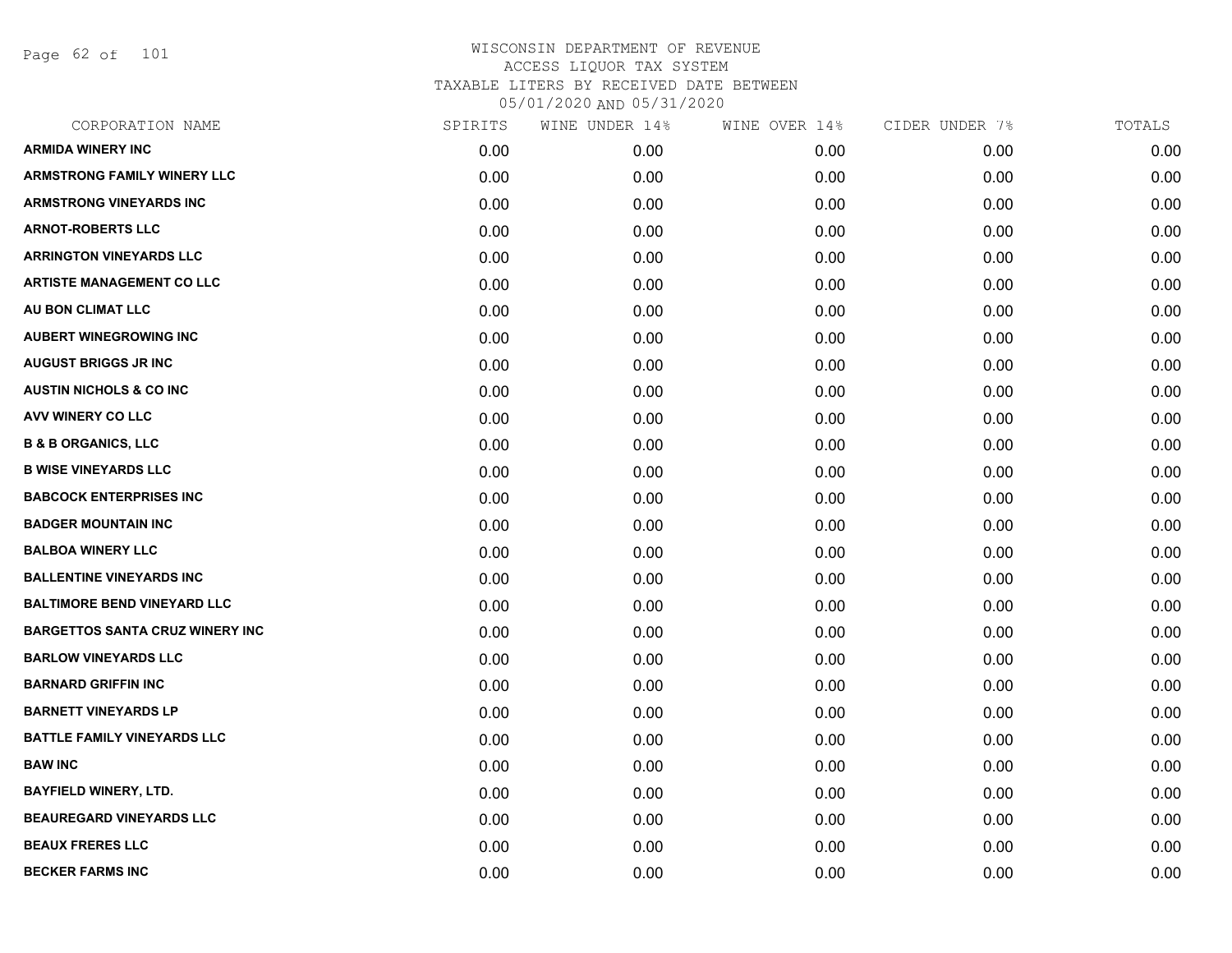# WISCONSIN DEPARTMENT OF REVENUE
## ACCESS LIQUOR TAX SYSTEM
### TAXABLE LITERS BY RECEIVED DATE BETWEEN 05/01/2020 AND 05/31/2020

| CORPORATION NAME | SPIRITS | WINE UNDER 14% | WINE OVER 14% | CIDER UNDER 7% | TOTALS |
|---|---|---|---|---|---|
| **ARMIDA WINERY INC** | 0.00 | 0.00 | 0.00 | 0.00 | 0.00 |
| **ARMSTRONG FAMILY WINERY LLC** | 0.00 | 0.00 | 0.00 | 0.00 | 0.00 |
| **ARMSTRONG VINEYARDS INC** | 0.00 | 0.00 | 0.00 | 0.00 | 0.00 |
| **ARNOT-ROBERTS LLC** | 0.00 | 0.00 | 0.00 | 0.00 | 0.00 |
| **ARRINGTON VINEYARDS LLC** | 0.00 | 0.00 | 0.00 | 0.00 | 0.00 |
| **ARTISTE MANAGEMENT CO LLC** | 0.00 | 0.00 | 0.00 | 0.00 | 0.00 |
| **AU BON CLIMAT LLC** | 0.00 | 0.00 | 0.00 | 0.00 | 0.00 |
| **AUBERT WINEGROWING INC** | 0.00 | 0.00 | 0.00 | 0.00 | 0.00 |
| **AUGUST BRIGGS JR INC** | 0.00 | 0.00 | 0.00 | 0.00 | 0.00 |
| **AUSTIN NICHOLS & CO INC** | 0.00 | 0.00 | 0.00 | 0.00 | 0.00 |
| **AVV WINERY CO LLC** | 0.00 | 0.00 | 0.00 | 0.00 | 0.00 |
| **B & B ORGANICS, LLC** | 0.00 | 0.00 | 0.00 | 0.00 | 0.00 |
| **B WISE VINEYARDS LLC** | 0.00 | 0.00 | 0.00 | 0.00 | 0.00 |
| **BABCOCK ENTERPRISES INC** | 0.00 | 0.00 | 0.00 | 0.00 | 0.00 |
| **BADGER MOUNTAIN INC** | 0.00 | 0.00 | 0.00 | 0.00 | 0.00 |
| **BALBOA WINERY LLC** | 0.00 | 0.00 | 0.00 | 0.00 | 0.00 |
| **BALLENTINE VINEYARDS INC** | 0.00 | 0.00 | 0.00 | 0.00 | 0.00 |
| **BALTIMORE BEND VINEYARD LLC** | 0.00 | 0.00 | 0.00 | 0.00 | 0.00 |
| **BARGETTOS SANTA CRUZ WINERY INC** | 0.00 | 0.00 | 0.00 | 0.00 | 0.00 |
| **BARLOW VINEYARDS LLC** | 0.00 | 0.00 | 0.00 | 0.00 | 0.00 |
| **BARNARD GRIFFIN INC** | 0.00 | 0.00 | 0.00 | 0.00 | 0.00 |
| **BARNETT VINEYARDS LP** | 0.00 | 0.00 | 0.00 | 0.00 | 0.00 |
| **BATTLE FAMILY VINEYARDS LLC** | 0.00 | 0.00 | 0.00 | 0.00 | 0.00 |
| **BAW INC** | 0.00 | 0.00 | 0.00 | 0.00 | 0.00 |
| **BAYFIELD WINERY, LTD.** | 0.00 | 0.00 | 0.00 | 0.00 | 0.00 |
| **BEAUREGARD VINEYARDS LLC** | 0.00 | 0.00 | 0.00 | 0.00 | 0.00 |
| **BEAUX FRERES LLC** | 0.00 | 0.00 | 0.00 | 0.00 | 0.00 |
| **BECKER FARMS INC** | 0.00 | 0.00 | 0.00 | 0.00 | 0.00 |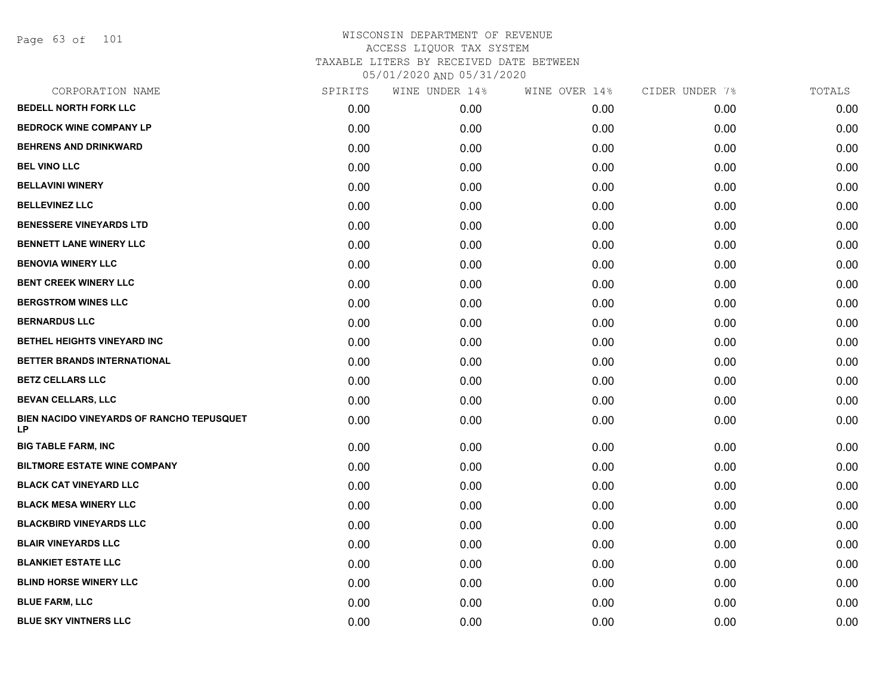WISCONSIN DEPARTMENT OF REVENUE
ACCESS LIQUOR TAX SYSTEM
TAXABLE LITERS BY RECEIVED DATE BETWEEN
05/01/2020 AND 05/31/2020

| CORPORATION NAME | SPIRITS | WINE UNDER 14% | WINE OVER 14% | CIDER UNDER 7% | TOTALS |
|---|---|---|---|---|---|
| **BEDELL NORTH FORK LLC** | 0.00 | 0.00 | 0.00 | 0.00 | 0.00 |
| **BEDROCK WINE COMPANY LP** | 0.00 | 0.00 | 0.00 | 0.00 | 0.00 |
| **BEHRENS AND DRINKWARD** | 0.00 | 0.00 | 0.00 | 0.00 | 0.00 |
| **BEL VINO LLC** | 0.00 | 0.00 | 0.00 | 0.00 | 0.00 |
| **BELLAVINI WINERY** | 0.00 | 0.00 | 0.00 | 0.00 | 0.00 |
| **BELLEVINEZ LLC** | 0.00 | 0.00 | 0.00 | 0.00 | 0.00 |
| **BENESSERE VINEYARDS LTD** | 0.00 | 0.00 | 0.00 | 0.00 | 0.00 |
| **BENNETT LANE WINERY LLC** | 0.00 | 0.00 | 0.00 | 0.00 | 0.00 |
| **BENOVIA WINERY LLC** | 0.00 | 0.00 | 0.00 | 0.00 | 0.00 |
| **BENT CREEK WINERY LLC** | 0.00 | 0.00 | 0.00 | 0.00 | 0.00 |
| **BERGSTROM WINES LLC** | 0.00 | 0.00 | 0.00 | 0.00 | 0.00 |
| **BERNARDUS LLC** | 0.00 | 0.00 | 0.00 | 0.00 | 0.00 |
| **BETHEL HEIGHTS VINEYARD INC** | 0.00 | 0.00 | 0.00 | 0.00 | 0.00 |
| **BETTER BRANDS INTERNATIONAL** | 0.00 | 0.00 | 0.00 | 0.00 | 0.00 |
| **BETZ CELLARS LLC** | 0.00 | 0.00 | 0.00 | 0.00 | 0.00 |
| **BEVAN CELLARS, LLC** | 0.00 | 0.00 | 0.00 | 0.00 | 0.00 |
| **BIEN NACIDO VINEYARDS OF RANCHO TEPUSQUET LP** | 0.00 | 0.00 | 0.00 | 0.00 | 0.00 |
| **BIG TABLE FARM, INC** | 0.00 | 0.00 | 0.00 | 0.00 | 0.00 |
| **BILTMORE ESTATE WINE COMPANY** | 0.00 | 0.00 | 0.00 | 0.00 | 0.00 |
| **BLACK CAT VINEYARD LLC** | 0.00 | 0.00 | 0.00 | 0.00 | 0.00 |
| **BLACK MESA WINERY LLC** | 0.00 | 0.00 | 0.00 | 0.00 | 0.00 |
| **BLACKBIRD VINEYARDS LLC** | 0.00 | 0.00 | 0.00 | 0.00 | 0.00 |
| **BLAIR VINEYARDS LLC** | 0.00 | 0.00 | 0.00 | 0.00 | 0.00 |
| **BLANKIET ESTATE LLC** | 0.00 | 0.00 | 0.00 | 0.00 | 0.00 |
| **BLIND HORSE WINERY LLC** | 0.00 | 0.00 | 0.00 | 0.00 | 0.00 |
| **BLUE FARM, LLC** | 0.00 | 0.00 | 0.00 | 0.00 | 0.00 |
| **BLUE SKY VINTNERS LLC** | 0.00 | 0.00 | 0.00 | 0.00 | 0.00 |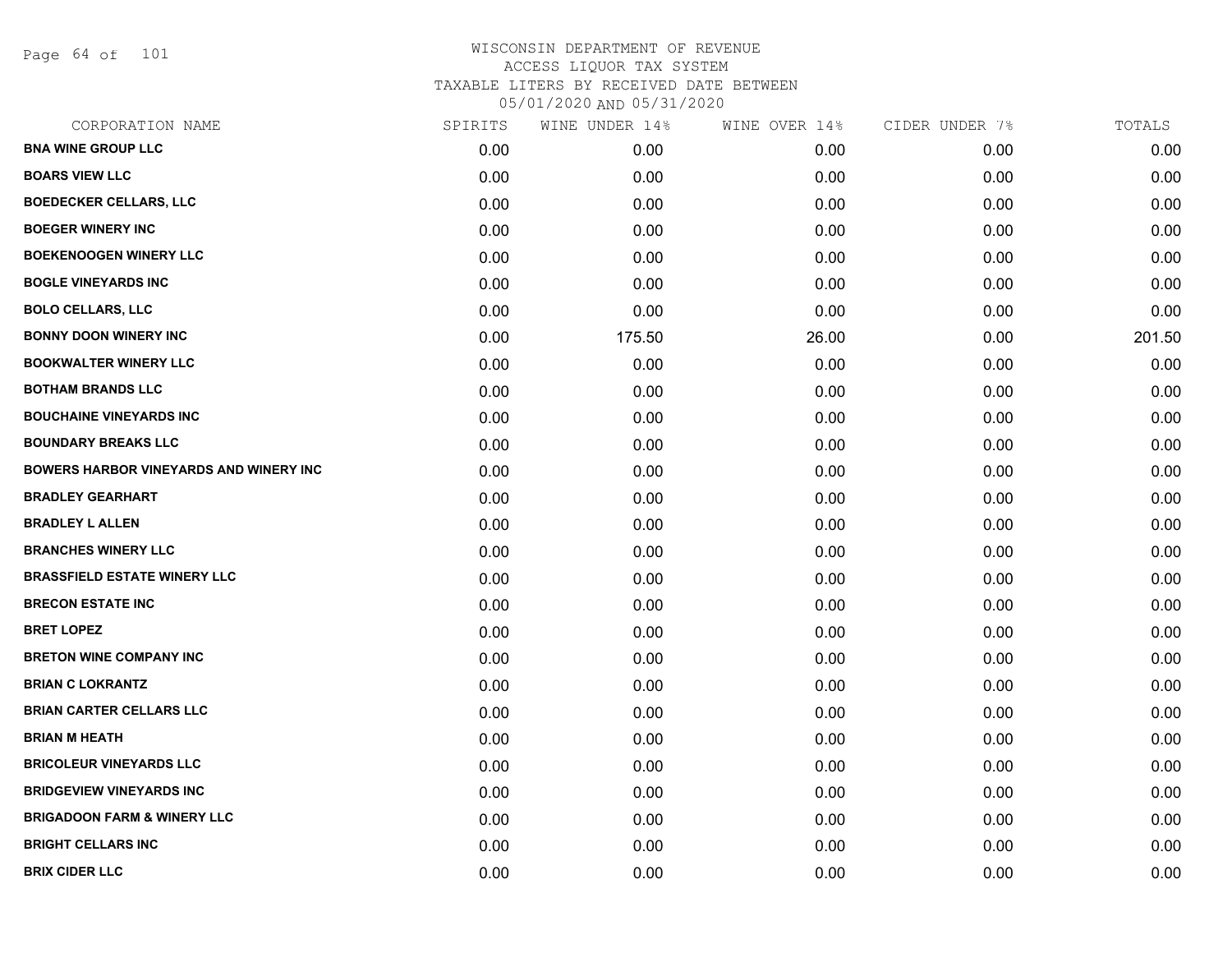# WISCONSIN DEPARTMENT OF REVENUE
## ACCESS LIQUOR TAX SYSTEM
### TAXABLE LITERS BY RECEIVED DATE BETWEEN 05/01/2020 AND 05/31/2020

| CORPORATION NAME | SPIRITS | WINE UNDER 14% | WINE OVER 14% | CIDER UNDER 7% | TOTALS |
|---|---|---|---|---|---|
| BNA WINE GROUP LLC | 0.00 | 0.00 | 0.00 | 0.00 | 0.00 |
| BOARS VIEW LLC | 0.00 | 0.00 | 0.00 | 0.00 | 0.00 |
| BOEDECKER CELLARS, LLC | 0.00 | 0.00 | 0.00 | 0.00 | 0.00 |
| BOEGER WINERY INC | 0.00 | 0.00 | 0.00 | 0.00 | 0.00 |
| BOEKENOOGEN WINERY LLC | 0.00 | 0.00 | 0.00 | 0.00 | 0.00 |
| BOGLE VINEYARDS INC | 0.00 | 0.00 | 0.00 | 0.00 | 0.00 |
| BOLO CELLARS, LLC | 0.00 | 0.00 | 0.00 | 0.00 | 0.00 |
| BONNY DOON WINERY INC | 0.00 | 175.50 | 26.00 | 0.00 | 201.50 |
| BOOKWALTER WINERY LLC | 0.00 | 0.00 | 0.00 | 0.00 | 0.00 |
| BOTHAM BRANDS LLC | 0.00 | 0.00 | 0.00 | 0.00 | 0.00 |
| BOUCHAINE VINEYARDS INC | 0.00 | 0.00 | 0.00 | 0.00 | 0.00 |
| BOUNDARY BREAKS LLC | 0.00 | 0.00 | 0.00 | 0.00 | 0.00 |
| BOWERS HARBOR VINEYARDS AND WINERY INC | 0.00 | 0.00 | 0.00 | 0.00 | 0.00 |
| BRADLEY GEARHART | 0.00 | 0.00 | 0.00 | 0.00 | 0.00 |
| BRADLEY L ALLEN | 0.00 | 0.00 | 0.00 | 0.00 | 0.00 |
| BRANCHES WINERY LLC | 0.00 | 0.00 | 0.00 | 0.00 | 0.00 |
| BRASSFIELD ESTATE WINERY LLC | 0.00 | 0.00 | 0.00 | 0.00 | 0.00 |
| BRECON ESTATE INC | 0.00 | 0.00 | 0.00 | 0.00 | 0.00 |
| BRET LOPEZ | 0.00 | 0.00 | 0.00 | 0.00 | 0.00 |
| BRETON WINE COMPANY INC | 0.00 | 0.00 | 0.00 | 0.00 | 0.00 |
| BRIAN C LOKRANTZ | 0.00 | 0.00 | 0.00 | 0.00 | 0.00 |
| BRIAN CARTER CELLARS LLC | 0.00 | 0.00 | 0.00 | 0.00 | 0.00 |
| BRIAN M HEATH | 0.00 | 0.00 | 0.00 | 0.00 | 0.00 |
| BRICOLEUR VINEYARDS LLC | 0.00 | 0.00 | 0.00 | 0.00 | 0.00 |
| BRIDGEVIEW VINEYARDS INC | 0.00 | 0.00 | 0.00 | 0.00 | 0.00 |
| BRIGADOON FARM & WINERY LLC | 0.00 | 0.00 | 0.00 | 0.00 | 0.00 |
| BRIGHT CELLARS INC | 0.00 | 0.00 | 0.00 | 0.00 | 0.00 |
| BRIX CIDER LLC | 0.00 | 0.00 | 0.00 | 0.00 | 0.00 |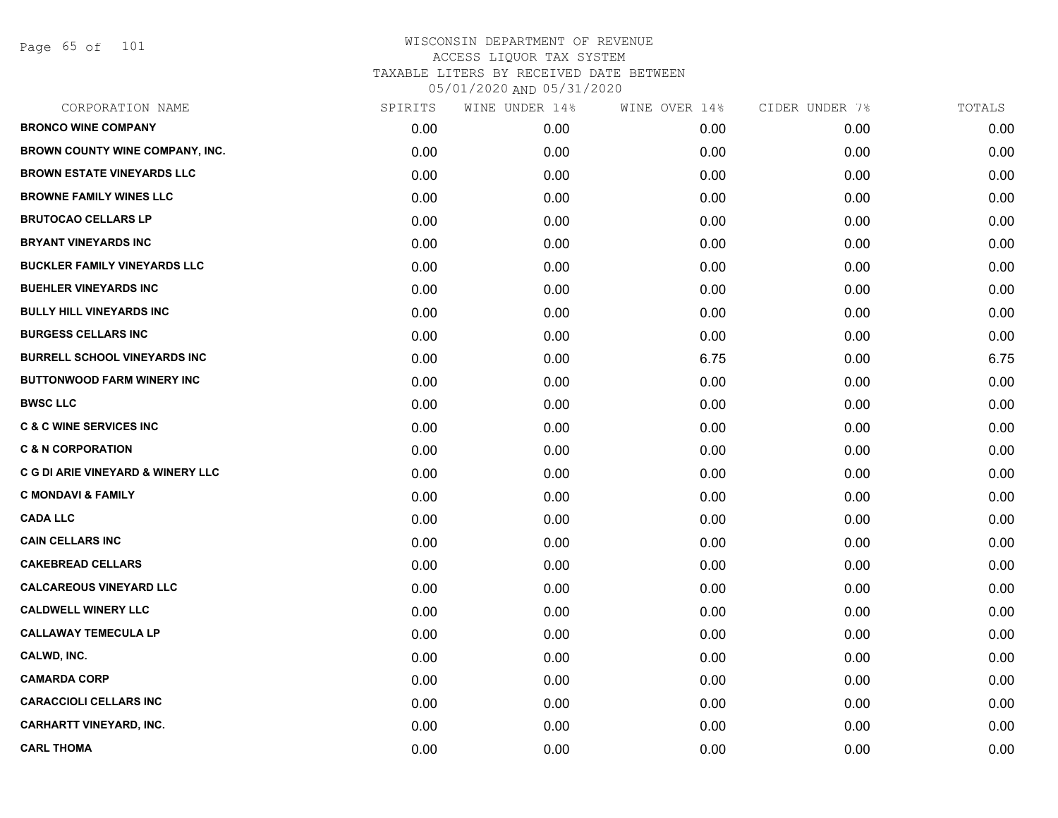WISCONSIN DEPARTMENT OF REVENUE
ACCESS LIQUOR TAX SYSTEM
TAXABLE LITERS BY RECEIVED DATE BETWEEN
05/01/2020 AND 05/31/2020

| CORPORATION NAME | SPIRITS | WINE UNDER 14% | WINE OVER 14% | CIDER UNDER 7% | TOTALS |
|---|---|---|---|---|---|
| **BRONCO WINE COMPANY** | 0.00 | 0.00 | 0.00 | 0.00 | 0.00 |
| **BROWN COUNTY WINE COMPANY, INC.** | 0.00 | 0.00 | 0.00 | 0.00 | 0.00 |
| **BROWN ESTATE VINEYARDS LLC** | 0.00 | 0.00 | 0.00 | 0.00 | 0.00 |
| **BROWNE FAMILY WINES LLC** | 0.00 | 0.00 | 0.00 | 0.00 | 0.00 |
| **BRUTOCAO CELLARS LP** | 0.00 | 0.00 | 0.00 | 0.00 | 0.00 |
| **BRYANT VINEYARDS INC** | 0.00 | 0.00 | 0.00 | 0.00 | 0.00 |
| **BUCKLER FAMILY VINEYARDS LLC** | 0.00 | 0.00 | 0.00 | 0.00 | 0.00 |
| **BUEHLER VINEYARDS INC** | 0.00 | 0.00 | 0.00 | 0.00 | 0.00 |
| **BULLY HILL VINEYARDS INC** | 0.00 | 0.00 | 0.00 | 0.00 | 0.00 |
| **BURGESS CELLARS INC** | 0.00 | 0.00 | 0.00 | 0.00 | 0.00 |
| **BURRELL SCHOOL VINEYARDS INC** | 0.00 | 0.00 | 6.75 | 0.00 | 6.75 |
| **BUTTONWOOD FARM WINERY INC** | 0.00 | 0.00 | 0.00 | 0.00 | 0.00 |
| **BWSC LLC** | 0.00 | 0.00 | 0.00 | 0.00 | 0.00 |
| **C & C WINE SERVICES INC** | 0.00 | 0.00 | 0.00 | 0.00 | 0.00 |
| **C & N CORPORATION** | 0.00 | 0.00 | 0.00 | 0.00 | 0.00 |
| **C G DI ARIE VINEYARD & WINERY LLC** | 0.00 | 0.00 | 0.00 | 0.00 | 0.00 |
| **C MONDAVI & FAMILY** | 0.00 | 0.00 | 0.00 | 0.00 | 0.00 |
| **CADA LLC** | 0.00 | 0.00 | 0.00 | 0.00 | 0.00 |
| **CAIN CELLARS INC** | 0.00 | 0.00 | 0.00 | 0.00 | 0.00 |
| **CAKEBREAD CELLARS** | 0.00 | 0.00 | 0.00 | 0.00 | 0.00 |
| **CALCAREOUS VINEYARD LLC** | 0.00 | 0.00 | 0.00 | 0.00 | 0.00 |
| **CALDWELL WINERY LLC** | 0.00 | 0.00 | 0.00 | 0.00 | 0.00 |
| **CALLAWAY TEMECULA LP** | 0.00 | 0.00 | 0.00 | 0.00 | 0.00 |
| **CALWD, INC.** | 0.00 | 0.00 | 0.00 | 0.00 | 0.00 |
| **CAMARDA CORP** | 0.00 | 0.00 | 0.00 | 0.00 | 0.00 |
| **CARACCIOLI CELLARS INC** | 0.00 | 0.00 | 0.00 | 0.00 | 0.00 |
| **CARHARTT VINEYARD, INC.** | 0.00 | 0.00 | 0.00 | 0.00 | 0.00 |
| **CARL THOMA** | 0.00 | 0.00 | 0.00 | 0.00 | 0.00 |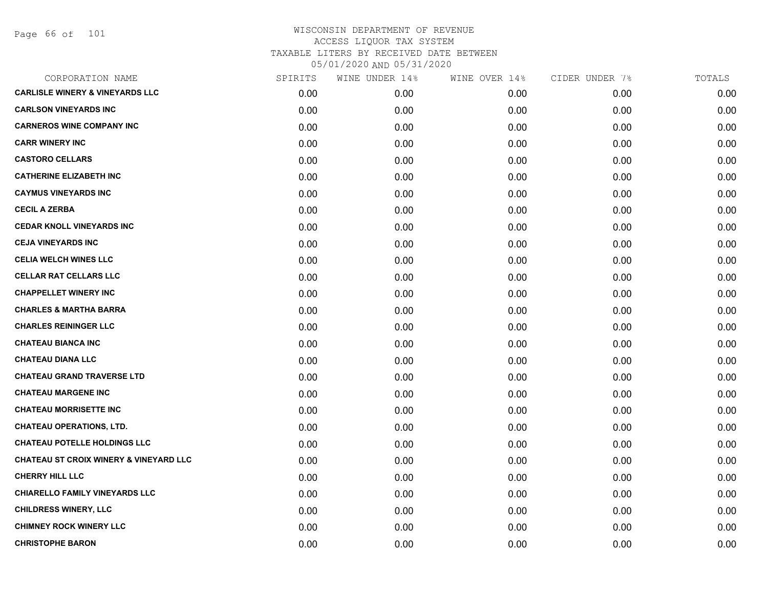WISCONSIN DEPARTMENT OF REVENUE
ACCESS LIQUOR TAX SYSTEM
TAXABLE LITERS BY RECEIVED DATE BETWEEN
05/01/2020 AND 05/31/2020

| CORPORATION NAME | SPIRITS | WINE UNDER 14% | WINE OVER 14% | CIDER UNDER 7% | TOTALS |
|---|---|---|---|---|---|
| CARLISLE WINERY & VINEYARDS LLC | 0.00 | 0.00 | 0.00 | 0.00 | 0.00 |
| CARLSON VINEYARDS INC | 0.00 | 0.00 | 0.00 | 0.00 | 0.00 |
| CARNEROS WINE COMPANY INC | 0.00 | 0.00 | 0.00 | 0.00 | 0.00 |
| CARR WINERY INC | 0.00 | 0.00 | 0.00 | 0.00 | 0.00 |
| CASTORO CELLARS | 0.00 | 0.00 | 0.00 | 0.00 | 0.00 |
| CATHERINE ELIZABETH INC | 0.00 | 0.00 | 0.00 | 0.00 | 0.00 |
| CAYMUS VINEYARDS INC | 0.00 | 0.00 | 0.00 | 0.00 | 0.00 |
| CECIL A ZERBA | 0.00 | 0.00 | 0.00 | 0.00 | 0.00 |
| CEDAR KNOLL VINEYARDS INC | 0.00 | 0.00 | 0.00 | 0.00 | 0.00 |
| CEJA VINEYARDS INC | 0.00 | 0.00 | 0.00 | 0.00 | 0.00 |
| CELIA WELCH WINES LLC | 0.00 | 0.00 | 0.00 | 0.00 | 0.00 |
| CELLAR RAT CELLARS LLC | 0.00 | 0.00 | 0.00 | 0.00 | 0.00 |
| CHAPPELLET WINERY INC | 0.00 | 0.00 | 0.00 | 0.00 | 0.00 |
| CHARLES & MARTHA BARRA | 0.00 | 0.00 | 0.00 | 0.00 | 0.00 |
| CHARLES REININGER LLC | 0.00 | 0.00 | 0.00 | 0.00 | 0.00 |
| CHATEAU BIANCA INC | 0.00 | 0.00 | 0.00 | 0.00 | 0.00 |
| CHATEAU DIANA LLC | 0.00 | 0.00 | 0.00 | 0.00 | 0.00 |
| CHATEAU GRAND TRAVERSE LTD | 0.00 | 0.00 | 0.00 | 0.00 | 0.00 |
| CHATEAU MARGENE INC | 0.00 | 0.00 | 0.00 | 0.00 | 0.00 |
| CHATEAU MORRISETTE INC | 0.00 | 0.00 | 0.00 | 0.00 | 0.00 |
| CHATEAU OPERATIONS, LTD. | 0.00 | 0.00 | 0.00 | 0.00 | 0.00 |
| CHATEAU POTELLE HOLDINGS LLC | 0.00 | 0.00 | 0.00 | 0.00 | 0.00 |
| CHATEAU ST CROIX WINERY & VINEYARD LLC | 0.00 | 0.00 | 0.00 | 0.00 | 0.00 |
| CHERRY HILL LLC | 0.00 | 0.00 | 0.00 | 0.00 | 0.00 |
| CHIARELLO FAMILY VINEYARDS LLC | 0.00 | 0.00 | 0.00 | 0.00 | 0.00 |
| CHILDRESS WINERY, LLC | 0.00 | 0.00 | 0.00 | 0.00 | 0.00 |
| CHIMNEY ROCK WINERY LLC | 0.00 | 0.00 | 0.00 | 0.00 | 0.00 |
| CHRISTOPHE BARON | 0.00 | 0.00 | 0.00 | 0.00 | 0.00 |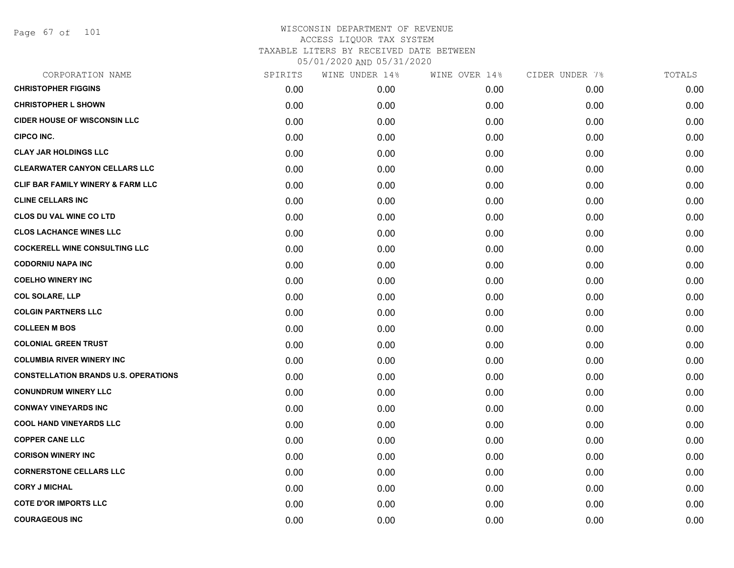WISCONSIN DEPARTMENT OF REVENUE
ACCESS LIQUOR TAX SYSTEM
TAXABLE LITERS BY RECEIVED DATE BETWEEN
05/01/2020 AND 05/31/2020

| CORPORATION NAME | SPIRITS | WINE UNDER 14% | WINE OVER 14% | CIDER UNDER 7% | TOTALS |
|---|---|---|---|---|---|
| **CHRISTOPHER FIGGINS** | 0.00 | 0.00 | 0.00 | 0.00 | 0.00 |
| **CHRISTOPHER L SHOWN** | 0.00 | 0.00 | 0.00 | 0.00 | 0.00 |
| **CIDER HOUSE OF WISCONSIN LLC** | 0.00 | 0.00 | 0.00 | 0.00 | 0.00 |
| **CIPCO INC.** | 0.00 | 0.00 | 0.00 | 0.00 | 0.00 |
| **CLAY JAR HOLDINGS LLC** | 0.00 | 0.00 | 0.00 | 0.00 | 0.00 |
| **CLEARWATER CANYON CELLARS LLC** | 0.00 | 0.00 | 0.00 | 0.00 | 0.00 |
| **CLIF BAR FAMILY WINERY & FARM LLC** | 0.00 | 0.00 | 0.00 | 0.00 | 0.00 |
| **CLINE CELLARS INC** | 0.00 | 0.00 | 0.00 | 0.00 | 0.00 |
| **CLOS DU VAL WINE CO LTD** | 0.00 | 0.00 | 0.00 | 0.00 | 0.00 |
| **CLOS LACHANCE WINES LLC** | 0.00 | 0.00 | 0.00 | 0.00 | 0.00 |
| **COCKERELL WINE CONSULTING LLC** | 0.00 | 0.00 | 0.00 | 0.00 | 0.00 |
| **CODORNIU NAPA INC** | 0.00 | 0.00 | 0.00 | 0.00 | 0.00 |
| **COELHO WINERY INC** | 0.00 | 0.00 | 0.00 | 0.00 | 0.00 |
| **COL SOLARE, LLP** | 0.00 | 0.00 | 0.00 | 0.00 | 0.00 |
| **COLGIN PARTNERS LLC** | 0.00 | 0.00 | 0.00 | 0.00 | 0.00 |
| **COLLEEN M BOS** | 0.00 | 0.00 | 0.00 | 0.00 | 0.00 |
| **COLONIAL GREEN TRUST** | 0.00 | 0.00 | 0.00 | 0.00 | 0.00 |
| **COLUMBIA RIVER WINERY INC** | 0.00 | 0.00 | 0.00 | 0.00 | 0.00 |
| **CONSTELLATION BRANDS U.S. OPERATIONS** | 0.00 | 0.00 | 0.00 | 0.00 | 0.00 |
| **CONUNDRUM WINERY LLC** | 0.00 | 0.00 | 0.00 | 0.00 | 0.00 |
| **CONWAY VINEYARDS INC** | 0.00 | 0.00 | 0.00 | 0.00 | 0.00 |
| **COOL HAND VINEYARDS LLC** | 0.00 | 0.00 | 0.00 | 0.00 | 0.00 |
| **COPPER CANE LLC** | 0.00 | 0.00 | 0.00 | 0.00 | 0.00 |
| **CORISON WINERY INC** | 0.00 | 0.00 | 0.00 | 0.00 | 0.00 |
| **CORNERSTONE CELLARS LLC** | 0.00 | 0.00 | 0.00 | 0.00 | 0.00 |
| **CORY J MICHAL** | 0.00 | 0.00 | 0.00 | 0.00 | 0.00 |
| **COTE D'OR IMPORTS LLC** | 0.00 | 0.00 | 0.00 | 0.00 | 0.00 |
| **COURAGEOUS INC** | 0.00 | 0.00 | 0.00 | 0.00 | 0.00 |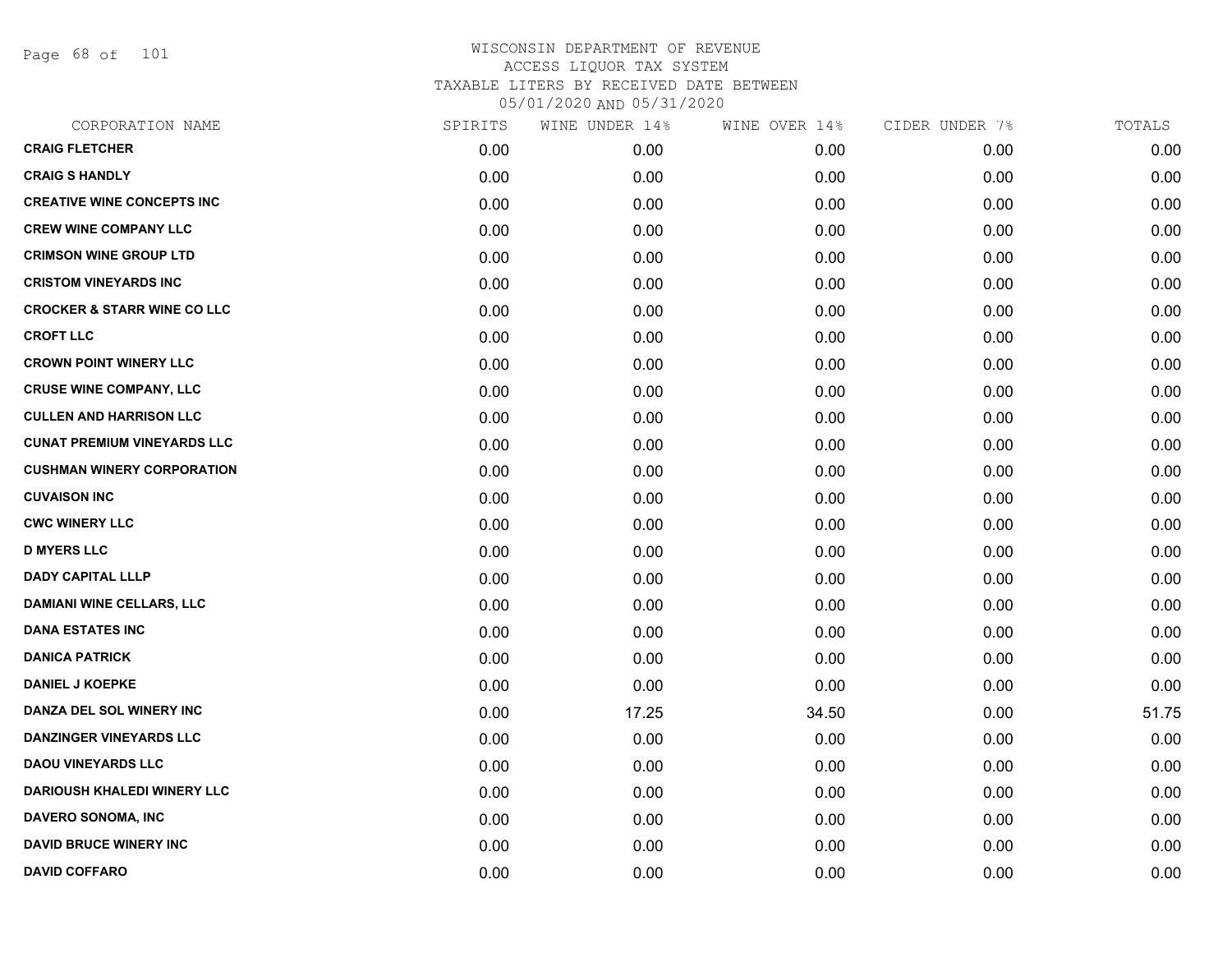# WISCONSIN DEPARTMENT OF REVENUE
ACCESS LIQUOR TAX SYSTEM
TAXABLE LITERS BY RECEIVED DATE BETWEEN
05/01/2020 AND 05/31/2020

| CORPORATION NAME | SPIRITS | WINE UNDER 14% | WINE OVER 14% | CIDER UNDER 7% | TOTALS |
|---|---|---|---|---|---|
| CRAIG FLETCHER | 0.00 | 0.00 | 0.00 | 0.00 | 0.00 |
| CRAIG S HANDLY | 0.00 | 0.00 | 0.00 | 0.00 | 0.00 |
| CREATIVE WINE CONCEPTS INC | 0.00 | 0.00 | 0.00 | 0.00 | 0.00 |
| CREW WINE COMPANY LLC | 0.00 | 0.00 | 0.00 | 0.00 | 0.00 |
| CRIMSON WINE GROUP LTD | 0.00 | 0.00 | 0.00 | 0.00 | 0.00 |
| CRISTOM VINEYARDS INC | 0.00 | 0.00 | 0.00 | 0.00 | 0.00 |
| CROCKER & STARR WINE CO LLC | 0.00 | 0.00 | 0.00 | 0.00 | 0.00 |
| CROFT LLC | 0.00 | 0.00 | 0.00 | 0.00 | 0.00 |
| CROWN POINT WINERY LLC | 0.00 | 0.00 | 0.00 | 0.00 | 0.00 |
| CRUSE WINE COMPANY, LLC | 0.00 | 0.00 | 0.00 | 0.00 | 0.00 |
| CULLEN AND HARRISON LLC | 0.00 | 0.00 | 0.00 | 0.00 | 0.00 |
| CUNAT PREMIUM VINEYARDS LLC | 0.00 | 0.00 | 0.00 | 0.00 | 0.00 |
| CUSHMAN WINERY CORPORATION | 0.00 | 0.00 | 0.00 | 0.00 | 0.00 |
| CUVAISON INC | 0.00 | 0.00 | 0.00 | 0.00 | 0.00 |
| CWC WINERY LLC | 0.00 | 0.00 | 0.00 | 0.00 | 0.00 |
| D MYERS LLC | 0.00 | 0.00 | 0.00 | 0.00 | 0.00 |
| DADY CAPITAL LLLP | 0.00 | 0.00 | 0.00 | 0.00 | 0.00 |
| DAMIANI WINE CELLARS, LLC | 0.00 | 0.00 | 0.00 | 0.00 | 0.00 |
| DANA ESTATES INC | 0.00 | 0.00 | 0.00 | 0.00 | 0.00 |
| DANICA PATRICK | 0.00 | 0.00 | 0.00 | 0.00 | 0.00 |
| DANIEL J KOEPKE | 0.00 | 0.00 | 0.00 | 0.00 | 0.00 |
| DANZA DEL SOL WINERY INC | 0.00 | 17.25 | 34.50 | 0.00 | 51.75 |
| DANZINGER VINEYARDS LLC | 0.00 | 0.00 | 0.00 | 0.00 | 0.00 |
| DAOU VINEYARDS LLC | 0.00 | 0.00 | 0.00 | 0.00 | 0.00 |
| DARIOUSH KHALEDI WINERY LLC | 0.00 | 0.00 | 0.00 | 0.00 | 0.00 |
| DAVERO SONOMA, INC | 0.00 | 0.00 | 0.00 | 0.00 | 0.00 |
| DAVID BRUCE WINERY INC | 0.00 | 0.00 | 0.00 | 0.00 | 0.00 |
| DAVID COFFARO | 0.00 | 0.00 | 0.00 | 0.00 | 0.00 |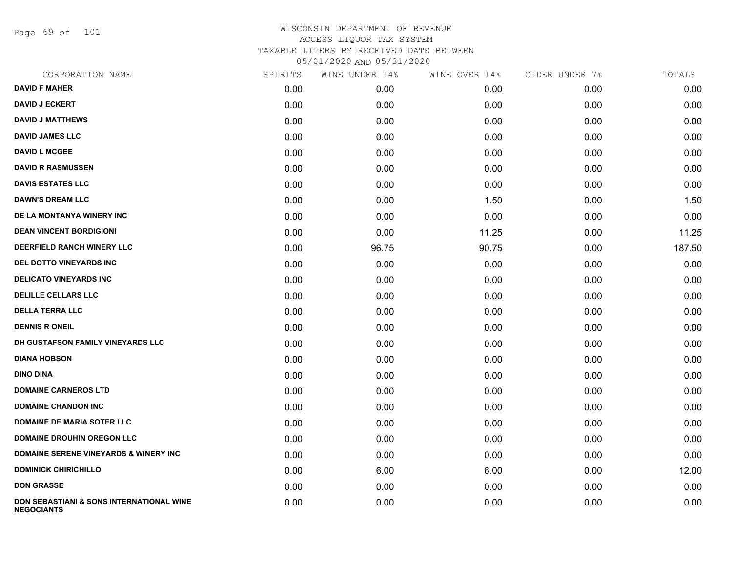WISCONSIN DEPARTMENT OF REVENUE
ACCESS LIQUOR TAX SYSTEM
TAXABLE LITERS BY RECEIVED DATE BETWEEN
05/01/2020 AND 05/31/2020

| CORPORATION NAME | SPIRITS | WINE UNDER 14% | WINE OVER 14% | CIDER UNDER 7% | TOTALS |
|---|---|---|---|---|---|
| **DAVID F MAHER** | 0.00 | 0.00 | 0.00 | 0.00 | 0.00 |
| **DAVID J ECKERT** | 0.00 | 0.00 | 0.00 | 0.00 | 0.00 |
| **DAVID J MATTHEWS** | 0.00 | 0.00 | 0.00 | 0.00 | 0.00 |
| **DAVID JAMES LLC** | 0.00 | 0.00 | 0.00 | 0.00 | 0.00 |
| **DAVID L MCGEE** | 0.00 | 0.00 | 0.00 | 0.00 | 0.00 |
| **DAVID R RASMUSSEN** | 0.00 | 0.00 | 0.00 | 0.00 | 0.00 |
| **DAVIS ESTATES LLC** | 0.00 | 0.00 | 0.00 | 0.00 | 0.00 |
| **DAWN'S DREAM LLC** | 0.00 | 0.00 | 1.50 | 0.00 | 1.50 |
| **DE LA MONTANYA WINERY INC** | 0.00 | 0.00 | 0.00 | 0.00 | 0.00 |
| **DEAN VINCENT BORDIGIONI** | 0.00 | 0.00 | 11.25 | 0.00 | 11.25 |
| **DEERFIELD RANCH WINERY LLC** | 0.00 | 96.75 | 90.75 | 0.00 | 187.50 |
| **DEL DOTTO VINEYARDS INC** | 0.00 | 0.00 | 0.00 | 0.00 | 0.00 |
| **DELICATO VINEYARDS INC** | 0.00 | 0.00 | 0.00 | 0.00 | 0.00 |
| **DELILLE CELLARS LLC** | 0.00 | 0.00 | 0.00 | 0.00 | 0.00 |
| **DELLA TERRA LLC** | 0.00 | 0.00 | 0.00 | 0.00 | 0.00 |
| **DENNIS R ONEIL** | 0.00 | 0.00 | 0.00 | 0.00 | 0.00 |
| **DH GUSTAFSON FAMILY VINEYARDS LLC** | 0.00 | 0.00 | 0.00 | 0.00 | 0.00 |
| **DIANA HOBSON** | 0.00 | 0.00 | 0.00 | 0.00 | 0.00 |
| **DINO DINA** | 0.00 | 0.00 | 0.00 | 0.00 | 0.00 |
| **DOMAINE CARNEROS LTD** | 0.00 | 0.00 | 0.00 | 0.00 | 0.00 |
| **DOMAINE CHANDON INC** | 0.00 | 0.00 | 0.00 | 0.00 | 0.00 |
| **DOMAINE DE MARIA SOTER LLC** | 0.00 | 0.00 | 0.00 | 0.00 | 0.00 |
| **DOMAINE DROUHIN OREGON LLC** | 0.00 | 0.00 | 0.00 | 0.00 | 0.00 |
| **DOMAINE SERENE VINEYARDS & WINERY INC** | 0.00 | 0.00 | 0.00 | 0.00 | 0.00 |
| **DOMINICK CHIRICHILLO** | 0.00 | 6.00 | 6.00 | 0.00 | 12.00 |
| **DON GRASSE** | 0.00 | 0.00 | 0.00 | 0.00 | 0.00 |
| **DON SEBASTIANI & SONS INTERNATIONAL WINE NEGOCIANTS** | 0.00 | 0.00 | 0.00 | 0.00 | 0.00 |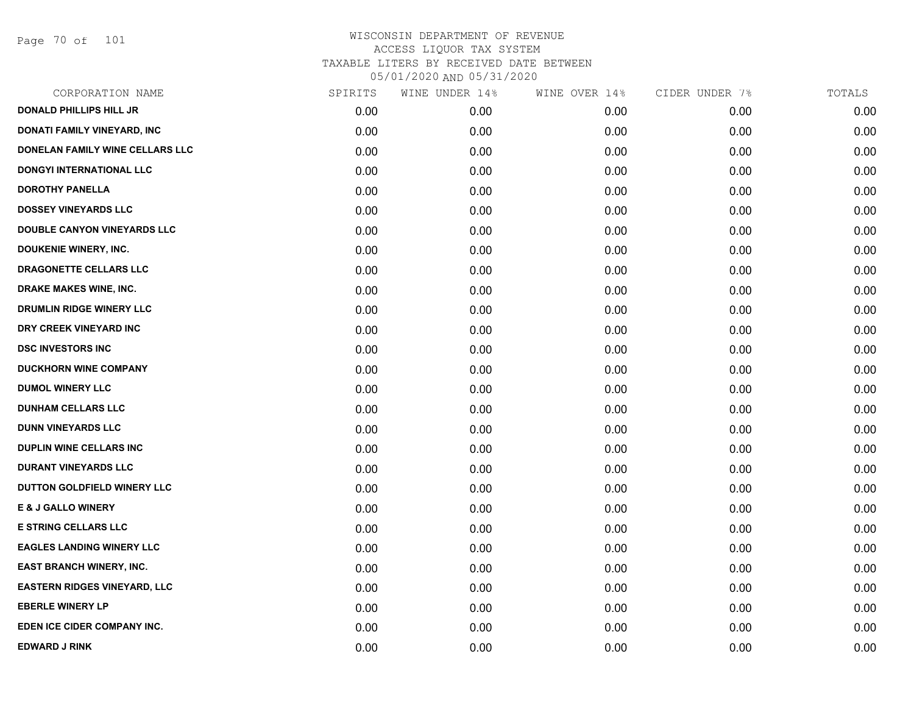# WISCONSIN DEPARTMENT OF REVENUE
ACCESS LIQUOR TAX SYSTEM
TAXABLE LITERS BY RECEIVED DATE BETWEEN
05/01/2020 AND 05/31/2020

| CORPORATION NAME | SPIRITS | WINE UNDER 14% | WINE OVER 14% | CIDER UNDER 7% | TOTALS |
|---|---|---|---|---|---|
| DONALD PHILLIPS HILL JR | 0.00 | 0.00 | 0.00 | 0.00 | 0.00 |
| DONATI FAMILY VINEYARD, INC | 0.00 | 0.00 | 0.00 | 0.00 | 0.00 |
| DONELAN FAMILY WINE CELLARS LLC | 0.00 | 0.00 | 0.00 | 0.00 | 0.00 |
| DONGYI INTERNATIONAL LLC | 0.00 | 0.00 | 0.00 | 0.00 | 0.00 |
| DOROTHY PANELLA | 0.00 | 0.00 | 0.00 | 0.00 | 0.00 |
| DOSSEY VINEYARDS LLC | 0.00 | 0.00 | 0.00 | 0.00 | 0.00 |
| DOUBLE CANYON VINEYARDS LLC | 0.00 | 0.00 | 0.00 | 0.00 | 0.00 |
| DOUKENIE WINERY, INC. | 0.00 | 0.00 | 0.00 | 0.00 | 0.00 |
| DRAGONETTE CELLARS LLC | 0.00 | 0.00 | 0.00 | 0.00 | 0.00 |
| DRAKE MAKES WINE, INC. | 0.00 | 0.00 | 0.00 | 0.00 | 0.00 |
| DRUMLIN RIDGE WINERY LLC | 0.00 | 0.00 | 0.00 | 0.00 | 0.00 |
| DRY CREEK VINEYARD INC | 0.00 | 0.00 | 0.00 | 0.00 | 0.00 |
| DSC INVESTORS INC | 0.00 | 0.00 | 0.00 | 0.00 | 0.00 |
| DUCKHORN WINE COMPANY | 0.00 | 0.00 | 0.00 | 0.00 | 0.00 |
| DUMOL WINERY LLC | 0.00 | 0.00 | 0.00 | 0.00 | 0.00 |
| DUNHAM CELLARS LLC | 0.00 | 0.00 | 0.00 | 0.00 | 0.00 |
| DUNN VINEYARDS LLC | 0.00 | 0.00 | 0.00 | 0.00 | 0.00 |
| DUPLIN WINE CELLARS INC | 0.00 | 0.00 | 0.00 | 0.00 | 0.00 |
| DURANT VINEYARDS LLC | 0.00 | 0.00 | 0.00 | 0.00 | 0.00 |
| DUTTON GOLDFIELD WINERY LLC | 0.00 | 0.00 | 0.00 | 0.00 | 0.00 |
| E & J GALLO WINERY | 0.00 | 0.00 | 0.00 | 0.00 | 0.00 |
| E STRING CELLARS LLC | 0.00 | 0.00 | 0.00 | 0.00 | 0.00 |
| EAGLES LANDING WINERY LLC | 0.00 | 0.00 | 0.00 | 0.00 | 0.00 |
| EAST BRANCH WINERY, INC. | 0.00 | 0.00 | 0.00 | 0.00 | 0.00 |
| EASTERN RIDGES VINEYARD, LLC | 0.00 | 0.00 | 0.00 | 0.00 | 0.00 |
| EBERLE WINERY LP | 0.00 | 0.00 | 0.00 | 0.00 | 0.00 |
| EDEN ICE CIDER COMPANY INC. | 0.00 | 0.00 | 0.00 | 0.00 | 0.00 |
| EDWARD J RINK | 0.00 | 0.00 | 0.00 | 0.00 | 0.00 |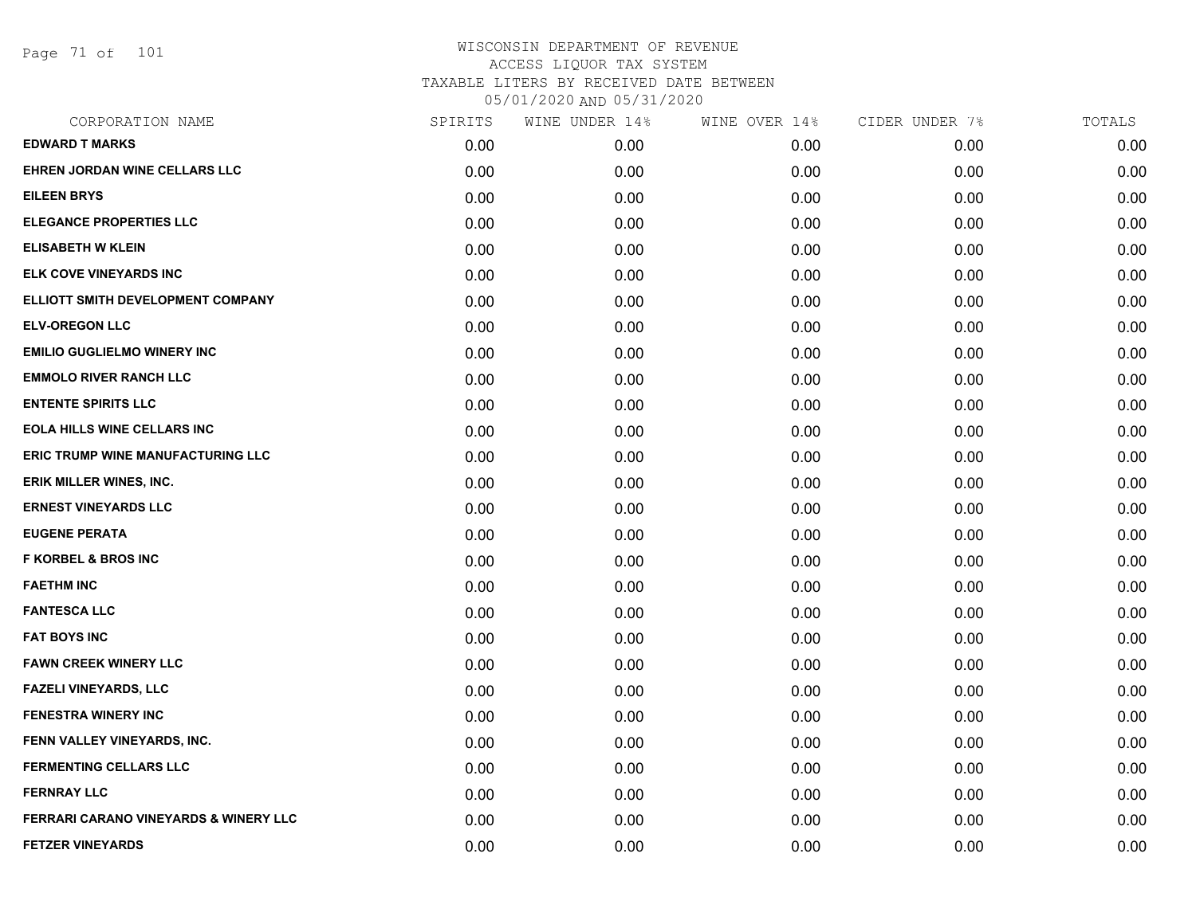WISCONSIN DEPARTMENT OF REVENUE
ACCESS LIQUOR TAX SYSTEM
TAXABLE LITERS BY RECEIVED DATE BETWEEN
05/01/2020 AND 05/31/2020

| CORPORATION NAME | SPIRITS | WINE UNDER 14% | WINE OVER 14% | CIDER UNDER 7% | TOTALS |
|---|---|---|---|---|---|
| EDWARD T MARKS | 0.00 | 0.00 | 0.00 | 0.00 | 0.00 |
| EHREN JORDAN WINE CELLARS LLC | 0.00 | 0.00 | 0.00 | 0.00 | 0.00 |
| EILEEN BRYS | 0.00 | 0.00 | 0.00 | 0.00 | 0.00 |
| ELEGANCE PROPERTIES LLC | 0.00 | 0.00 | 0.00 | 0.00 | 0.00 |
| ELISABETH W KLEIN | 0.00 | 0.00 | 0.00 | 0.00 | 0.00 |
| ELK COVE VINEYARDS INC | 0.00 | 0.00 | 0.00 | 0.00 | 0.00 |
| ELLIOTT SMITH DEVELOPMENT COMPANY | 0.00 | 0.00 | 0.00 | 0.00 | 0.00 |
| ELV-OREGON LLC | 0.00 | 0.00 | 0.00 | 0.00 | 0.00 |
| EMILIO GUGLIELMO WINERY INC | 0.00 | 0.00 | 0.00 | 0.00 | 0.00 |
| EMMOLO RIVER RANCH LLC | 0.00 | 0.00 | 0.00 | 0.00 | 0.00 |
| ENTENTE SPIRITS LLC | 0.00 | 0.00 | 0.00 | 0.00 | 0.00 |
| EOLA HILLS WINE CELLARS INC | 0.00 | 0.00 | 0.00 | 0.00 | 0.00 |
| ERIC TRUMP WINE MANUFACTURING LLC | 0.00 | 0.00 | 0.00 | 0.00 | 0.00 |
| ERIK MILLER WINES, INC. | 0.00 | 0.00 | 0.00 | 0.00 | 0.00 |
| ERNEST VINEYARDS LLC | 0.00 | 0.00 | 0.00 | 0.00 | 0.00 |
| EUGENE PERATA | 0.00 | 0.00 | 0.00 | 0.00 | 0.00 |
| F KORBEL & BROS INC | 0.00 | 0.00 | 0.00 | 0.00 | 0.00 |
| FAETHM INC | 0.00 | 0.00 | 0.00 | 0.00 | 0.00 |
| FANTESCA LLC | 0.00 | 0.00 | 0.00 | 0.00 | 0.00 |
| FAT BOYS INC | 0.00 | 0.00 | 0.00 | 0.00 | 0.00 |
| FAWN CREEK WINERY LLC | 0.00 | 0.00 | 0.00 | 0.00 | 0.00 |
| FAZELI VINEYARDS, LLC | 0.00 | 0.00 | 0.00 | 0.00 | 0.00 |
| FENESTRA WINERY INC | 0.00 | 0.00 | 0.00 | 0.00 | 0.00 |
| FENN VALLEY VINEYARDS, INC. | 0.00 | 0.00 | 0.00 | 0.00 | 0.00 |
| FERMENTING CELLARS LLC | 0.00 | 0.00 | 0.00 | 0.00 | 0.00 |
| FERNRAY LLC | 0.00 | 0.00 | 0.00 | 0.00 | 0.00 |
| FERRARI CARANO VINEYARDS & WINERY LLC | 0.00 | 0.00 | 0.00 | 0.00 | 0.00 |
| FETZER VINEYARDS | 0.00 | 0.00 | 0.00 | 0.00 | 0.00 |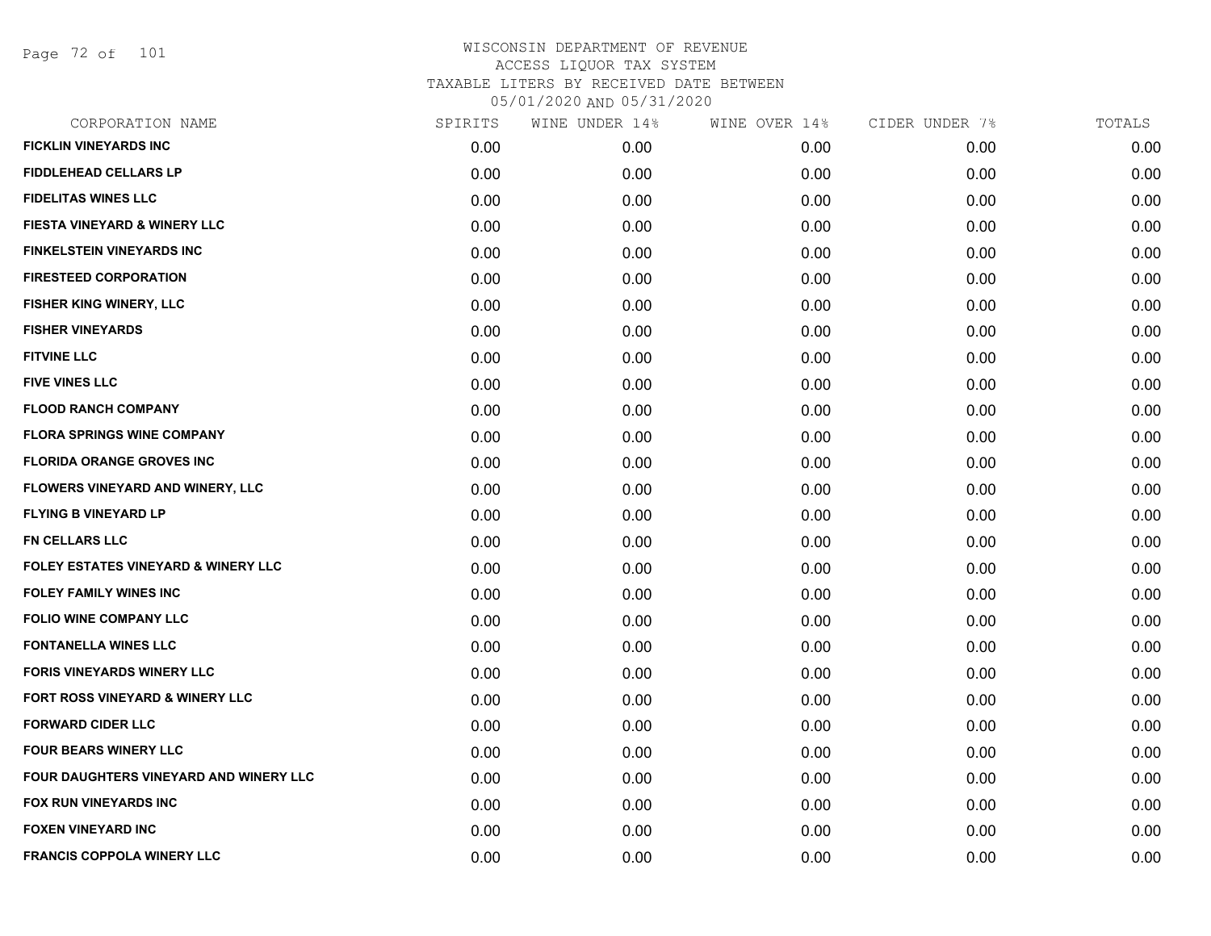# WISCONSIN DEPARTMENT OF REVENUE
ACCESS LIQUOR TAX SYSTEM
TAXABLE LITERS BY RECEIVED DATE BETWEEN
05/01/2020 AND 05/31/2020

| CORPORATION NAME | SPIRITS | WINE UNDER 14% | WINE OVER 14% | CIDER UNDER 7% | TOTALS |
|---|---|---|---|---|---|
| FICKLIN VINEYARDS INC | 0.00 | 0.00 | 0.00 | 0.00 | 0.00 |
| FIDDLEHEAD CELLARS LP | 0.00 | 0.00 | 0.00 | 0.00 | 0.00 |
| FIDELITAS WINES LLC | 0.00 | 0.00 | 0.00 | 0.00 | 0.00 |
| FIESTA VINEYARD & WINERY LLC | 0.00 | 0.00 | 0.00 | 0.00 | 0.00 |
| FINKELSTEIN VINEYARDS INC | 0.00 | 0.00 | 0.00 | 0.00 | 0.00 |
| FIRESTEED CORPORATION | 0.00 | 0.00 | 0.00 | 0.00 | 0.00 |
| FISHER KING WINERY, LLC | 0.00 | 0.00 | 0.00 | 0.00 | 0.00 |
| FISHER VINEYARDS | 0.00 | 0.00 | 0.00 | 0.00 | 0.00 |
| FITVINE LLC | 0.00 | 0.00 | 0.00 | 0.00 | 0.00 |
| FIVE VINES LLC | 0.00 | 0.00 | 0.00 | 0.00 | 0.00 |
| FLOOD RANCH COMPANY | 0.00 | 0.00 | 0.00 | 0.00 | 0.00 |
| FLORA SPRINGS WINE COMPANY | 0.00 | 0.00 | 0.00 | 0.00 | 0.00 |
| FLORIDA ORANGE GROVES INC | 0.00 | 0.00 | 0.00 | 0.00 | 0.00 |
| FLOWERS VINEYARD AND WINERY, LLC | 0.00 | 0.00 | 0.00 | 0.00 | 0.00 |
| FLYING B VINEYARD LP | 0.00 | 0.00 | 0.00 | 0.00 | 0.00 |
| FN CELLARS LLC | 0.00 | 0.00 | 0.00 | 0.00 | 0.00 |
| FOLEY ESTATES VINEYARD & WINERY LLC | 0.00 | 0.00 | 0.00 | 0.00 | 0.00 |
| FOLEY FAMILY WINES INC | 0.00 | 0.00 | 0.00 | 0.00 | 0.00 |
| FOLIO WINE COMPANY LLC | 0.00 | 0.00 | 0.00 | 0.00 | 0.00 |
| FONTANELLA WINES LLC | 0.00 | 0.00 | 0.00 | 0.00 | 0.00 |
| FORIS VINEYARDS WINERY LLC | 0.00 | 0.00 | 0.00 | 0.00 | 0.00 |
| FORT ROSS VINEYARD & WINERY LLC | 0.00 | 0.00 | 0.00 | 0.00 | 0.00 |
| FORWARD CIDER LLC | 0.00 | 0.00 | 0.00 | 0.00 | 0.00 |
| FOUR BEARS WINERY LLC | 0.00 | 0.00 | 0.00 | 0.00 | 0.00 |
| FOUR DAUGHTERS VINEYARD AND WINERY LLC | 0.00 | 0.00 | 0.00 | 0.00 | 0.00 |
| FOX RUN VINEYARDS INC | 0.00 | 0.00 | 0.00 | 0.00 | 0.00 |
| FOXEN VINEYARD INC | 0.00 | 0.00 | 0.00 | 0.00 | 0.00 |
| FRANCIS COPPOLA WINERY LLC | 0.00 | 0.00 | 0.00 | 0.00 | 0.00 |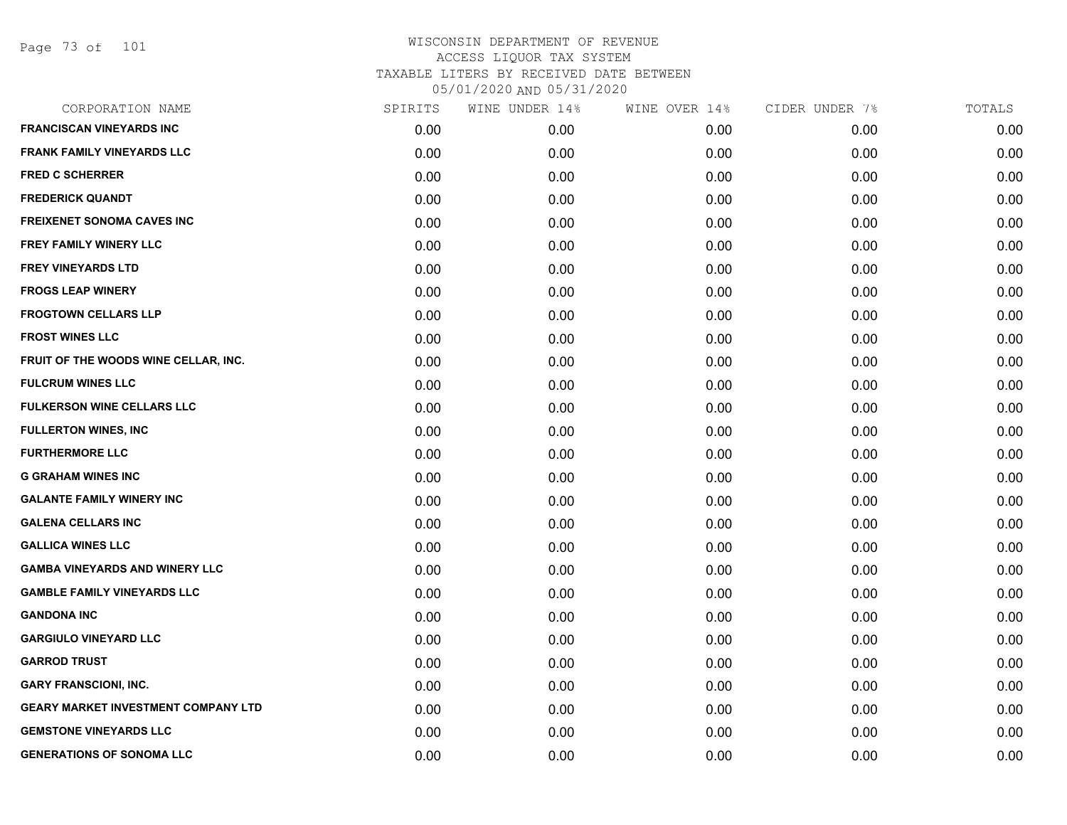WISCONSIN DEPARTMENT OF REVENUE
ACCESS LIQUOR TAX SYSTEM
TAXABLE LITERS BY RECEIVED DATE BETWEEN
05/01/2020 AND 05/31/2020

| CORPORATION NAME | SPIRITS | WINE UNDER 14% | WINE OVER 14% | CIDER UNDER 7% | TOTALS |
|---|---|---|---|---|---|
| FRANCISCAN VINEYARDS INC | 0.00 | 0.00 | 0.00 | 0.00 | 0.00 |
| FRANK FAMILY VINEYARDS LLC | 0.00 | 0.00 | 0.00 | 0.00 | 0.00 |
| FRED C SCHERRER | 0.00 | 0.00 | 0.00 | 0.00 | 0.00 |
| FREDERICK QUANDT | 0.00 | 0.00 | 0.00 | 0.00 | 0.00 |
| FREIXENET SONOMA CAVES INC | 0.00 | 0.00 | 0.00 | 0.00 | 0.00 |
| FREY FAMILY WINERY LLC | 0.00 | 0.00 | 0.00 | 0.00 | 0.00 |
| FREY VINEYARDS LTD | 0.00 | 0.00 | 0.00 | 0.00 | 0.00 |
| FROGS LEAP WINERY | 0.00 | 0.00 | 0.00 | 0.00 | 0.00 |
| FROGTOWN CELLARS LLP | 0.00 | 0.00 | 0.00 | 0.00 | 0.00 |
| FROST WINES LLC | 0.00 | 0.00 | 0.00 | 0.00 | 0.00 |
| FRUIT OF THE WOODS WINE CELLAR, INC. | 0.00 | 0.00 | 0.00 | 0.00 | 0.00 |
| FULCRUM WINES LLC | 0.00 | 0.00 | 0.00 | 0.00 | 0.00 |
| FULKERSON WINE CELLARS LLC | 0.00 | 0.00 | 0.00 | 0.00 | 0.00 |
| FULLERTON WINES, INC | 0.00 | 0.00 | 0.00 | 0.00 | 0.00 |
| FURTHERMORE LLC | 0.00 | 0.00 | 0.00 | 0.00 | 0.00 |
| G GRAHAM WINES INC | 0.00 | 0.00 | 0.00 | 0.00 | 0.00 |
| GALANTE FAMILY WINERY INC | 0.00 | 0.00 | 0.00 | 0.00 | 0.00 |
| GALENA CELLARS INC | 0.00 | 0.00 | 0.00 | 0.00 | 0.00 |
| GALLICA WINES LLC | 0.00 | 0.00 | 0.00 | 0.00 | 0.00 |
| GAMBA VINEYARDS AND WINERY LLC | 0.00 | 0.00 | 0.00 | 0.00 | 0.00 |
| GAMBLE FAMILY VINEYARDS LLC | 0.00 | 0.00 | 0.00 | 0.00 | 0.00 |
| GANDONA INC | 0.00 | 0.00 | 0.00 | 0.00 | 0.00 |
| GARGIULO VINEYARD LLC | 0.00 | 0.00 | 0.00 | 0.00 | 0.00 |
| GARROD TRUST | 0.00 | 0.00 | 0.00 | 0.00 | 0.00 |
| GARY FRANSCIONI, INC. | 0.00 | 0.00 | 0.00 | 0.00 | 0.00 |
| GEARY MARKET INVESTMENT COMPANY LTD | 0.00 | 0.00 | 0.00 | 0.00 | 0.00 |
| GEMSTONE VINEYARDS LLC | 0.00 | 0.00 | 0.00 | 0.00 | 0.00 |
| GENERATIONS OF SONOMA LLC | 0.00 | 0.00 | 0.00 | 0.00 | 0.00 |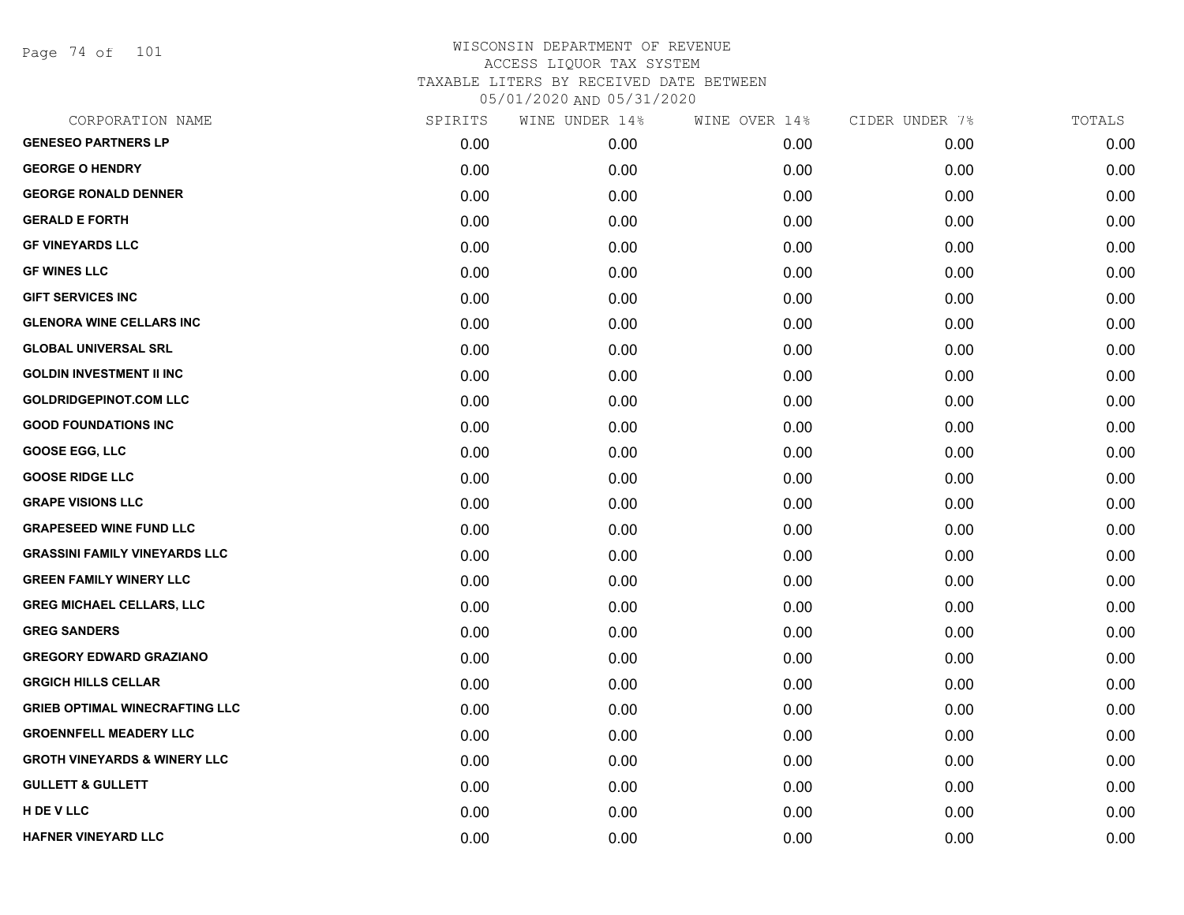WISCONSIN DEPARTMENT OF REVENUE
ACCESS LIQUOR TAX SYSTEM
TAXABLE LITERS BY RECEIVED DATE BETWEEN
05/01/2020 AND 05/31/2020

| CORPORATION NAME | SPIRITS | WINE UNDER 14% | WINE OVER 14% | CIDER UNDER 7% | TOTALS |
|---|---|---|---|---|---|
| **GENESEO PARTNERS LP** | 0.00 | 0.00 | 0.00 | 0.00 | 0.00 |
| **GEORGE O HENDRY** | 0.00 | 0.00 | 0.00 | 0.00 | 0.00 |
| **GEORGE RONALD DENNER** | 0.00 | 0.00 | 0.00 | 0.00 | 0.00 |
| **GERALD E FORTH** | 0.00 | 0.00 | 0.00 | 0.00 | 0.00 |
| **GF VINEYARDS LLC** | 0.00 | 0.00 | 0.00 | 0.00 | 0.00 |
| **GF WINES LLC** | 0.00 | 0.00 | 0.00 | 0.00 | 0.00 |
| **GIFT SERVICES INC** | 0.00 | 0.00 | 0.00 | 0.00 | 0.00 |
| **GLENORA WINE CELLARS INC** | 0.00 | 0.00 | 0.00 | 0.00 | 0.00 |
| **GLOBAL UNIVERSAL SRL** | 0.00 | 0.00 | 0.00 | 0.00 | 0.00 |
| **GOLDIN INVESTMENT II INC** | 0.00 | 0.00 | 0.00 | 0.00 | 0.00 |
| **GOLDRIDGEPINOT.COM LLC** | 0.00 | 0.00 | 0.00 | 0.00 | 0.00 |
| **GOOD FOUNDATIONS INC** | 0.00 | 0.00 | 0.00 | 0.00 | 0.00 |
| **GOOSE EGG, LLC** | 0.00 | 0.00 | 0.00 | 0.00 | 0.00 |
| **GOOSE RIDGE LLC** | 0.00 | 0.00 | 0.00 | 0.00 | 0.00 |
| **GRAPE VISIONS LLC** | 0.00 | 0.00 | 0.00 | 0.00 | 0.00 |
| **GRAPESEED WINE FUND LLC** | 0.00 | 0.00 | 0.00 | 0.00 | 0.00 |
| **GRASSINI FAMILY VINEYARDS LLC** | 0.00 | 0.00 | 0.00 | 0.00 | 0.00 |
| **GREEN FAMILY WINERY LLC** | 0.00 | 0.00 | 0.00 | 0.00 | 0.00 |
| **GREG MICHAEL CELLARS, LLC** | 0.00 | 0.00 | 0.00 | 0.00 | 0.00 |
| **GREG SANDERS** | 0.00 | 0.00 | 0.00 | 0.00 | 0.00 |
| **GREGORY EDWARD GRAZIANO** | 0.00 | 0.00 | 0.00 | 0.00 | 0.00 |
| **GRGICH HILLS CELLAR** | 0.00 | 0.00 | 0.00 | 0.00 | 0.00 |
| **GRIEB OPTIMAL WINECRAFTING LLC** | 0.00 | 0.00 | 0.00 | 0.00 | 0.00 |
| **GROENNFELL MEADERY LLC** | 0.00 | 0.00 | 0.00 | 0.00 | 0.00 |
| **GROTH VINEYARDS & WINERY LLC** | 0.00 | 0.00 | 0.00 | 0.00 | 0.00 |
| **GULLETT & GULLETT** | 0.00 | 0.00 | 0.00 | 0.00 | 0.00 |
| **H DE V LLC** | 0.00 | 0.00 | 0.00 | 0.00 | 0.00 |
| **HAFNER VINEYARD LLC** | 0.00 | 0.00 | 0.00 | 0.00 | 0.00 |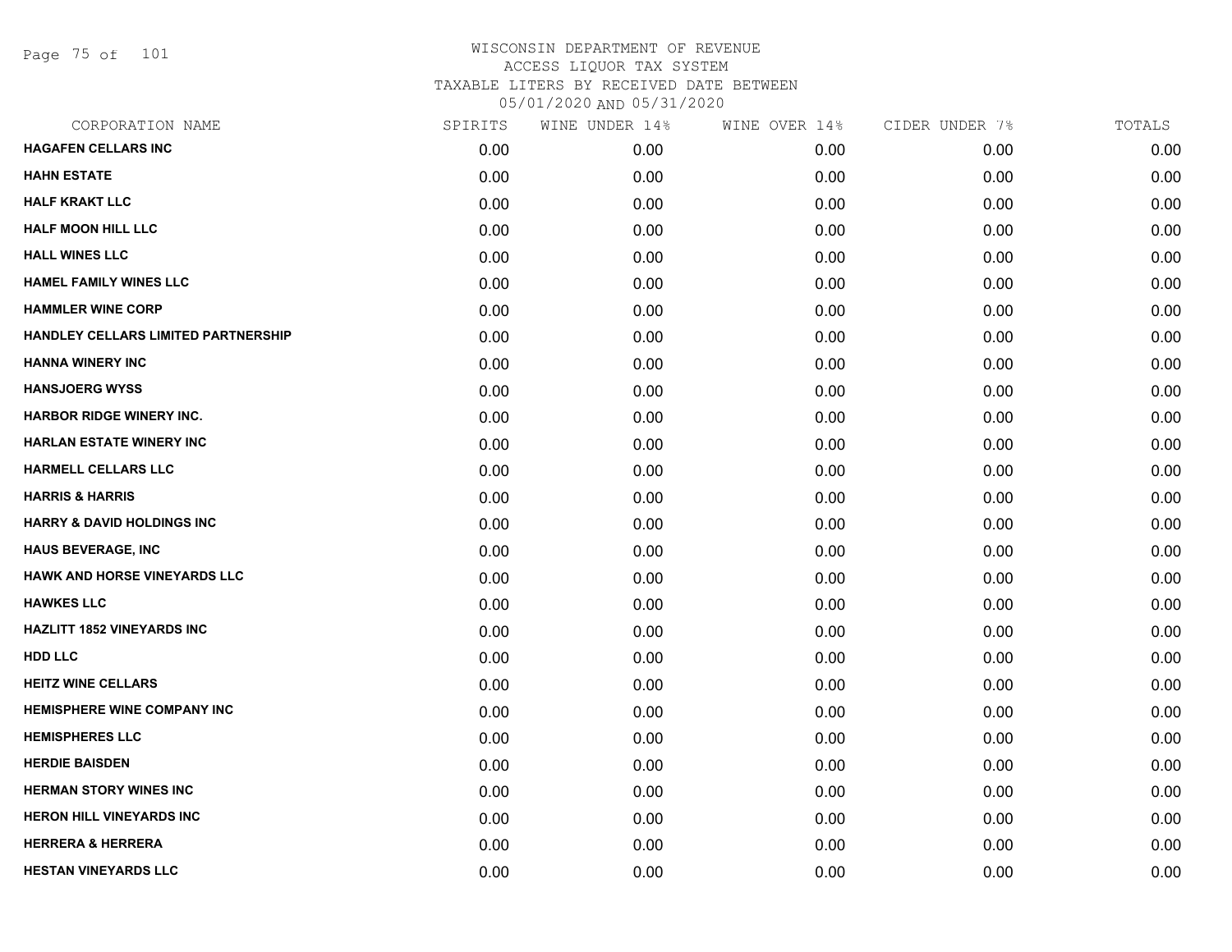# WISCONSIN DEPARTMENT OF REVENUE
ACCESS LIQUOR TAX SYSTEM
TAXABLE LITERS BY RECEIVED DATE BETWEEN
05/01/2020 AND 05/31/2020

| CORPORATION NAME | SPIRITS | WINE UNDER 14% | WINE OVER 14% | CIDER UNDER 7% | TOTALS |
|---|---|---|---|---|---|
| HAGAFEN CELLARS INC | 0.00 | 0.00 | 0.00 | 0.00 | 0.00 |
| HAHN ESTATE | 0.00 | 0.00 | 0.00 | 0.00 | 0.00 |
| HALF KRAKT LLC | 0.00 | 0.00 | 0.00 | 0.00 | 0.00 |
| HALF MOON HILL LLC | 0.00 | 0.00 | 0.00 | 0.00 | 0.00 |
| HALL WINES LLC | 0.00 | 0.00 | 0.00 | 0.00 | 0.00 |
| HAMEL FAMILY WINES LLC | 0.00 | 0.00 | 0.00 | 0.00 | 0.00 |
| HAMMLER WINE CORP | 0.00 | 0.00 | 0.00 | 0.00 | 0.00 |
| HANDLEY CELLARS LIMITED PARTNERSHIP | 0.00 | 0.00 | 0.00 | 0.00 | 0.00 |
| HANNA WINERY INC | 0.00 | 0.00 | 0.00 | 0.00 | 0.00 |
| HANSJOERG WYSS | 0.00 | 0.00 | 0.00 | 0.00 | 0.00 |
| HARBOR RIDGE WINERY INC. | 0.00 | 0.00 | 0.00 | 0.00 | 0.00 |
| HARLAN ESTATE WINERY INC | 0.00 | 0.00 | 0.00 | 0.00 | 0.00 |
| HARMELL CELLARS LLC | 0.00 | 0.00 | 0.00 | 0.00 | 0.00 |
| HARRIS & HARRIS | 0.00 | 0.00 | 0.00 | 0.00 | 0.00 |
| HARRY & DAVID HOLDINGS INC | 0.00 | 0.00 | 0.00 | 0.00 | 0.00 |
| HAUS BEVERAGE, INC | 0.00 | 0.00 | 0.00 | 0.00 | 0.00 |
| HAWK AND HORSE VINEYARDS LLC | 0.00 | 0.00 | 0.00 | 0.00 | 0.00 |
| HAWKES LLC | 0.00 | 0.00 | 0.00 | 0.00 | 0.00 |
| HAZLITT 1852 VINEYARDS INC | 0.00 | 0.00 | 0.00 | 0.00 | 0.00 |
| HDD LLC | 0.00 | 0.00 | 0.00 | 0.00 | 0.00 |
| HEITZ WINE CELLARS | 0.00 | 0.00 | 0.00 | 0.00 | 0.00 |
| HEMISPHERE WINE COMPANY INC | 0.00 | 0.00 | 0.00 | 0.00 | 0.00 |
| HEMISPHERES LLC | 0.00 | 0.00 | 0.00 | 0.00 | 0.00 |
| HERDIE BAISDEN | 0.00 | 0.00 | 0.00 | 0.00 | 0.00 |
| HERMAN STORY WINES INC | 0.00 | 0.00 | 0.00 | 0.00 | 0.00 |
| HERON HILL VINEYARDS INC | 0.00 | 0.00 | 0.00 | 0.00 | 0.00 |
| HERRERA & HERRERA | 0.00 | 0.00 | 0.00 | 0.00 | 0.00 |
| HESTAN VINEYARDS LLC | 0.00 | 0.00 | 0.00 | 0.00 | 0.00 |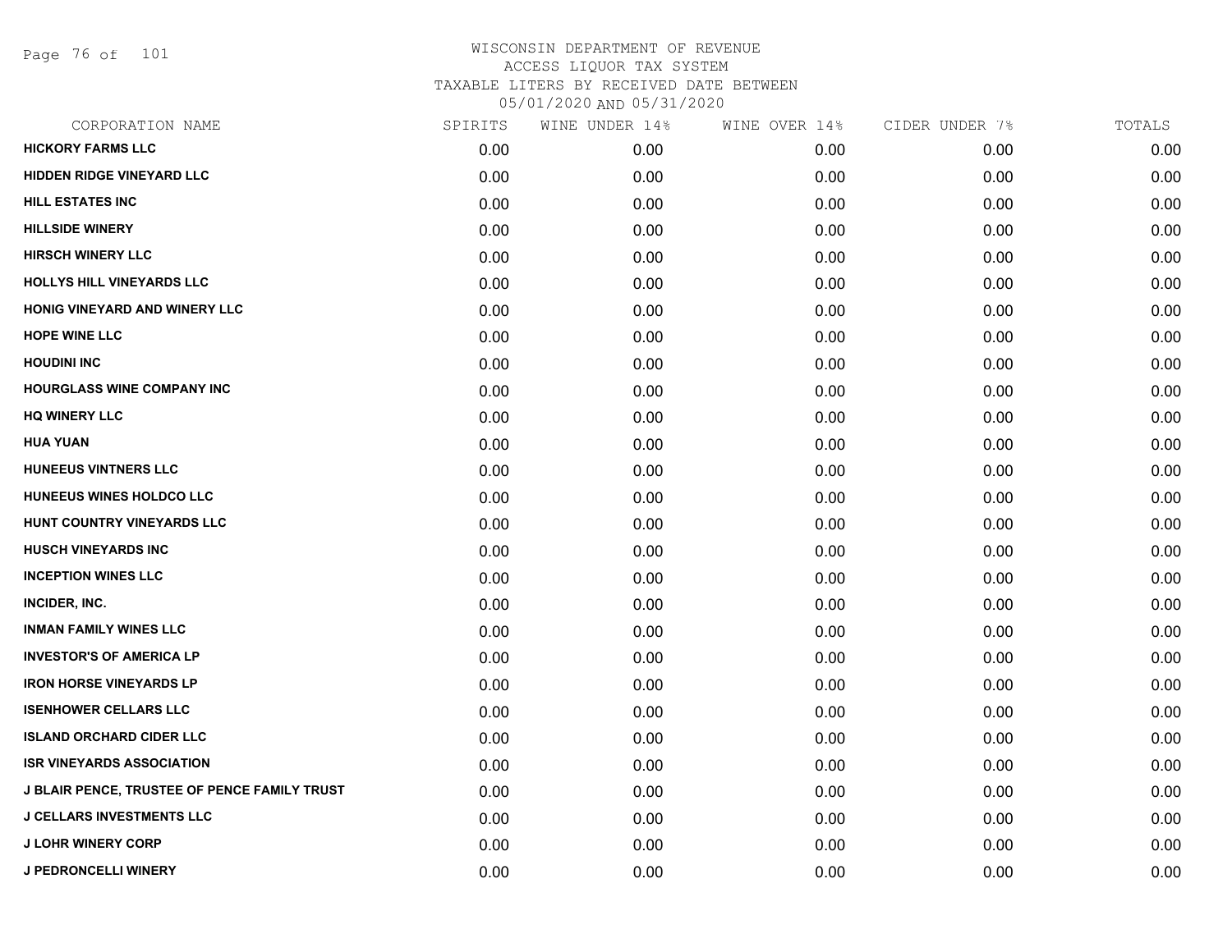# WISCONSIN DEPARTMENT OF REVENUE
## ACCESS LIQUOR TAX SYSTEM
### TAXABLE LITERS BY RECEIVED DATE BETWEEN 05/01/2020 AND 05/31/2020

| CORPORATION NAME | SPIRITS | WINE UNDER 14% | WINE OVER 14% | CIDER UNDER 7% | TOTALS |
|---|---|---|---|---|---|
| HICKORY FARMS LLC | 0.00 | 0.00 | 0.00 | 0.00 | 0.00 |
| HIDDEN RIDGE VINEYARD LLC | 0.00 | 0.00 | 0.00 | 0.00 | 0.00 |
| HILL ESTATES INC | 0.00 | 0.00 | 0.00 | 0.00 | 0.00 |
| HILLSIDE WINERY | 0.00 | 0.00 | 0.00 | 0.00 | 0.00 |
| HIRSCH WINERY LLC | 0.00 | 0.00 | 0.00 | 0.00 | 0.00 |
| HOLLYS HILL VINEYARDS LLC | 0.00 | 0.00 | 0.00 | 0.00 | 0.00 |
| HONIG VINEYARD AND WINERY LLC | 0.00 | 0.00 | 0.00 | 0.00 | 0.00 |
| HOPE WINE LLC | 0.00 | 0.00 | 0.00 | 0.00 | 0.00 |
| HOUDINI INC | 0.00 | 0.00 | 0.00 | 0.00 | 0.00 |
| HOURGLASS WINE COMPANY INC | 0.00 | 0.00 | 0.00 | 0.00 | 0.00 |
| HQ WINERY LLC | 0.00 | 0.00 | 0.00 | 0.00 | 0.00 |
| HUA YUAN | 0.00 | 0.00 | 0.00 | 0.00 | 0.00 |
| HUNEEUS VINTNERS LLC | 0.00 | 0.00 | 0.00 | 0.00 | 0.00 |
| HUNEEUS WINES HOLDCO LLC | 0.00 | 0.00 | 0.00 | 0.00 | 0.00 |
| HUNT COUNTRY VINEYARDS LLC | 0.00 | 0.00 | 0.00 | 0.00 | 0.00 |
| HUSCH VINEYARDS INC | 0.00 | 0.00 | 0.00 | 0.00 | 0.00 |
| INCEPTION WINES LLC | 0.00 | 0.00 | 0.00 | 0.00 | 0.00 |
| INCIDER, INC. | 0.00 | 0.00 | 0.00 | 0.00 | 0.00 |
| INMAN FAMILY WINES LLC | 0.00 | 0.00 | 0.00 | 0.00 | 0.00 |
| INVESTOR'S OF AMERICA LP | 0.00 | 0.00 | 0.00 | 0.00 | 0.00 |
| IRON HORSE VINEYARDS LP | 0.00 | 0.00 | 0.00 | 0.00 | 0.00 |
| ISENHOWER CELLARS LLC | 0.00 | 0.00 | 0.00 | 0.00 | 0.00 |
| ISLAND ORCHARD CIDER LLC | 0.00 | 0.00 | 0.00 | 0.00 | 0.00 |
| ISR VINEYARDS ASSOCIATION | 0.00 | 0.00 | 0.00 | 0.00 | 0.00 |
| J BLAIR PENCE, TRUSTEE OF PENCE FAMILY TRUST | 0.00 | 0.00 | 0.00 | 0.00 | 0.00 |
| J CELLARS INVESTMENTS LLC | 0.00 | 0.00 | 0.00 | 0.00 | 0.00 |
| J LOHR WINERY CORP | 0.00 | 0.00 | 0.00 | 0.00 | 0.00 |
| J PEDRONCELLI WINERY | 0.00 | 0.00 | 0.00 | 0.00 | 0.00 |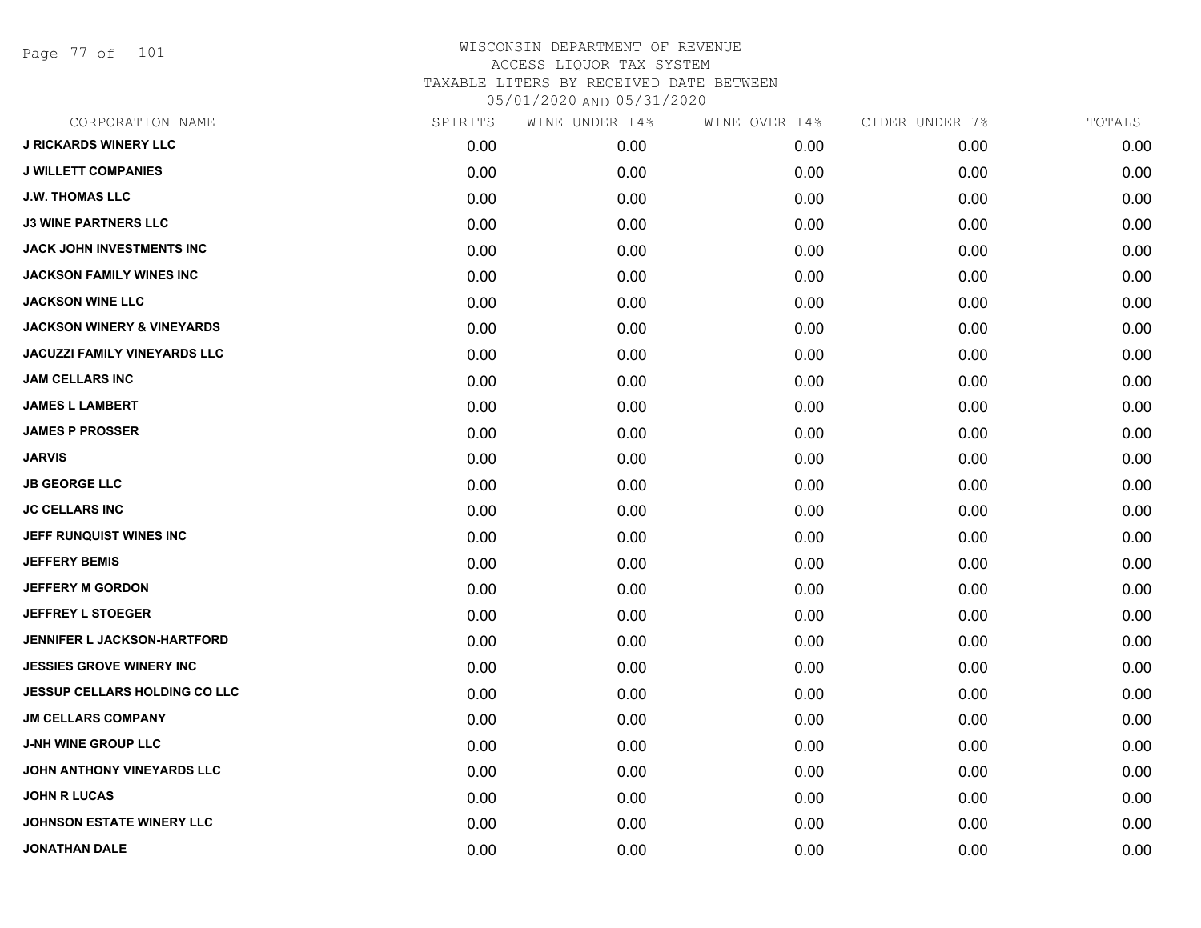# WISCONSIN DEPARTMENT OF REVENUE
ACCESS LIQUOR TAX SYSTEM
TAXABLE LITERS BY RECEIVED DATE BETWEEN
05/01/2020 AND 05/31/2020

| CORPORATION NAME | SPIRITS | WINE UNDER 14% | WINE OVER 14% | CIDER UNDER 7% | TOTALS |
|---|---|---|---|---|---|
| J RICKARDS WINERY LLC | 0.00 | 0.00 | 0.00 | 0.00 | 0.00 |
| J WILLETT COMPANIES | 0.00 | 0.00 | 0.00 | 0.00 | 0.00 |
| J.W. THOMAS LLC | 0.00 | 0.00 | 0.00 | 0.00 | 0.00 |
| J3 WINE PARTNERS LLC | 0.00 | 0.00 | 0.00 | 0.00 | 0.00 |
| JACK JOHN INVESTMENTS INC | 0.00 | 0.00 | 0.00 | 0.00 | 0.00 |
| JACKSON FAMILY WINES INC | 0.00 | 0.00 | 0.00 | 0.00 | 0.00 |
| JACKSON WINE LLC | 0.00 | 0.00 | 0.00 | 0.00 | 0.00 |
| JACKSON WINERY & VINEYARDS | 0.00 | 0.00 | 0.00 | 0.00 | 0.00 |
| JACUZZI FAMILY VINEYARDS LLC | 0.00 | 0.00 | 0.00 | 0.00 | 0.00 |
| JAM CELLARS INC | 0.00 | 0.00 | 0.00 | 0.00 | 0.00 |
| JAMES L LAMBERT | 0.00 | 0.00 | 0.00 | 0.00 | 0.00 |
| JAMES P PROSSER | 0.00 | 0.00 | 0.00 | 0.00 | 0.00 |
| JARVIS | 0.00 | 0.00 | 0.00 | 0.00 | 0.00 |
| JB GEORGE LLC | 0.00 | 0.00 | 0.00 | 0.00 | 0.00 |
| JC CELLARS INC | 0.00 | 0.00 | 0.00 | 0.00 | 0.00 |
| JEFF RUNQUIST WINES INC | 0.00 | 0.00 | 0.00 | 0.00 | 0.00 |
| JEFFERY BEMIS | 0.00 | 0.00 | 0.00 | 0.00 | 0.00 |
| JEFFERY M GORDON | 0.00 | 0.00 | 0.00 | 0.00 | 0.00 |
| JEFFREY L STOEGER | 0.00 | 0.00 | 0.00 | 0.00 | 0.00 |
| JENNIFER L JACKSON-HARTFORD | 0.00 | 0.00 | 0.00 | 0.00 | 0.00 |
| JESSIES GROVE WINERY INC | 0.00 | 0.00 | 0.00 | 0.00 | 0.00 |
| JESSUP CELLARS HOLDING CO LLC | 0.00 | 0.00 | 0.00 | 0.00 | 0.00 |
| JM CELLARS COMPANY | 0.00 | 0.00 | 0.00 | 0.00 | 0.00 |
| J-NH WINE GROUP LLC | 0.00 | 0.00 | 0.00 | 0.00 | 0.00 |
| JOHN ANTHONY VINEYARDS LLC | 0.00 | 0.00 | 0.00 | 0.00 | 0.00 |
| JOHN R LUCAS | 0.00 | 0.00 | 0.00 | 0.00 | 0.00 |
| JOHNSON ESTATE WINERY LLC | 0.00 | 0.00 | 0.00 | 0.00 | 0.00 |
| JONATHAN DALE | 0.00 | 0.00 | 0.00 | 0.00 | 0.00 |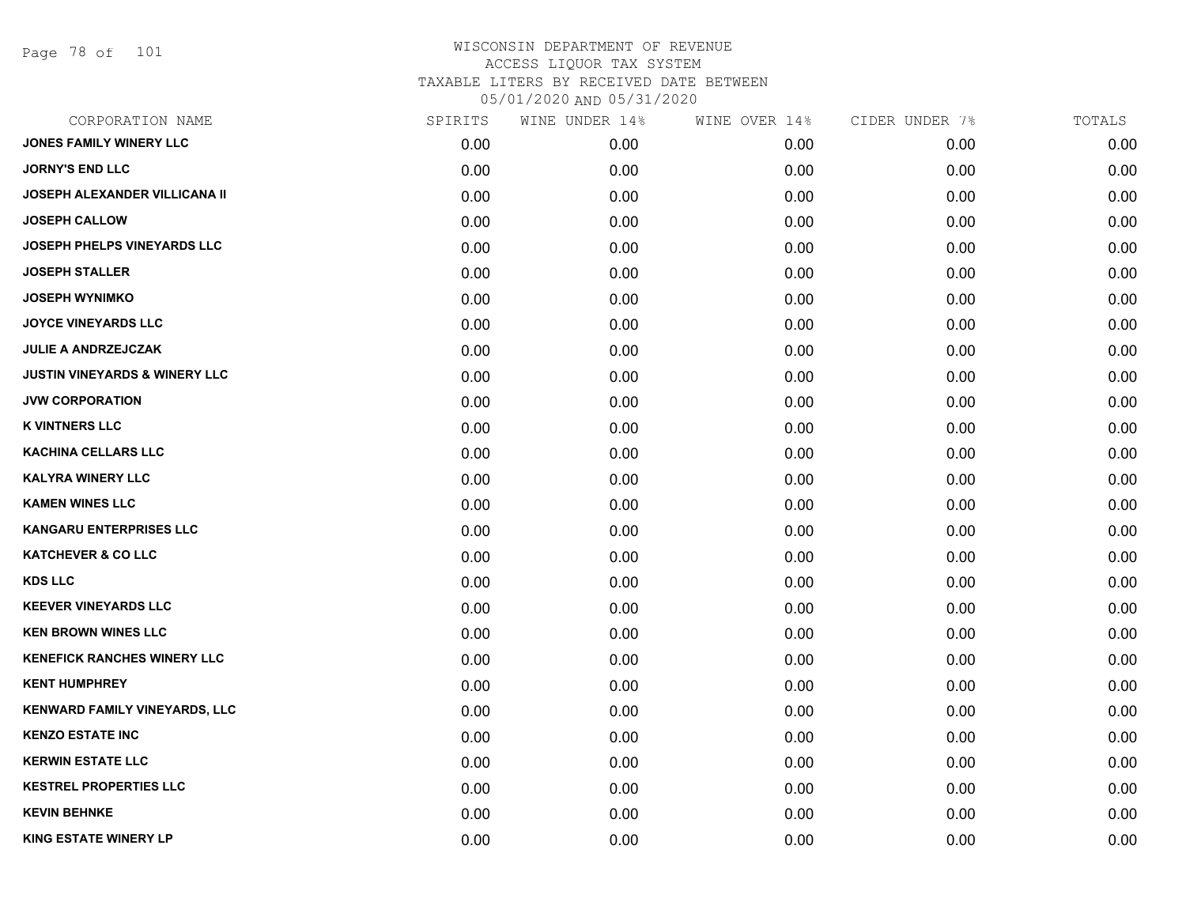# WISCONSIN DEPARTMENT OF REVENUE
## ACCESS LIQUOR TAX SYSTEM
### TAXABLE LITERS BY RECEIVED DATE BETWEEN 05/01/2020 AND 05/31/2020

| CORPORATION NAME | SPIRITS | WINE UNDER 14% | WINE OVER 14% | CIDER UNDER 7% | TOTALS |
|---|---|---|---|---|---|
| JONES FAMILY WINERY LLC | 0.00 | 0.00 | 0.00 | 0.00 | 0.00 |
| JORNY'S END LLC | 0.00 | 0.00 | 0.00 | 0.00 | 0.00 |
| JOSEPH ALEXANDER VILLICANA II | 0.00 | 0.00 | 0.00 | 0.00 | 0.00 |
| JOSEPH CALLOW | 0.00 | 0.00 | 0.00 | 0.00 | 0.00 |
| JOSEPH PHELPS VINEYARDS LLC | 0.00 | 0.00 | 0.00 | 0.00 | 0.00 |
| JOSEPH STALLER | 0.00 | 0.00 | 0.00 | 0.00 | 0.00 |
| JOSEPH WYNIMKO | 0.00 | 0.00 | 0.00 | 0.00 | 0.00 |
| JOYCE VINEYARDS LLC | 0.00 | 0.00 | 0.00 | 0.00 | 0.00 |
| JULIE A ANDRZEJCZAK | 0.00 | 0.00 | 0.00 | 0.00 | 0.00 |
| JUSTIN VINEYARDS & WINERY LLC | 0.00 | 0.00 | 0.00 | 0.00 | 0.00 |
| JVW CORPORATION | 0.00 | 0.00 | 0.00 | 0.00 | 0.00 |
| K VINTNERS LLC | 0.00 | 0.00 | 0.00 | 0.00 | 0.00 |
| KACHINA CELLARS LLC | 0.00 | 0.00 | 0.00 | 0.00 | 0.00 |
| KALYRA WINERY LLC | 0.00 | 0.00 | 0.00 | 0.00 | 0.00 |
| KAMEN WINES LLC | 0.00 | 0.00 | 0.00 | 0.00 | 0.00 |
| KANGARU ENTERPRISES LLC | 0.00 | 0.00 | 0.00 | 0.00 | 0.00 |
| KATCHEVER & CO LLC | 0.00 | 0.00 | 0.00 | 0.00 | 0.00 |
| KDS LLC | 0.00 | 0.00 | 0.00 | 0.00 | 0.00 |
| KEEVER VINEYARDS LLC | 0.00 | 0.00 | 0.00 | 0.00 | 0.00 |
| KEN BROWN WINES LLC | 0.00 | 0.00 | 0.00 | 0.00 | 0.00 |
| KENEFICK RANCHES WINERY LLC | 0.00 | 0.00 | 0.00 | 0.00 | 0.00 |
| KENT HUMPHREY | 0.00 | 0.00 | 0.00 | 0.00 | 0.00 |
| KENWARD FAMILY VINEYARDS, LLC | 0.00 | 0.00 | 0.00 | 0.00 | 0.00 |
| KENZO ESTATE INC | 0.00 | 0.00 | 0.00 | 0.00 | 0.00 |
| KERWIN ESTATE LLC | 0.00 | 0.00 | 0.00 | 0.00 | 0.00 |
| KESTREL PROPERTIES LLC | 0.00 | 0.00 | 0.00 | 0.00 | 0.00 |
| KEVIN BEHNKE | 0.00 | 0.00 | 0.00 | 0.00 | 0.00 |
| KING ESTATE WINERY LP | 0.00 | 0.00 | 0.00 | 0.00 | 0.00 |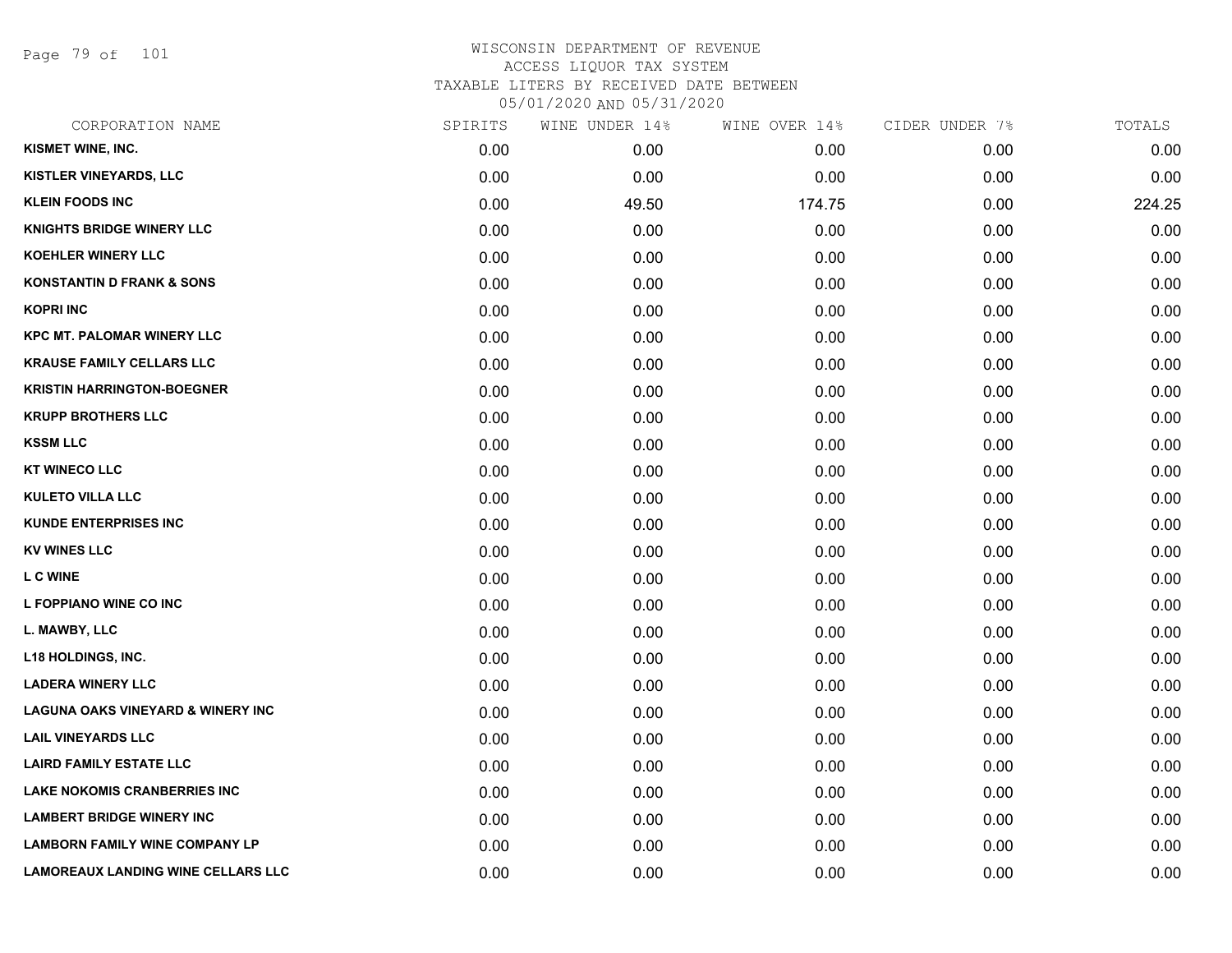WISCONSIN DEPARTMENT OF REVENUE
ACCESS LIQUOR TAX SYSTEM
TAXABLE LITERS BY RECEIVED DATE BETWEEN
05/01/2020 AND 05/31/2020

| CORPORATION NAME | SPIRITS | WINE UNDER 14% | WINE OVER 14% | CIDER UNDER 7% | TOTALS |
|---|---|---|---|---|---|
| KISMET WINE, INC. | 0.00 | 0.00 | 0.00 | 0.00 | 0.00 |
| KISTLER VINEYARDS, LLC | 0.00 | 0.00 | 0.00 | 0.00 | 0.00 |
| KLEIN FOODS INC | 0.00 | 49.50 | 174.75 | 0.00 | 224.25 |
| KNIGHTS BRIDGE WINERY LLC | 0.00 | 0.00 | 0.00 | 0.00 | 0.00 |
| KOEHLER WINERY LLC | 0.00 | 0.00 | 0.00 | 0.00 | 0.00 |
| KONSTANTIN D FRANK & SONS | 0.00 | 0.00 | 0.00 | 0.00 | 0.00 |
| KOPRI INC | 0.00 | 0.00 | 0.00 | 0.00 | 0.00 |
| KPC MT. PALOMAR WINERY LLC | 0.00 | 0.00 | 0.00 | 0.00 | 0.00 |
| KRAUSE FAMILY CELLARS LLC | 0.00 | 0.00 | 0.00 | 0.00 | 0.00 |
| KRISTIN HARRINGTON-BOEGNER | 0.00 | 0.00 | 0.00 | 0.00 | 0.00 |
| KRUPP BROTHERS LLC | 0.00 | 0.00 | 0.00 | 0.00 | 0.00 |
| KSSM LLC | 0.00 | 0.00 | 0.00 | 0.00 | 0.00 |
| KT WINECO LLC | 0.00 | 0.00 | 0.00 | 0.00 | 0.00 |
| KULETO VILLA LLC | 0.00 | 0.00 | 0.00 | 0.00 | 0.00 |
| KUNDE ENTERPRISES INC | 0.00 | 0.00 | 0.00 | 0.00 | 0.00 |
| KV WINES LLC | 0.00 | 0.00 | 0.00 | 0.00 | 0.00 |
| L C WINE | 0.00 | 0.00 | 0.00 | 0.00 | 0.00 |
| L FOPPIANO WINE CO INC | 0.00 | 0.00 | 0.00 | 0.00 | 0.00 |
| L. MAWBY, LLC | 0.00 | 0.00 | 0.00 | 0.00 | 0.00 |
| L18 HOLDINGS, INC. | 0.00 | 0.00 | 0.00 | 0.00 | 0.00 |
| LADERA WINERY LLC | 0.00 | 0.00 | 0.00 | 0.00 | 0.00 |
| LAGUNA OAKS VINEYARD & WINERY INC | 0.00 | 0.00 | 0.00 | 0.00 | 0.00 |
| LAIL VINEYARDS LLC | 0.00 | 0.00 | 0.00 | 0.00 | 0.00 |
| LAIRD FAMILY ESTATE LLC | 0.00 | 0.00 | 0.00 | 0.00 | 0.00 |
| LAKE NOKOMIS CRANBERRIES INC | 0.00 | 0.00 | 0.00 | 0.00 | 0.00 |
| LAMBERT BRIDGE WINERY INC | 0.00 | 0.00 | 0.00 | 0.00 | 0.00 |
| LAMBORN FAMILY WINE COMPANY LP | 0.00 | 0.00 | 0.00 | 0.00 | 0.00 |
| LAMOREAUX LANDING WINE CELLARS LLC | 0.00 | 0.00 | 0.00 | 0.00 | 0.00 |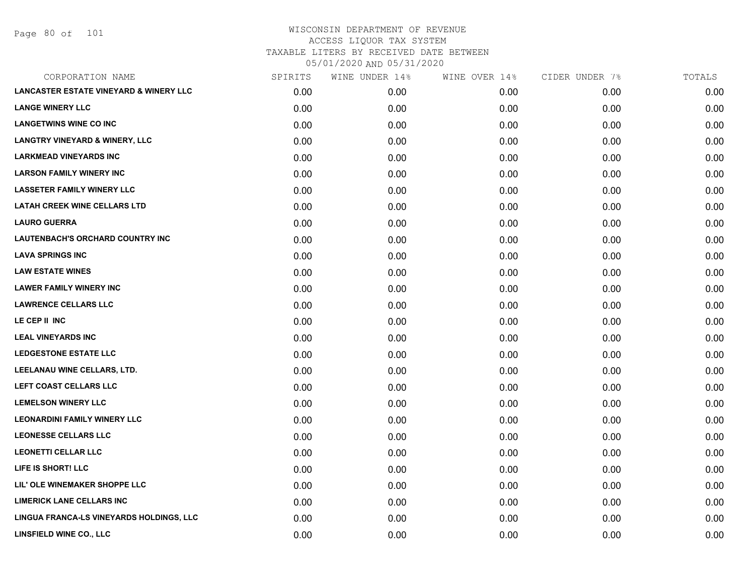WISCONSIN DEPARTMENT OF REVENUE
ACCESS LIQUOR TAX SYSTEM
TAXABLE LITERS BY RECEIVED DATE BETWEEN
05/01/2020 AND 05/31/2020

| CORPORATION NAME | SPIRITS | WINE UNDER 14% | WINE OVER 14% | CIDER UNDER 7% | TOTALS |
|---|---|---|---|---|---|
| LANCASTER ESTATE VINEYARD & WINERY LLC | 0.00 | 0.00 | 0.00 | 0.00 | 0.00 |
| LANGE WINERY LLC | 0.00 | 0.00 | 0.00 | 0.00 | 0.00 |
| LANGETWINS WINE CO INC | 0.00 | 0.00 | 0.00 | 0.00 | 0.00 |
| LANGTRY VINEYARD & WINERY, LLC | 0.00 | 0.00 | 0.00 | 0.00 | 0.00 |
| LARKMEAD VINEYARDS INC | 0.00 | 0.00 | 0.00 | 0.00 | 0.00 |
| LARSON FAMILY WINERY INC | 0.00 | 0.00 | 0.00 | 0.00 | 0.00 |
| LASSETER FAMILY WINERY LLC | 0.00 | 0.00 | 0.00 | 0.00 | 0.00 |
| LATAH CREEK WINE CELLARS LTD | 0.00 | 0.00 | 0.00 | 0.00 | 0.00 |
| LAURO GUERRA | 0.00 | 0.00 | 0.00 | 0.00 | 0.00 |
| LAUTENBACH'S ORCHARD COUNTRY INC | 0.00 | 0.00 | 0.00 | 0.00 | 0.00 |
| LAVA SPRINGS INC | 0.00 | 0.00 | 0.00 | 0.00 | 0.00 |
| LAW ESTATE WINES | 0.00 | 0.00 | 0.00 | 0.00 | 0.00 |
| LAWER FAMILY WINERY INC | 0.00 | 0.00 | 0.00 | 0.00 | 0.00 |
| LAWRENCE CELLARS LLC | 0.00 | 0.00 | 0.00 | 0.00 | 0.00 |
| LE CEP II INC | 0.00 | 0.00 | 0.00 | 0.00 | 0.00 |
| LEAL VINEYARDS INC | 0.00 | 0.00 | 0.00 | 0.00 | 0.00 |
| LEDGESTONE ESTATE LLC | 0.00 | 0.00 | 0.00 | 0.00 | 0.00 |
| LEELANAU WINE CELLARS, LTD. | 0.00 | 0.00 | 0.00 | 0.00 | 0.00 |
| LEFT COAST CELLARS LLC | 0.00 | 0.00 | 0.00 | 0.00 | 0.00 |
| LEMELSON WINERY LLC | 0.00 | 0.00 | 0.00 | 0.00 | 0.00 |
| LEONARDINI FAMILY WINERY LLC | 0.00 | 0.00 | 0.00 | 0.00 | 0.00 |
| LEONESSE CELLARS LLC | 0.00 | 0.00 | 0.00 | 0.00 | 0.00 |
| LEONETTI CELLAR LLC | 0.00 | 0.00 | 0.00 | 0.00 | 0.00 |
| LIFE IS SHORT! LLC | 0.00 | 0.00 | 0.00 | 0.00 | 0.00 |
| LIL' OLE WINEMAKER SHOPPE LLC | 0.00 | 0.00 | 0.00 | 0.00 | 0.00 |
| LIMERICK LANE CELLARS INC | 0.00 | 0.00 | 0.00 | 0.00 | 0.00 |
| LINGUA FRANCA-LS VINEYARDS HOLDINGS, LLC | 0.00 | 0.00 | 0.00 | 0.00 | 0.00 |
| LINSFIELD WINE CO., LLC | 0.00 | 0.00 | 0.00 | 0.00 | 0.00 |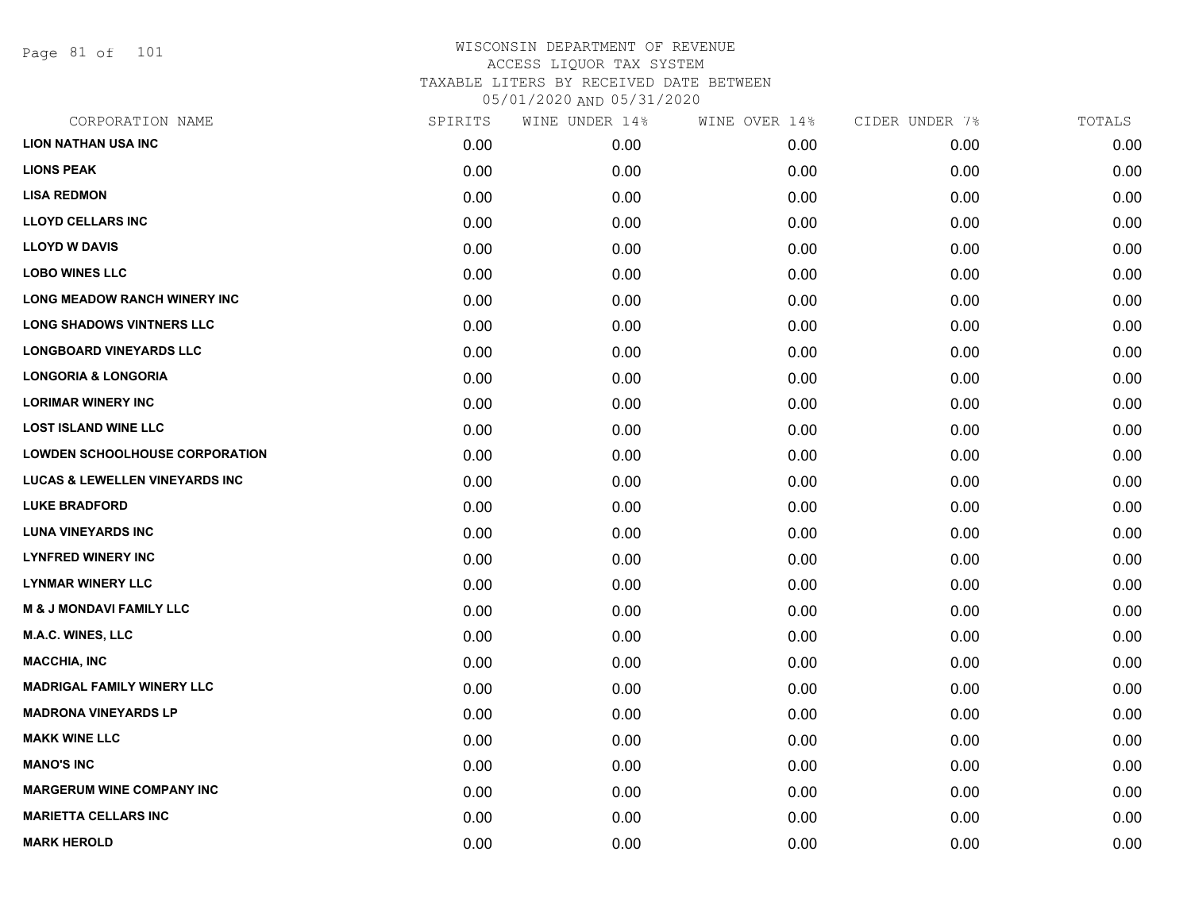# WISCONSIN DEPARTMENT OF REVENUE
ACCESS LIQUOR TAX SYSTEM
TAXABLE LITERS BY RECEIVED DATE BETWEEN
05/01/2020 AND 05/31/2020

| CORPORATION NAME | SPIRITS | WINE UNDER 14% | WINE OVER 14% | CIDER UNDER 7% | TOTALS |
|---|---|---|---|---|---|
| LION NATHAN USA INC | 0.00 | 0.00 | 0.00 | 0.00 | 0.00 |
| LIONS PEAK | 0.00 | 0.00 | 0.00 | 0.00 | 0.00 |
| LISA REDMON | 0.00 | 0.00 | 0.00 | 0.00 | 0.00 |
| LLOYD CELLARS INC | 0.00 | 0.00 | 0.00 | 0.00 | 0.00 |
| LLOYD W DAVIS | 0.00 | 0.00 | 0.00 | 0.00 | 0.00 |
| LOBO WINES LLC | 0.00 | 0.00 | 0.00 | 0.00 | 0.00 |
| LONG MEADOW RANCH WINERY INC | 0.00 | 0.00 | 0.00 | 0.00 | 0.00 |
| LONG SHADOWS VINTNERS LLC | 0.00 | 0.00 | 0.00 | 0.00 | 0.00 |
| LONGBOARD VINEYARDS LLC | 0.00 | 0.00 | 0.00 | 0.00 | 0.00 |
| LONGORIA & LONGORIA | 0.00 | 0.00 | 0.00 | 0.00 | 0.00 |
| LORIMAR WINERY INC | 0.00 | 0.00 | 0.00 | 0.00 | 0.00 |
| LOST ISLAND WINE LLC | 0.00 | 0.00 | 0.00 | 0.00 | 0.00 |
| LOWDEN SCHOOLHOUSE CORPORATION | 0.00 | 0.00 | 0.00 | 0.00 | 0.00 |
| LUCAS & LEWELLEN VINEYARDS INC | 0.00 | 0.00 | 0.00 | 0.00 | 0.00 |
| LUKE BRADFORD | 0.00 | 0.00 | 0.00 | 0.00 | 0.00 |
| LUNA VINEYARDS INC | 0.00 | 0.00 | 0.00 | 0.00 | 0.00 |
| LYNFRED WINERY INC | 0.00 | 0.00 | 0.00 | 0.00 | 0.00 |
| LYNMAR WINERY LLC | 0.00 | 0.00 | 0.00 | 0.00 | 0.00 |
| M & J MONDAVI FAMILY LLC | 0.00 | 0.00 | 0.00 | 0.00 | 0.00 |
| M.A.C. WINES, LLC | 0.00 | 0.00 | 0.00 | 0.00 | 0.00 |
| MACCHIA, INC | 0.00 | 0.00 | 0.00 | 0.00 | 0.00 |
| MADRIGAL FAMILY WINERY LLC | 0.00 | 0.00 | 0.00 | 0.00 | 0.00 |
| MADRONA VINEYARDS LP | 0.00 | 0.00 | 0.00 | 0.00 | 0.00 |
| MAKK WINE LLC | 0.00 | 0.00 | 0.00 | 0.00 | 0.00 |
| MANO'S INC | 0.00 | 0.00 | 0.00 | 0.00 | 0.00 |
| MARGERUM WINE COMPANY INC | 0.00 | 0.00 | 0.00 | 0.00 | 0.00 |
| MARIETTA CELLARS INC | 0.00 | 0.00 | 0.00 | 0.00 | 0.00 |
| MARK HEROLD | 0.00 | 0.00 | 0.00 | 0.00 | 0.00 |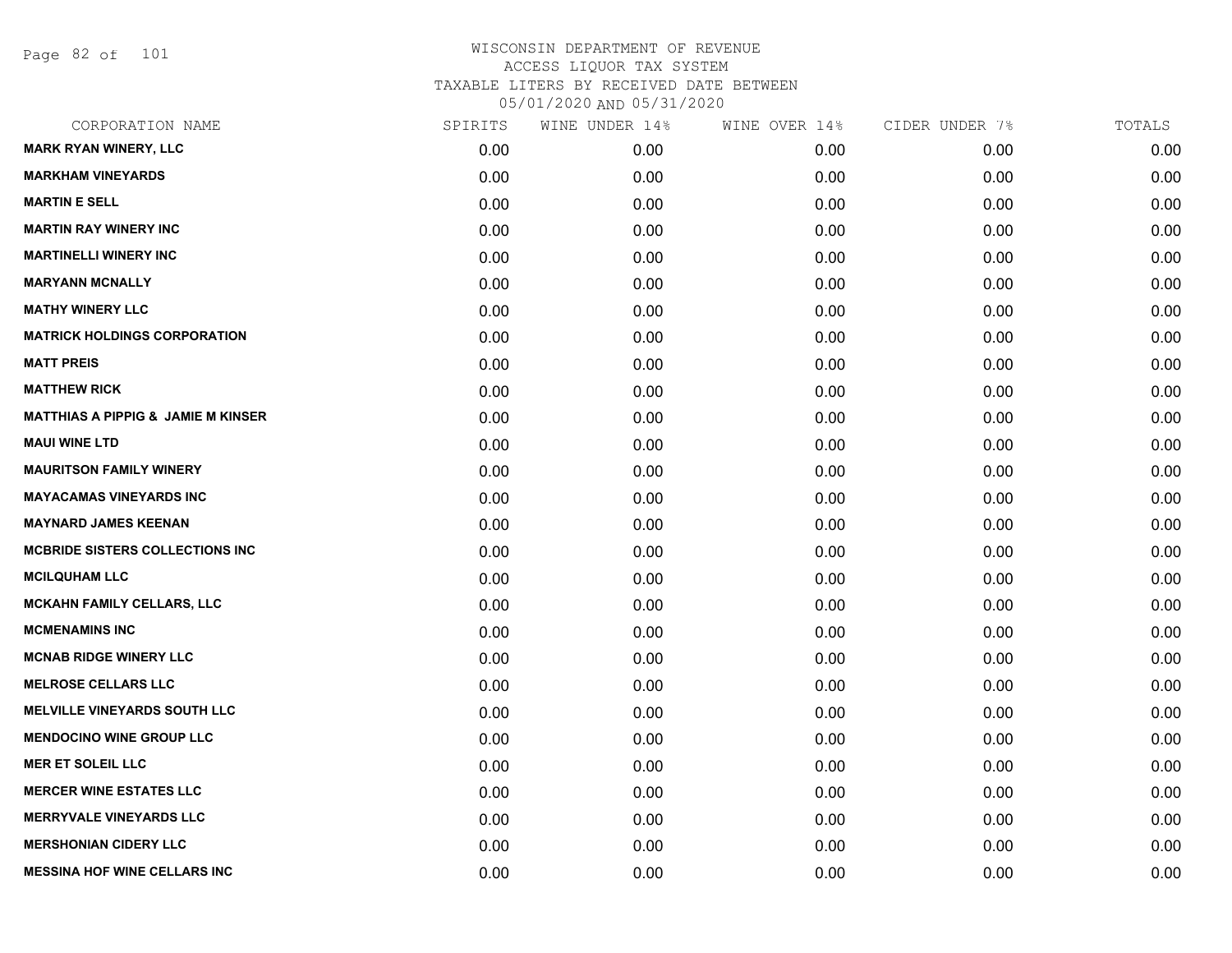# WISCONSIN DEPARTMENT OF REVENUE
## ACCESS LIQUOR TAX SYSTEM
### TAXABLE LITERS BY RECEIVED DATE BETWEEN 05/01/2020 AND 05/31/2020

| CORPORATION NAME | SPIRITS | WINE UNDER 14% | WINE OVER 14% | CIDER UNDER 7% | TOTALS |
|---|---|---|---|---|---|
| MARK RYAN WINERY, LLC | 0.00 | 0.00 | 0.00 | 0.00 | 0.00 |
| MARKHAM VINEYARDS | 0.00 | 0.00 | 0.00 | 0.00 | 0.00 |
| MARTIN E SELL | 0.00 | 0.00 | 0.00 | 0.00 | 0.00 |
| MARTIN RAY WINERY INC | 0.00 | 0.00 | 0.00 | 0.00 | 0.00 |
| MARTINELLI WINERY INC | 0.00 | 0.00 | 0.00 | 0.00 | 0.00 |
| MARYANN MCNALLY | 0.00 | 0.00 | 0.00 | 0.00 | 0.00 |
| MATHY WINERY LLC | 0.00 | 0.00 | 0.00 | 0.00 | 0.00 |
| MATRICK HOLDINGS CORPORATION | 0.00 | 0.00 | 0.00 | 0.00 | 0.00 |
| MATT PREIS | 0.00 | 0.00 | 0.00 | 0.00 | 0.00 |
| MATTHEW RICK | 0.00 | 0.00 | 0.00 | 0.00 | 0.00 |
| MATTHIAS A PIPPIG & JAMIE M KINSER | 0.00 | 0.00 | 0.00 | 0.00 | 0.00 |
| MAUI WINE LTD | 0.00 | 0.00 | 0.00 | 0.00 | 0.00 |
| MAURITSON FAMILY WINERY | 0.00 | 0.00 | 0.00 | 0.00 | 0.00 |
| MAYACAMAS VINEYARDS INC | 0.00 | 0.00 | 0.00 | 0.00 | 0.00 |
| MAYNARD JAMES KEENAN | 0.00 | 0.00 | 0.00 | 0.00 | 0.00 |
| MCBRIDE SISTERS COLLECTIONS INC | 0.00 | 0.00 | 0.00 | 0.00 | 0.00 |
| MCILQUHAM LLC | 0.00 | 0.00 | 0.00 | 0.00 | 0.00 |
| MCKAHN FAMILY CELLARS, LLC | 0.00 | 0.00 | 0.00 | 0.00 | 0.00 |
| MCMENAMINS INC | 0.00 | 0.00 | 0.00 | 0.00 | 0.00 |
| MCNAB RIDGE WINERY LLC | 0.00 | 0.00 | 0.00 | 0.00 | 0.00 |
| MELROSE CELLARS LLC | 0.00 | 0.00 | 0.00 | 0.00 | 0.00 |
| MELVILLE VINEYARDS SOUTH LLC | 0.00 | 0.00 | 0.00 | 0.00 | 0.00 |
| MENDOCINO WINE GROUP LLC | 0.00 | 0.00 | 0.00 | 0.00 | 0.00 |
| MER ET SOLEIL LLC | 0.00 | 0.00 | 0.00 | 0.00 | 0.00 |
| MERCER WINE ESTATES LLC | 0.00 | 0.00 | 0.00 | 0.00 | 0.00 |
| MERRYVALE VINEYARDS LLC | 0.00 | 0.00 | 0.00 | 0.00 | 0.00 |
| MERSHONIAN CIDERY LLC | 0.00 | 0.00 | 0.00 | 0.00 | 0.00 |
| MESSINA HOF WINE CELLARS INC | 0.00 | 0.00 | 0.00 | 0.00 | 0.00 |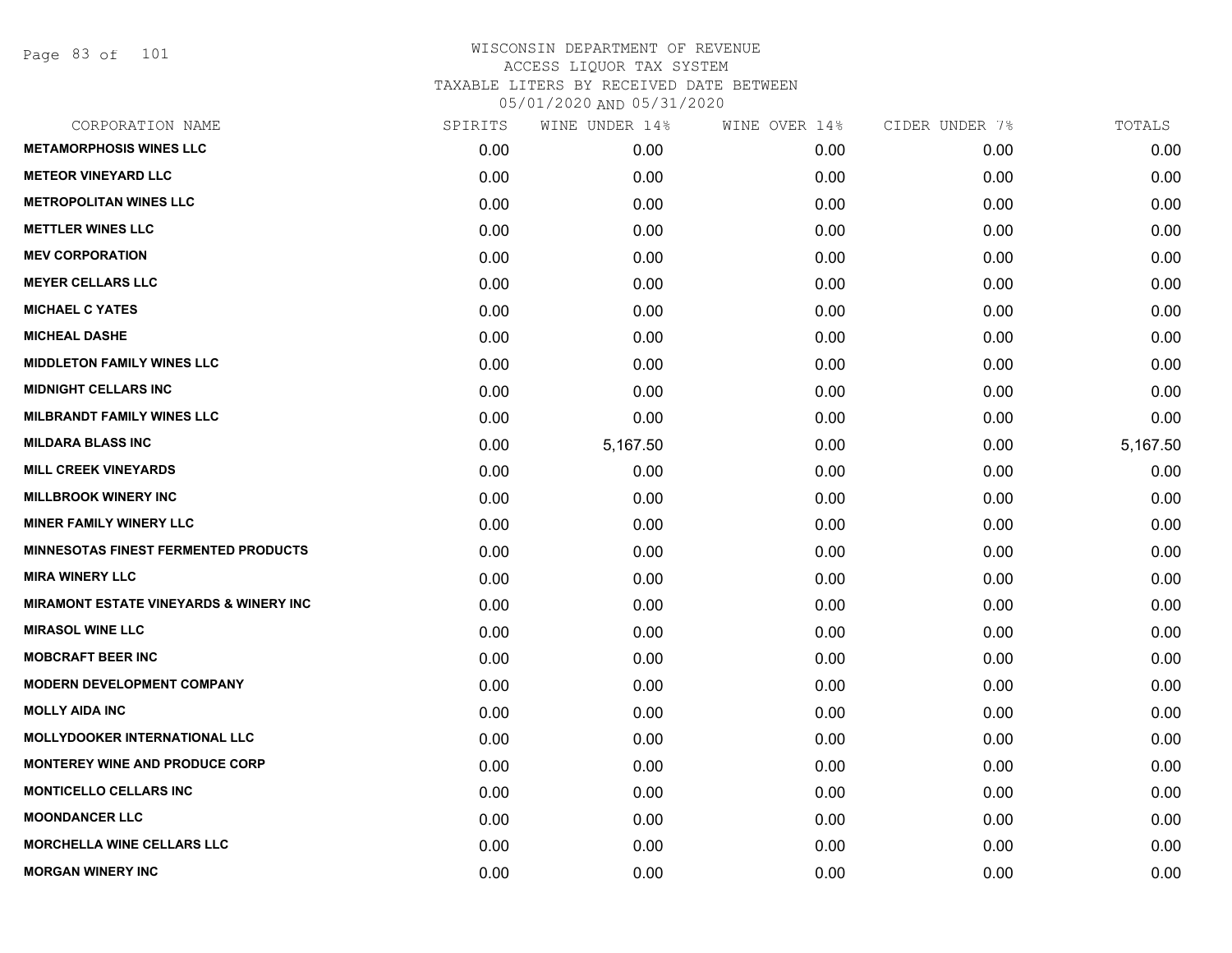# WISCONSIN DEPARTMENT OF REVENUE
ACCESS LIQUOR TAX SYSTEM
TAXABLE LITERS BY RECEIVED DATE BETWEEN
05/01/2020 AND 05/31/2020

| CORPORATION NAME | SPIRITS | WINE UNDER 14% | WINE OVER 14% | CIDER UNDER 7% | TOTALS |
|---|---|---|---|---|---|
| METAMORPHOSIS WINES LLC | 0.00 | 0.00 | 0.00 | 0.00 | 0.00 |
| METEOR VINEYARD LLC | 0.00 | 0.00 | 0.00 | 0.00 | 0.00 |
| METROPOLITAN WINES LLC | 0.00 | 0.00 | 0.00 | 0.00 | 0.00 |
| METTLER WINES LLC | 0.00 | 0.00 | 0.00 | 0.00 | 0.00 |
| MEV CORPORATION | 0.00 | 0.00 | 0.00 | 0.00 | 0.00 |
| MEYER CELLARS LLC | 0.00 | 0.00 | 0.00 | 0.00 | 0.00 |
| MICHAEL C YATES | 0.00 | 0.00 | 0.00 | 0.00 | 0.00 |
| MICHEAL DASHE | 0.00 | 0.00 | 0.00 | 0.00 | 0.00 |
| MIDDLETON FAMILY WINES LLC | 0.00 | 0.00 | 0.00 | 0.00 | 0.00 |
| MIDNIGHT CELLARS INC | 0.00 | 0.00 | 0.00 | 0.00 | 0.00 |
| MILBRANDT FAMILY WINES LLC | 0.00 | 0.00 | 0.00 | 0.00 | 0.00 |
| MILDARA BLASS INC | 0.00 | 5,167.50 | 0.00 | 0.00 | 5,167.50 |
| MILL CREEK VINEYARDS | 0.00 | 0.00 | 0.00 | 0.00 | 0.00 |
| MILLBROOK WINERY INC | 0.00 | 0.00 | 0.00 | 0.00 | 0.00 |
| MINER FAMILY WINERY LLC | 0.00 | 0.00 | 0.00 | 0.00 | 0.00 |
| MINNESOTAS FINEST FERMENTED PRODUCTS | 0.00 | 0.00 | 0.00 | 0.00 | 0.00 |
| MIRA WINERY LLC | 0.00 | 0.00 | 0.00 | 0.00 | 0.00 |
| MIRAMONT ESTATE VINEYARDS & WINERY INC | 0.00 | 0.00 | 0.00 | 0.00 | 0.00 |
| MIRASOL WINE LLC | 0.00 | 0.00 | 0.00 | 0.00 | 0.00 |
| MOBCRAFT BEER INC | 0.00 | 0.00 | 0.00 | 0.00 | 0.00 |
| MODERN DEVELOPMENT COMPANY | 0.00 | 0.00 | 0.00 | 0.00 | 0.00 |
| MOLLY AIDA INC | 0.00 | 0.00 | 0.00 | 0.00 | 0.00 |
| MOLLYDOOKER INTERNATIONAL LLC | 0.00 | 0.00 | 0.00 | 0.00 | 0.00 |
| MONTEREY WINE AND PRODUCE CORP | 0.00 | 0.00 | 0.00 | 0.00 | 0.00 |
| MONTICELLO CELLARS INC | 0.00 | 0.00 | 0.00 | 0.00 | 0.00 |
| MOONDANCER LLC | 0.00 | 0.00 | 0.00 | 0.00 | 0.00 |
| MORCHELLA WINE CELLARS LLC | 0.00 | 0.00 | 0.00 | 0.00 | 0.00 |
| MORGAN WINERY INC | 0.00 | 0.00 | 0.00 | 0.00 | 0.00 |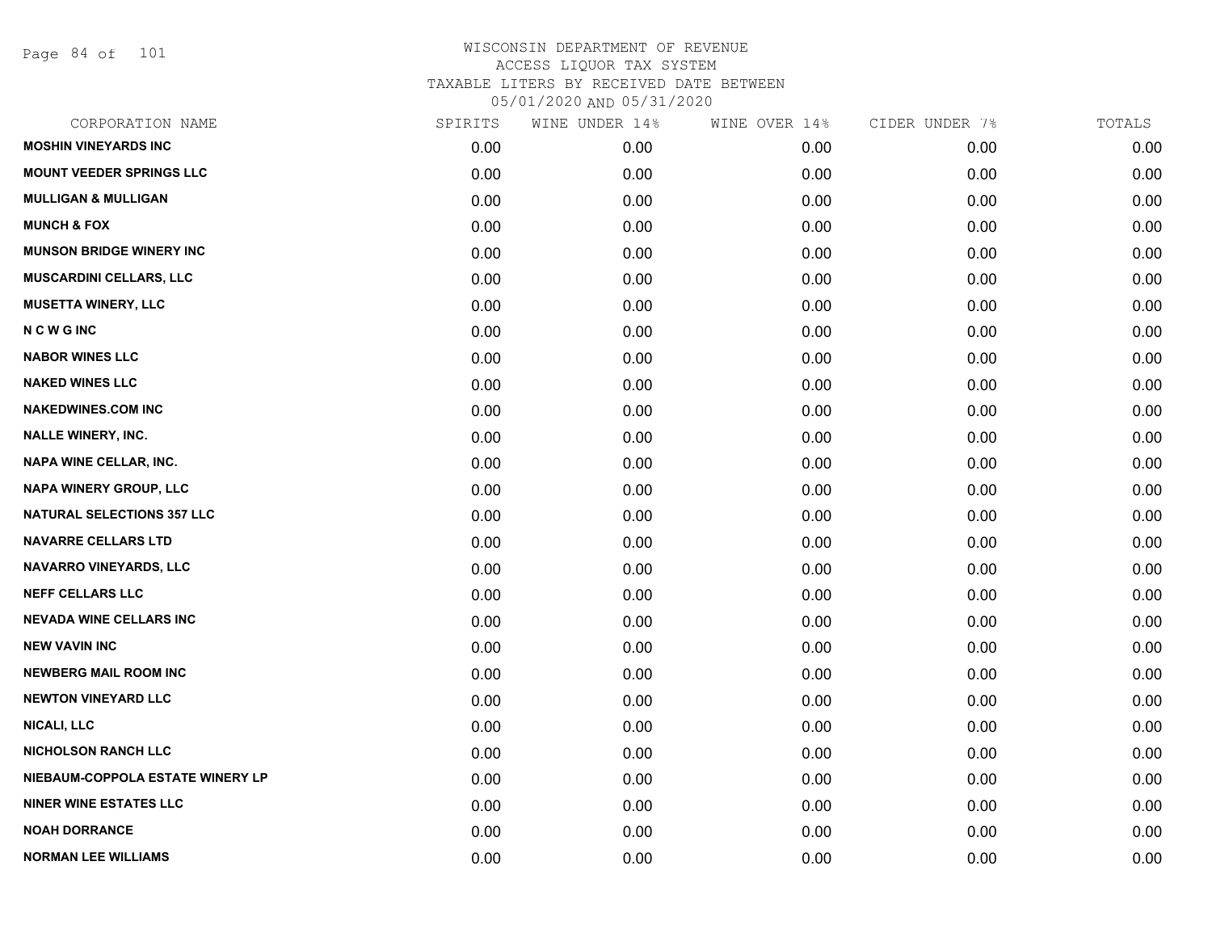WISCONSIN DEPARTMENT OF REVENUE
ACCESS LIQUOR TAX SYSTEM
TAXABLE LITERS BY RECEIVED DATE BETWEEN
05/01/2020 AND 05/31/2020

| CORPORATION NAME | SPIRITS | WINE UNDER 14% | WINE OVER 14% | CIDER UNDER 7% | TOTALS |
|---|---|---|---|---|---|
| MOSHIN VINEYARDS INC | 0.00 | 0.00 | 0.00 | 0.00 | 0.00 |
| MOUNT VEEDER SPRINGS LLC | 0.00 | 0.00 | 0.00 | 0.00 | 0.00 |
| MULLIGAN & MULLIGAN | 0.00 | 0.00 | 0.00 | 0.00 | 0.00 |
| MUNCH & FOX | 0.00 | 0.00 | 0.00 | 0.00 | 0.00 |
| MUNSON BRIDGE WINERY INC | 0.00 | 0.00 | 0.00 | 0.00 | 0.00 |
| MUSCARDINI CELLARS, LLC | 0.00 | 0.00 | 0.00 | 0.00 | 0.00 |
| MUSETTA WINERY, LLC | 0.00 | 0.00 | 0.00 | 0.00 | 0.00 |
| N C W G INC | 0.00 | 0.00 | 0.00 | 0.00 | 0.00 |
| NABOR WINES LLC | 0.00 | 0.00 | 0.00 | 0.00 | 0.00 |
| NAKED WINES LLC | 0.00 | 0.00 | 0.00 | 0.00 | 0.00 |
| NAKEDWINES.COM INC | 0.00 | 0.00 | 0.00 | 0.00 | 0.00 |
| NALLE WINERY, INC. | 0.00 | 0.00 | 0.00 | 0.00 | 0.00 |
| NAPA WINE CELLAR, INC. | 0.00 | 0.00 | 0.00 | 0.00 | 0.00 |
| NAPA WINERY GROUP, LLC | 0.00 | 0.00 | 0.00 | 0.00 | 0.00 |
| NATURAL SELECTIONS 357 LLC | 0.00 | 0.00 | 0.00 | 0.00 | 0.00 |
| NAVARRE CELLARS LTD | 0.00 | 0.00 | 0.00 | 0.00 | 0.00 |
| NAVARRO VINEYARDS, LLC | 0.00 | 0.00 | 0.00 | 0.00 | 0.00 |
| NEFF CELLARS LLC | 0.00 | 0.00 | 0.00 | 0.00 | 0.00 |
| NEVADA WINE CELLARS INC | 0.00 | 0.00 | 0.00 | 0.00 | 0.00 |
| NEW VAVIN INC | 0.00 | 0.00 | 0.00 | 0.00 | 0.00 |
| NEWBERG MAIL ROOM INC | 0.00 | 0.00 | 0.00 | 0.00 | 0.00 |
| NEWTON VINEYARD LLC | 0.00 | 0.00 | 0.00 | 0.00 | 0.00 |
| NICALI, LLC | 0.00 | 0.00 | 0.00 | 0.00 | 0.00 |
| NICHOLSON RANCH LLC | 0.00 | 0.00 | 0.00 | 0.00 | 0.00 |
| NIEBAUM-COPPOLA ESTATE WINERY LP | 0.00 | 0.00 | 0.00 | 0.00 | 0.00 |
| NINER WINE ESTATES LLC | 0.00 | 0.00 | 0.00 | 0.00 | 0.00 |
| NOAH DORRANCE | 0.00 | 0.00 | 0.00 | 0.00 | 0.00 |
| NORMAN LEE WILLIAMS | 0.00 | 0.00 | 0.00 | 0.00 | 0.00 |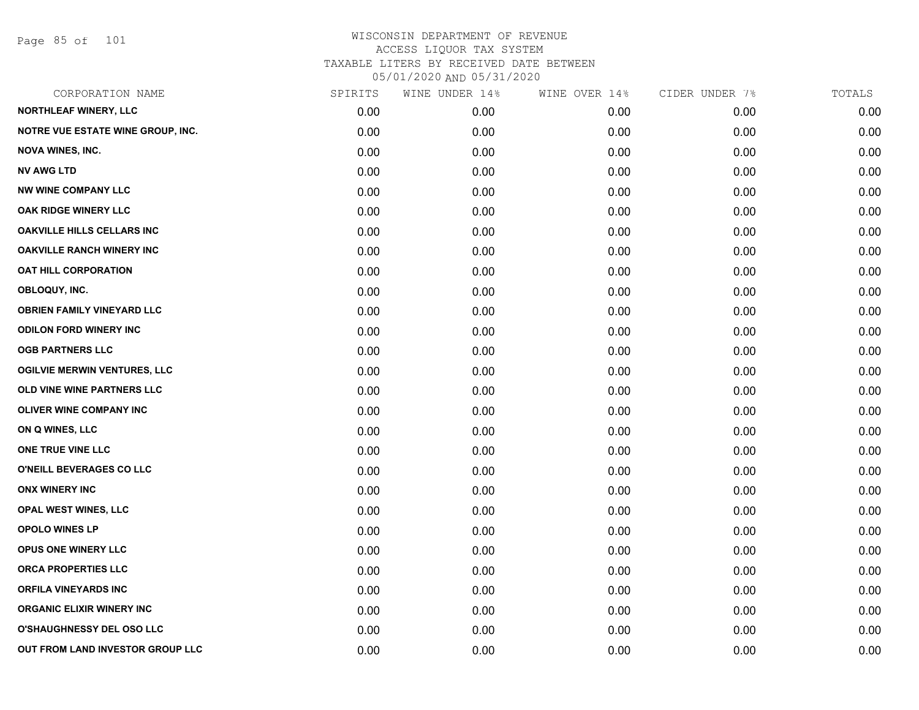WISCONSIN DEPARTMENT OF REVENUE
ACCESS LIQUOR TAX SYSTEM
TAXABLE LITERS BY RECEIVED DATE BETWEEN
05/01/2020 AND 05/31/2020

| CORPORATION NAME | SPIRITS | WINE UNDER 14% | WINE OVER 14% | CIDER UNDER 7% | TOTALS |
|---|---|---|---|---|---|
| NORTHLEAF WINERY, LLC | 0.00 | 0.00 | 0.00 | 0.00 | 0.00 |
| NOTRE VUE ESTATE WINE GROUP, INC. | 0.00 | 0.00 | 0.00 | 0.00 | 0.00 |
| NOVA WINES, INC. | 0.00 | 0.00 | 0.00 | 0.00 | 0.00 |
| NV AWG LTD | 0.00 | 0.00 | 0.00 | 0.00 | 0.00 |
| NW WINE COMPANY LLC | 0.00 | 0.00 | 0.00 | 0.00 | 0.00 |
| OAK RIDGE WINERY LLC | 0.00 | 0.00 | 0.00 | 0.00 | 0.00 |
| OAKVILLE HILLS CELLARS INC | 0.00 | 0.00 | 0.00 | 0.00 | 0.00 |
| OAKVILLE RANCH WINERY INC | 0.00 | 0.00 | 0.00 | 0.00 | 0.00 |
| OAT HILL CORPORATION | 0.00 | 0.00 | 0.00 | 0.00 | 0.00 |
| OBLOQUY, INC. | 0.00 | 0.00 | 0.00 | 0.00 | 0.00 |
| OBRIEN FAMILY VINEYARD LLC | 0.00 | 0.00 | 0.00 | 0.00 | 0.00 |
| ODILON FORD WINERY INC | 0.00 | 0.00 | 0.00 | 0.00 | 0.00 |
| OGB PARTNERS LLC | 0.00 | 0.00 | 0.00 | 0.00 | 0.00 |
| OGILVIE MERWIN VENTURES, LLC | 0.00 | 0.00 | 0.00 | 0.00 | 0.00 |
| OLD VINE WINE PARTNERS LLC | 0.00 | 0.00 | 0.00 | 0.00 | 0.00 |
| OLIVER WINE COMPANY INC | 0.00 | 0.00 | 0.00 | 0.00 | 0.00 |
| ON Q WINES, LLC | 0.00 | 0.00 | 0.00 | 0.00 | 0.00 |
| ONE TRUE VINE LLC | 0.00 | 0.00 | 0.00 | 0.00 | 0.00 |
| O'NEILL BEVERAGES CO LLC | 0.00 | 0.00 | 0.00 | 0.00 | 0.00 |
| ONX WINERY INC | 0.00 | 0.00 | 0.00 | 0.00 | 0.00 |
| OPAL WEST WINES, LLC | 0.00 | 0.00 | 0.00 | 0.00 | 0.00 |
| OPOLO WINES LP | 0.00 | 0.00 | 0.00 | 0.00 | 0.00 |
| OPUS ONE WINERY LLC | 0.00 | 0.00 | 0.00 | 0.00 | 0.00 |
| ORCA PROPERTIES LLC | 0.00 | 0.00 | 0.00 | 0.00 | 0.00 |
| ORFILA VINEYARDS INC | 0.00 | 0.00 | 0.00 | 0.00 | 0.00 |
| ORGANIC ELIXIR WINERY INC | 0.00 | 0.00 | 0.00 | 0.00 | 0.00 |
| O'SHAUGHNESSY DEL OSO LLC | 0.00 | 0.00 | 0.00 | 0.00 | 0.00 |
| OUT FROM LAND INVESTOR GROUP LLC | 0.00 | 0.00 | 0.00 | 0.00 | 0.00 |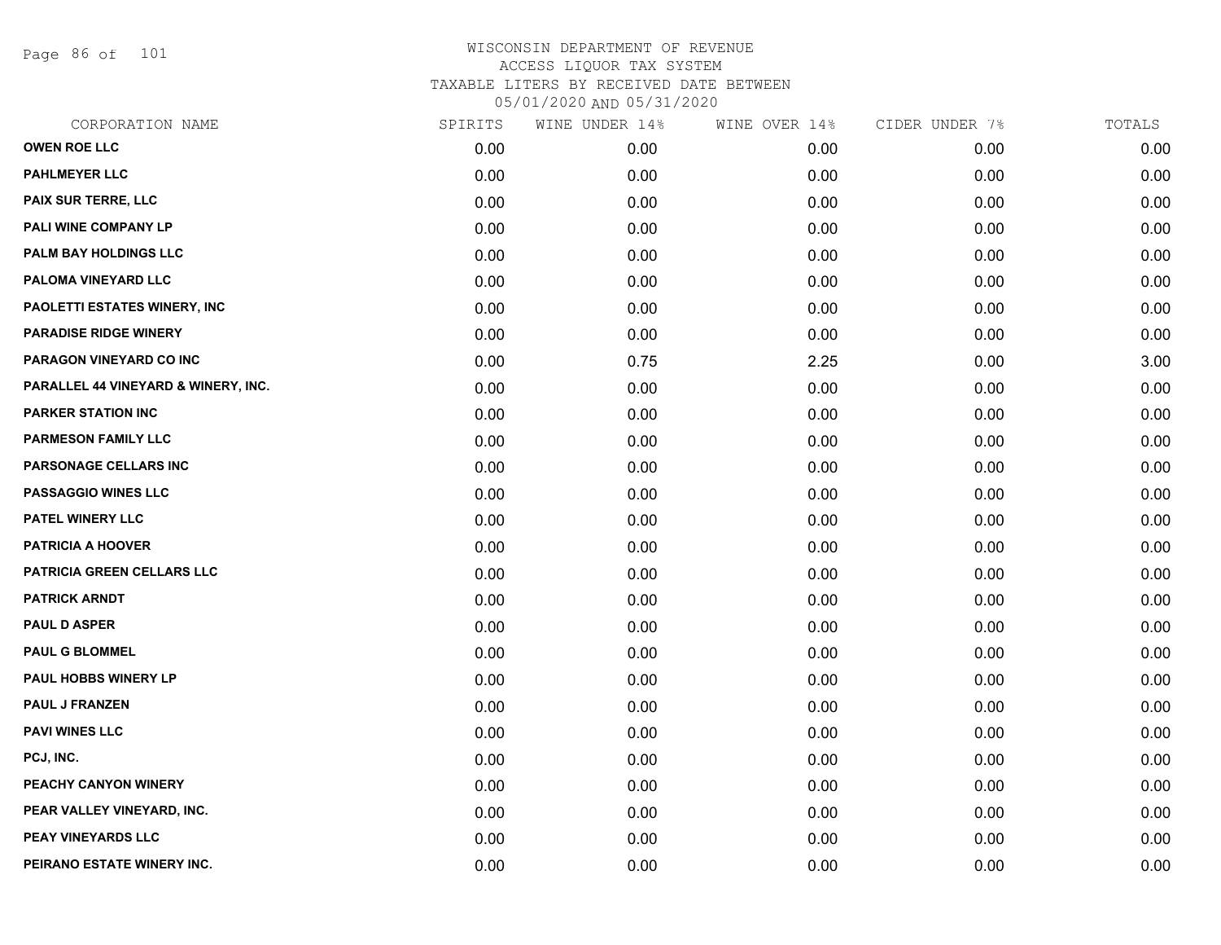WISCONSIN DEPARTMENT OF REVENUE
ACCESS LIQUOR TAX SYSTEM
TAXABLE LITERS BY RECEIVED DATE BETWEEN
05/01/2020 AND 05/31/2020

| CORPORATION NAME | SPIRITS | WINE UNDER 14% | WINE OVER 14% | CIDER UNDER 7% | TOTALS |
|---|---|---|---|---|---|
| OWEN ROE LLC | 0.00 | 0.00 | 0.00 | 0.00 | 0.00 |
| PAHLMEYER LLC | 0.00 | 0.00 | 0.00 | 0.00 | 0.00 |
| PAIX SUR TERRE, LLC | 0.00 | 0.00 | 0.00 | 0.00 | 0.00 |
| PALI WINE COMPANY LP | 0.00 | 0.00 | 0.00 | 0.00 | 0.00 |
| PALM BAY HOLDINGS LLC | 0.00 | 0.00 | 0.00 | 0.00 | 0.00 |
| PALOMA VINEYARD LLC | 0.00 | 0.00 | 0.00 | 0.00 | 0.00 |
| PAOLETTI ESTATES WINERY, INC | 0.00 | 0.00 | 0.00 | 0.00 | 0.00 |
| PARADISE RIDGE WINERY | 0.00 | 0.00 | 0.00 | 0.00 | 0.00 |
| PARAGON VINEYARD CO INC | 0.00 | 0.75 | 2.25 | 0.00 | 3.00 |
| PARALLEL 44 VINEYARD & WINERY, INC. | 0.00 | 0.00 | 0.00 | 0.00 | 0.00 |
| PARKER STATION INC | 0.00 | 0.00 | 0.00 | 0.00 | 0.00 |
| PARMESON FAMILY LLC | 0.00 | 0.00 | 0.00 | 0.00 | 0.00 |
| PARSONAGE CELLARS INC | 0.00 | 0.00 | 0.00 | 0.00 | 0.00 |
| PASSAGGIO WINES LLC | 0.00 | 0.00 | 0.00 | 0.00 | 0.00 |
| PATEL WINERY LLC | 0.00 | 0.00 | 0.00 | 0.00 | 0.00 |
| PATRICIA A HOOVER | 0.00 | 0.00 | 0.00 | 0.00 | 0.00 |
| PATRICIA GREEN CELLARS LLC | 0.00 | 0.00 | 0.00 | 0.00 | 0.00 |
| PATRICK ARNDT | 0.00 | 0.00 | 0.00 | 0.00 | 0.00 |
| PAUL D ASPER | 0.00 | 0.00 | 0.00 | 0.00 | 0.00 |
| PAUL G BLOMMEL | 0.00 | 0.00 | 0.00 | 0.00 | 0.00 |
| PAUL HOBBS WINERY LP | 0.00 | 0.00 | 0.00 | 0.00 | 0.00 |
| PAUL J FRANZEN | 0.00 | 0.00 | 0.00 | 0.00 | 0.00 |
| PAVI WINES LLC | 0.00 | 0.00 | 0.00 | 0.00 | 0.00 |
| PCJ, INC. | 0.00 | 0.00 | 0.00 | 0.00 | 0.00 |
| PEACHY CANYON WINERY | 0.00 | 0.00 | 0.00 | 0.00 | 0.00 |
| PEAR VALLEY VINEYARD, INC. | 0.00 | 0.00 | 0.00 | 0.00 | 0.00 |
| PEAY VINEYARDS LLC | 0.00 | 0.00 | 0.00 | 0.00 | 0.00 |
| PEIRANO ESTATE WINERY INC. | 0.00 | 0.00 | 0.00 | 0.00 | 0.00 |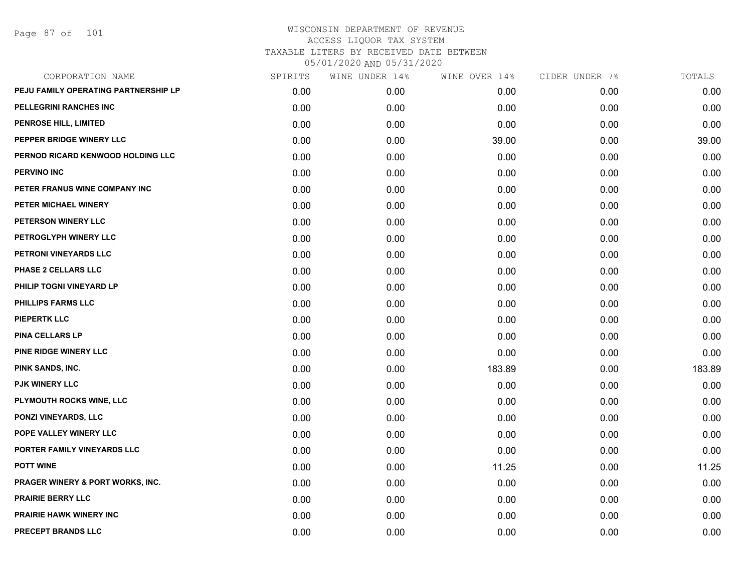# WISCONSIN DEPARTMENT OF REVENUE
ACCESS LIQUOR TAX SYSTEM
TAXABLE LITERS BY RECEIVED DATE BETWEEN
05/01/2020 AND 05/31/2020

| CORPORATION NAME | SPIRITS | WINE UNDER 14% | WINE OVER 14% | CIDER UNDER 7% | TOTALS |
|---|---|---|---|---|---|
| PEJU FAMILY OPERATING PARTNERSHIP LP | 0.00 | 0.00 | 0.00 | 0.00 | 0.00 |
| PELLEGRINI RANCHES INC | 0.00 | 0.00 | 0.00 | 0.00 | 0.00 |
| PENROSE HILL, LIMITED | 0.00 | 0.00 | 0.00 | 0.00 | 0.00 |
| PEPPER BRIDGE WINERY LLC | 0.00 | 0.00 | 39.00 | 0.00 | 39.00 |
| PERNOD RICARD KENWOOD HOLDING LLC | 0.00 | 0.00 | 0.00 | 0.00 | 0.00 |
| PERVINO INC | 0.00 | 0.00 | 0.00 | 0.00 | 0.00 |
| PETER FRANUS WINE COMPANY INC | 0.00 | 0.00 | 0.00 | 0.00 | 0.00 |
| PETER MICHAEL WINERY | 0.00 | 0.00 | 0.00 | 0.00 | 0.00 |
| PETERSON WINERY LLC | 0.00 | 0.00 | 0.00 | 0.00 | 0.00 |
| PETROGLYPH WINERY LLC | 0.00 | 0.00 | 0.00 | 0.00 | 0.00 |
| PETRONI VINEYARDS LLC | 0.00 | 0.00 | 0.00 | 0.00 | 0.00 |
| PHASE 2 CELLARS LLC | 0.00 | 0.00 | 0.00 | 0.00 | 0.00 |
| PHILIP TOGNI VINEYARD LP | 0.00 | 0.00 | 0.00 | 0.00 | 0.00 |
| PHILLIPS FARMS LLC | 0.00 | 0.00 | 0.00 | 0.00 | 0.00 |
| PIEPERTK LLC | 0.00 | 0.00 | 0.00 | 0.00 | 0.00 |
| PINA CELLARS LP | 0.00 | 0.00 | 0.00 | 0.00 | 0.00 |
| PINE RIDGE WINERY LLC | 0.00 | 0.00 | 0.00 | 0.00 | 0.00 |
| PINK SANDS, INC. | 0.00 | 0.00 | 183.89 | 0.00 | 183.89 |
| PJK WINERY LLC | 0.00 | 0.00 | 0.00 | 0.00 | 0.00 |
| PLYMOUTH ROCKS WINE, LLC | 0.00 | 0.00 | 0.00 | 0.00 | 0.00 |
| PONZI VINEYARDS, LLC | 0.00 | 0.00 | 0.00 | 0.00 | 0.00 |
| POPE VALLEY WINERY LLC | 0.00 | 0.00 | 0.00 | 0.00 | 0.00 |
| PORTER FAMILY VINEYARDS LLC | 0.00 | 0.00 | 0.00 | 0.00 | 0.00 |
| POTT WINE | 0.00 | 0.00 | 11.25 | 0.00 | 11.25 |
| PRAGER WINERY & PORT WORKS, INC. | 0.00 | 0.00 | 0.00 | 0.00 | 0.00 |
| PRAIRIE BERRY LLC | 0.00 | 0.00 | 0.00 | 0.00 | 0.00 |
| PRAIRIE HAWK WINERY INC | 0.00 | 0.00 | 0.00 | 0.00 | 0.00 |
| PRECEPT BRANDS LLC | 0.00 | 0.00 | 0.00 | 0.00 | 0.00 |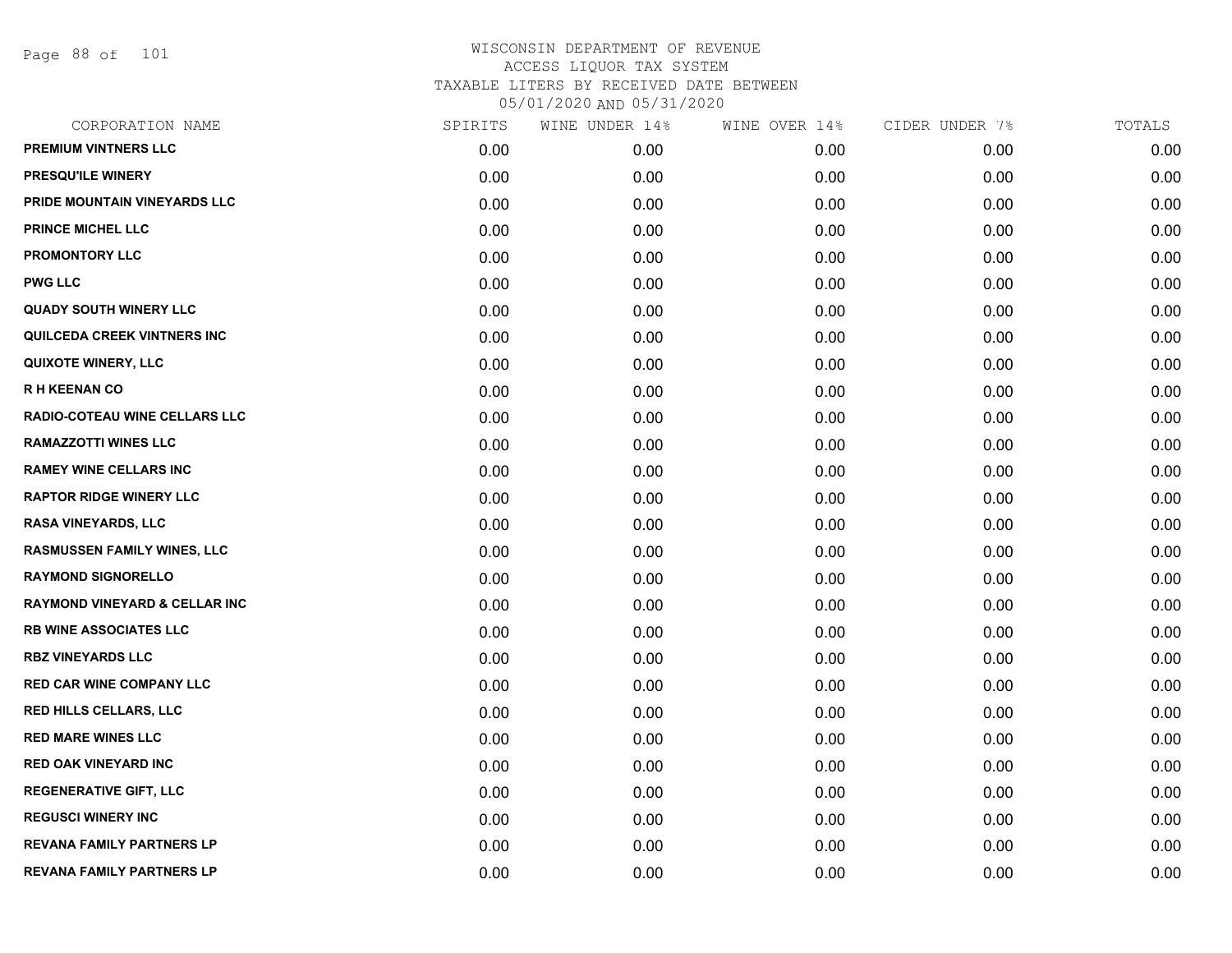WISCONSIN DEPARTMENT OF REVENUE
ACCESS LIQUOR TAX SYSTEM
TAXABLE LITERS BY RECEIVED DATE BETWEEN
05/01/2020 AND 05/31/2020

| CORPORATION NAME | SPIRITS | WINE UNDER 14% | WINE OVER 14% | CIDER UNDER 7% | TOTALS |
|---|---|---|---|---|---|
| PREMIUM VINTNERS LLC | 0.00 | 0.00 | 0.00 | 0.00 | 0.00 |
| PRESQU'ILE WINERY | 0.00 | 0.00 | 0.00 | 0.00 | 0.00 |
| PRIDE MOUNTAIN VINEYARDS LLC | 0.00 | 0.00 | 0.00 | 0.00 | 0.00 |
| PRINCE MICHEL LLC | 0.00 | 0.00 | 0.00 | 0.00 | 0.00 |
| PROMONTORY LLC | 0.00 | 0.00 | 0.00 | 0.00 | 0.00 |
| PWG LLC | 0.00 | 0.00 | 0.00 | 0.00 | 0.00 |
| QUADY SOUTH WINERY LLC | 0.00 | 0.00 | 0.00 | 0.00 | 0.00 |
| QUILCEDA CREEK VINTNERS INC | 0.00 | 0.00 | 0.00 | 0.00 | 0.00 |
| QUIXOTE WINERY, LLC | 0.00 | 0.00 | 0.00 | 0.00 | 0.00 |
| R H KEENAN CO | 0.00 | 0.00 | 0.00 | 0.00 | 0.00 |
| RADIO-COTEAU WINE CELLARS LLC | 0.00 | 0.00 | 0.00 | 0.00 | 0.00 |
| RAMAZZOTTI WINES LLC | 0.00 | 0.00 | 0.00 | 0.00 | 0.00 |
| RAMEY WINE CELLARS INC | 0.00 | 0.00 | 0.00 | 0.00 | 0.00 |
| RAPTOR RIDGE WINERY LLC | 0.00 | 0.00 | 0.00 | 0.00 | 0.00 |
| RASA VINEYARDS, LLC | 0.00 | 0.00 | 0.00 | 0.00 | 0.00 |
| RASMUSSEN FAMILY WINES, LLC | 0.00 | 0.00 | 0.00 | 0.00 | 0.00 |
| RAYMOND SIGNORELLO | 0.00 | 0.00 | 0.00 | 0.00 | 0.00 |
| RAYMOND VINEYARD & CELLAR INC | 0.00 | 0.00 | 0.00 | 0.00 | 0.00 |
| RB WINE ASSOCIATES LLC | 0.00 | 0.00 | 0.00 | 0.00 | 0.00 |
| RBZ VINEYARDS LLC | 0.00 | 0.00 | 0.00 | 0.00 | 0.00 |
| RED CAR WINE COMPANY LLC | 0.00 | 0.00 | 0.00 | 0.00 | 0.00 |
| RED HILLS CELLARS, LLC | 0.00 | 0.00 | 0.00 | 0.00 | 0.00 |
| RED MARE WINES LLC | 0.00 | 0.00 | 0.00 | 0.00 | 0.00 |
| RED OAK VINEYARD INC | 0.00 | 0.00 | 0.00 | 0.00 | 0.00 |
| REGENERATIVE GIFT, LLC | 0.00 | 0.00 | 0.00 | 0.00 | 0.00 |
| REGUSCI WINERY INC | 0.00 | 0.00 | 0.00 | 0.00 | 0.00 |
| REVANA FAMILY PARTNERS LP | 0.00 | 0.00 | 0.00 | 0.00 | 0.00 |
| REVANA FAMILY PARTNERS LP | 0.00 | 0.00 | 0.00 | 0.00 | 0.00 |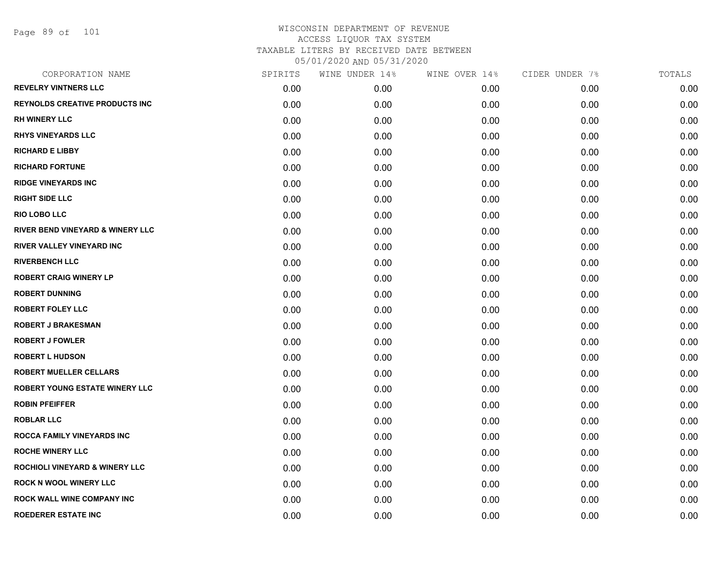WISCONSIN DEPARTMENT OF REVENUE
ACCESS LIQUOR TAX SYSTEM
TAXABLE LITERS BY RECEIVED DATE BETWEEN
05/01/2020 AND 05/31/2020

| CORPORATION NAME | SPIRITS | WINE UNDER 14% | WINE OVER 14% | CIDER UNDER 7% | TOTALS |
|---|---|---|---|---|---|
| REVELRY VINTNERS LLC | 0.00 | 0.00 | 0.00 | 0.00 | 0.00 |
| REYNOLDS CREATIVE PRODUCTS INC | 0.00 | 0.00 | 0.00 | 0.00 | 0.00 |
| RH WINERY LLC | 0.00 | 0.00 | 0.00 | 0.00 | 0.00 |
| RHYS VINEYARDS LLC | 0.00 | 0.00 | 0.00 | 0.00 | 0.00 |
| RICHARD E LIBBY | 0.00 | 0.00 | 0.00 | 0.00 | 0.00 |
| RICHARD FORTUNE | 0.00 | 0.00 | 0.00 | 0.00 | 0.00 |
| RIDGE VINEYARDS INC | 0.00 | 0.00 | 0.00 | 0.00 | 0.00 |
| RIGHT SIDE LLC | 0.00 | 0.00 | 0.00 | 0.00 | 0.00 |
| RIO LOBO LLC | 0.00 | 0.00 | 0.00 | 0.00 | 0.00 |
| RIVER BEND VINEYARD & WINERY LLC | 0.00 | 0.00 | 0.00 | 0.00 | 0.00 |
| RIVER VALLEY VINEYARD INC | 0.00 | 0.00 | 0.00 | 0.00 | 0.00 |
| RIVERBENCH LLC | 0.00 | 0.00 | 0.00 | 0.00 | 0.00 |
| ROBERT CRAIG WINERY LP | 0.00 | 0.00 | 0.00 | 0.00 | 0.00 |
| ROBERT DUNNING | 0.00 | 0.00 | 0.00 | 0.00 | 0.00 |
| ROBERT FOLEY LLC | 0.00 | 0.00 | 0.00 | 0.00 | 0.00 |
| ROBERT J BRAKESMAN | 0.00 | 0.00 | 0.00 | 0.00 | 0.00 |
| ROBERT J FOWLER | 0.00 | 0.00 | 0.00 | 0.00 | 0.00 |
| ROBERT L HUDSON | 0.00 | 0.00 | 0.00 | 0.00 | 0.00 |
| ROBERT MUELLER CELLARS | 0.00 | 0.00 | 0.00 | 0.00 | 0.00 |
| ROBERT YOUNG ESTATE WINERY LLC | 0.00 | 0.00 | 0.00 | 0.00 | 0.00 |
| ROBIN PFEIFFER | 0.00 | 0.00 | 0.00 | 0.00 | 0.00 |
| ROBLAR LLC | 0.00 | 0.00 | 0.00 | 0.00 | 0.00 |
| ROCCA FAMILY VINEYARDS INC | 0.00 | 0.00 | 0.00 | 0.00 | 0.00 |
| ROCHE WINERY LLC | 0.00 | 0.00 | 0.00 | 0.00 | 0.00 |
| ROCHIOLI VINEYARD & WINERY LLC | 0.00 | 0.00 | 0.00 | 0.00 | 0.00 |
| ROCK N WOOL WINERY LLC | 0.00 | 0.00 | 0.00 | 0.00 | 0.00 |
| ROCK WALL WINE COMPANY INC | 0.00 | 0.00 | 0.00 | 0.00 | 0.00 |
| ROEDERER ESTATE INC | 0.00 | 0.00 | 0.00 | 0.00 | 0.00 |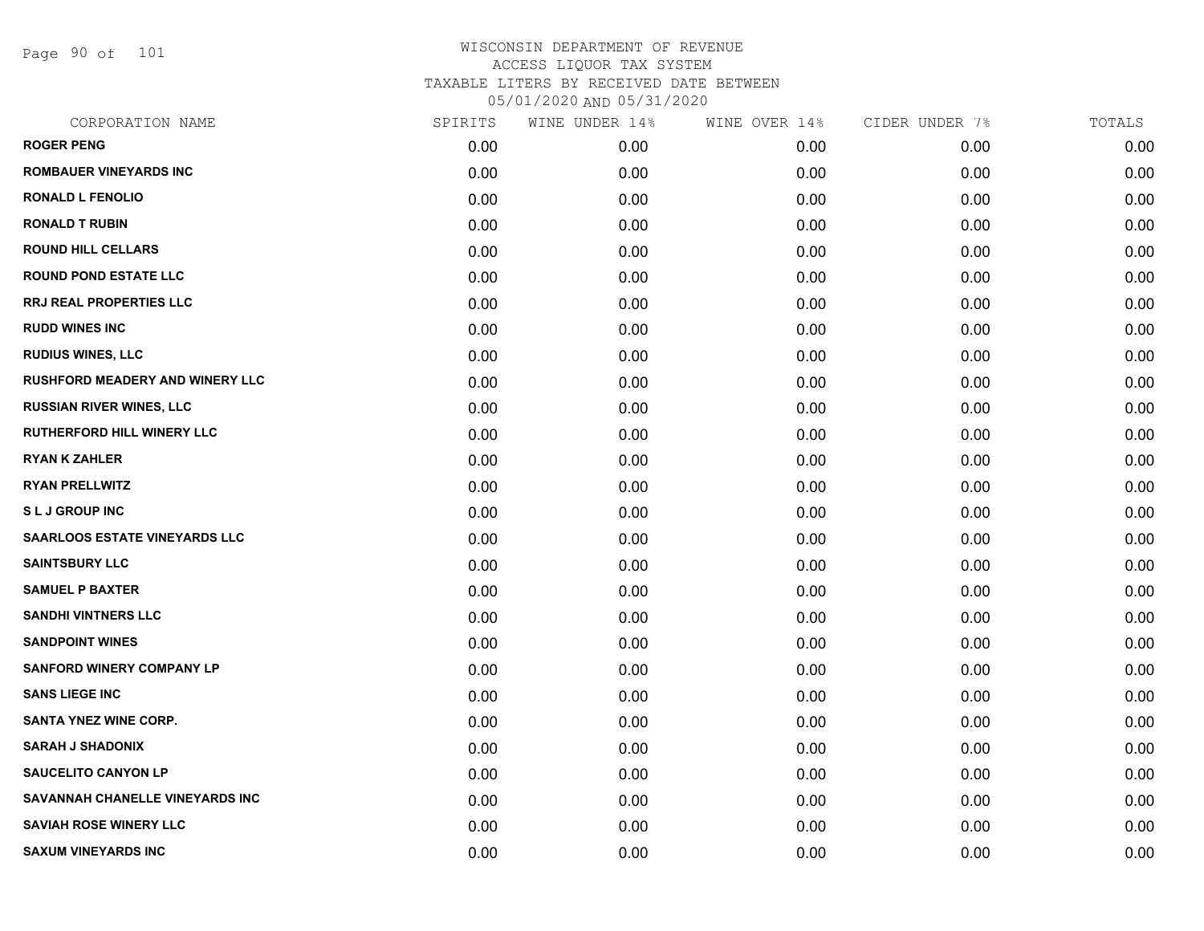# WISCONSIN DEPARTMENT OF REVENUE
## ACCESS LIQUOR TAX SYSTEM
### TAXABLE LITERS BY RECEIVED DATE BETWEEN 05/01/2020 AND 05/31/2020

| CORPORATION NAME | SPIRITS | WINE UNDER 14% | WINE OVER 14% | CIDER UNDER 7% | TOTALS |
|---|---|---|---|---|---|
| ROGER PENG | 0.00 | 0.00 | 0.00 | 0.00 | 0.00 |
| ROMBAUER VINEYARDS INC | 0.00 | 0.00 | 0.00 | 0.00 | 0.00 |
| RONALD L FENOLIO | 0.00 | 0.00 | 0.00 | 0.00 | 0.00 |
| RONALD T RUBIN | 0.00 | 0.00 | 0.00 | 0.00 | 0.00 |
| ROUND HILL CELLARS | 0.00 | 0.00 | 0.00 | 0.00 | 0.00 |
| ROUND POND ESTATE LLC | 0.00 | 0.00 | 0.00 | 0.00 | 0.00 |
| RRJ REAL PROPERTIES LLC | 0.00 | 0.00 | 0.00 | 0.00 | 0.00 |
| RUDD WINES INC | 0.00 | 0.00 | 0.00 | 0.00 | 0.00 |
| RUDIUS WINES, LLC | 0.00 | 0.00 | 0.00 | 0.00 | 0.00 |
| RUSHFORD MEADERY AND WINERY LLC | 0.00 | 0.00 | 0.00 | 0.00 | 0.00 |
| RUSSIAN RIVER WINES, LLC | 0.00 | 0.00 | 0.00 | 0.00 | 0.00 |
| RUTHERFORD HILL WINERY LLC | 0.00 | 0.00 | 0.00 | 0.00 | 0.00 |
| RYAN K ZAHLER | 0.00 | 0.00 | 0.00 | 0.00 | 0.00 |
| RYAN PRELLWITZ | 0.00 | 0.00 | 0.00 | 0.00 | 0.00 |
| S L J GROUP INC | 0.00 | 0.00 | 0.00 | 0.00 | 0.00 |
| SAARLOOS ESTATE VINEYARDS LLC | 0.00 | 0.00 | 0.00 | 0.00 | 0.00 |
| SAINTSBURY LLC | 0.00 | 0.00 | 0.00 | 0.00 | 0.00 |
| SAMUEL P BAXTER | 0.00 | 0.00 | 0.00 | 0.00 | 0.00 |
| SANDHI VINTNERS LLC | 0.00 | 0.00 | 0.00 | 0.00 | 0.00 |
| SANDPOINT WINES | 0.00 | 0.00 | 0.00 | 0.00 | 0.00 |
| SANFORD WINERY COMPANY LP | 0.00 | 0.00 | 0.00 | 0.00 | 0.00 |
| SANS LIEGE INC | 0.00 | 0.00 | 0.00 | 0.00 | 0.00 |
| SANTA YNEZ WINE CORP. | 0.00 | 0.00 | 0.00 | 0.00 | 0.00 |
| SARAH J SHADONIX | 0.00 | 0.00 | 0.00 | 0.00 | 0.00 |
| SAUCELITO CANYON LP | 0.00 | 0.00 | 0.00 | 0.00 | 0.00 |
| SAVANNAH CHANELLE VINEYARDS INC | 0.00 | 0.00 | 0.00 | 0.00 | 0.00 |
| SAVIAH ROSE WINERY LLC | 0.00 | 0.00 | 0.00 | 0.00 | 0.00 |
| SAXUM VINEYARDS INC | 0.00 | 0.00 | 0.00 | 0.00 | 0.00 |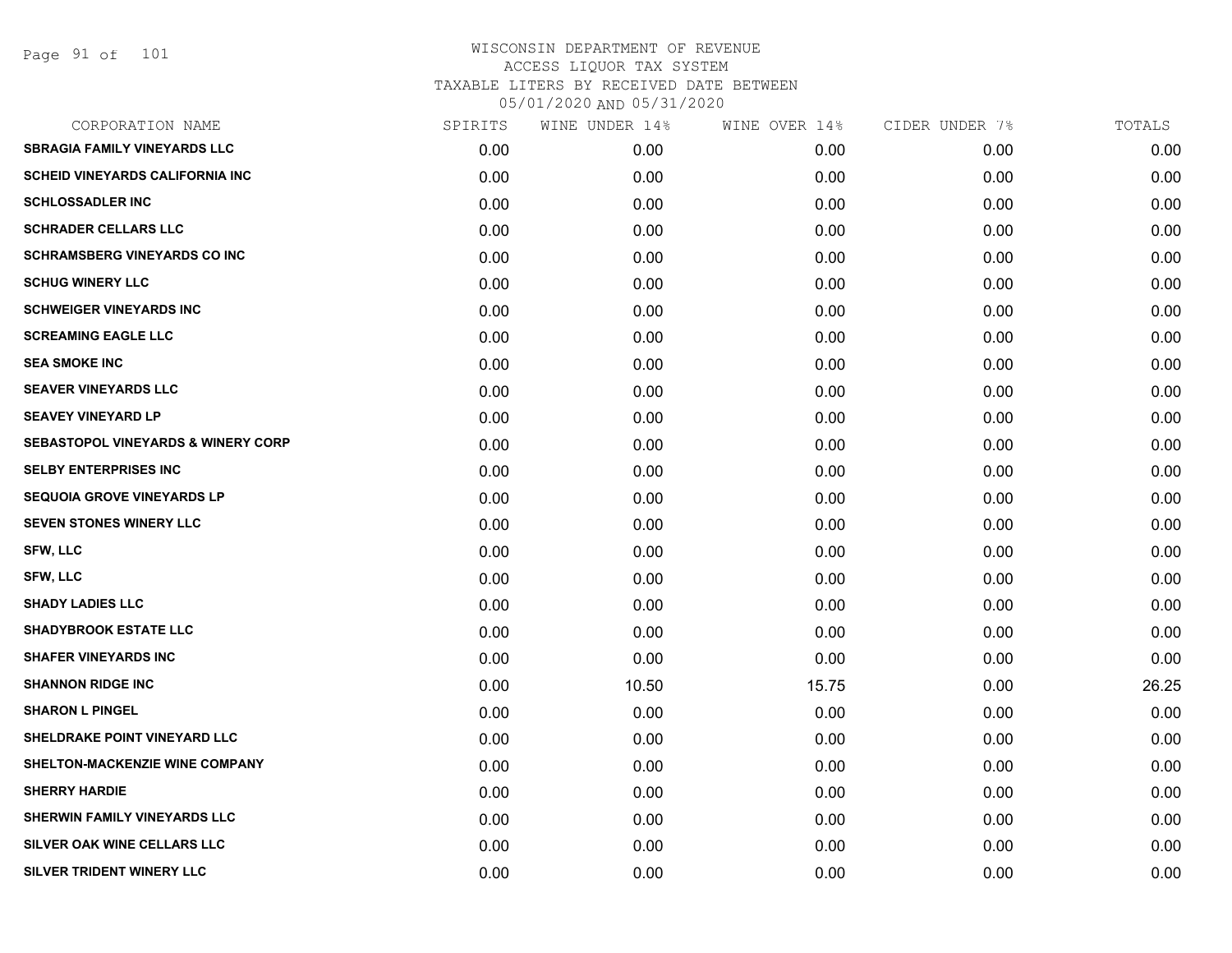WISCONSIN DEPARTMENT OF REVENUE
ACCESS LIQUOR TAX SYSTEM
TAXABLE LITERS BY RECEIVED DATE BETWEEN
05/01/2020 AND 05/31/2020

| CORPORATION NAME | SPIRITS | WINE UNDER 14% | WINE OVER 14% | CIDER UNDER 7% | TOTALS |
|---|---|---|---|---|---|
| SBRAGIA FAMILY VINEYARDS LLC | 0.00 | 0.00 | 0.00 | 0.00 | 0.00 |
| SCHEID VINEYARDS CALIFORNIA INC | 0.00 | 0.00 | 0.00 | 0.00 | 0.00 |
| SCHLOSSADLER INC | 0.00 | 0.00 | 0.00 | 0.00 | 0.00 |
| SCHRADER CELLARS LLC | 0.00 | 0.00 | 0.00 | 0.00 | 0.00 |
| SCHRAMSBERG VINEYARDS CO INC | 0.00 | 0.00 | 0.00 | 0.00 | 0.00 |
| SCHUG WINERY LLC | 0.00 | 0.00 | 0.00 | 0.00 | 0.00 |
| SCHWEIGER VINEYARDS INC | 0.00 | 0.00 | 0.00 | 0.00 | 0.00 |
| SCREAMING EAGLE LLC | 0.00 | 0.00 | 0.00 | 0.00 | 0.00 |
| SEA SMOKE INC | 0.00 | 0.00 | 0.00 | 0.00 | 0.00 |
| SEAVER VINEYARDS LLC | 0.00 | 0.00 | 0.00 | 0.00 | 0.00 |
| SEAVEY VINEYARD LP | 0.00 | 0.00 | 0.00 | 0.00 | 0.00 |
| SEBASTOPOL VINEYARDS & WINERY CORP | 0.00 | 0.00 | 0.00 | 0.00 | 0.00 |
| SELBY ENTERPRISES INC | 0.00 | 0.00 | 0.00 | 0.00 | 0.00 |
| SEQUOIA GROVE VINEYARDS LP | 0.00 | 0.00 | 0.00 | 0.00 | 0.00 |
| SEVEN STONES WINERY LLC | 0.00 | 0.00 | 0.00 | 0.00 | 0.00 |
| SFW, LLC | 0.00 | 0.00 | 0.00 | 0.00 | 0.00 |
| SFW, LLC | 0.00 | 0.00 | 0.00 | 0.00 | 0.00 |
| SHADY LADIES LLC | 0.00 | 0.00 | 0.00 | 0.00 | 0.00 |
| SHADYBROOK ESTATE LLC | 0.00 | 0.00 | 0.00 | 0.00 | 0.00 |
| SHAFER VINEYARDS INC | 0.00 | 0.00 | 0.00 | 0.00 | 0.00 |
| SHANNON RIDGE INC | 0.00 | 10.50 | 15.75 | 0.00 | 26.25 |
| SHARON L PINGEL | 0.00 | 0.00 | 0.00 | 0.00 | 0.00 |
| SHELDRAKE POINT VINEYARD LLC | 0.00 | 0.00 | 0.00 | 0.00 | 0.00 |
| SHELTON-MACKENZIE WINE COMPANY | 0.00 | 0.00 | 0.00 | 0.00 | 0.00 |
| SHERRY HARDIE | 0.00 | 0.00 | 0.00 | 0.00 | 0.00 |
| SHERWIN FAMILY VINEYARDS LLC | 0.00 | 0.00 | 0.00 | 0.00 | 0.00 |
| SILVER OAK WINE CELLARS LLC | 0.00 | 0.00 | 0.00 | 0.00 | 0.00 |
| SILVER TRIDENT WINERY LLC | 0.00 | 0.00 | 0.00 | 0.00 | 0.00 |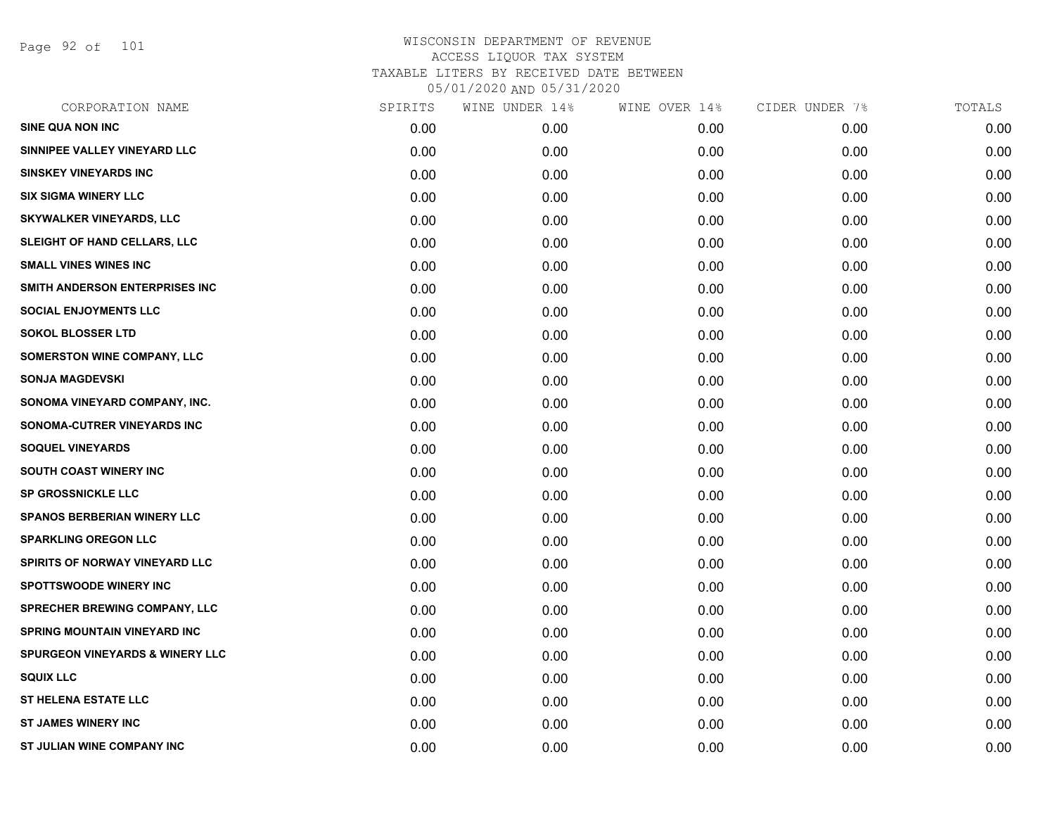# WISCONSIN DEPARTMENT OF REVENUE
## ACCESS LIQUOR TAX SYSTEM
### TAXABLE LITERS BY RECEIVED DATE BETWEEN 05/01/2020 AND 05/31/2020

| CORPORATION NAME | SPIRITS | WINE UNDER 14% | WINE OVER 14% | CIDER UNDER 7% | TOTALS |
|---|---|---|---|---|---|
| SINE QUA NON INC | 0.00 | 0.00 | 0.00 | 0.00 | 0.00 |
| SINNIPEE VALLEY VINEYARD LLC | 0.00 | 0.00 | 0.00 | 0.00 | 0.00 |
| SINSKEY VINEYARDS INC | 0.00 | 0.00 | 0.00 | 0.00 | 0.00 |
| SIX SIGMA WINERY LLC | 0.00 | 0.00 | 0.00 | 0.00 | 0.00 |
| SKYWALKER VINEYARDS, LLC | 0.00 | 0.00 | 0.00 | 0.00 | 0.00 |
| SLEIGHT OF HAND CELLARS, LLC | 0.00 | 0.00 | 0.00 | 0.00 | 0.00 |
| SMALL VINES WINES INC | 0.00 | 0.00 | 0.00 | 0.00 | 0.00 |
| SMITH ANDERSON ENTERPRISES INC | 0.00 | 0.00 | 0.00 | 0.00 | 0.00 |
| SOCIAL ENJOYMENTS LLC | 0.00 | 0.00 | 0.00 | 0.00 | 0.00 |
| SOKOL BLOSSER LTD | 0.00 | 0.00 | 0.00 | 0.00 | 0.00 |
| SOMERSTON WINE COMPANY, LLC | 0.00 | 0.00 | 0.00 | 0.00 | 0.00 |
| SONJA MAGDEVSKI | 0.00 | 0.00 | 0.00 | 0.00 | 0.00 |
| SONOMA VINEYARD COMPANY, INC. | 0.00 | 0.00 | 0.00 | 0.00 | 0.00 |
| SONOMA-CUTRER VINEYARDS INC | 0.00 | 0.00 | 0.00 | 0.00 | 0.00 |
| SOQUEL VINEYARDS | 0.00 | 0.00 | 0.00 | 0.00 | 0.00 |
| SOUTH COAST WINERY INC | 0.00 | 0.00 | 0.00 | 0.00 | 0.00 |
| SP GROSSNICKLE LLC | 0.00 | 0.00 | 0.00 | 0.00 | 0.00 |
| SPANOS BERBERIAN WINERY LLC | 0.00 | 0.00 | 0.00 | 0.00 | 0.00 |
| SPARKLING OREGON LLC | 0.00 | 0.00 | 0.00 | 0.00 | 0.00 |
| SPIRITS OF NORWAY VINEYARD LLC | 0.00 | 0.00 | 0.00 | 0.00 | 0.00 |
| SPOTTSWOODE WINERY INC | 0.00 | 0.00 | 0.00 | 0.00 | 0.00 |
| SPRECHER BREWING COMPANY, LLC | 0.00 | 0.00 | 0.00 | 0.00 | 0.00 |
| SPRING MOUNTAIN VINEYARD INC | 0.00 | 0.00 | 0.00 | 0.00 | 0.00 |
| SPURGEON VINEYARDS & WINERY LLC | 0.00 | 0.00 | 0.00 | 0.00 | 0.00 |
| SQUIX LLC | 0.00 | 0.00 | 0.00 | 0.00 | 0.00 |
| ST HELENA ESTATE LLC | 0.00 | 0.00 | 0.00 | 0.00 | 0.00 |
| ST JAMES WINERY INC | 0.00 | 0.00 | 0.00 | 0.00 | 0.00 |
| ST JULIAN WINE COMPANY INC | 0.00 | 0.00 | 0.00 | 0.00 | 0.00 |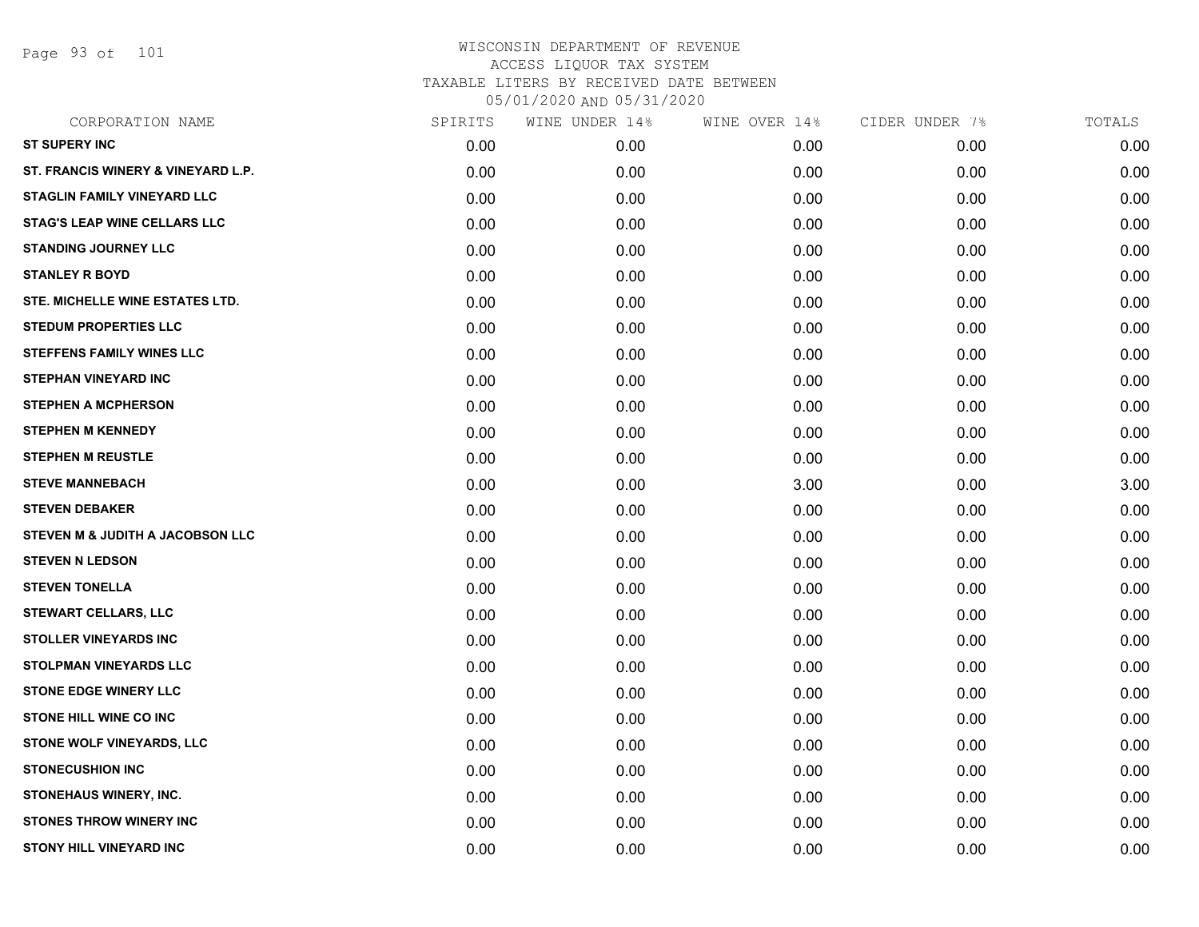WISCONSIN DEPARTMENT OF REVENUE
ACCESS LIQUOR TAX SYSTEM
TAXABLE LITERS BY RECEIVED DATE BETWEEN
05/01/2020 AND 05/31/2020

| CORPORATION NAME | SPIRITS | WINE UNDER 14% | WINE OVER 14% | CIDER UNDER 7% | TOTALS |
|---|---|---|---|---|---|
| ST SUPERY INC | 0.00 | 0.00 | 0.00 | 0.00 | 0.00 |
| ST. FRANCIS WINERY & VINEYARD L.P. | 0.00 | 0.00 | 0.00 | 0.00 | 0.00 |
| STAGLIN FAMILY VINEYARD LLC | 0.00 | 0.00 | 0.00 | 0.00 | 0.00 |
| STAG'S LEAP WINE CELLARS LLC | 0.00 | 0.00 | 0.00 | 0.00 | 0.00 |
| STANDING JOURNEY LLC | 0.00 | 0.00 | 0.00 | 0.00 | 0.00 |
| STANLEY R BOYD | 0.00 | 0.00 | 0.00 | 0.00 | 0.00 |
| STE. MICHELLE WINE ESTATES LTD. | 0.00 | 0.00 | 0.00 | 0.00 | 0.00 |
| STEDUM PROPERTIES LLC | 0.00 | 0.00 | 0.00 | 0.00 | 0.00 |
| STEFFENS FAMILY WINES LLC | 0.00 | 0.00 | 0.00 | 0.00 | 0.00 |
| STEPHAN VINEYARD INC | 0.00 | 0.00 | 0.00 | 0.00 | 0.00 |
| STEPHEN A MCPHERSON | 0.00 | 0.00 | 0.00 | 0.00 | 0.00 |
| STEPHEN M KENNEDY | 0.00 | 0.00 | 0.00 | 0.00 | 0.00 |
| STEPHEN M REUSTLE | 0.00 | 0.00 | 0.00 | 0.00 | 0.00 |
| STEVE MANNEBACH | 0.00 | 0.00 | 3.00 | 0.00 | 3.00 |
| STEVEN DEBAKER | 0.00 | 0.00 | 0.00 | 0.00 | 0.00 |
| STEVEN M & JUDITH A JACOBSON LLC | 0.00 | 0.00 | 0.00 | 0.00 | 0.00 |
| STEVEN N LEDSON | 0.00 | 0.00 | 0.00 | 0.00 | 0.00 |
| STEVEN TONELLA | 0.00 | 0.00 | 0.00 | 0.00 | 0.00 |
| STEWART CELLARS, LLC | 0.00 | 0.00 | 0.00 | 0.00 | 0.00 |
| STOLLER VINEYARDS INC | 0.00 | 0.00 | 0.00 | 0.00 | 0.00 |
| STOLPMAN VINEYARDS LLC | 0.00 | 0.00 | 0.00 | 0.00 | 0.00 |
| STONE EDGE WINERY LLC | 0.00 | 0.00 | 0.00 | 0.00 | 0.00 |
| STONE HILL WINE CO INC | 0.00 | 0.00 | 0.00 | 0.00 | 0.00 |
| STONE WOLF VINEYARDS, LLC | 0.00 | 0.00 | 0.00 | 0.00 | 0.00 |
| STONECUSHION INC | 0.00 | 0.00 | 0.00 | 0.00 | 0.00 |
| STONEHAUS WINERY, INC. | 0.00 | 0.00 | 0.00 | 0.00 | 0.00 |
| STONES THROW WINERY INC | 0.00 | 0.00 | 0.00 | 0.00 | 0.00 |
| STONY HILL VINEYARD INC | 0.00 | 0.00 | 0.00 | 0.00 | 0.00 |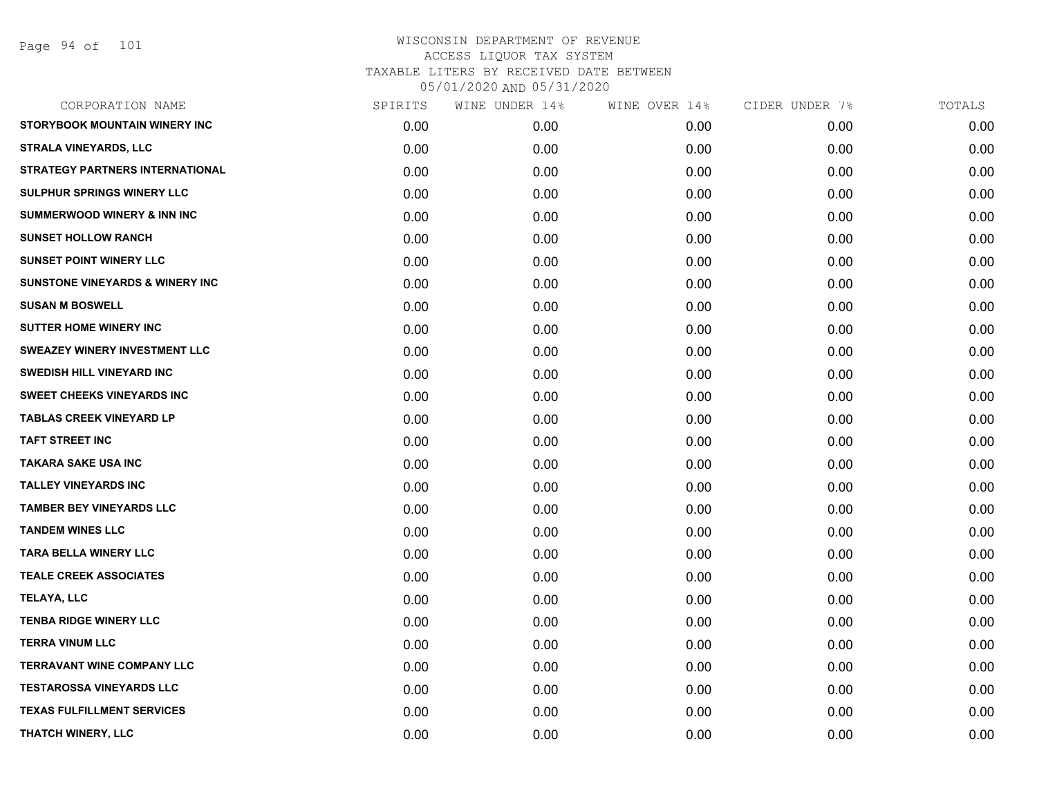# WISCONSIN DEPARTMENT OF REVENUE
## ACCESS LIQUOR TAX SYSTEM
## TAXABLE LITERS BY RECEIVED DATE BETWEEN
## 05/01/2020 AND 05/31/2020

| CORPORATION NAME | SPIRITS | WINE UNDER 14% | WINE OVER 14% | CIDER UNDER 7% | TOTALS |
|---|---|---|---|---|---|
| STORYBOOK MOUNTAIN WINERY INC | 0.00 | 0.00 | 0.00 | 0.00 | 0.00 |
| STRALA VINEYARDS, LLC | 0.00 | 0.00 | 0.00 | 0.00 | 0.00 |
| STRATEGY PARTNERS INTERNATIONAL | 0.00 | 0.00 | 0.00 | 0.00 | 0.00 |
| SULPHUR SPRINGS WINERY LLC | 0.00 | 0.00 | 0.00 | 0.00 | 0.00 |
| SUMMERWOOD WINERY & INN INC | 0.00 | 0.00 | 0.00 | 0.00 | 0.00 |
| SUNSET HOLLOW RANCH | 0.00 | 0.00 | 0.00 | 0.00 | 0.00 |
| SUNSET POINT WINERY LLC | 0.00 | 0.00 | 0.00 | 0.00 | 0.00 |
| SUNSTONE VINEYARDS & WINERY INC | 0.00 | 0.00 | 0.00 | 0.00 | 0.00 |
| SUSAN M BOSWELL | 0.00 | 0.00 | 0.00 | 0.00 | 0.00 |
| SUTTER HOME WINERY INC | 0.00 | 0.00 | 0.00 | 0.00 | 0.00 |
| SWEAZEY WINERY INVESTMENT LLC | 0.00 | 0.00 | 0.00 | 0.00 | 0.00 |
| SWEDISH HILL VINEYARD INC | 0.00 | 0.00 | 0.00 | 0.00 | 0.00 |
| SWEET CHEEKS VINEYARDS INC | 0.00 | 0.00 | 0.00 | 0.00 | 0.00 |
| TABLAS CREEK VINEYARD LP | 0.00 | 0.00 | 0.00 | 0.00 | 0.00 |
| TAFT STREET INC | 0.00 | 0.00 | 0.00 | 0.00 | 0.00 |
| TAKARA SAKE USA INC | 0.00 | 0.00 | 0.00 | 0.00 | 0.00 |
| TALLEY VINEYARDS INC | 0.00 | 0.00 | 0.00 | 0.00 | 0.00 |
| TAMBER BEY VINEYARDS LLC | 0.00 | 0.00 | 0.00 | 0.00 | 0.00 |
| TANDEM WINES LLC | 0.00 | 0.00 | 0.00 | 0.00 | 0.00 |
| TARA BELLA WINERY LLC | 0.00 | 0.00 | 0.00 | 0.00 | 0.00 |
| TEALE CREEK ASSOCIATES | 0.00 | 0.00 | 0.00 | 0.00 | 0.00 |
| TELAYA, LLC | 0.00 | 0.00 | 0.00 | 0.00 | 0.00 |
| TENBA RIDGE WINERY LLC | 0.00 | 0.00 | 0.00 | 0.00 | 0.00 |
| TERRA VINUM LLC | 0.00 | 0.00 | 0.00 | 0.00 | 0.00 |
| TERRAVANT WINE COMPANY LLC | 0.00 | 0.00 | 0.00 | 0.00 | 0.00 |
| TESTAROSSA VINEYARDS LLC | 0.00 | 0.00 | 0.00 | 0.00 | 0.00 |
| TEXAS FULFILLMENT SERVICES | 0.00 | 0.00 | 0.00 | 0.00 | 0.00 |
| THATCH WINERY, LLC | 0.00 | 0.00 | 0.00 | 0.00 | 0.00 |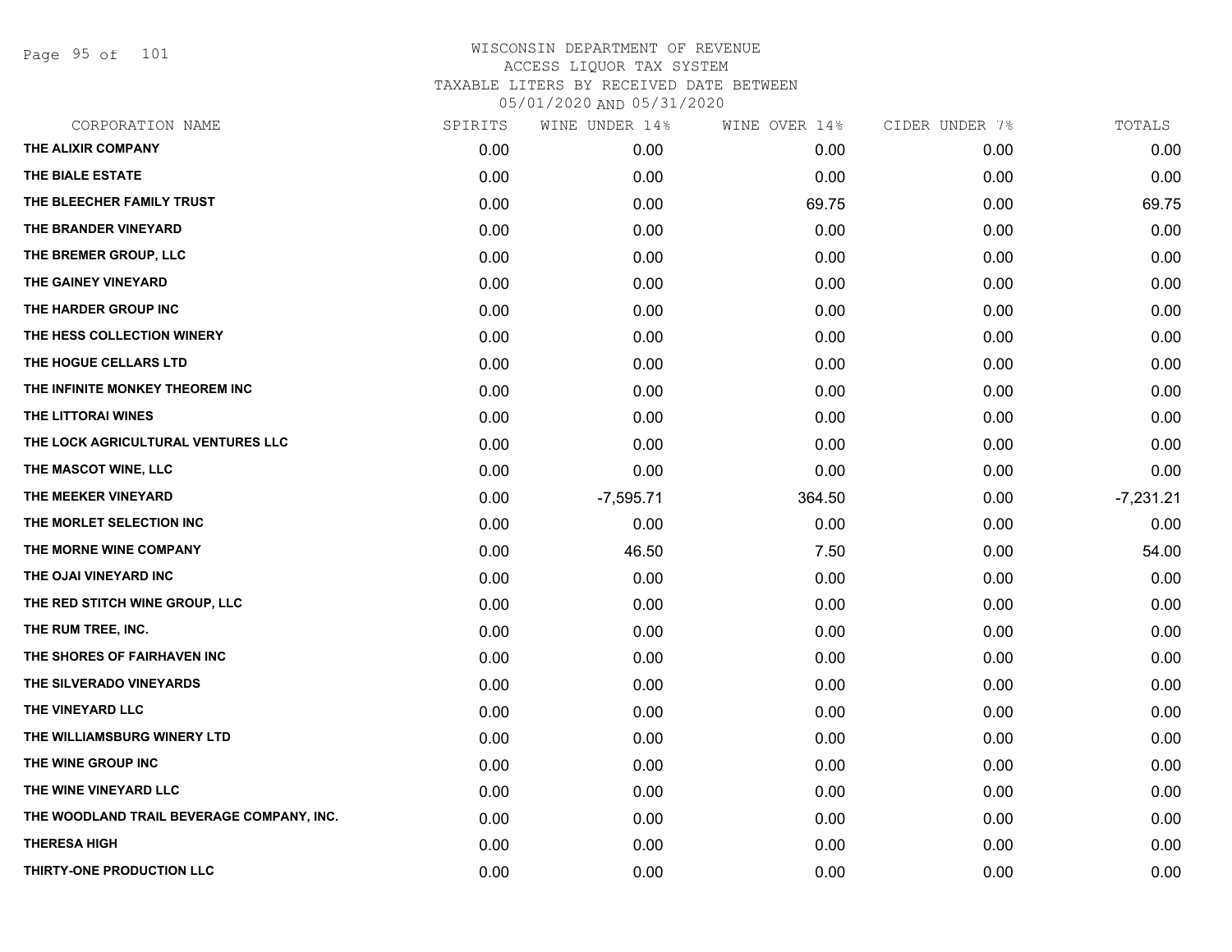WISCONSIN DEPARTMENT OF REVENUE
ACCESS LIQUOR TAX SYSTEM
TAXABLE LITERS BY RECEIVED DATE BETWEEN
05/01/2020 AND 05/31/2020

| CORPORATION NAME | SPIRITS | WINE UNDER 14% | WINE OVER 14% | CIDER UNDER 7% | TOTALS |
|---|---|---|---|---|---|
| THE ALIXIR COMPANY | 0.00 | 0.00 | 0.00 | 0.00 | 0.00 |
| THE BIALE ESTATE | 0.00 | 0.00 | 0.00 | 0.00 | 0.00 |
| THE BLEECHER FAMILY TRUST | 0.00 | 0.00 | 69.75 | 0.00 | 69.75 |
| THE BRANDER VINEYARD | 0.00 | 0.00 | 0.00 | 0.00 | 0.00 |
| THE BREMER GROUP, LLC | 0.00 | 0.00 | 0.00 | 0.00 | 0.00 |
| THE GAINEY VINEYARD | 0.00 | 0.00 | 0.00 | 0.00 | 0.00 |
| THE HARDER GROUP INC | 0.00 | 0.00 | 0.00 | 0.00 | 0.00 |
| THE HESS COLLECTION WINERY | 0.00 | 0.00 | 0.00 | 0.00 | 0.00 |
| THE HOGUE CELLARS LTD | 0.00 | 0.00 | 0.00 | 0.00 | 0.00 |
| THE INFINITE MONKEY THEOREM INC | 0.00 | 0.00 | 0.00 | 0.00 | 0.00 |
| THE LITTORAI WINES | 0.00 | 0.00 | 0.00 | 0.00 | 0.00 |
| THE LOCK AGRICULTURAL VENTURES LLC | 0.00 | 0.00 | 0.00 | 0.00 | 0.00 |
| THE MASCOT WINE, LLC | 0.00 | 0.00 | 0.00 | 0.00 | 0.00 |
| THE MEEKER VINEYARD | 0.00 | -7,595.71 | 364.50 | 0.00 | -7,231.21 |
| THE MORLET SELECTION INC | 0.00 | 0.00 | 0.00 | 0.00 | 0.00 |
| THE MORNE WINE COMPANY | 0.00 | 46.50 | 7.50 | 0.00 | 54.00 |
| THE OJAI VINEYARD INC | 0.00 | 0.00 | 0.00 | 0.00 | 0.00 |
| THE RED STITCH WINE GROUP, LLC | 0.00 | 0.00 | 0.00 | 0.00 | 0.00 |
| THE RUM TREE, INC. | 0.00 | 0.00 | 0.00 | 0.00 | 0.00 |
| THE SHORES OF FAIRHAVEN INC | 0.00 | 0.00 | 0.00 | 0.00 | 0.00 |
| THE SILVERADO VINEYARDS | 0.00 | 0.00 | 0.00 | 0.00 | 0.00 |
| THE VINEYARD LLC | 0.00 | 0.00 | 0.00 | 0.00 | 0.00 |
| THE WILLIAMSBURG WINERY LTD | 0.00 | 0.00 | 0.00 | 0.00 | 0.00 |
| THE WINE GROUP INC | 0.00 | 0.00 | 0.00 | 0.00 | 0.00 |
| THE WINE VINEYARD LLC | 0.00 | 0.00 | 0.00 | 0.00 | 0.00 |
| THE WOODLAND TRAIL BEVERAGE COMPANY, INC. | 0.00 | 0.00 | 0.00 | 0.00 | 0.00 |
| THERESA HIGH | 0.00 | 0.00 | 0.00 | 0.00 | 0.00 |
| THIRTY-ONE PRODUCTION LLC | 0.00 | 0.00 | 0.00 | 0.00 | 0.00 |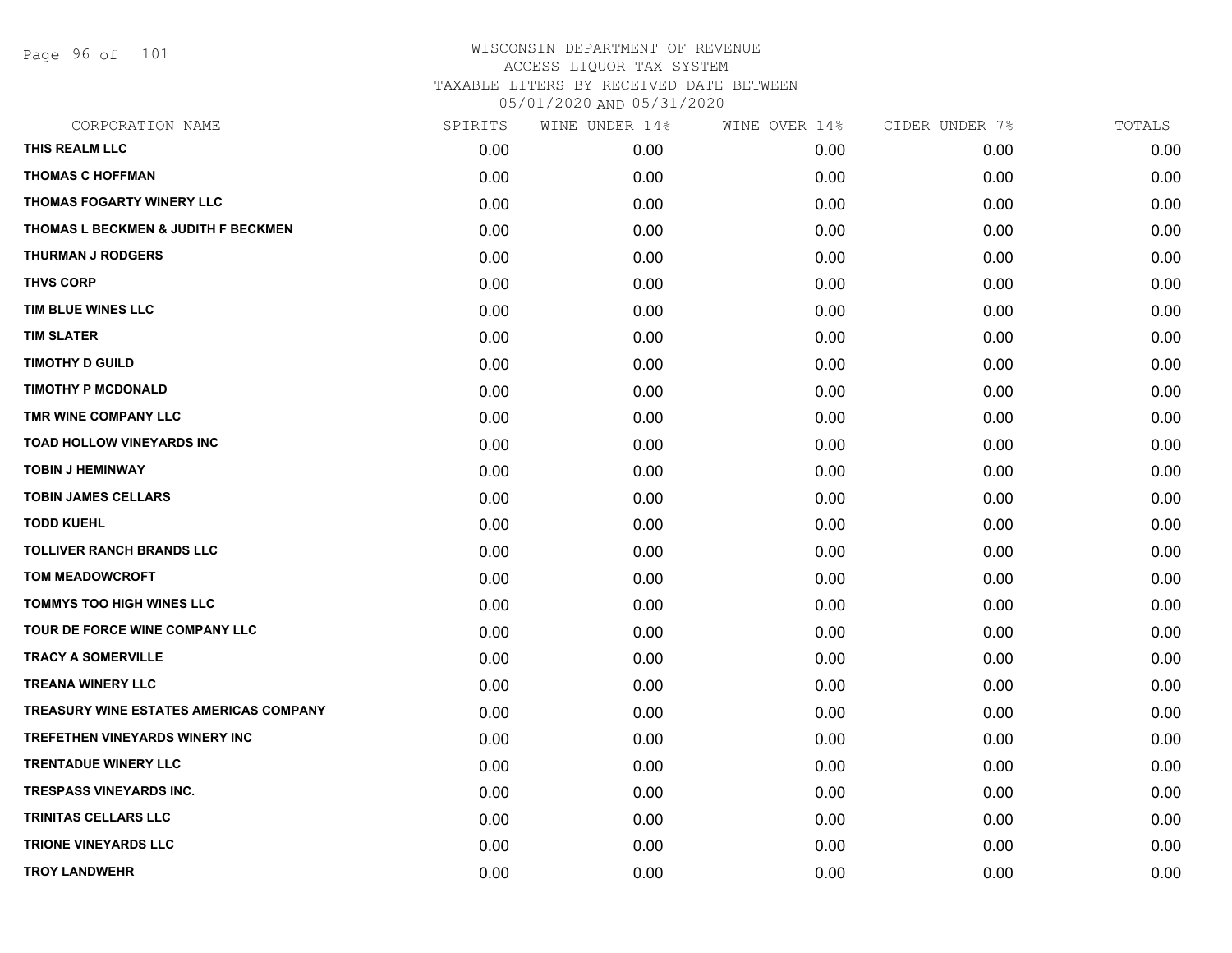# WISCONSIN DEPARTMENT OF REVENUE
## ACCESS LIQUOR TAX SYSTEM
### TAXABLE LITERS BY RECEIVED DATE BETWEEN 05/01/2020 AND 05/31/2020

| CORPORATION NAME | SPIRITS | WINE UNDER 14% | WINE OVER 14% | CIDER UNDER 7% | TOTALS |
|---|---|---|---|---|---|
| THIS REALM LLC | 0.00 | 0.00 | 0.00 | 0.00 | 0.00 |
| THOMAS C HOFFMAN | 0.00 | 0.00 | 0.00 | 0.00 | 0.00 |
| THOMAS FOGARTY WINERY LLC | 0.00 | 0.00 | 0.00 | 0.00 | 0.00 |
| THOMAS L BECKMEN & JUDITH F BECKMEN | 0.00 | 0.00 | 0.00 | 0.00 | 0.00 |
| THURMAN J RODGERS | 0.00 | 0.00 | 0.00 | 0.00 | 0.00 |
| THVS CORP | 0.00 | 0.00 | 0.00 | 0.00 | 0.00 |
| TIM BLUE WINES LLC | 0.00 | 0.00 | 0.00 | 0.00 | 0.00 |
| TIM SLATER | 0.00 | 0.00 | 0.00 | 0.00 | 0.00 |
| TIMOTHY D GUILD | 0.00 | 0.00 | 0.00 | 0.00 | 0.00 |
| TIMOTHY P MCDONALD | 0.00 | 0.00 | 0.00 | 0.00 | 0.00 |
| TMR WINE COMPANY LLC | 0.00 | 0.00 | 0.00 | 0.00 | 0.00 |
| TOAD HOLLOW VINEYARDS INC | 0.00 | 0.00 | 0.00 | 0.00 | 0.00 |
| TOBIN J HEMINWAY | 0.00 | 0.00 | 0.00 | 0.00 | 0.00 |
| TOBIN JAMES CELLARS | 0.00 | 0.00 | 0.00 | 0.00 | 0.00 |
| TODD KUEHL | 0.00 | 0.00 | 0.00 | 0.00 | 0.00 |
| TOLLIVER RANCH BRANDS LLC | 0.00 | 0.00 | 0.00 | 0.00 | 0.00 |
| TOM MEADOWCROFT | 0.00 | 0.00 | 0.00 | 0.00 | 0.00 |
| TOMMYS TOO HIGH WINES LLC | 0.00 | 0.00 | 0.00 | 0.00 | 0.00 |
| TOUR DE FORCE WINE COMPANY LLC | 0.00 | 0.00 | 0.00 | 0.00 | 0.00 |
| TRACY A SOMERVILLE | 0.00 | 0.00 | 0.00 | 0.00 | 0.00 |
| TREANA WINERY LLC | 0.00 | 0.00 | 0.00 | 0.00 | 0.00 |
| TREASURY WINE ESTATES AMERICAS COMPANY | 0.00 | 0.00 | 0.00 | 0.00 | 0.00 |
| TREFETHEN VINEYARDS WINERY INC | 0.00 | 0.00 | 0.00 | 0.00 | 0.00 |
| TRENTADUE WINERY LLC | 0.00 | 0.00 | 0.00 | 0.00 | 0.00 |
| TRESPASS VINEYARDS INC. | 0.00 | 0.00 | 0.00 | 0.00 | 0.00 |
| TRINITAS CELLARS LLC | 0.00 | 0.00 | 0.00 | 0.00 | 0.00 |
| TRIONE VINEYARDS LLC | 0.00 | 0.00 | 0.00 | 0.00 | 0.00 |
| TROY LANDWEHR | 0.00 | 0.00 | 0.00 | 0.00 | 0.00 |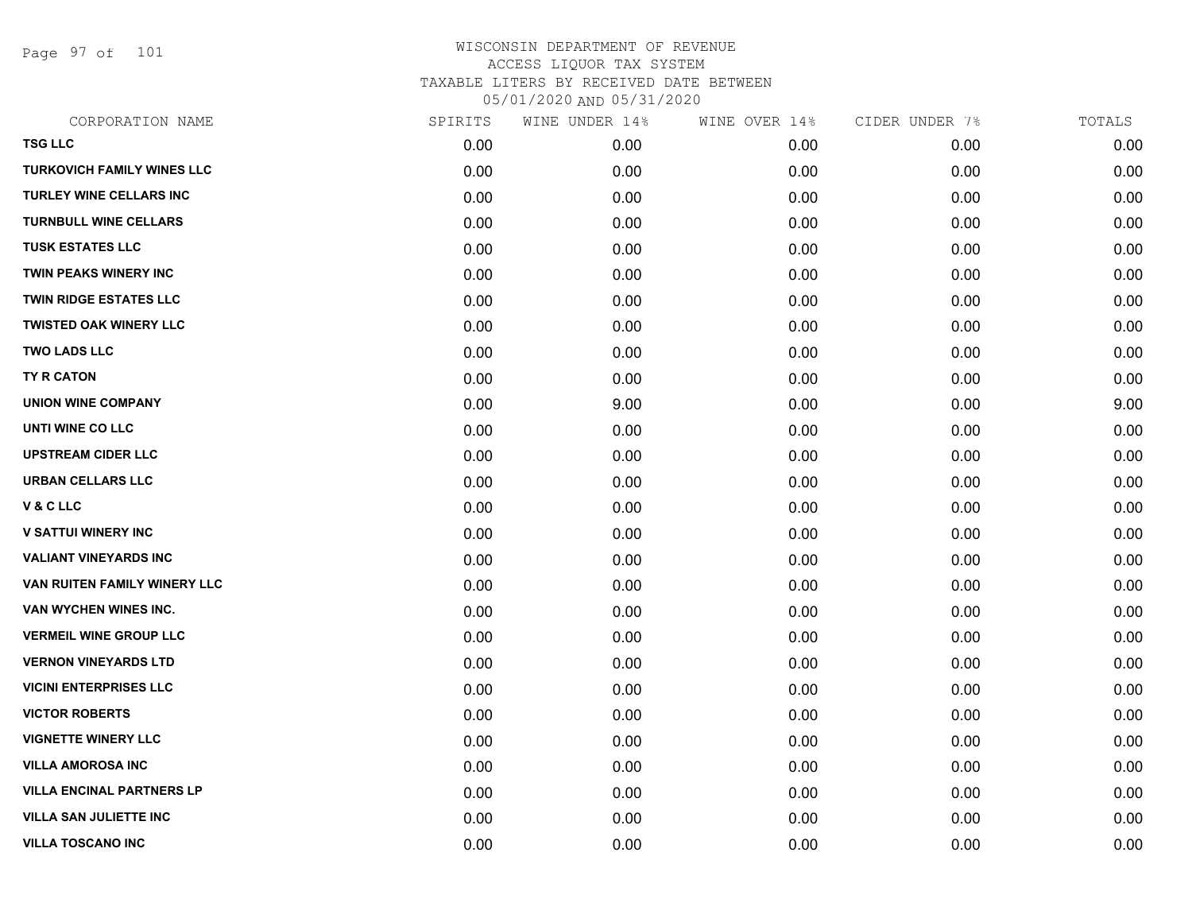WISCONSIN DEPARTMENT OF REVENUE
ACCESS LIQUOR TAX SYSTEM
TAXABLE LITERS BY RECEIVED DATE BETWEEN
05/01/2020 AND 05/31/2020

| CORPORATION NAME | SPIRITS | WINE UNDER 14% | WINE OVER 14% | CIDER UNDER 7% | TOTALS |
|---|---|---|---|---|---|
| TSG LLC | 0.00 | 0.00 | 0.00 | 0.00 | 0.00 |
| TURKOVICH FAMILY WINES LLC | 0.00 | 0.00 | 0.00 | 0.00 | 0.00 |
| TURLEY WINE CELLARS INC | 0.00 | 0.00 | 0.00 | 0.00 | 0.00 |
| TURNBULL WINE CELLARS | 0.00 | 0.00 | 0.00 | 0.00 | 0.00 |
| TUSK ESTATES LLC | 0.00 | 0.00 | 0.00 | 0.00 | 0.00 |
| TWIN PEAKS WINERY INC | 0.00 | 0.00 | 0.00 | 0.00 | 0.00 |
| TWIN RIDGE ESTATES LLC | 0.00 | 0.00 | 0.00 | 0.00 | 0.00 |
| TWISTED OAK WINERY LLC | 0.00 | 0.00 | 0.00 | 0.00 | 0.00 |
| TWO LADS LLC | 0.00 | 0.00 | 0.00 | 0.00 | 0.00 |
| TY R CATON | 0.00 | 0.00 | 0.00 | 0.00 | 0.00 |
| UNION WINE COMPANY | 0.00 | 9.00 | 0.00 | 0.00 | 9.00 |
| UNTI WINE CO LLC | 0.00 | 0.00 | 0.00 | 0.00 | 0.00 |
| UPSTREAM CIDER LLC | 0.00 | 0.00 | 0.00 | 0.00 | 0.00 |
| URBAN CELLARS LLC | 0.00 | 0.00 | 0.00 | 0.00 | 0.00 |
| V & C LLC | 0.00 | 0.00 | 0.00 | 0.00 | 0.00 |
| V SATTUI WINERY INC | 0.00 | 0.00 | 0.00 | 0.00 | 0.00 |
| VALIANT VINEYARDS INC | 0.00 | 0.00 | 0.00 | 0.00 | 0.00 |
| VAN RUITEN FAMILY WINERY LLC | 0.00 | 0.00 | 0.00 | 0.00 | 0.00 |
| VAN WYCHEN WINES INC. | 0.00 | 0.00 | 0.00 | 0.00 | 0.00 |
| VERMEIL WINE GROUP LLC | 0.00 | 0.00 | 0.00 | 0.00 | 0.00 |
| VERNON VINEYARDS LTD | 0.00 | 0.00 | 0.00 | 0.00 | 0.00 |
| VICINI ENTERPRISES LLC | 0.00 | 0.00 | 0.00 | 0.00 | 0.00 |
| VICTOR ROBERTS | 0.00 | 0.00 | 0.00 | 0.00 | 0.00 |
| VIGNETTE WINERY LLC | 0.00 | 0.00 | 0.00 | 0.00 | 0.00 |
| VILLA AMOROSA INC | 0.00 | 0.00 | 0.00 | 0.00 | 0.00 |
| VILLA ENCINAL PARTNERS LP | 0.00 | 0.00 | 0.00 | 0.00 | 0.00 |
| VILLA SAN JULIETTE INC | 0.00 | 0.00 | 0.00 | 0.00 | 0.00 |
| VILLA TOSCANO INC | 0.00 | 0.00 | 0.00 | 0.00 | 0.00 |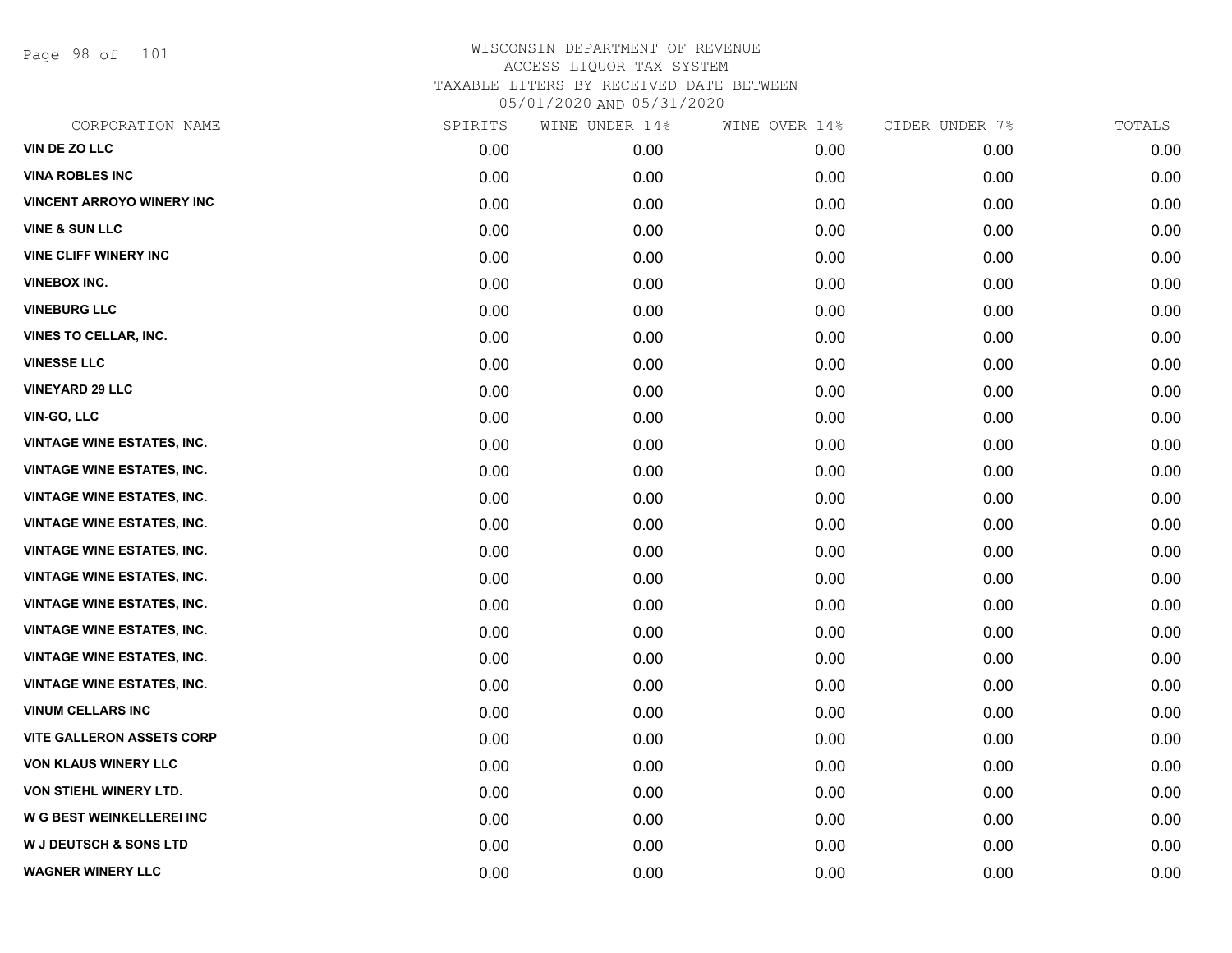# WISCONSIN DEPARTMENT OF REVENUE
ACCESS LIQUOR TAX SYSTEM
TAXABLE LITERS BY RECEIVED DATE BETWEEN
05/01/2020 AND 05/31/2020

| CORPORATION NAME | SPIRITS | WINE UNDER 14% | WINE OVER 14% | CIDER UNDER 7% | TOTALS |
|---|---|---|---|---|---|
| VIN DE ZO LLC | 0.00 | 0.00 | 0.00 | 0.00 | 0.00 |
| VINA ROBLES INC | 0.00 | 0.00 | 0.00 | 0.00 | 0.00 |
| VINCENT ARROYO WINERY INC | 0.00 | 0.00 | 0.00 | 0.00 | 0.00 |
| VINE & SUN LLC | 0.00 | 0.00 | 0.00 | 0.00 | 0.00 |
| VINE CLIFF WINERY INC | 0.00 | 0.00 | 0.00 | 0.00 | 0.00 |
| VINEBOX INC. | 0.00 | 0.00 | 0.00 | 0.00 | 0.00 |
| VINEBURG LLC | 0.00 | 0.00 | 0.00 | 0.00 | 0.00 |
| VINES TO CELLAR, INC. | 0.00 | 0.00 | 0.00 | 0.00 | 0.00 |
| VINESSE LLC | 0.00 | 0.00 | 0.00 | 0.00 | 0.00 |
| VINEYARD 29 LLC | 0.00 | 0.00 | 0.00 | 0.00 | 0.00 |
| VIN-GO, LLC | 0.00 | 0.00 | 0.00 | 0.00 | 0.00 |
| VINTAGE WINE ESTATES, INC. | 0.00 | 0.00 | 0.00 | 0.00 | 0.00 |
| VINTAGE WINE ESTATES, INC. | 0.00 | 0.00 | 0.00 | 0.00 | 0.00 |
| VINTAGE WINE ESTATES, INC. | 0.00 | 0.00 | 0.00 | 0.00 | 0.00 |
| VINTAGE WINE ESTATES, INC. | 0.00 | 0.00 | 0.00 | 0.00 | 0.00 |
| VINTAGE WINE ESTATES, INC. | 0.00 | 0.00 | 0.00 | 0.00 | 0.00 |
| VINTAGE WINE ESTATES, INC. | 0.00 | 0.00 | 0.00 | 0.00 | 0.00 |
| VINTAGE WINE ESTATES, INC. | 0.00 | 0.00 | 0.00 | 0.00 | 0.00 |
| VINTAGE WINE ESTATES, INC. | 0.00 | 0.00 | 0.00 | 0.00 | 0.00 |
| VINTAGE WINE ESTATES, INC. | 0.00 | 0.00 | 0.00 | 0.00 | 0.00 |
| VINTAGE WINE ESTATES, INC. | 0.00 | 0.00 | 0.00 | 0.00 | 0.00 |
| VINUM CELLARS INC | 0.00 | 0.00 | 0.00 | 0.00 | 0.00 |
| VITE GALLERON ASSETS CORP | 0.00 | 0.00 | 0.00 | 0.00 | 0.00 |
| VON KLAUS WINERY LLC | 0.00 | 0.00 | 0.00 | 0.00 | 0.00 |
| VON STIEHL WINERY LTD. | 0.00 | 0.00 | 0.00 | 0.00 | 0.00 |
| W G BEST WEINKELLEREI INC | 0.00 | 0.00 | 0.00 | 0.00 | 0.00 |
| W J DEUTSCH & SONS LTD | 0.00 | 0.00 | 0.00 | 0.00 | 0.00 |
| WAGNER WINERY LLC | 0.00 | 0.00 | 0.00 | 0.00 | 0.00 |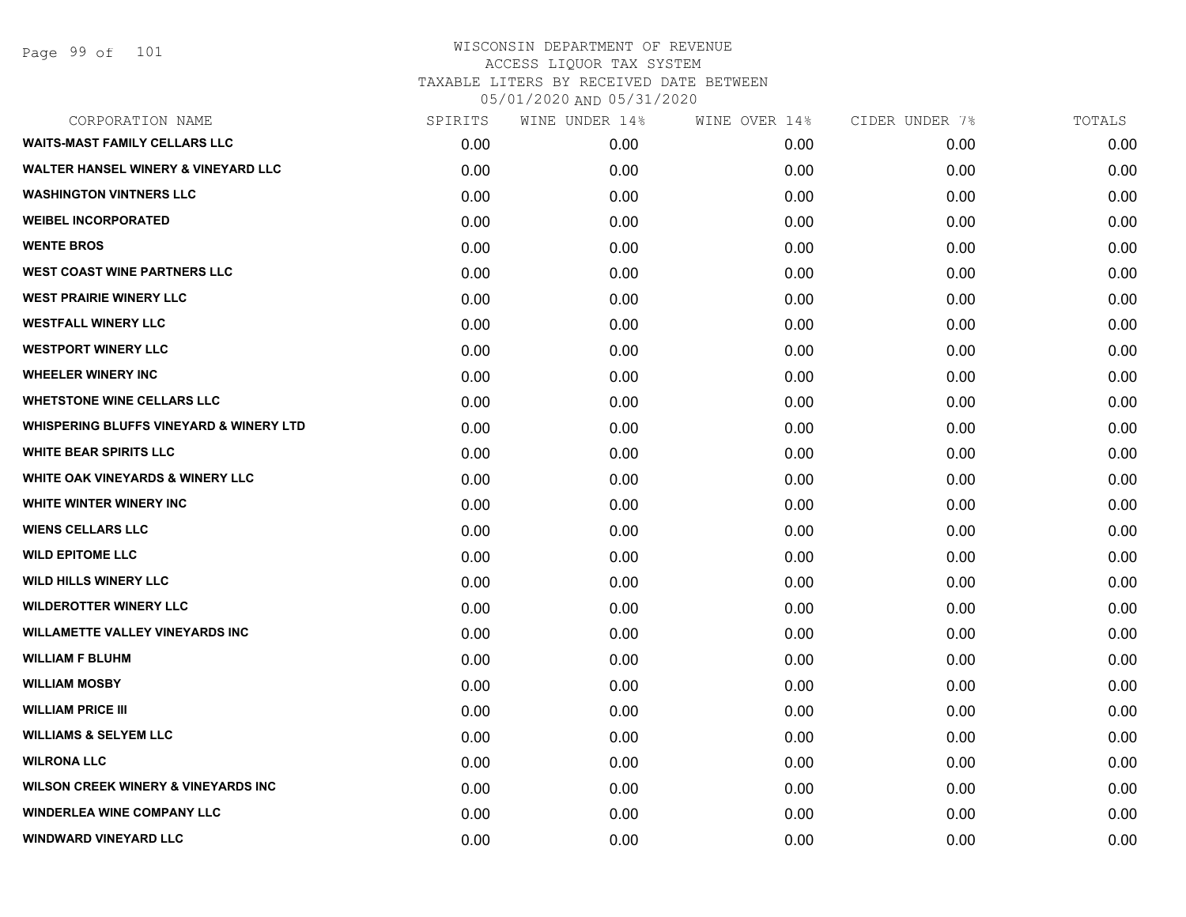WISCONSIN DEPARTMENT OF REVENUE
ACCESS LIQUOR TAX SYSTEM
TAXABLE LITERS BY RECEIVED DATE BETWEEN
05/01/2020 AND 05/31/2020

| CORPORATION NAME | SPIRITS | WINE UNDER 14% | WINE OVER 14% | CIDER UNDER 7% | TOTALS |
|---|---|---|---|---|---|
| **WAITS-MAST FAMILY CELLARS LLC** | 0.00 | 0.00 | 0.00 | 0.00 | 0.00 |
| **WALTER HANSEL WINERY & VINEYARD LLC** | 0.00 | 0.00 | 0.00 | 0.00 | 0.00 |
| **WASHINGTON VINTNERS LLC** | 0.00 | 0.00 | 0.00 | 0.00 | 0.00 |
| **WEIBEL INCORPORATED** | 0.00 | 0.00 | 0.00 | 0.00 | 0.00 |
| **WENTE BROS** | 0.00 | 0.00 | 0.00 | 0.00 | 0.00 |
| **WEST COAST WINE PARTNERS LLC** | 0.00 | 0.00 | 0.00 | 0.00 | 0.00 |
| **WEST PRAIRIE WINERY LLC** | 0.00 | 0.00 | 0.00 | 0.00 | 0.00 |
| **WESTFALL WINERY LLC** | 0.00 | 0.00 | 0.00 | 0.00 | 0.00 |
| **WESTPORT WINERY LLC** | 0.00 | 0.00 | 0.00 | 0.00 | 0.00 |
| **WHEELER WINERY INC** | 0.00 | 0.00 | 0.00 | 0.00 | 0.00 |
| **WHETSTONE WINE CELLARS LLC** | 0.00 | 0.00 | 0.00 | 0.00 | 0.00 |
| **WHISPERING BLUFFS VINEYARD & WINERY LTD** | 0.00 | 0.00 | 0.00 | 0.00 | 0.00 |
| **WHITE BEAR SPIRITS LLC** | 0.00 | 0.00 | 0.00 | 0.00 | 0.00 |
| **WHITE OAK VINEYARDS & WINERY LLC** | 0.00 | 0.00 | 0.00 | 0.00 | 0.00 |
| **WHITE WINTER WINERY INC** | 0.00 | 0.00 | 0.00 | 0.00 | 0.00 |
| **WIENS CELLARS LLC** | 0.00 | 0.00 | 0.00 | 0.00 | 0.00 |
| **WILD EPITOME LLC** | 0.00 | 0.00 | 0.00 | 0.00 | 0.00 |
| **WILD HILLS WINERY LLC** | 0.00 | 0.00 | 0.00 | 0.00 | 0.00 |
| **WILDEROTTER WINERY LLC** | 0.00 | 0.00 | 0.00 | 0.00 | 0.00 |
| **WILLAMETTE VALLEY VINEYARDS INC** | 0.00 | 0.00 | 0.00 | 0.00 | 0.00 |
| **WILLIAM F BLUHM** | 0.00 | 0.00 | 0.00 | 0.00 | 0.00 |
| **WILLIAM MOSBY** | 0.00 | 0.00 | 0.00 | 0.00 | 0.00 |
| **WILLIAM PRICE III** | 0.00 | 0.00 | 0.00 | 0.00 | 0.00 |
| **WILLIAMS & SELYEM LLC** | 0.00 | 0.00 | 0.00 | 0.00 | 0.00 |
| **WILRONA LLC** | 0.00 | 0.00 | 0.00 | 0.00 | 0.00 |
| **WILSON CREEK WINERY & VINEYARDS INC** | 0.00 | 0.00 | 0.00 | 0.00 | 0.00 |
| **WINDERLEA WINE COMPANY LLC** | 0.00 | 0.00 | 0.00 | 0.00 | 0.00 |
| **WINDWARD VINEYARD LLC** | 0.00 | 0.00 | 0.00 | 0.00 | 0.00 |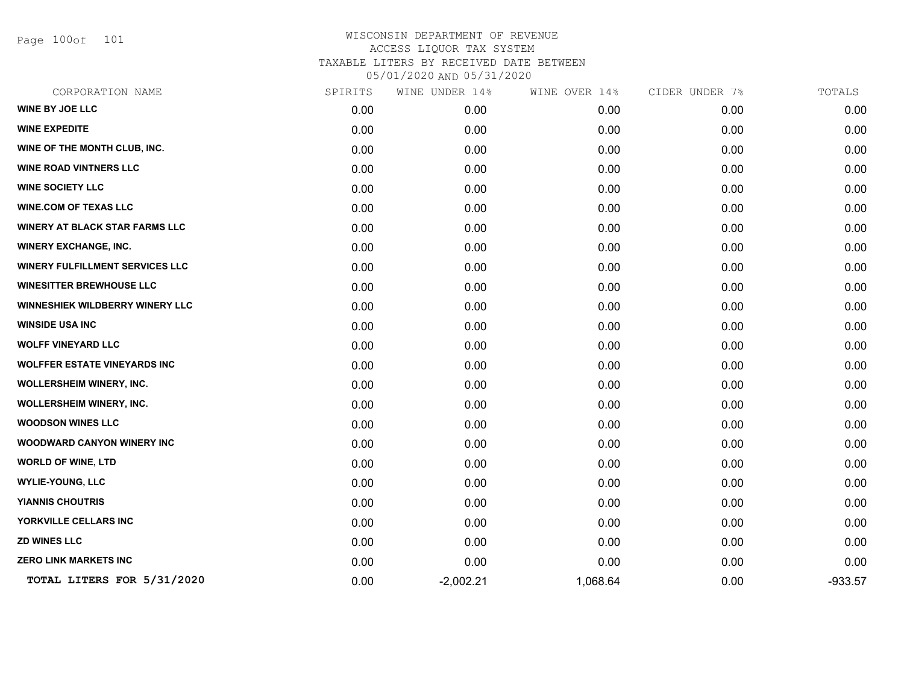WISCONSIN DEPARTMENT OF REVENUE
ACCESS LIQUOR TAX SYSTEM
TAXABLE LITERS BY RECEIVED DATE BETWEEN
05/01/2020 AND 05/31/2020

| CORPORATION NAME | SPIRITS | WINE UNDER 14% | WINE OVER 14% | CIDER UNDER 7% | TOTALS |
|---|---|---|---|---|---|
| **WINE BY JOE LLC** | 0.00 | 0.00 | 0.00 | 0.00 | 0.00 |
| **WINE EXPEDITE** | 0.00 | 0.00 | 0.00 | 0.00 | 0.00 |
| **WINE OF THE MONTH CLUB, INC.** | 0.00 | 0.00 | 0.00 | 0.00 | 0.00 |
| **WINE ROAD VINTNERS LLC** | 0.00 | 0.00 | 0.00 | 0.00 | 0.00 |
| **WINE SOCIETY LLC** | 0.00 | 0.00 | 0.00 | 0.00 | 0.00 |
| **WINE.COM OF TEXAS LLC** | 0.00 | 0.00 | 0.00 | 0.00 | 0.00 |
| **WINERY AT BLACK STAR FARMS LLC** | 0.00 | 0.00 | 0.00 | 0.00 | 0.00 |
| **WINERY EXCHANGE, INC.** | 0.00 | 0.00 | 0.00 | 0.00 | 0.00 |
| **WINERY FULFILLMENT SERVICES LLC** | 0.00 | 0.00 | 0.00 | 0.00 | 0.00 |
| **WINESITTER BREWHOUSE LLC** | 0.00 | 0.00 | 0.00 | 0.00 | 0.00 |
| **WINNESHIEK WILDBERRY WINERY LLC** | 0.00 | 0.00 | 0.00 | 0.00 | 0.00 |
| **WINSIDE USA INC** | 0.00 | 0.00 | 0.00 | 0.00 | 0.00 |
| **WOLFF VINEYARD LLC** | 0.00 | 0.00 | 0.00 | 0.00 | 0.00 |
| **WOLFFER ESTATE VINEYARDS INC** | 0.00 | 0.00 | 0.00 | 0.00 | 0.00 |
| **WOLLERSHEIM WINERY, INC.** | 0.00 | 0.00 | 0.00 | 0.00 | 0.00 |
| **WOLLERSHEIM WINERY, INC.** | 0.00 | 0.00 | 0.00 | 0.00 | 0.00 |
| **WOODSON WINES LLC** | 0.00 | 0.00 | 0.00 | 0.00 | 0.00 |
| **WOODWARD CANYON WINERY INC** | 0.00 | 0.00 | 0.00 | 0.00 | 0.00 |
| **WORLD OF WINE, LTD** | 0.00 | 0.00 | 0.00 | 0.00 | 0.00 |
| **WYLIE-YOUNG, LLC** | 0.00 | 0.00 | 0.00 | 0.00 | 0.00 |
| **YIANNIS CHOUTRIS** | 0.00 | 0.00 | 0.00 | 0.00 | 0.00 |
| **YORKVILLE CELLARS INC** | 0.00 | 0.00 | 0.00 | 0.00 | 0.00 |
| **ZD WINES LLC** | 0.00 | 0.00 | 0.00 | 0.00 | 0.00 |
| **ZERO LINK MARKETS INC** | 0.00 | 0.00 | 0.00 | 0.00 | 0.00 |
| **TOTAL LITERS FOR 5/31/2020** | 0.00 | -2,002.21 | 1,068.64 | 0.00 | -933.57 |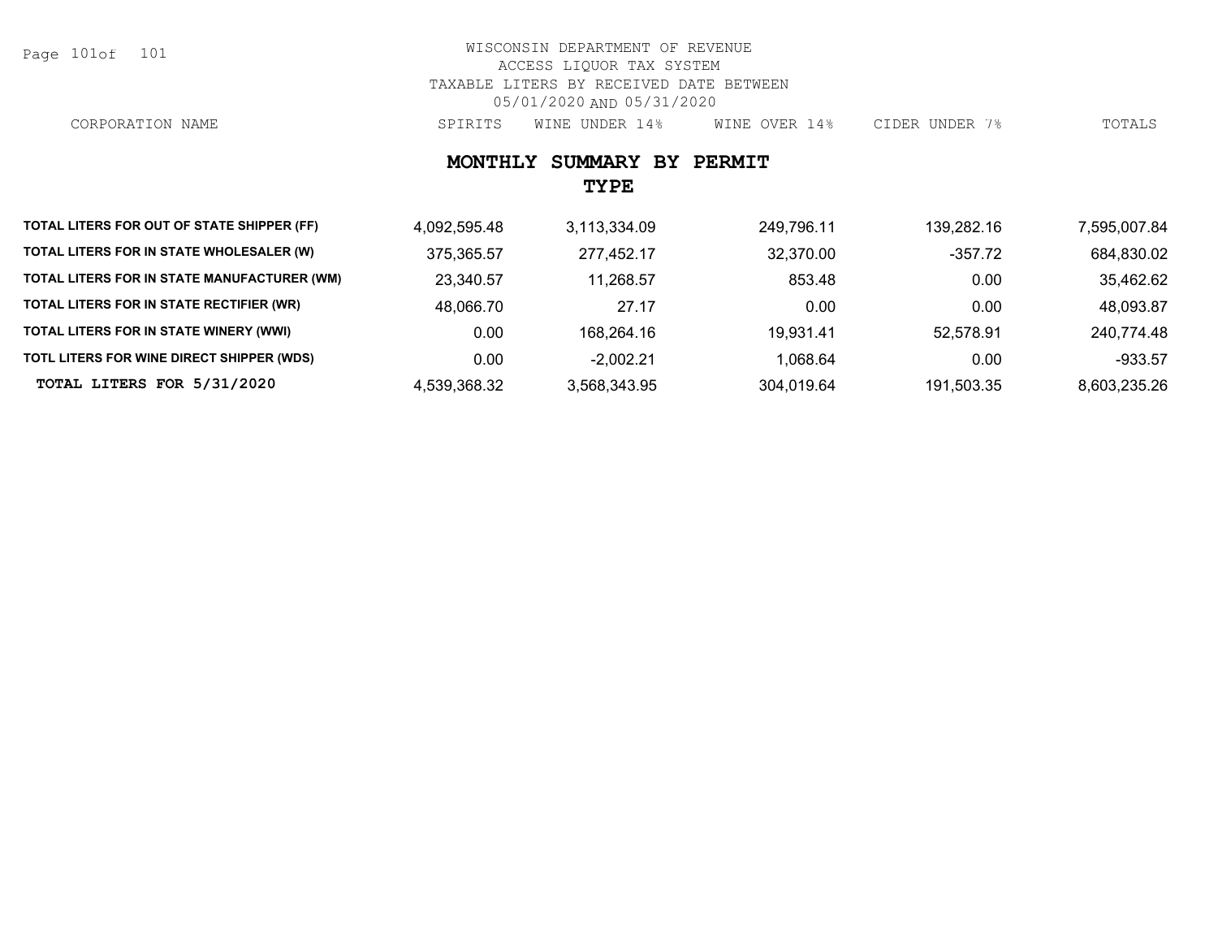WISCONSIN DEPARTMENT OF REVENUE
ACCESS LIQUOR TAX SYSTEM
TAXABLE LITERS BY RECEIVED DATE BETWEEN
05/01/2020 AND 05/31/2020

## MONTHLY SUMMARY BY PERMIT TYPE

| CORPORATION NAME | SPIRITS | WINE UNDER 14% | WINE OVER 14% | CIDER UNDER 7% | TOTALS |
|---|---|---|---|---|---|
| **TOTAL LITERS FOR OUT OF STATE SHIPPER (FF)** | 4,092,595.48 | 3,113,334.09 | 249,796.11 | 139,282.16 | 7,595,007.84 |
| **TOTAL LITERS FOR IN STATE WHOLESALER (W)** | 375,365.57 | 277,452.17 | 32,370.00 | -357.72 | 684,830.02 |
| **TOTAL LITERS FOR IN STATE MANUFACTURER (WM)** | 23,340.57 | 11,268.57 | 853.48 | 0.00 | 35,462.62 |
| **TOTAL LITERS FOR IN STATE RECTIFIER (WR)** | 48,066.70 | 27.17 | 0.00 | 0.00 | 48,093.87 |
| **TOTAL LITERS FOR IN STATE WINERY (WWI)** | 0.00 | 168,264.16 | 19,931.41 | 52,578.91 | 240,774.48 |
| **TOTL LITERS FOR WINE DIRECT SHIPPER (WDS)** | 0.00 | -2,002.21 | 1,068.64 | 0.00 | -933.57 |
| **TOTAL LITERS FOR 5/31/2020** | 4,539,368.32 | 3,568,343.95 | 304,019.64 | 191,503.35 | 8,603,235.26 |